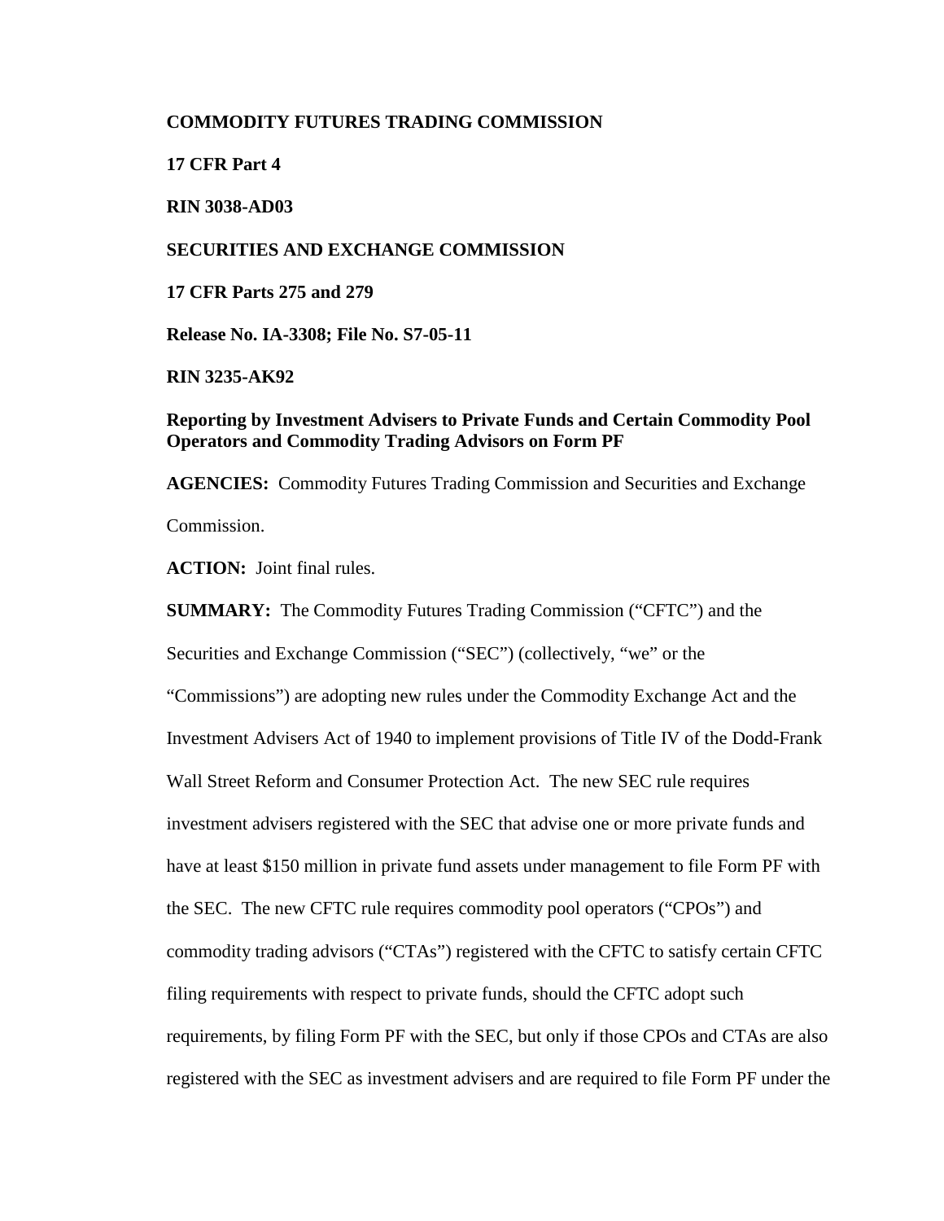**COMMODITY FUTURES TRADING COMMISSION**

**17 CFR Part 4**

**RIN 3038-AD03**

**SECURITIES AND EXCHANGE COMMISSION**

**17 CFR Parts 275 and 279**

**Release No. IA-3308; File No. S7-05-11**

**RIN 3235-AK92**

**Reporting by Investment Advisers to Private Funds and Certain Commodity Pool Operators and Commodity Trading Advisors on Form PF**

**AGENCIES:** Commodity Futures Trading Commission and Securities and Exchange Commission.

**ACTION:** Joint final rules.

**SUMMARY:** The Commodity Futures Trading Commission ("CFTC") and the Securities and Exchange Commission ("SEC") (collectively, "we" or the "Commissions") are adopting new rules under the Commodity Exchange Act and the Investment Advisers Act of 1940 to implement provisions of Title IV of the Dodd-Frank Wall Street Reform and Consumer Protection Act. The new SEC rule requires investment advisers registered with the SEC that advise one or more private funds and have at least $150 million in private fund assets under management to file Form PF with the SEC. The new CFTC rule requires commodity pool operators ("CPOs") and commodity trading advisors ("CTAs") registered with the CFTC to satisfy certain CFTC filing requirements with respect to private funds, should the CFTC adopt such requirements, by filing Form PF with the SEC, but only if those CPOs and CTAs are also registered with the SEC as investment advisers and are required to file Form PF under the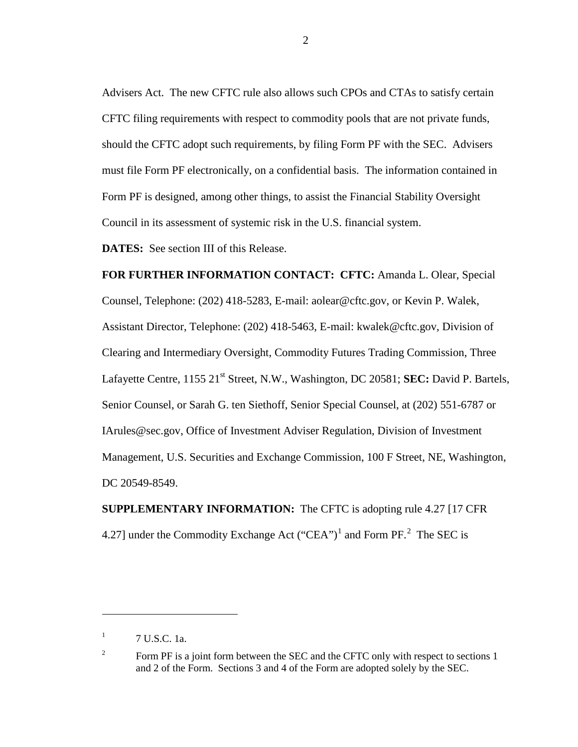Advisers Act. The new CFTC rule also allows such CPOs and CTAs to satisfy certain CFTC filing requirements with respect to commodity pools that are not private funds, should the CFTC adopt such requirements, by filing Form PF with the SEC. Advisers must file Form PF electronically, on a confidential basis. The information contained in Form PF is designed, among other things, to assist the Financial Stability Oversight Council in its assessment of systemic risk in the U.S. financial system.

**DATES:** See section III of this Release.

**FOR FURTHER INFORMATION CONTACT: CFTC:** Amanda L. Olear, Special Counsel, Telephone: (202) 418-5283, E-mail: aolear@cftc.gov, or Kevin P. Walek, Assistant Director, Telephone: (202) 418-5463, E-mail: kwalek@cftc.gov, Division of Clearing and Intermediary Oversight, Commodity Futures Trading Commission, Three Lafayette Centre, 1155 21st Street, N.W., Washington, DC 20581; **SEC:** David P. Bartels, Senior Counsel, or Sarah G. ten Siethoff, Senior Special Counsel, at (202) 551-6787 or IArules@sec.gov, Office of Investment Adviser Regulation, Division of Investment Management, U.S. Securities and Exchange Commission, 100 F Street, NE, Washington, DC 20549-8549.

**SUPPLEMENTARY INFORMATION:** The CFTC is adopting rule 4.27 [17 CFR 4.27] under the Commodity Exchange Act ("CEA")[1] and Form PF.[2] The SEC is

---

[1] 7 U.S.C. 1a.

[2] Form PF is a joint form between the SEC and the CFTC only with respect to sections 1 and 2 of the Form. Sections 3 and 4 of the Form are adopted solely by the SEC.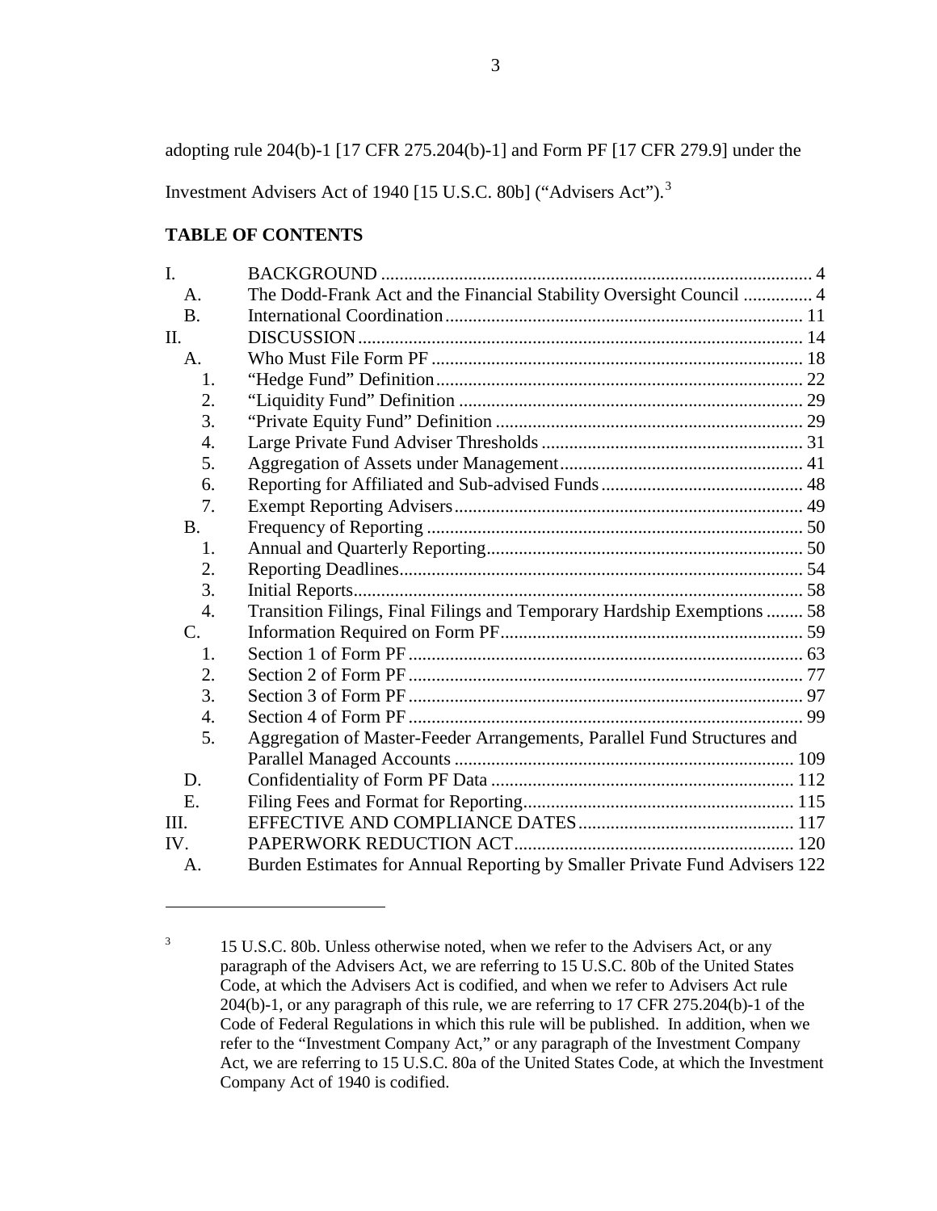adopting rule 204(b)-1 [17 CFR 275.204(b)-1] and Form PF [17 CFR 279.9] under the Investment Advisers Act of 1940 [15 U.S.C. 80b] ("Advisers Act").[3]

**TABLE OF CONTENTS**

| | | |
|---|---|---|
| I. | BACKGROUND | 4 |
| A. | The Dodd-Frank Act and the Financial Stability Oversight Council | 4 |
| B. | International Coordination | 11 |
| II. | DISCUSSION | 14 |
| A. | Who Must File Form PF | 18 |
| 1. | "Hedge Fund" Definition | 22 |
| 2. | "Liquidity Fund" Definition | 29 |
| 3. | "Private Equity Fund" Definition | 29 |
| 4. | Large Private Fund Adviser Thresholds | 31 |
| 5. | Aggregation of Assets under Management | 41 |
| 6. | Reporting for Affiliated and Sub-advised Funds | 48 |
| 7. | Exempt Reporting Advisers | 49 |
| B. | Frequency of Reporting | 50 |
| 1. | Annual and Quarterly Reporting | 50 |
| 2. | Reporting Deadlines | 54 |
| 3. | Initial Reports | 58 |
| 4. | Transition Filings, Final Filings and Temporary Hardship Exemptions | 58 |
| C. | Information Required on Form PF | 59 |
| 1. | Section 1 of Form PF | 63 |
| 2. | Section 2 of Form PF | 77 |
| 3. | Section 3 of Form PF | 97 |
| 4. | Section 4 of Form PF | 99 |
| 5. | Aggregation of Master-Feeder Arrangements, Parallel Fund Structures and Parallel Managed Accounts | 109 |
| D. | Confidentiality of Form PF Data | 112 |
| E. | Filing Fees and Format for Reporting | 115 |
| III. | EFFECTIVE AND COMPLIANCE DATES | 117 |
| IV. | PAPERWORK REDUCTION ACT | 120 |
| A. | Burden Estimates for Annual Reporting by Smaller Private Fund Advisers | 122 |

[3] 15 U.S.C. 80b. Unless otherwise noted, when we refer to the Advisers Act, or any paragraph of the Advisers Act, we are referring to 15 U.S.C. 80b of the United States Code, at which the Advisers Act is codified, and when we refer to Advisers Act rule 204(b)-1, or any paragraph of this rule, we are referring to 17 CFR 275.204(b)-1 of the Code of Federal Regulations in which this rule will be published. In addition, when we refer to the "Investment Company Act," or any paragraph of the Investment Company Act, we are referring to 15 U.S.C. 80a of the United States Code, at which the Investment Company Act of 1940 is codified.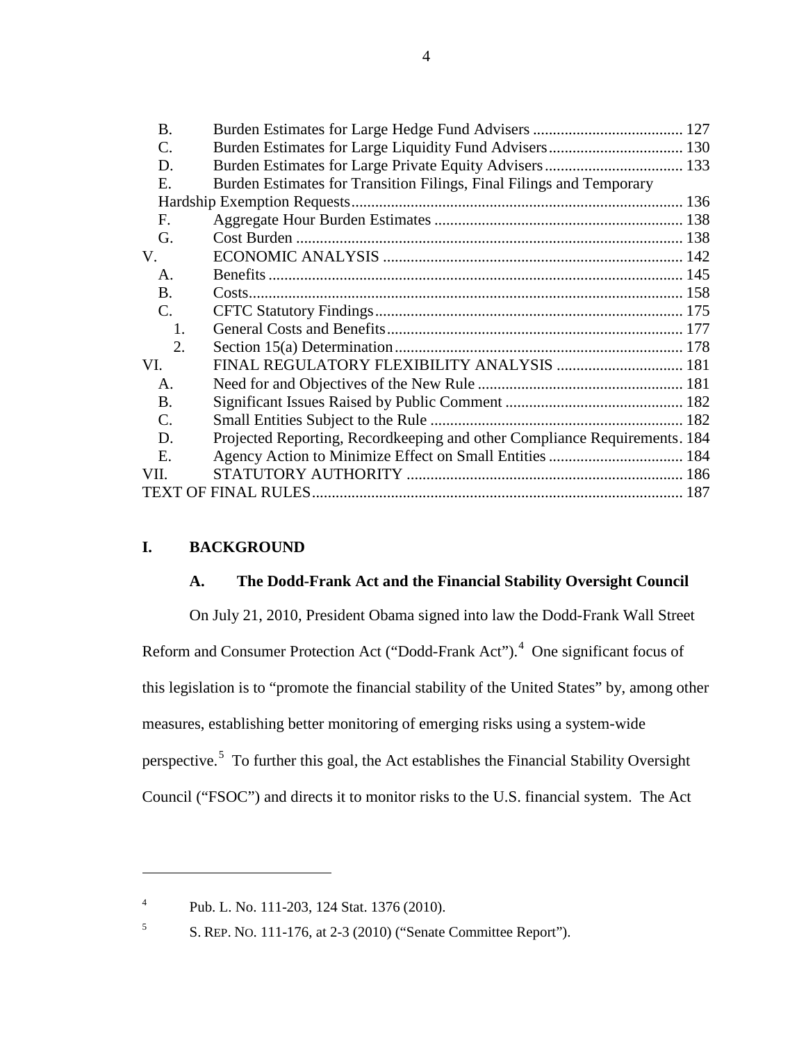| | | |
|---|---|---|
| B. | Burden Estimates for Large Hedge Fund Advisers | 127 |
| C. | Burden Estimates for Large Liquidity Fund Advisers | 130 |
| D. | Burden Estimates for Large Private Equity Advisers | 133 |
| E. | Burden Estimates for Transition Filings, Final Filings and Temporary Hardship Exemption Requests | 136 |
| F. | Aggregate Hour Burden Estimates | 138 |
| G. | Cost Burden | 138 |
| V. | ECONOMIC ANALYSIS | 142 |
| A. | Benefits | 145 |
| B. | Costs | 158 |
| C. | CFTC Statutory Findings | 175 |
| 1. | General Costs and Benefits | 177 |
| 2. | Section 15(a) Determination | 178 |
| VI. | FINAL REGULATORY FLEXIBILITY ANALYSIS | 181 |
| A. | Need for and Objectives of the New Rule | 181 |
| B. | Significant Issues Raised by Public Comment | 182 |
| C. | Small Entities Subject to the Rule | 182 |
| D. | Projected Reporting, Recordkeeping and other Compliance Requirements | 184 |
| E. | Agency Action to Minimize Effect on Small Entities | 184 |
| VII. | STATUTORY AUTHORITY | 186 |
| | TEXT OF FINAL RULES | 187 |

# I. BACKGROUND

## A. The Dodd-Frank Act and the Financial Stability Oversight Council

On July 21, 2010, President Obama signed into law the Dodd-Frank Wall Street Reform and Consumer Protection Act ("Dodd-Frank Act").[4] One significant focus of this legislation is to "promote the financial stability of the United States" by, among other measures, establishing better monitoring of emerging risks using a system-wide perspective.[5] To further this goal, the Act establishes the Financial Stability Oversight Council ("FSOC") and directs it to monitor risks to the U.S. financial system. The Act

[4] Pub. L. No. 111-203, 124 Stat. 1376 (2010).

[5] S. REP. NO. 111-176, at 2-3 (2010) ("Senate Committee Report").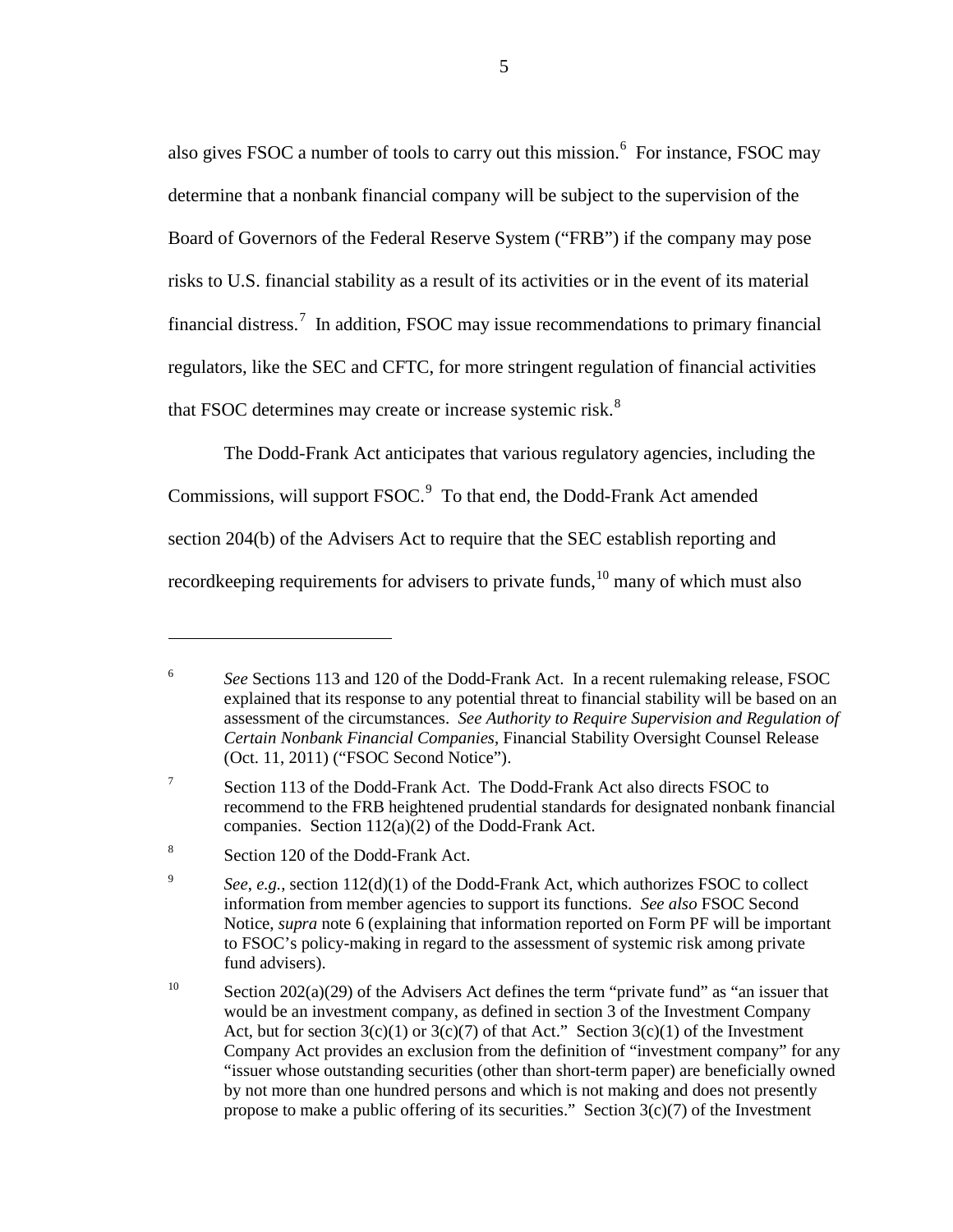also gives FSOC a number of tools to carry out this mission.[6] For instance, FSOC may determine that a nonbank financial company will be subject to the supervision of the Board of Governors of the Federal Reserve System ("FRB") if the company may pose risks to U.S. financial stability as a result of its activities or in the event of its material financial distress.[7] In addition, FSOC may issue recommendations to primary financial regulators, like the SEC and CFTC, for more stringent regulation of financial activities that FSOC determines may create or increase systemic risk.[8]

The Dodd-Frank Act anticipates that various regulatory agencies, including the Commissions, will support FSOC.[9] To that end, the Dodd-Frank Act amended section 204(b) of the Advisers Act to require that the SEC establish reporting and recordkeeping requirements for advisers to private funds,[10] many of which must also

---

[6] *See* Sections 113 and 120 of the Dodd-Frank Act. In a recent rulemaking release, FSOC explained that its response to any potential threat to financial stability will be based on an assessment of the circumstances. *See Authority to Require Supervision and Regulation of Certain Nonbank Financial Companies*, Financial Stability Oversight Counsel Release (Oct. 11, 2011) ("FSOC Second Notice").

[7] Section 113 of the Dodd-Frank Act. The Dodd-Frank Act also directs FSOC to recommend to the FRB heightened prudential standards for designated nonbank financial companies. Section 112(a)(2) of the Dodd-Frank Act.

[8] Section 120 of the Dodd-Frank Act.

[9] *See, e.g.*, section 112(d)(1) of the Dodd-Frank Act, which authorizes FSOC to collect information from member agencies to support its functions. *See also* FSOC Second Notice, *supra* note 6 (explaining that information reported on Form PF will be important to FSOC's policy-making in regard to the assessment of systemic risk among private fund advisers).

[10] Section 202(a)(29) of the Advisers Act defines the term "private fund" as "an issuer that would be an investment company, as defined in section 3 of the Investment Company Act, but for section 3(c)(1) or 3(c)(7) of that Act." Section 3(c)(1) of the Investment Company Act provides an exclusion from the definition of "investment company" for any "issuer whose outstanding securities (other than short-term paper) are beneficially owned by not more than one hundred persons and which is not making and does not presently propose to make a public offering of its securities." Section 3(c)(7) of the Investment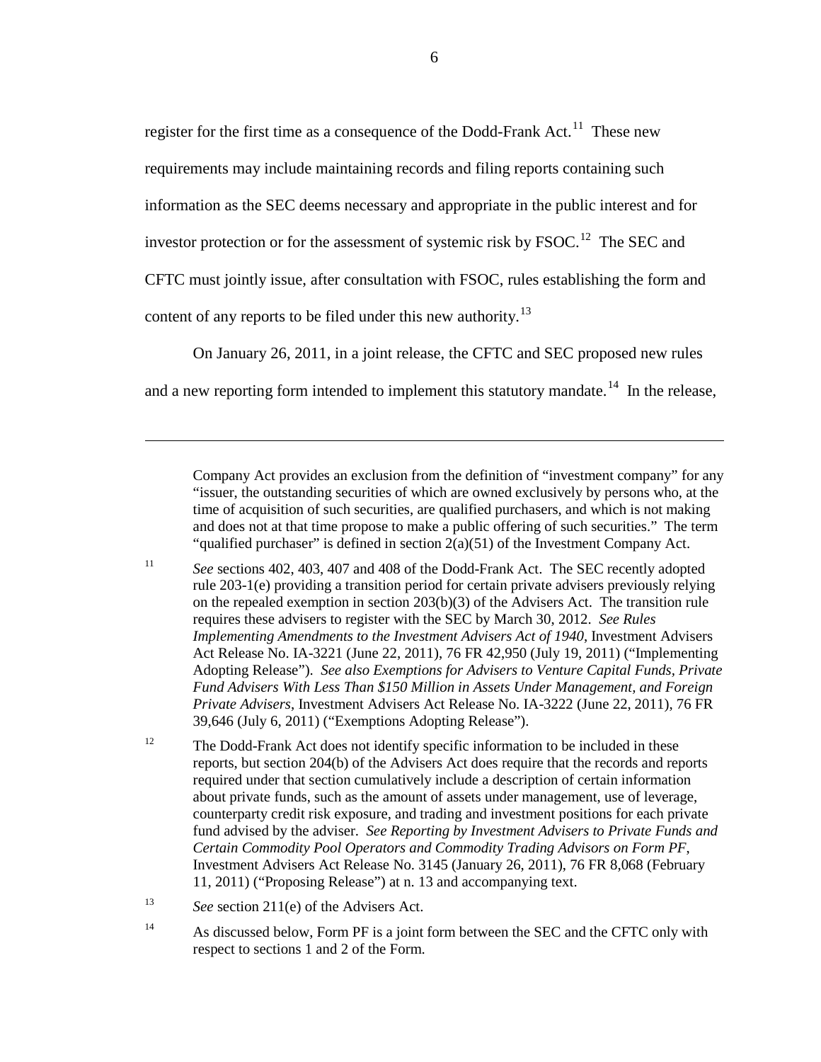register for the first time as a consequence of the Dodd-Frank Act.[11] These new requirements may include maintaining records and filing reports containing such information as the SEC deems necessary and appropriate in the public interest and for investor protection or for the assessment of systemic risk by FSOC.[12] The SEC and CFTC must jointly issue, after consultation with FSOC, rules establishing the form and content of any reports to be filed under this new authority.[13]

On January 26, 2011, in a joint release, the CFTC and SEC proposed new rules and a new reporting form intended to implement this statutory mandate.[14] In the release,

---

Company Act provides an exclusion from the definition of "investment company" for any "issuer, the outstanding securities of which are owned exclusively by persons who, at the time of acquisition of such securities, are qualified purchasers, and which is not making and does not at that time propose to make a public offering of such securities." The term "qualified purchaser" is defined in section 2(a)(51) of the Investment Company Act.

[11] *See* sections 402, 403, 407 and 408 of the Dodd-Frank Act. The SEC recently adopted rule 203-1(e) providing a transition period for certain private advisers previously relying on the repealed exemption in section 203(b)(3) of the Advisers Act. The transition rule requires these advisers to register with the SEC by March 30, 2012. *See Rules Implementing Amendments to the Investment Advisers Act of 1940*, Investment Advisers Act Release No. IA-3221 (June 22, 2011), 76 FR 42,950 (July 19, 2011) ("Implementing Adopting Release"). *See also Exemptions for Advisers to Venture Capital Funds, Private Fund Advisers With Less Than $150 Million in Assets Under Management, and Foreign Private Advisers*, Investment Advisers Act Release No. IA-3222 (June 22, 2011), 76 FR 39,646 (July 6, 2011) ("Exemptions Adopting Release").

[12] The Dodd-Frank Act does not identify specific information to be included in these reports, but section 204(b) of the Advisers Act does require that the records and reports required under that section cumulatively include a description of certain information about private funds, such as the amount of assets under management, use of leverage, counterparty credit risk exposure, and trading and investment positions for each private fund advised by the adviser. *See Reporting by Investment Advisers to Private Funds and Certain Commodity Pool Operators and Commodity Trading Advisors on Form PF*, Investment Advisers Act Release No. 3145 (January 26, 2011), 76 FR 8,068 (February 11, 2011) ("Proposing Release") at n. 13 and accompanying text.

[13] *See* section 211(e) of the Advisers Act.

[14] As discussed below, Form PF is a joint form between the SEC and the CFTC only with respect to sections 1 and 2 of the Form.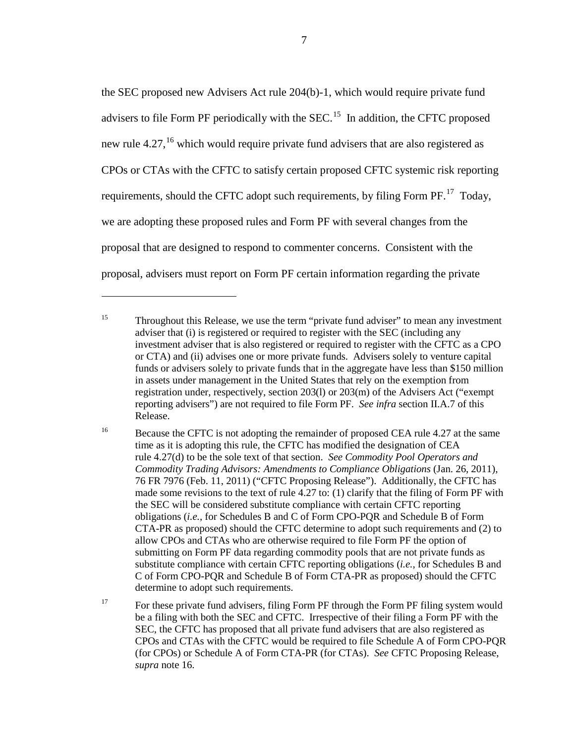the SEC proposed new Advisers Act rule 204(b)-1, which would require private fund advisers to file Form PF periodically with the SEC.[15] In addition, the CFTC proposed new rule 4.27,[16] which would require private fund advisers that are also registered as CPOs or CTAs with the CFTC to satisfy certain proposed CFTC systemic risk reporting requirements, should the CFTC adopt such requirements, by filing Form PF.[17] Today, we are adopting these proposed rules and Form PF with several changes from the proposal that are designed to respond to commenter concerns. Consistent with the proposal, advisers must report on Form PF certain information regarding the private

---

[15] Throughout this Release, we use the term "private fund adviser" to mean any investment adviser that (i) is registered or required to register with the SEC (including any investment adviser that is also registered or required to register with the CFTC as a CPO or CTA) and (ii) advises one or more private funds. Advisers solely to venture capital funds or advisers solely to private funds that in the aggregate have less than $150 million in assets under management in the United States that rely on the exemption from registration under, respectively, section 203(l) or 203(m) of the Advisers Act ("exempt reporting advisers") are not required to file Form PF. *See infra* section II.A.7 of this Release.

[16] Because the CFTC is not adopting the remainder of proposed CEA rule 4.27 at the same time as it is adopting this rule, the CFTC has modified the designation of CEA rule 4.27(d) to be the sole text of that section. *See Commodity Pool Operators and Commodity Trading Advisors: Amendments to Compliance Obligations* (Jan. 26, 2011), 76 FR 7976 (Feb. 11, 2011) ("CFTC Proposing Release"). Additionally, the CFTC has made some revisions to the text of rule 4.27 to: (1) clarify that the filing of Form PF with the SEC will be considered substitute compliance with certain CFTC reporting obligations (*i.e.*, for Schedules B and C of Form CPO-PQR and Schedule B of Form CTA-PR as proposed) should the CFTC determine to adopt such requirements and (2) to allow CPOs and CTAs who are otherwise required to file Form PF the option of submitting on Form PF data regarding commodity pools that are not private funds as substitute compliance with certain CFTC reporting obligations (*i.e.*, for Schedules B and C of Form CPO-PQR and Schedule B of Form CTA-PR as proposed) should the CFTC determine to adopt such requirements.

[17] For these private fund advisers, filing Form PF through the Form PF filing system would be a filing with both the SEC and CFTC. Irrespective of their filing a Form PF with the SEC, the CFTC has proposed that all private fund advisers that are also registered as CPOs and CTAs with the CFTC would be required to file Schedule A of Form CPO-PQR (for CPOs) or Schedule A of Form CTA-PR (for CTAs). *See* CFTC Proposing Release, *supra* note 16.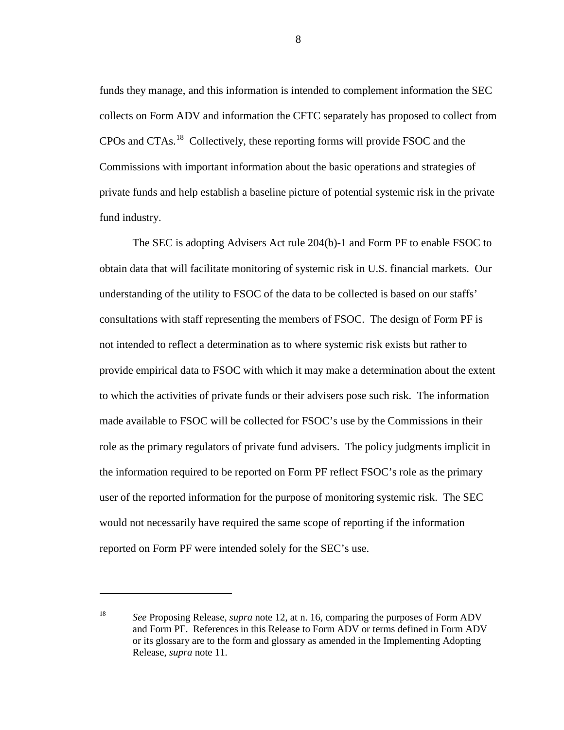funds they manage, and this information is intended to complement information the SEC collects on Form ADV and information the CFTC separately has proposed to collect from CPOs and CTAs.[18] Collectively, these reporting forms will provide FSOC and the Commissions with important information about the basic operations and strategies of private funds and help establish a baseline picture of potential systemic risk in the private fund industry.

The SEC is adopting Advisers Act rule 204(b)-1 and Form PF to enable FSOC to obtain data that will facilitate monitoring of systemic risk in U.S. financial markets. Our understanding of the utility to FSOC of the data to be collected is based on our staffs' consultations with staff representing the members of FSOC. The design of Form PF is not intended to reflect a determination as to where systemic risk exists but rather to provide empirical data to FSOC with which it may make a determination about the extent to which the activities of private funds or their advisers pose such risk. The information made available to FSOC will be collected for FSOC's use by the Commissions in their role as the primary regulators of private fund advisers. The policy judgments implicit in the information required to be reported on Form PF reflect FSOC's role as the primary user of the reported information for the purpose of monitoring systemic risk. The SEC would not necessarily have required the same scope of reporting if the information reported on Form PF were intended solely for the SEC's use.

---

[18] *See* Proposing Release, *supra* note 12, at n. 16, comparing the purposes of Form ADV and Form PF. References in this Release to Form ADV or terms defined in Form ADV or its glossary are to the form and glossary as amended in the Implementing Adopting Release, *supra* note 11.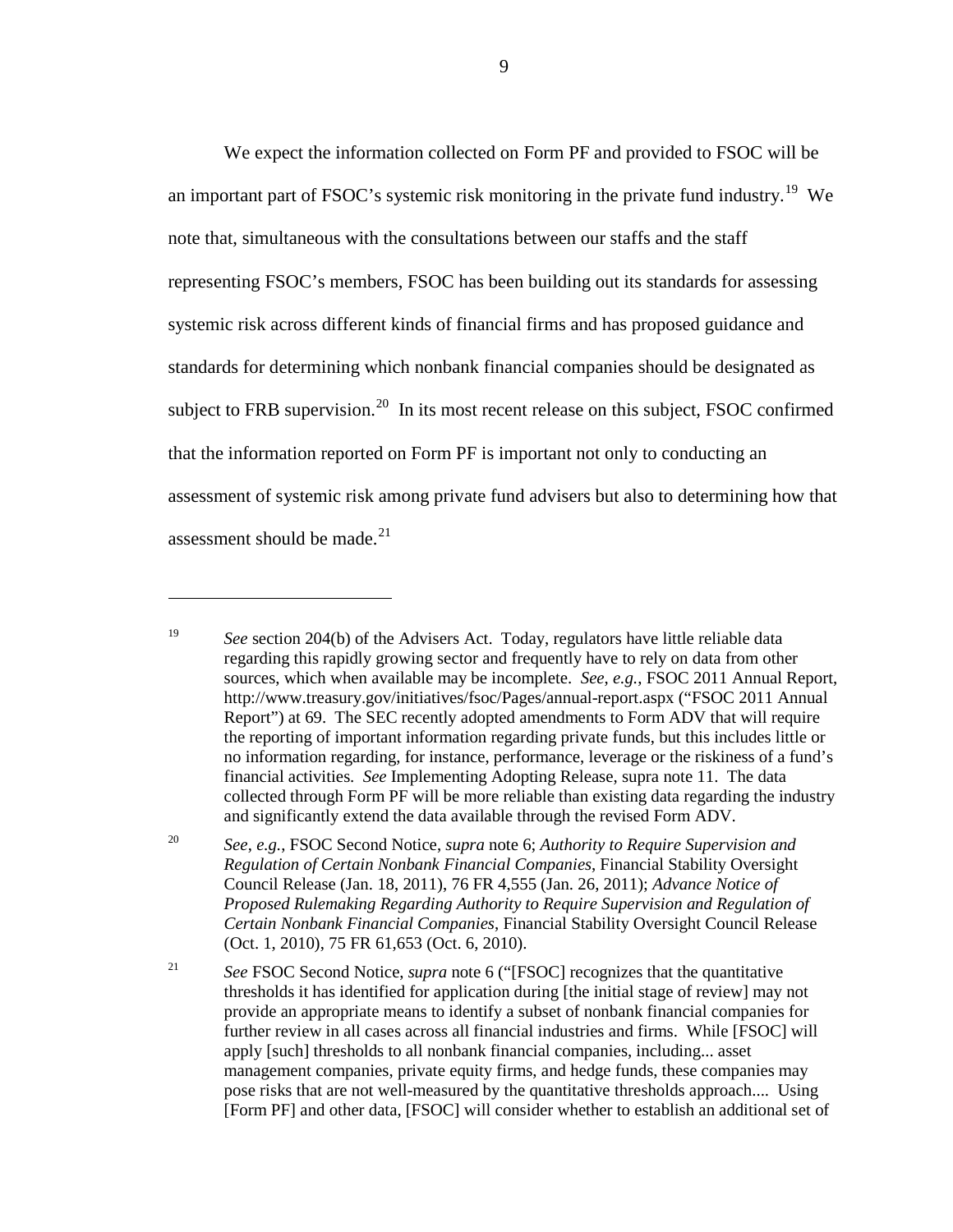We expect the information collected on Form PF and provided to FSOC will be an important part of FSOC's systemic risk monitoring in the private fund industry.[19] We note that, simultaneous with the consultations between our staffs and the staff representing FSOC's members, FSOC has been building out its standards for assessing systemic risk across different kinds of financial firms and has proposed guidance and standards for determining which nonbank financial companies should be designated as subject to FRB supervision.[20] In its most recent release on this subject, FSOC confirmed that the information reported on Form PF is important not only to conducting an assessment of systemic risk among private fund advisers but also to determining how that assessment should be made.[21]

---

[19] *See* section 204(b) of the Advisers Act. Today, regulators have little reliable data regarding this rapidly growing sector and frequently have to rely on data from other sources, which when available may be incomplete. *See, e.g.*, FSOC 2011 Annual Report, http://www.treasury.gov/initiatives/fsoc/Pages/annual-report.aspx ("FSOC 2011 Annual Report") at 69. The SEC recently adopted amendments to Form ADV that will require the reporting of important information regarding private funds, but this includes little or no information regarding, for instance, performance, leverage or the riskiness of a fund's financial activities. *See* Implementing Adopting Release, supra note 11. The data collected through Form PF will be more reliable than existing data regarding the industry and significantly extend the data available through the revised Form ADV.

[20] *See, e.g.*, FSOC Second Notice, *supra* note 6; *Authority to Require Supervision and Regulation of Certain Nonbank Financial Companies*, Financial Stability Oversight Council Release (Jan. 18, 2011), 76 FR 4,555 (Jan. 26, 2011); *Advance Notice of Proposed Rulemaking Regarding Authority to Require Supervision and Regulation of Certain Nonbank Financial Companies*, Financial Stability Oversight Council Release (Oct. 1, 2010), 75 FR 61,653 (Oct. 6, 2010).

[21] *See* FSOC Second Notice, *supra* note 6 ("[FSOC] recognizes that the quantitative thresholds it has identified for application during [the initial stage of review] may not provide an appropriate means to identify a subset of nonbank financial companies for further review in all cases across all financial industries and firms. While [FSOC] will apply [such] thresholds to all nonbank financial companies, including... asset management companies, private equity firms, and hedge funds, these companies may pose risks that are not well-measured by the quantitative thresholds approach.... Using [Form PF] and other data, [FSOC] will consider whether to establish an additional set of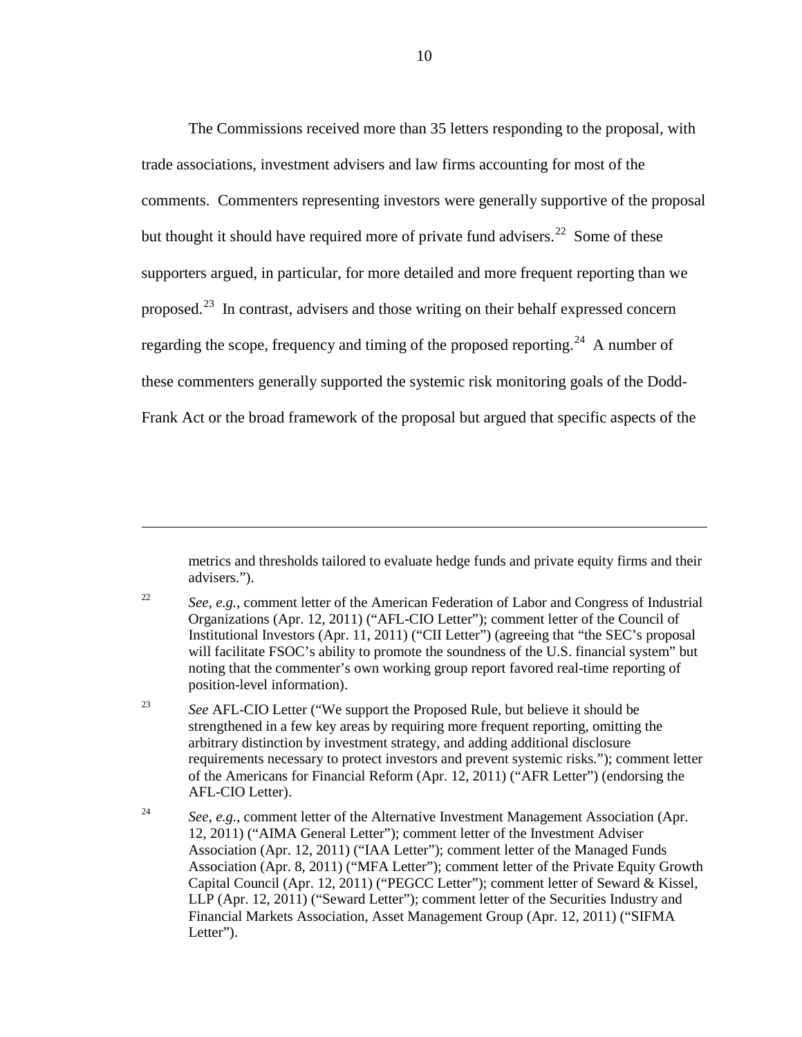The Commissions received more than 35 letters responding to the proposal, with trade associations, investment advisers and law firms accounting for most of the comments. Commenters representing investors were generally supportive of the proposal but thought it should have required more of private fund advisers.[22] Some of these supporters argued, in particular, for more detailed and more frequent reporting than we proposed.[23] In contrast, advisers and those writing on their behalf expressed concern regarding the scope, frequency and timing of the proposed reporting.[24] A number of these commenters generally supported the systemic risk monitoring goals of the Dodd-Frank Act or the broad framework of the proposal but argued that specific aspects of the

---

metrics and thresholds tailored to evaluate hedge funds and private equity firms and their advisers.").

[22] *See*, *e.g.*, comment letter of the American Federation of Labor and Congress of Industrial Organizations (Apr. 12, 2011) ("AFL-CIO Letter"); comment letter of the Council of Institutional Investors (Apr. 11, 2011) ("CII Letter") (agreeing that "the SEC's proposal will facilitate FSOC's ability to promote the soundness of the U.S. financial system" but noting that the commenter's own working group report favored real-time reporting of position-level information).

[23] *See* AFL-CIO Letter ("We support the Proposed Rule, but believe it should be strengthened in a few key areas by requiring more frequent reporting, omitting the arbitrary distinction by investment strategy, and adding additional disclosure requirements necessary to protect investors and prevent systemic risks."); comment letter of the Americans for Financial Reform (Apr. 12, 2011) ("AFR Letter") (endorsing the AFL-CIO Letter).

[24] *See*, *e.g.*, comment letter of the Alternative Investment Management Association (Apr. 12, 2011) ("AIMA General Letter"); comment letter of the Investment Adviser Association (Apr. 12, 2011) ("IAA Letter"); comment letter of the Managed Funds Association (Apr. 8, 2011) ("MFA Letter"); comment letter of the Private Equity Growth Capital Council (Apr. 12, 2011) ("PEGCC Letter"); comment letter of Seward & Kissel, LLP (Apr. 12, 2011) ("Seward Letter"); comment letter of the Securities Industry and Financial Markets Association, Asset Management Group (Apr. 12, 2011) ("SIFMA Letter").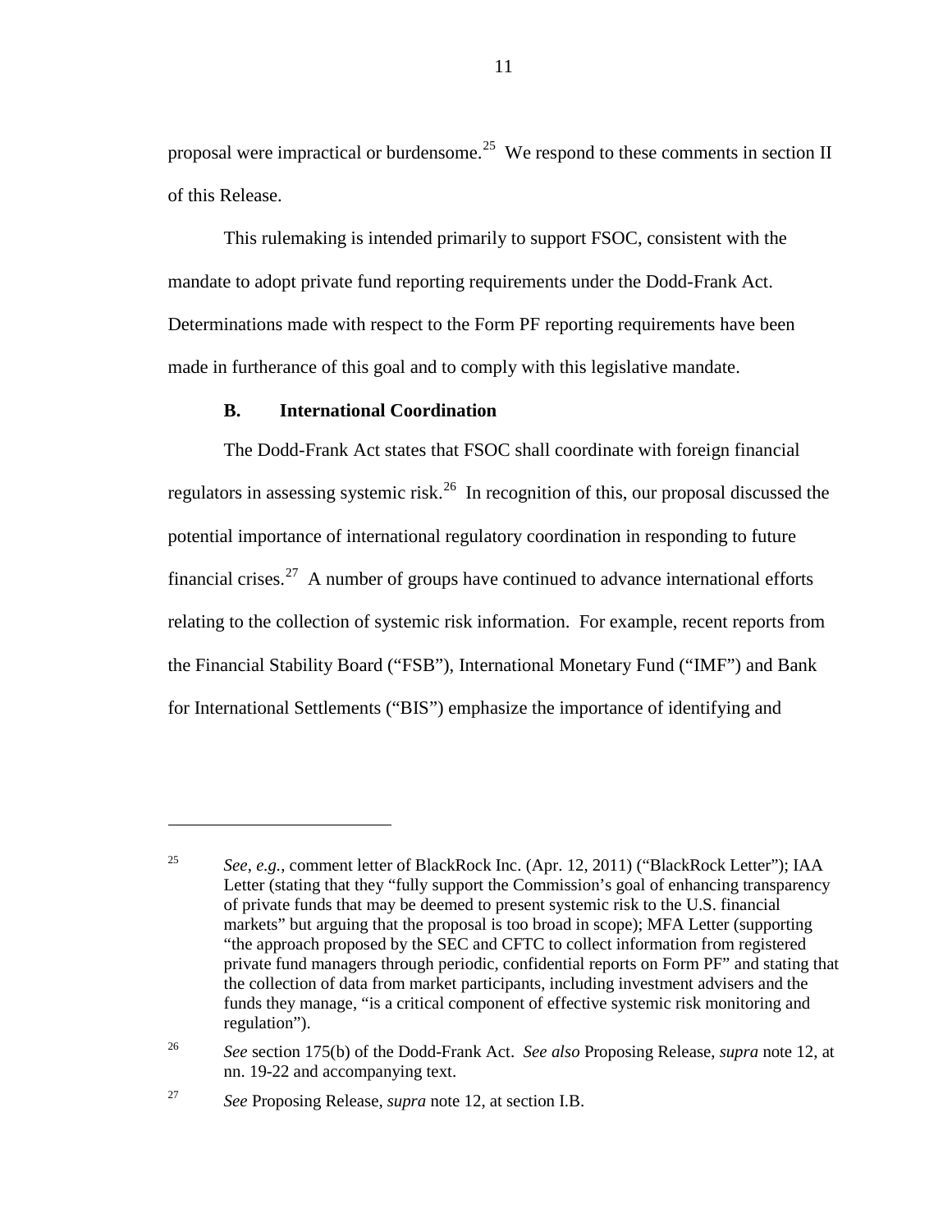proposal were impractical or burdensome.[25] We respond to these comments in section II of this Release.

This rulemaking is intended primarily to support FSOC, consistent with the mandate to adopt private fund reporting requirements under the Dodd-Frank Act. Determinations made with respect to the Form PF reporting requirements have been made in furtherance of this goal and to comply with this legislative mandate.

### B. International Coordination

The Dodd-Frank Act states that FSOC shall coordinate with foreign financial regulators in assessing systemic risk.[26] In recognition of this, our proposal discussed the potential importance of international regulatory coordination in responding to future financial crises.[27] A number of groups have continued to advance international efforts relating to the collection of systemic risk information. For example, recent reports from the Financial Stability Board ("FSB"), International Monetary Fund ("IMF") and Bank for International Settlements ("BIS") emphasize the importance of identifying and

---

[25] *See*, *e.g.*, comment letter of BlackRock Inc. (Apr. 12, 2011) ("BlackRock Letter"); IAA Letter (stating that they "fully support the Commission's goal of enhancing transparency of private funds that may be deemed to present systemic risk to the U.S. financial markets" but arguing that the proposal is too broad in scope); MFA Letter (supporting "the approach proposed by the SEC and CFTC to collect information from registered private fund managers through periodic, confidential reports on Form PF" and stating that the collection of data from market participants, including investment advisers and the funds they manage, "is a critical component of effective systemic risk monitoring and regulation").

[26] *See* section 175(b) of the Dodd-Frank Act. *See also* Proposing Release, *supra* note 12, at nn. 19-22 and accompanying text.

[27] *See* Proposing Release, *supra* note 12, at section I.B.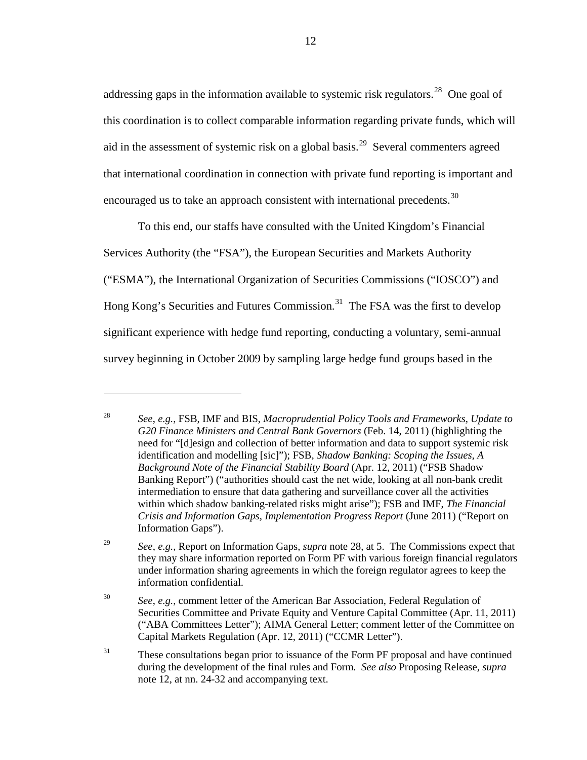addressing gaps in the information available to systemic risk regulators.[28] One goal of this coordination is to collect comparable information regarding private funds, which will aid in the assessment of systemic risk on a global basis.[29] Several commenters agreed that international coordination in connection with private fund reporting is important and encouraged us to take an approach consistent with international precedents.[30]

To this end, our staffs have consulted with the United Kingdom's Financial Services Authority (the "FSA"), the European Securities and Markets Authority ("ESMA"), the International Organization of Securities Commissions ("IOSCO") and Hong Kong's Securities and Futures Commission.[31] The FSA was the first to develop significant experience with hedge fund reporting, conducting a voluntary, semi-annual survey beginning in October 2009 by sampling large hedge fund groups based in the

---

[28] *See*, *e.g.*, FSB, IMF and BIS, *Macroprudential Policy Tools and Frameworks, Update to G20 Finance Ministers and Central Bank Governors* (Feb. 14, 2011) (highlighting the need for "[d]esign and collection of better information and data to support systemic risk identification and modelling [sic]"); FSB, *Shadow Banking: Scoping the Issues, A Background Note of the Financial Stability Board* (Apr. 12, 2011) ("FSB Shadow Banking Report") ("authorities should cast the net wide, looking at all non-bank credit intermediation to ensure that data gathering and surveillance cover all the activities within which shadow banking-related risks might arise"); FSB and IMF, *The Financial Crisis and Information Gaps, Implementation Progress Report* (June 2011) ("Report on Information Gaps").

[29] *See*, *e.g.*, Report on Information Gaps, *supra* note 28, at 5. The Commissions expect that they may share information reported on Form PF with various foreign financial regulators under information sharing agreements in which the foreign regulator agrees to keep the information confidential.

[30] *See*, *e.g.*, comment letter of the American Bar Association, Federal Regulation of Securities Committee and Private Equity and Venture Capital Committee (Apr. 11, 2011) ("ABA Committees Letter"); AIMA General Letter; comment letter of the Committee on Capital Markets Regulation (Apr. 12, 2011) ("CCMR Letter").

[31] These consultations began prior to issuance of the Form PF proposal and have continued during the development of the final rules and Form. *See also* Proposing Release, *supra* note 12, at nn. 24-32 and accompanying text.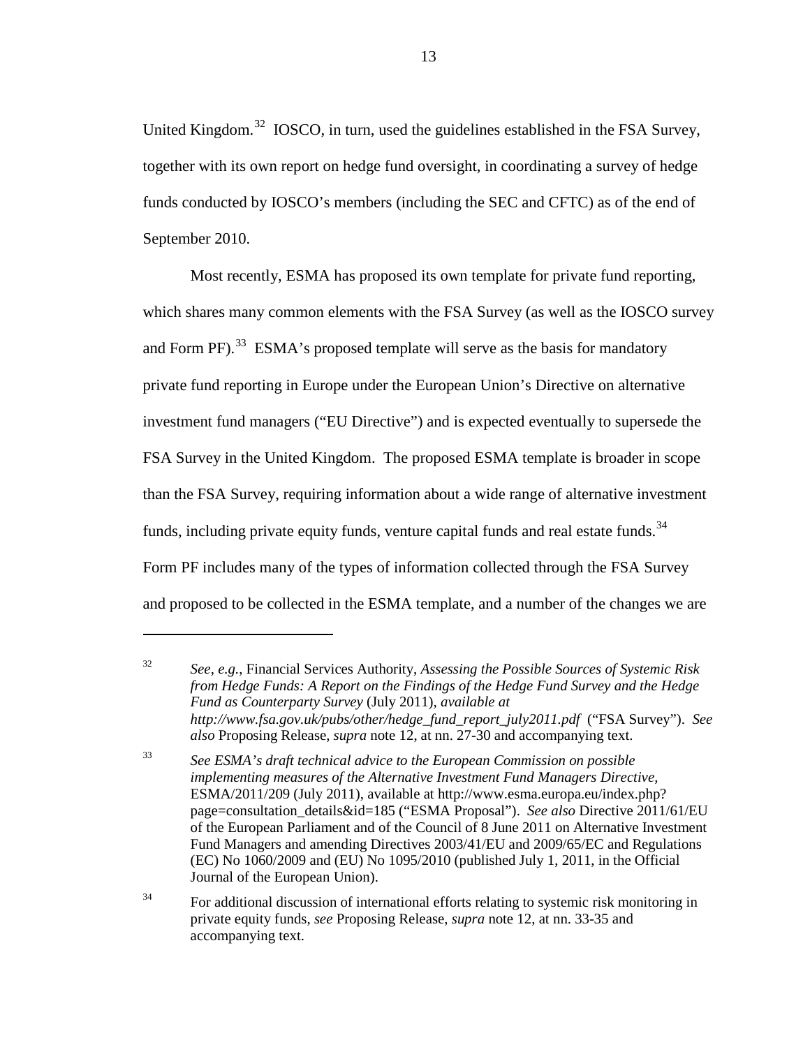United Kingdom.[32] IOSCO, in turn, used the guidelines established in the FSA Survey, together with its own report on hedge fund oversight, in coordinating a survey of hedge funds conducted by IOSCO's members (including the SEC and CFTC) as of the end of September 2010.

Most recently, ESMA has proposed its own template for private fund reporting, which shares many common elements with the FSA Survey (as well as the IOSCO survey and Form PF).[33] ESMA's proposed template will serve as the basis for mandatory private fund reporting in Europe under the European Union's Directive on alternative investment fund managers ("EU Directive") and is expected eventually to supersede the FSA Survey in the United Kingdom. The proposed ESMA template is broader in scope than the FSA Survey, requiring information about a wide range of alternative investment funds, including private equity funds, venture capital funds and real estate funds.[34] Form PF includes many of the types of information collected through the FSA Survey and proposed to be collected in the ESMA template, and a number of the changes we are

---

[32] *See*, *e.g.*, Financial Services Authority, *Assessing the Possible Sources of Systemic Risk from Hedge Funds: A Report on the Findings of the Hedge Fund Survey and the Hedge Fund as Counterparty Survey* (July 2011), *available at http://www.fsa.gov.uk/pubs/other/hedge_fund_report_july2011.pdf* ("FSA Survey"). *See also* Proposing Release, *supra* note 12, at nn. 27-30 and accompanying text.

[33] *See ESMA's draft technical advice to the European Commission on possible implementing measures of the Alternative Investment Fund Managers Directive*, ESMA/2011/209 (July 2011), available at http://www.esma.europa.eu/index.php?page=consultation_details&id=185 ("ESMA Proposal"). *See also* Directive 2011/61/EU of the European Parliament and of the Council of 8 June 2011 on Alternative Investment Fund Managers and amending Directives 2003/41/EU and 2009/65/EC and Regulations (EC) No 1060/2009 and (EU) No 1095/2010 (published July 1, 2011, in the Official Journal of the European Union).

[34] For additional discussion of international efforts relating to systemic risk monitoring in private equity funds, *see* Proposing Release, *supra* note 12, at nn. 33-35 and accompanying text.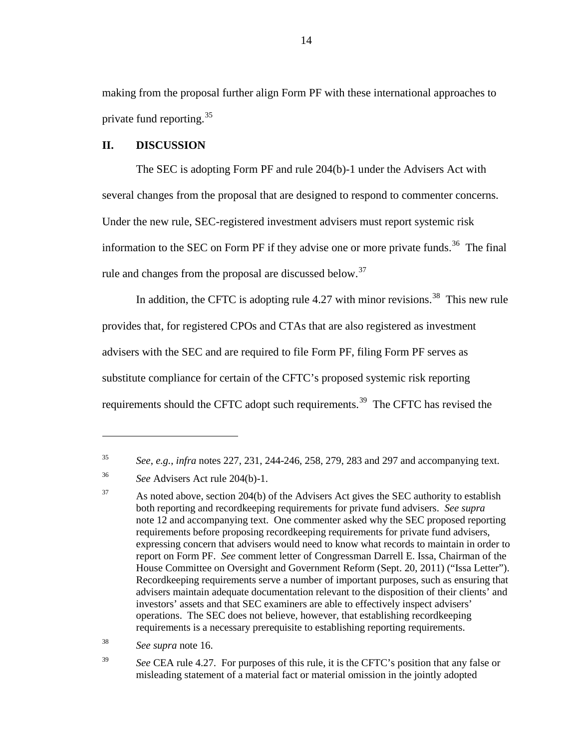making from the proposal further align Form PF with these international approaches to private fund reporting.[35]

## II. DISCUSSION

The SEC is adopting Form PF and rule 204(b)-1 under the Advisers Act with several changes from the proposal that are designed to respond to commenter concerns. Under the new rule, SEC-registered investment advisers must report systemic risk information to the SEC on Form PF if they advise one or more private funds.[36] The final rule and changes from the proposal are discussed below.[37]

In addition, the CFTC is adopting rule 4.27 with minor revisions.[38] This new rule provides that, for registered CPOs and CTAs that are also registered as investment advisers with the SEC and are required to file Form PF, filing Form PF serves as substitute compliance for certain of the CFTC's proposed systemic risk reporting requirements should the CFTC adopt such requirements.[39] The CFTC has revised the

---

[35] *See*, *e.g.*, *infra* notes 227, 231, 244-246, 258, 279, 283 and 297 and accompanying text.

[36] *See* Advisers Act rule 204(b)-1.

[37] As noted above, section 204(b) of the Advisers Act gives the SEC authority to establish both reporting and recordkeeping requirements for private fund advisers. *See supra* note 12 and accompanying text. One commenter asked why the SEC proposed reporting requirements before proposing recordkeeping requirements for private fund advisers, expressing concern that advisers would need to know what records to maintain in order to report on Form PF. *See* comment letter of Congressman Darrell E. Issa, Chairman of the House Committee on Oversight and Government Reform (Sept. 20, 2011) ("Issa Letter"). Recordkeeping requirements serve a number of important purposes, such as ensuring that advisers maintain adequate documentation relevant to the disposition of their clients' and investors' assets and that SEC examiners are able to effectively inspect advisers' operations. The SEC does not believe, however, that establishing recordkeeping requirements is a necessary prerequisite to establishing reporting requirements.

[38] *See supra* note 16.

[39] *See* CEA rule 4.27. For purposes of this rule, it is the CFTC's position that any false or misleading statement of a material fact or material omission in the jointly adopted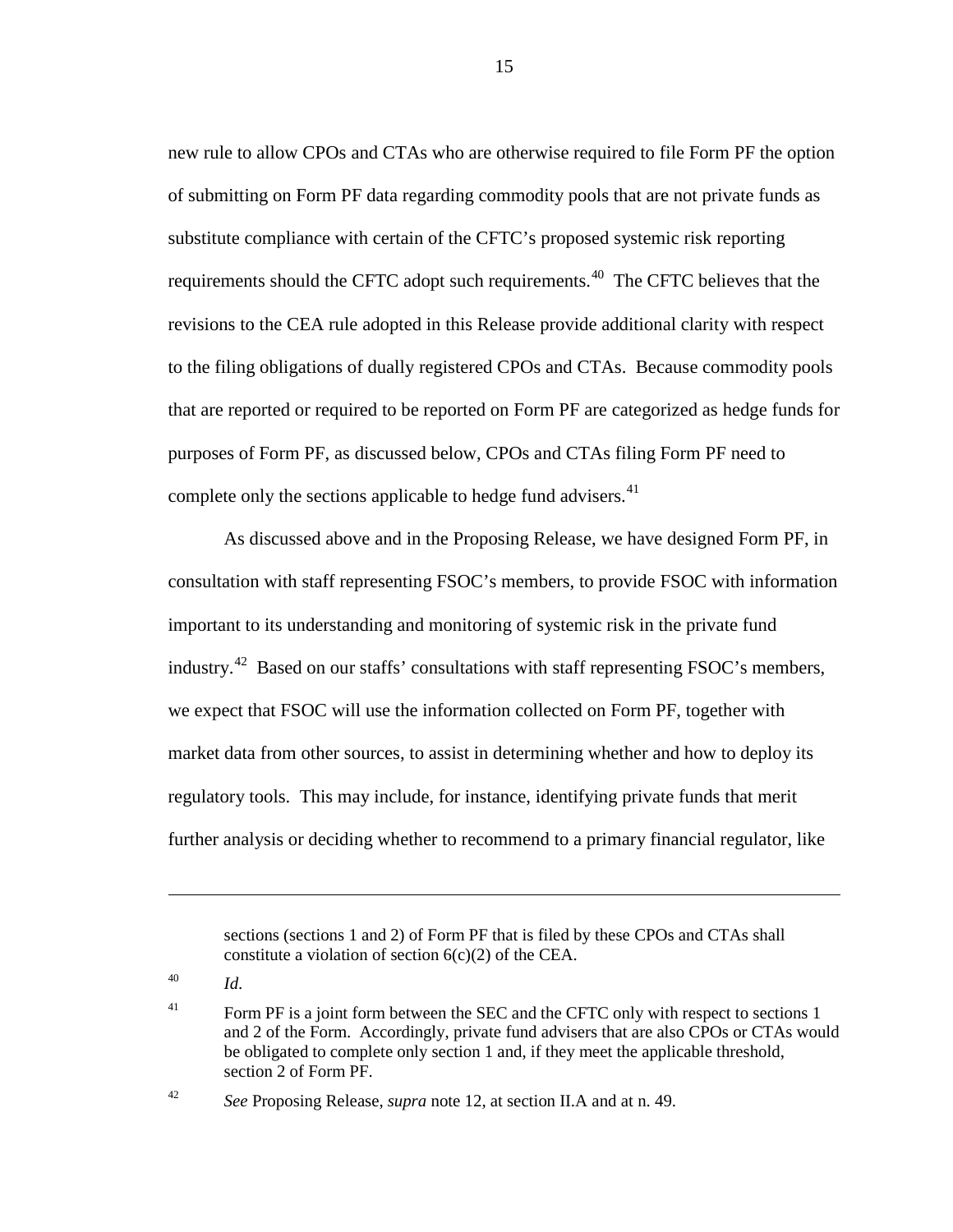new rule to allow CPOs and CTAs who are otherwise required to file Form PF the option of submitting on Form PF data regarding commodity pools that are not private funds as substitute compliance with certain of the CFTC's proposed systemic risk reporting requirements should the CFTC adopt such requirements.[40] The CFTC believes that the revisions to the CEA rule adopted in this Release provide additional clarity with respect to the filing obligations of dually registered CPOs and CTAs. Because commodity pools that are reported or required to be reported on Form PF are categorized as hedge funds for purposes of Form PF, as discussed below, CPOs and CTAs filing Form PF need to complete only the sections applicable to hedge fund advisers.[41]

As discussed above and in the Proposing Release, we have designed Form PF, in consultation with staff representing FSOC's members, to provide FSOC with information important to its understanding and monitoring of systemic risk in the private fund industry.[42] Based on our staffs' consultations with staff representing FSOC's members, we expect that FSOC will use the information collected on Form PF, together with market data from other sources, to assist in determining whether and how to deploy its regulatory tools. This may include, for instance, identifying private funds that merit further analysis or deciding whether to recommend to a primary financial regulator, like

---

sections (sections 1 and 2) of Form PF that is filed by these CPOs and CTAs shall constitute a violation of section 6(c)(2) of the CEA.

[40] *Id*.

[41] Form PF is a joint form between the SEC and the CFTC only with respect to sections 1 and 2 of the Form. Accordingly, private fund advisers that are also CPOs or CTAs would be obligated to complete only section 1 and, if they meet the applicable threshold, section 2 of Form PF.

[42] *See* Proposing Release, *supra* note 12, at section II.A and at n. 49.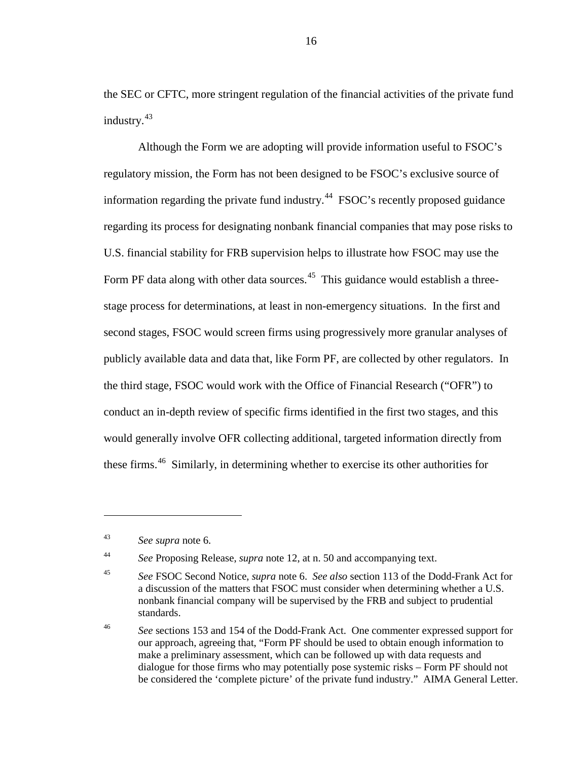the SEC or CFTC, more stringent regulation of the financial activities of the private fund industry.[43]

Although the Form we are adopting will provide information useful to FSOC's regulatory mission, the Form has not been designed to be FSOC's exclusive source of information regarding the private fund industry.[44] FSOC's recently proposed guidance regarding its process for designating nonbank financial companies that may pose risks to U.S. financial stability for FRB supervision helps to illustrate how FSOC may use the Form PF data along with other data sources.[45] This guidance would establish a three-stage process for determinations, at least in non-emergency situations. In the first and second stages, FSOC would screen firms using progressively more granular analyses of publicly available data and data that, like Form PF, are collected by other regulators. In the third stage, FSOC would work with the Office of Financial Research ("OFR") to conduct an in-depth review of specific firms identified in the first two stages, and this would generally involve OFR collecting additional, targeted information directly from these firms.[46] Similarly, in determining whether to exercise its other authorities for

---

[43] *See supra* note 6.

[44] *See* Proposing Release, *supra* note 12, at n. 50 and accompanying text.

[45] *See* FSOC Second Notice, *supra* note 6. *See also* section 113 of the Dodd-Frank Act for a discussion of the matters that FSOC must consider when determining whether a U.S. nonbank financial company will be supervised by the FRB and subject to prudential standards.

[46] *See* sections 153 and 154 of the Dodd-Frank Act. One commenter expressed support for our approach, agreeing that, "Form PF should be used to obtain enough information to make a preliminary assessment, which can be followed up with data requests and dialogue for those firms who may potentially pose systemic risks – Form PF should not be considered the 'complete picture' of the private fund industry." AIMA General Letter.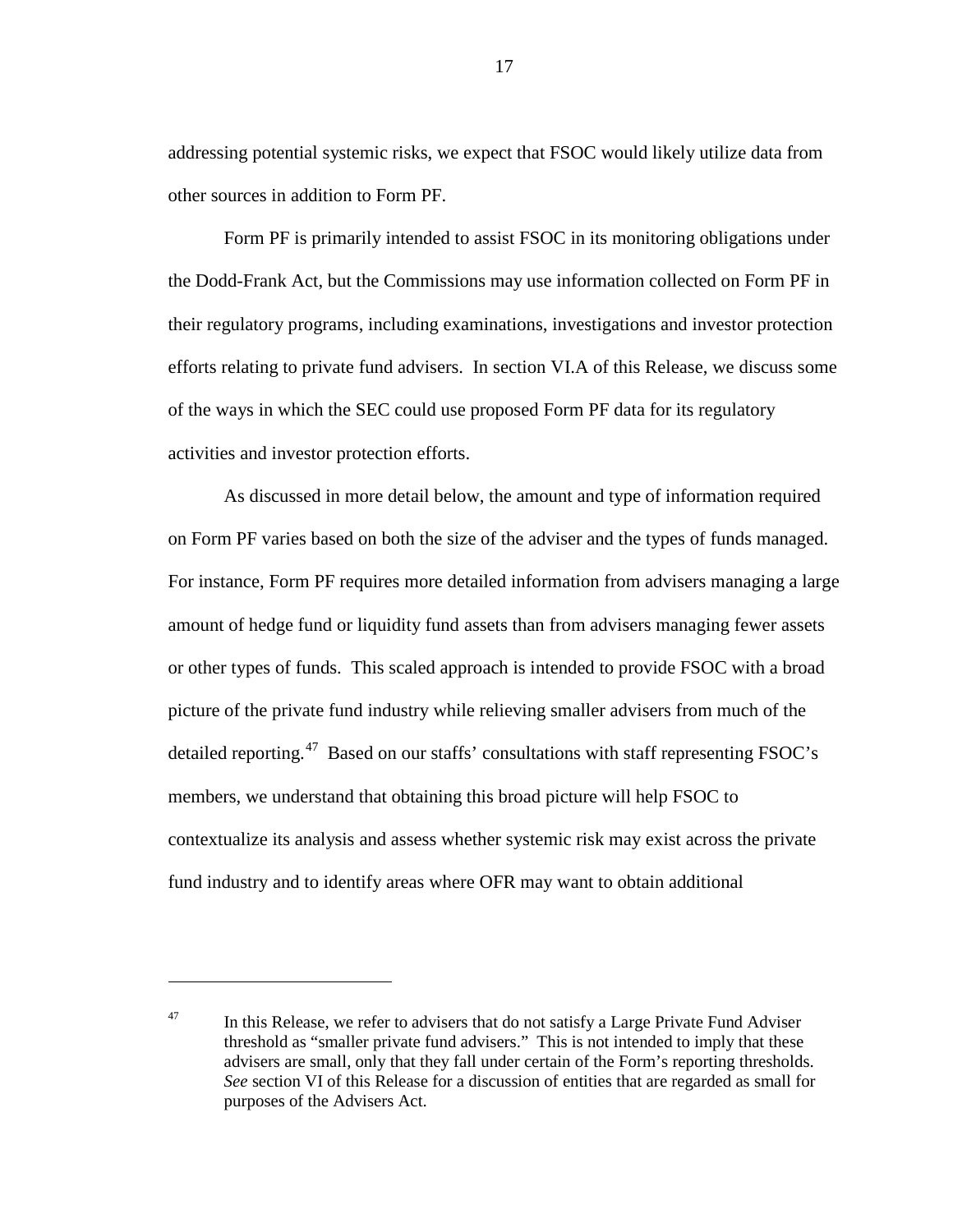addressing potential systemic risks, we expect that FSOC would likely utilize data from other sources in addition to Form PF.

Form PF is primarily intended to assist FSOC in its monitoring obligations under the Dodd-Frank Act, but the Commissions may use information collected on Form PF in their regulatory programs, including examinations, investigations and investor protection efforts relating to private fund advisers. In section VI.A of this Release, we discuss some of the ways in which the SEC could use proposed Form PF data for its regulatory activities and investor protection efforts.

As discussed in more detail below, the amount and type of information required on Form PF varies based on both the size of the adviser and the types of funds managed. For instance, Form PF requires more detailed information from advisers managing a large amount of hedge fund or liquidity fund assets than from advisers managing fewer assets or other types of funds. This scaled approach is intended to provide FSOC with a broad picture of the private fund industry while relieving smaller advisers from much of the detailed reporting.[47] Based on our staffs' consultations with staff representing FSOC's members, we understand that obtaining this broad picture will help FSOC to contextualize its analysis and assess whether systemic risk may exist across the private fund industry and to identify areas where OFR may want to obtain additional

---

[47] In this Release, we refer to advisers that do not satisfy a Large Private Fund Adviser threshold as "smaller private fund advisers." This is not intended to imply that these advisers are small, only that they fall under certain of the Form's reporting thresholds. *See* section VI of this Release for a discussion of entities that are regarded as small for purposes of the Advisers Act.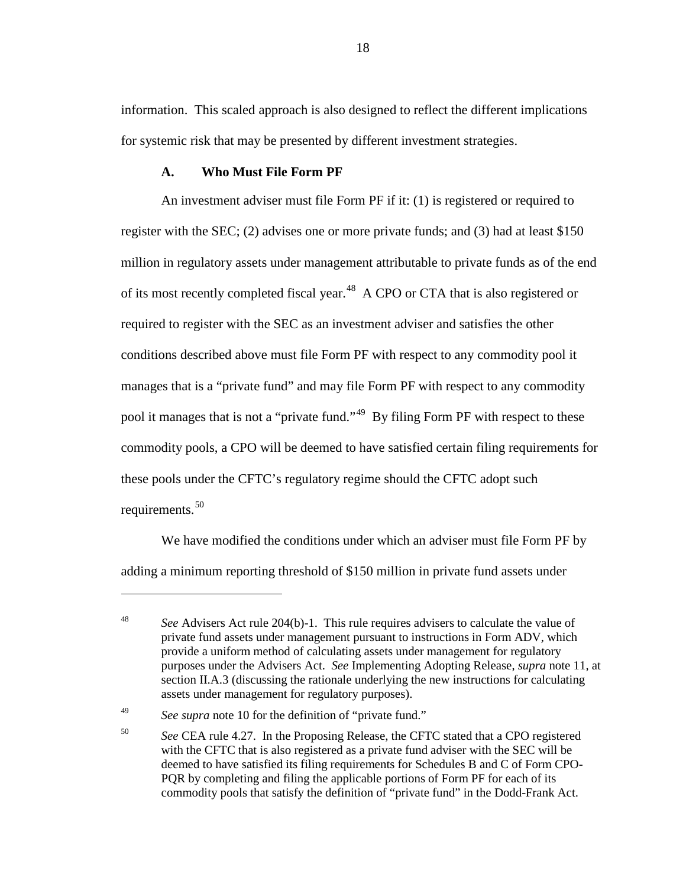information. This scaled approach is also designed to reflect the different implications for systemic risk that may be presented by different investment strategies.

### A. Who Must File Form PF

An investment adviser must file Form PF if it: (1) is registered or required to register with the SEC; (2) advises one or more private funds; and (3) had at least $150 million in regulatory assets under management attributable to private funds as of the end of its most recently completed fiscal year.[48] A CPO or CTA that is also registered or required to register with the SEC as an investment adviser and satisfies the other conditions described above must file Form PF with respect to any commodity pool it manages that is a "private fund" and may file Form PF with respect to any commodity pool it manages that is not a "private fund."[49] By filing Form PF with respect to these commodity pools, a CPO will be deemed to have satisfied certain filing requirements for these pools under the CFTC's regulatory regime should the CFTC adopt such requirements.[50]

We have modified the conditions under which an adviser must file Form PF by adding a minimum reporting threshold of $150 million in private fund assets under

---

[48] *See* Advisers Act rule 204(b)-1. This rule requires advisers to calculate the value of private fund assets under management pursuant to instructions in Form ADV, which provide a uniform method of calculating assets under management for regulatory purposes under the Advisers Act. *See* Implementing Adopting Release, *supra* note 11, at section II.A.3 (discussing the rationale underlying the new instructions for calculating assets under management for regulatory purposes).

[49] *See supra* note 10 for the definition of "private fund."

[50] *See* CEA rule 4.27. In the Proposing Release, the CFTC stated that a CPO registered with the CFTC that is also registered as a private fund adviser with the SEC will be deemed to have satisfied its filing requirements for Schedules B and C of Form CPO-PQR by completing and filing the applicable portions of Form PF for each of its commodity pools that satisfy the definition of "private fund" in the Dodd-Frank Act.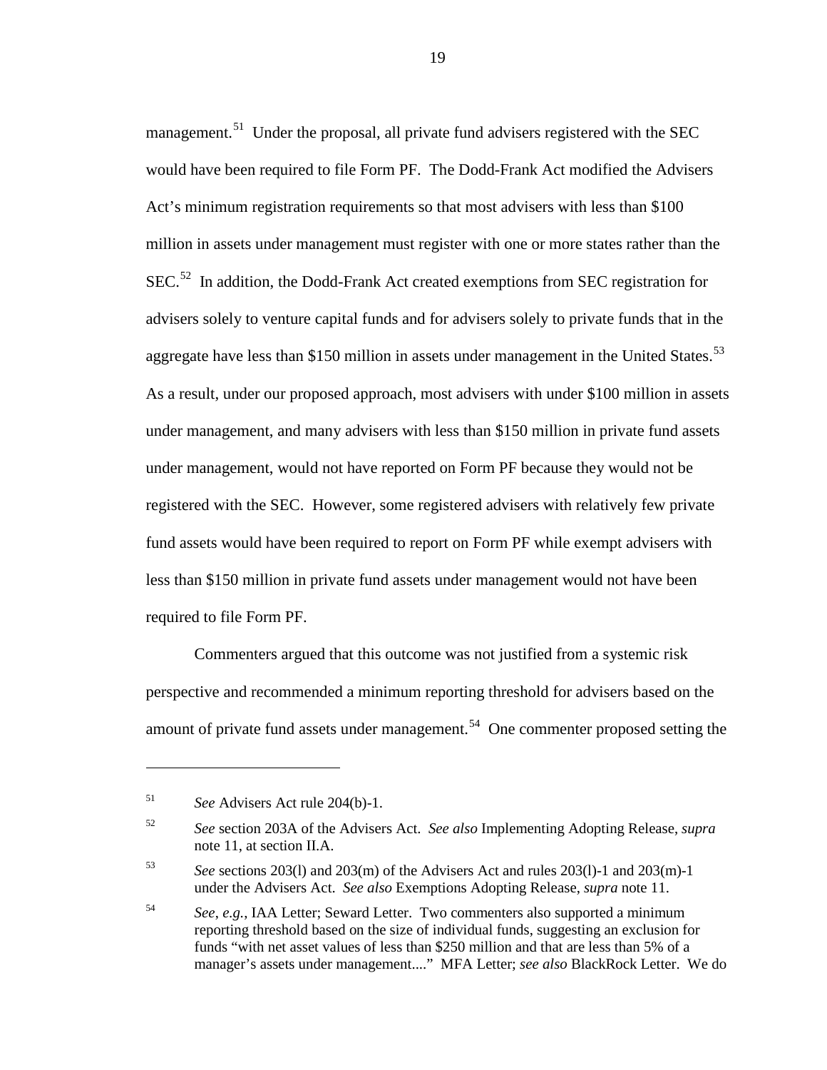management.[51] Under the proposal, all private fund advisers registered with the SEC would have been required to file Form PF. The Dodd-Frank Act modified the Advisers Act's minimum registration requirements so that most advisers with less than $100 million in assets under management must register with one or more states rather than the SEC.[52] In addition, the Dodd-Frank Act created exemptions from SEC registration for advisers solely to venture capital funds and for advisers solely to private funds that in the aggregate have less than $150 million in assets under management in the United States.[53] As a result, under our proposed approach, most advisers with under $100 million in assets under management, and many advisers with less than $150 million in private fund assets under management, would not have reported on Form PF because they would not be registered with the SEC. However, some registered advisers with relatively few private fund assets would have been required to report on Form PF while exempt advisers with less than $150 million in private fund assets under management would not have been required to file Form PF.

Commenters argued that this outcome was not justified from a systemic risk perspective and recommended a minimum reporting threshold for advisers based on the amount of private fund assets under management.[54] One commenter proposed setting the

---

[51] *See* Advisers Act rule 204(b)-1.

[52] *See* section 203A of the Advisers Act. *See also* Implementing Adopting Release, *supra* note 11, at section II.A.

[53] *See* sections 203(l) and 203(m) of the Advisers Act and rules 203(l)-1 and 203(m)-1 under the Advisers Act. *See also* Exemptions Adopting Release, *supra* note 11.

[54] *See*, *e.g.*, IAA Letter; Seward Letter. Two commenters also supported a minimum reporting threshold based on the size of individual funds, suggesting an exclusion for funds "with net asset values of less than $250 million and that are less than 5% of a manager's assets under management...." MFA Letter; *see also* BlackRock Letter. We do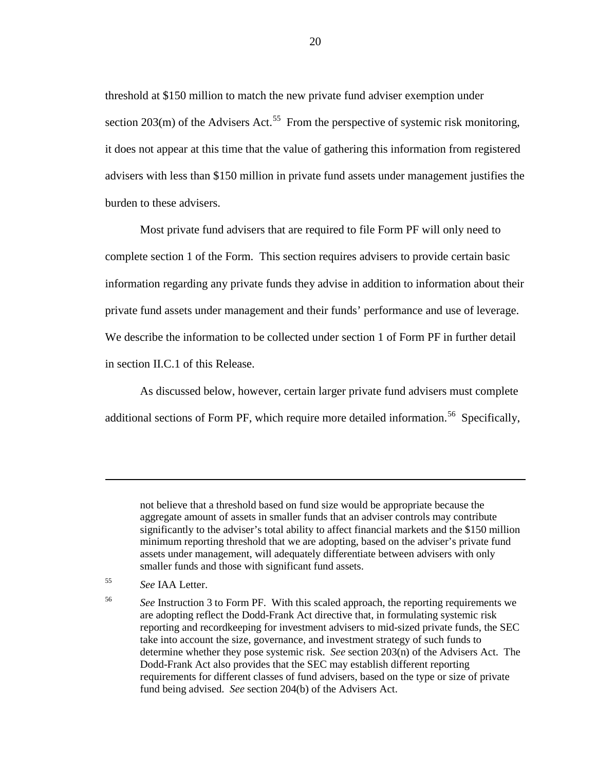threshold at $150 million to match the new private fund adviser exemption under section 203(m) of the Advisers Act.[55] From the perspective of systemic risk monitoring, it does not appear at this time that the value of gathering this information from registered advisers with less than $150 million in private fund assets under management justifies the burden to these advisers.

Most private fund advisers that are required to file Form PF will only need to complete section 1 of the Form. This section requires advisers to provide certain basic information regarding any private funds they advise in addition to information about their private fund assets under management and their funds' performance and use of leverage. We describe the information to be collected under section 1 of Form PF in further detail in section II.C.1 of this Release.

As discussed below, however, certain larger private fund advisers must complete additional sections of Form PF, which require more detailed information.[56] Specifically,

---

not believe that a threshold based on fund size would be appropriate because the aggregate amount of assets in smaller funds that an adviser controls may contribute significantly to the adviser's total ability to affect financial markets and the $150 million minimum reporting threshold that we are adopting, based on the adviser's private fund assets under management, will adequately differentiate between advisers with only smaller funds and those with significant fund assets.

[55] *See* IAA Letter.

[56] *See* Instruction 3 to Form PF. With this scaled approach, the reporting requirements we are adopting reflect the Dodd-Frank Act directive that, in formulating systemic risk reporting and recordkeeping for investment advisers to mid-sized private funds, the SEC take into account the size, governance, and investment strategy of such funds to determine whether they pose systemic risk. *See* section 203(n) of the Advisers Act. The Dodd-Frank Act also provides that the SEC may establish different reporting requirements for different classes of fund advisers, based on the type or size of private fund being advised. *See* section 204(b) of the Advisers Act.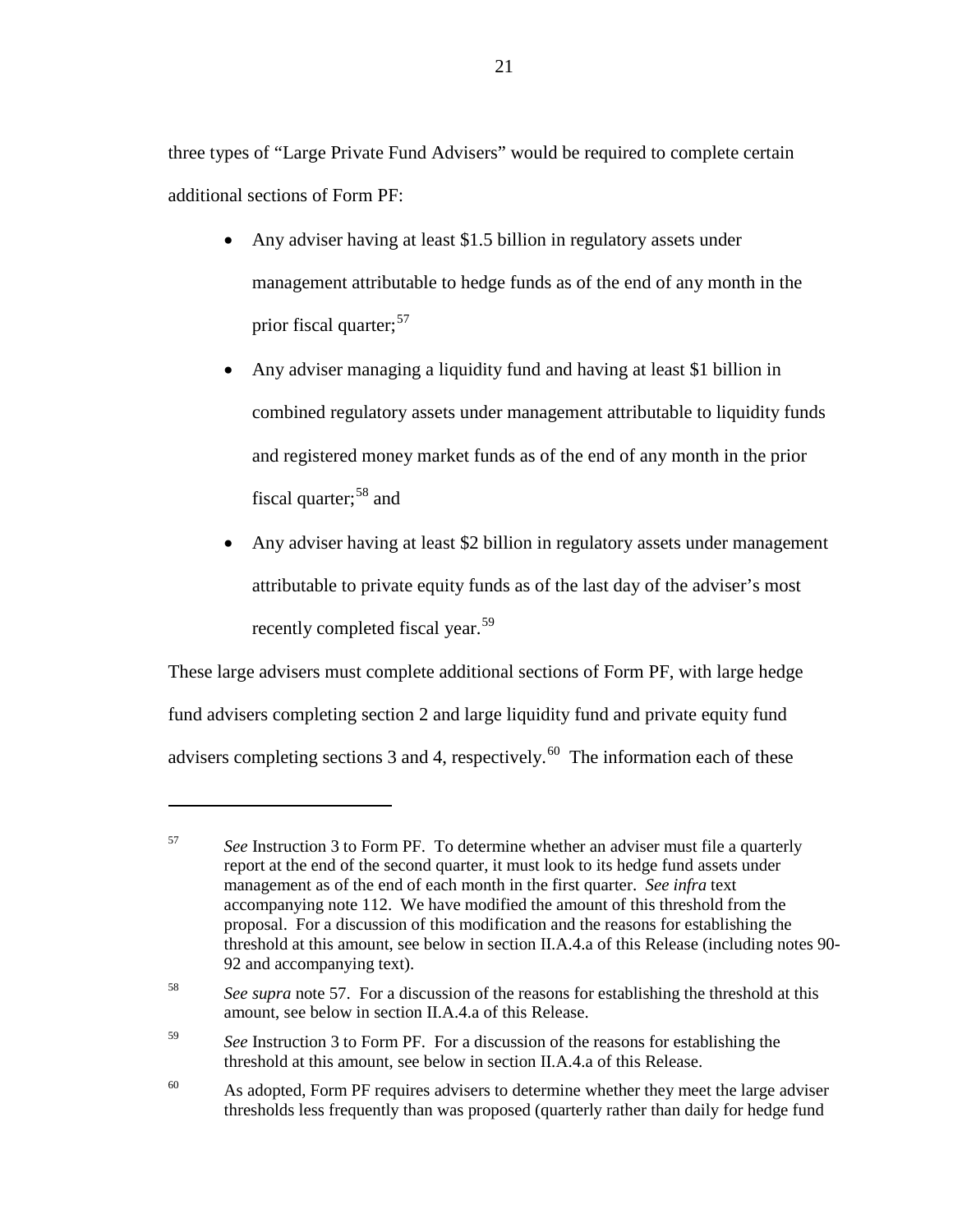three types of "Large Private Fund Advisers" would be required to complete certain additional sections of Form PF:

- Any adviser having at least \$1.5 billion in regulatory assets under management attributable to hedge funds as of the end of any month in the prior fiscal quarter;[57]
- Any adviser managing a liquidity fund and having at least \$1 billion in combined regulatory assets under management attributable to liquidity funds and registered money market funds as of the end of any month in the prior fiscal quarter;[58] and
- Any adviser having at least \$2 billion in regulatory assets under management attributable to private equity funds as of the last day of the adviser's most recently completed fiscal year.[59]

These large advisers must complete additional sections of Form PF, with large hedge fund advisers completing section 2 and large liquidity fund and private equity fund advisers completing sections 3 and 4, respectively.[60] The information each of these

---

[57] *See* Instruction 3 to Form PF. To determine whether an adviser must file a quarterly report at the end of the second quarter, it must look to its hedge fund assets under management as of the end of each month in the first quarter. *See infra* text accompanying note 112. We have modified the amount of this threshold from the proposal. For a discussion of this modification and the reasons for establishing the threshold at this amount, see below in section II.A.4.a of this Release (including notes 90-92 and accompanying text).

[58] *See supra* note 57. For a discussion of the reasons for establishing the threshold at this amount, see below in section II.A.4.a of this Release.

[59] *See* Instruction 3 to Form PF. For a discussion of the reasons for establishing the threshold at this amount, see below in section II.A.4.a of this Release.

[60] As adopted, Form PF requires advisers to determine whether they meet the large adviser thresholds less frequently than was proposed (quarterly rather than daily for hedge fund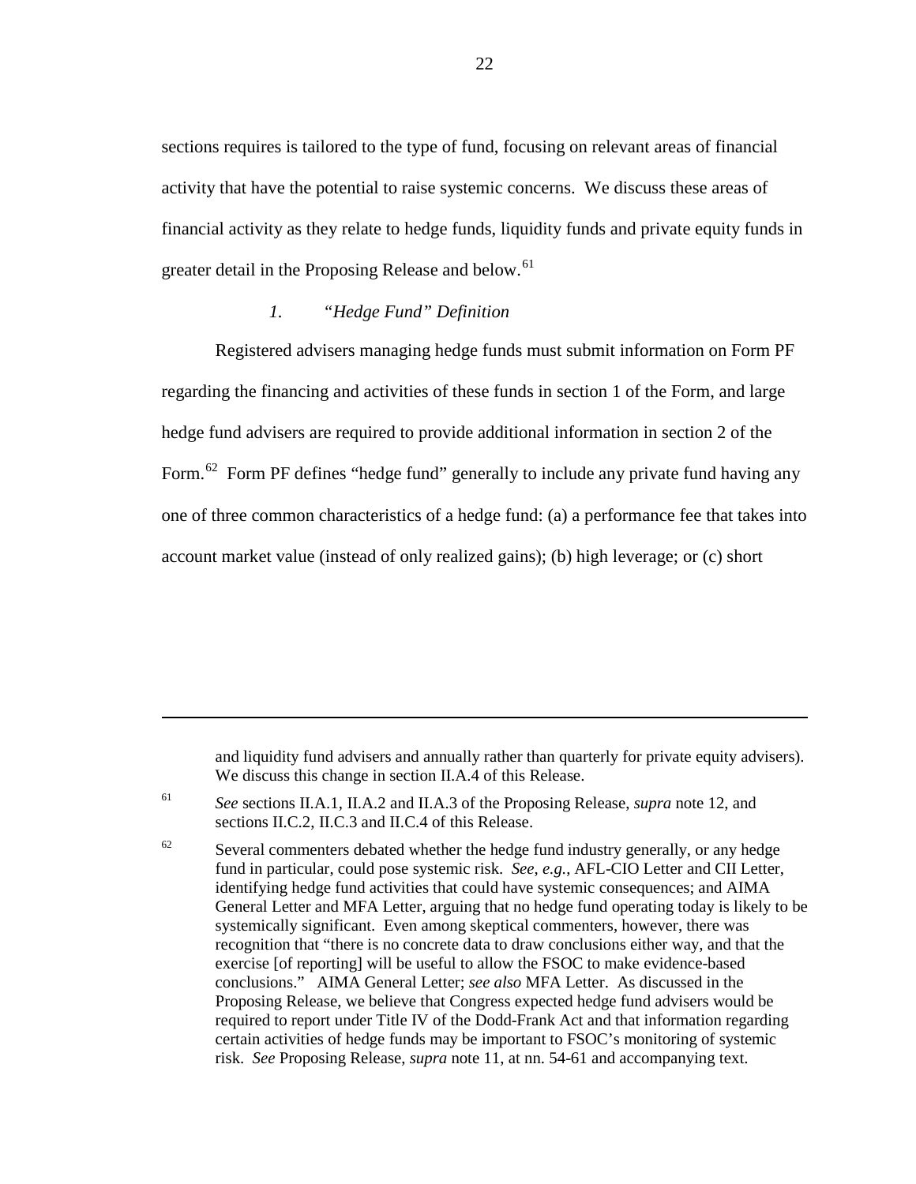sections requires is tailored to the type of fund, focusing on relevant areas of financial activity that have the potential to raise systemic concerns. We discuss these areas of financial activity as they relate to hedge funds, liquidity funds and private equity funds in greater detail in the Proposing Release and below.[61]

### *1. "Hedge Fund" Definition*

Registered advisers managing hedge funds must submit information on Form PF regarding the financing and activities of these funds in section 1 of the Form, and large hedge fund advisers are required to provide additional information in section 2 of the Form.[62] Form PF defines "hedge fund" generally to include any private fund having any one of three common characteristics of a hedge fund: (a) a performance fee that takes into account market value (instead of only realized gains); (b) high leverage; or (c) short

---

and liquidity fund advisers and annually rather than quarterly for private equity advisers). We discuss this change in section II.A.4 of this Release.

[61] *See* sections II.A.1, II.A.2 and II.A.3 of the Proposing Release, *supra* note 12, and sections II.C.2, II.C.3 and II.C.4 of this Release.

[62] Several commenters debated whether the hedge fund industry generally, or any hedge fund in particular, could pose systemic risk. *See, e.g.*, AFL-CIO Letter and CII Letter, identifying hedge fund activities that could have systemic consequences; and AIMA General Letter and MFA Letter, arguing that no hedge fund operating today is likely to be systemically significant. Even among skeptical commenters, however, there was recognition that "there is no concrete data to draw conclusions either way, and that the exercise [of reporting] will be useful to allow the FSOC to make evidence-based conclusions." AIMA General Letter; *see also* MFA Letter. As discussed in the Proposing Release, we believe that Congress expected hedge fund advisers would be required to report under Title IV of the Dodd-Frank Act and that information regarding certain activities of hedge funds may be important to FSOC's monitoring of systemic risk. *See* Proposing Release, *supra* note 11, at nn. 54-61 and accompanying text.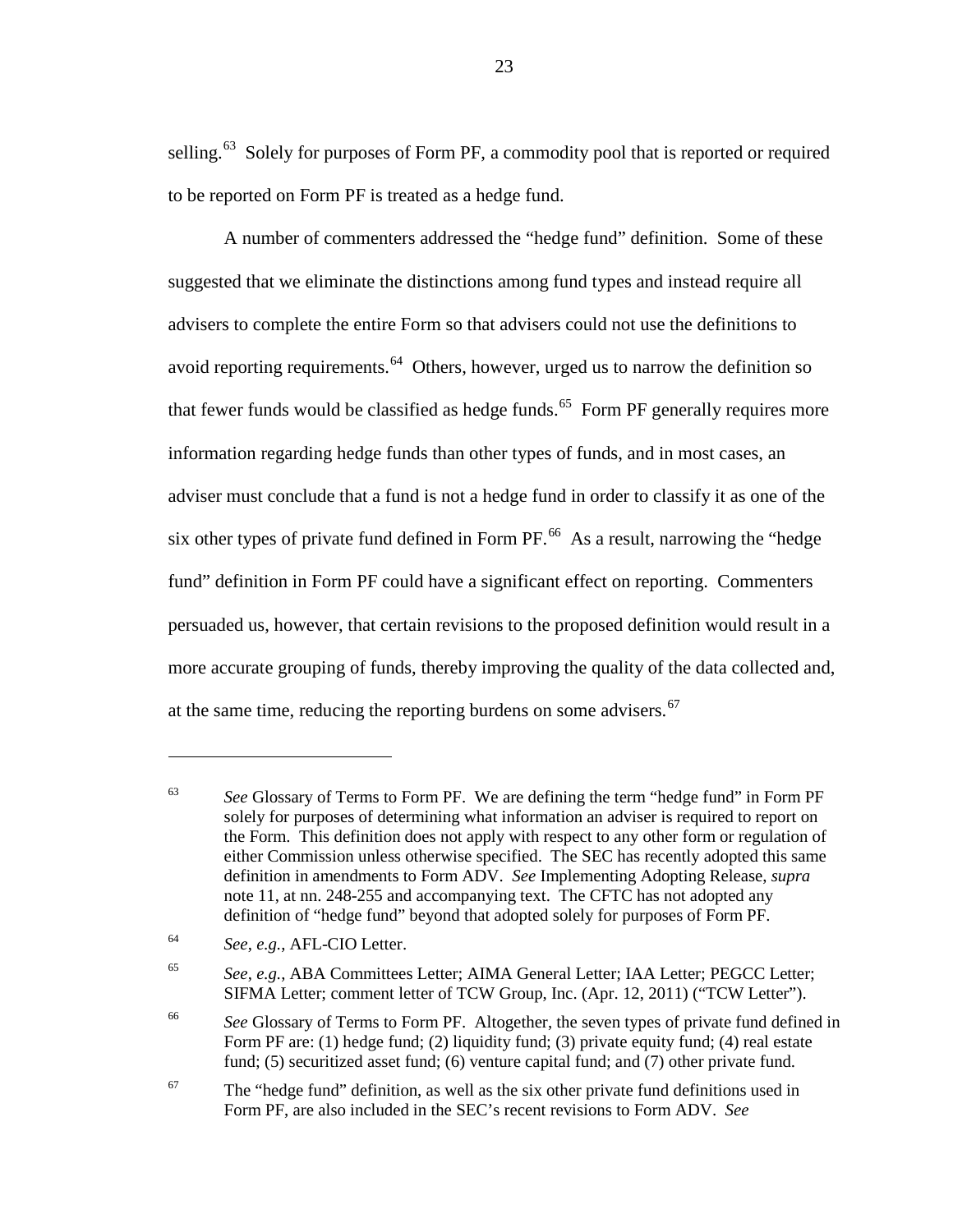selling.[63] Solely for purposes of Form PF, a commodity pool that is reported or required to be reported on Form PF is treated as a hedge fund.

A number of commenters addressed the "hedge fund" definition. Some of these suggested that we eliminate the distinctions among fund types and instead require all advisers to complete the entire Form so that advisers could not use the definitions to avoid reporting requirements.[64] Others, however, urged us to narrow the definition so that fewer funds would be classified as hedge funds.[65] Form PF generally requires more information regarding hedge funds than other types of funds, and in most cases, an adviser must conclude that a fund is not a hedge fund in order to classify it as one of the six other types of private fund defined in Form PF.[66] As a result, narrowing the "hedge fund" definition in Form PF could have a significant effect on reporting. Commenters persuaded us, however, that certain revisions to the proposed definition would result in a more accurate grouping of funds, thereby improving the quality of the data collected and, at the same time, reducing the reporting burdens on some advisers.[67]

---

[63] *See* Glossary of Terms to Form PF. We are defining the term "hedge fund" in Form PF solely for purposes of determining what information an adviser is required to report on the Form. This definition does not apply with respect to any other form or regulation of either Commission unless otherwise specified. The SEC has recently adopted this same definition in amendments to Form ADV. *See* Implementing Adopting Release, *supra* note 11, at nn. 248-255 and accompanying text. The CFTC has not adopted any definition of "hedge fund" beyond that adopted solely for purposes of Form PF.

[64] *See*, *e.g.*, AFL-CIO Letter.

[65] *See*, *e.g.,* ABA Committees Letter; AIMA General Letter; IAA Letter; PEGCC Letter; SIFMA Letter; comment letter of TCW Group, Inc. (Apr. 12, 2011) ("TCW Letter").

[66] *See* Glossary of Terms to Form PF. Altogether, the seven types of private fund defined in Form PF are: (1) hedge fund; (2) liquidity fund; (3) private equity fund; (4) real estate fund; (5) securitized asset fund; (6) venture capital fund; and (7) other private fund.

[67] The "hedge fund" definition, as well as the six other private fund definitions used in Form PF, are also included in the SEC's recent revisions to Form ADV. *See*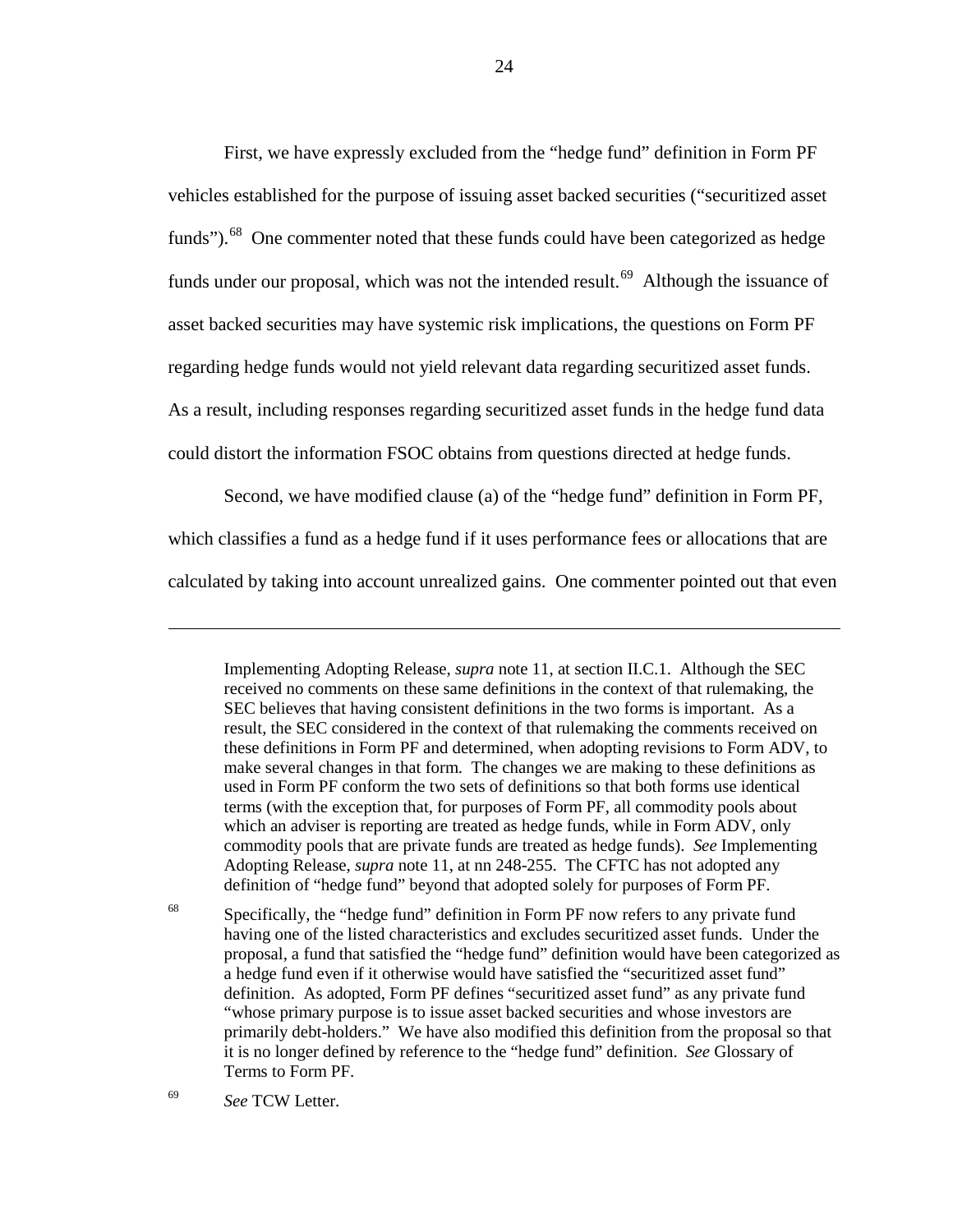First, we have expressly excluded from the "hedge fund" definition in Form PF vehicles established for the purpose of issuing asset backed securities ("securitized asset funds").[68] One commenter noted that these funds could have been categorized as hedge funds under our proposal, which was not the intended result.[69] Although the issuance of asset backed securities may have systemic risk implications, the questions on Form PF regarding hedge funds would not yield relevant data regarding securitized asset funds. As a result, including responses regarding securitized asset funds in the hedge fund data could distort the information FSOC obtains from questions directed at hedge funds.

Second, we have modified clause (a) of the "hedge fund" definition in Form PF, which classifies a fund as a hedge fund if it uses performance fees or allocations that are calculated by taking into account unrealized gains. One commenter pointed out that even

---

Implementing Adopting Release, *supra* note 11, at section II.C.1. Although the SEC received no comments on these same definitions in the context of that rulemaking, the SEC believes that having consistent definitions in the two forms is important. As a result, the SEC considered in the context of that rulemaking the comments received on these definitions in Form PF and determined, when adopting revisions to Form ADV, to make several changes in that form. The changes we are making to these definitions as used in Form PF conform the two sets of definitions so that both forms use identical terms (with the exception that, for purposes of Form PF, all commodity pools about which an adviser is reporting are treated as hedge funds, while in Form ADV, only commodity pools that are private funds are treated as hedge funds). *See* Implementing Adopting Release, *supra* note 11, at nn 248-255. The CFTC has not adopted any definition of "hedge fund" beyond that adopted solely for purposes of Form PF.

[68] Specifically, the "hedge fund" definition in Form PF now refers to any private fund having one of the listed characteristics and excludes securitized asset funds. Under the proposal, a fund that satisfied the "hedge fund" definition would have been categorized as a hedge fund even if it otherwise would have satisfied the "securitized asset fund" definition. As adopted, Form PF defines "securitized asset fund" as any private fund "whose primary purpose is to issue asset backed securities and whose investors are primarily debt-holders." We have also modified this definition from the proposal so that it is no longer defined by reference to the "hedge fund" definition. *See* Glossary of Terms to Form PF.

[69] *See* TCW Letter.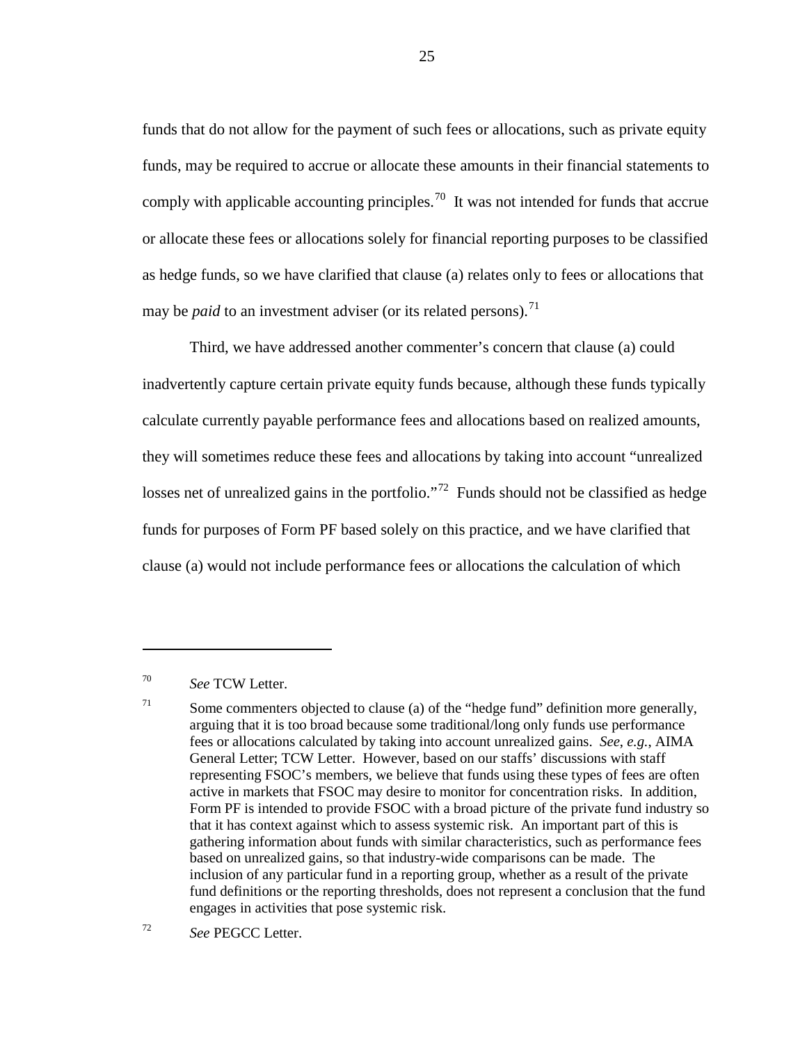funds that do not allow for the payment of such fees or allocations, such as private equity funds, may be required to accrue or allocate these amounts in their financial statements to comply with applicable accounting principles.[70] It was not intended for funds that accrue or allocate these fees or allocations solely for financial reporting purposes to be classified as hedge funds, so we have clarified that clause (a) relates only to fees or allocations that may be *paid* to an investment adviser (or its related persons).[71]

Third, we have addressed another commenter's concern that clause (a) could inadvertently capture certain private equity funds because, although these funds typically calculate currently payable performance fees and allocations based on realized amounts, they will sometimes reduce these fees and allocations by taking into account "unrealized losses net of unrealized gains in the portfolio."[72] Funds should not be classified as hedge funds for purposes of Form PF based solely on this practice, and we have clarified that clause (a) would not include performance fees or allocations the calculation of which

---

[70] *See* TCW Letter.

[71] Some commenters objected to clause (a) of the "hedge fund" definition more generally, arguing that it is too broad because some traditional/long only funds use performance fees or allocations calculated by taking into account unrealized gains. *See, e.g.*, AIMA General Letter; TCW Letter. However, based on our staffs' discussions with staff representing FSOC's members, we believe that funds using these types of fees are often active in markets that FSOC may desire to monitor for concentration risks. In addition, Form PF is intended to provide FSOC with a broad picture of the private fund industry so that it has context against which to assess systemic risk. An important part of this is gathering information about funds with similar characteristics, such as performance fees based on unrealized gains, so that industry-wide comparisons can be made. The inclusion of any particular fund in a reporting group, whether as a result of the private fund definitions or the reporting thresholds, does not represent a conclusion that the fund engages in activities that pose systemic risk.

[72] *See* PEGCC Letter.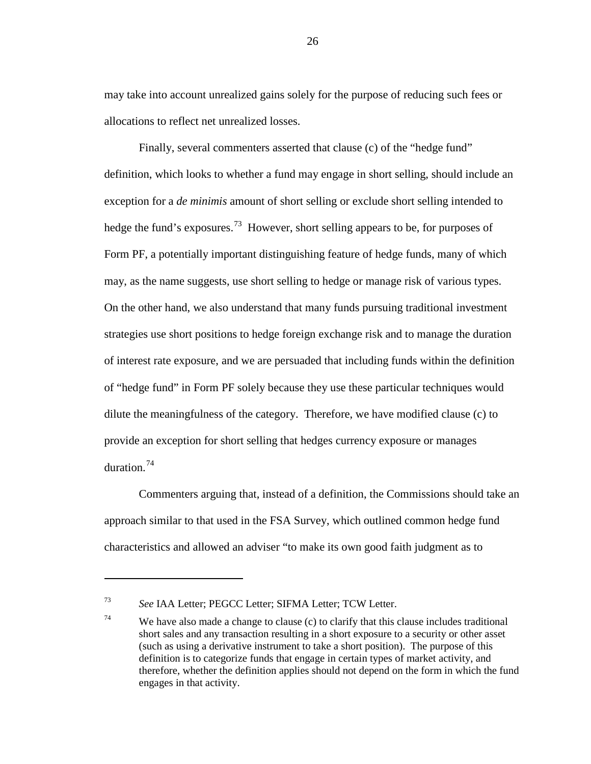may take into account unrealized gains solely for the purpose of reducing such fees or allocations to reflect net unrealized losses.

Finally, several commenters asserted that clause (c) of the "hedge fund" definition, which looks to whether a fund may engage in short selling, should include an exception for a *de minimis* amount of short selling or exclude short selling intended to hedge the fund's exposures.[73] However, short selling appears to be, for purposes of Form PF, a potentially important distinguishing feature of hedge funds, many of which may, as the name suggests, use short selling to hedge or manage risk of various types. On the other hand, we also understand that many funds pursuing traditional investment strategies use short positions to hedge foreign exchange risk and to manage the duration of interest rate exposure, and we are persuaded that including funds within the definition of "hedge fund" in Form PF solely because they use these particular techniques would dilute the meaningfulness of the category. Therefore, we have modified clause (c) to provide an exception for short selling that hedges currency exposure or manages duration.[74]

Commenters arguing that, instead of a definition, the Commissions should take an approach similar to that used in the FSA Survey, which outlined common hedge fund characteristics and allowed an adviser "to make its own good faith judgment as to

---

[73] *See* IAA Letter; PEGCC Letter; SIFMA Letter; TCW Letter.

[74] We have also made a change to clause (c) to clarify that this clause includes traditional short sales and any transaction resulting in a short exposure to a security or other asset (such as using a derivative instrument to take a short position). The purpose of this definition is to categorize funds that engage in certain types of market activity, and therefore, whether the definition applies should not depend on the form in which the fund engages in that activity.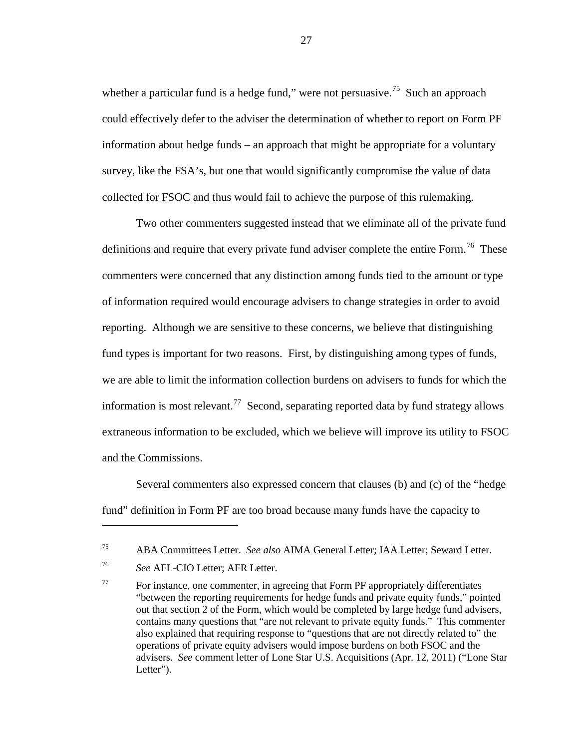whether a particular fund is a hedge fund," were not persuasive.[75] Such an approach could effectively defer to the adviser the determination of whether to report on Form PF information about hedge funds – an approach that might be appropriate for a voluntary survey, like the FSA's, but one that would significantly compromise the value of data collected for FSOC and thus would fail to achieve the purpose of this rulemaking.

Two other commenters suggested instead that we eliminate all of the private fund definitions and require that every private fund adviser complete the entire Form.[76] These commenters were concerned that any distinction among funds tied to the amount or type of information required would encourage advisers to change strategies in order to avoid reporting. Although we are sensitive to these concerns, we believe that distinguishing fund types is important for two reasons. First, by distinguishing among types of funds, we are able to limit the information collection burdens on advisers to funds for which the information is most relevant.[77] Second, separating reported data by fund strategy allows extraneous information to be excluded, which we believe will improve its utility to FSOC and the Commissions.

Several commenters also expressed concern that clauses (b) and (c) of the "hedge fund" definition in Form PF are too broad because many funds have the capacity to

---

[75] ABA Committees Letter. *See also* AIMA General Letter; IAA Letter; Seward Letter.

[76] *See* AFL-CIO Letter; AFR Letter.

[77] For instance, one commenter, in agreeing that Form PF appropriately differentiates "between the reporting requirements for hedge funds and private equity funds," pointed out that section 2 of the Form, which would be completed by large hedge fund advisers, contains many questions that "are not relevant to private equity funds." This commenter also explained that requiring response to "questions that are not directly related to" the operations of private equity advisers would impose burdens on both FSOC and the advisers. *See* comment letter of Lone Star U.S. Acquisitions (Apr. 12, 2011) ("Lone Star Letter").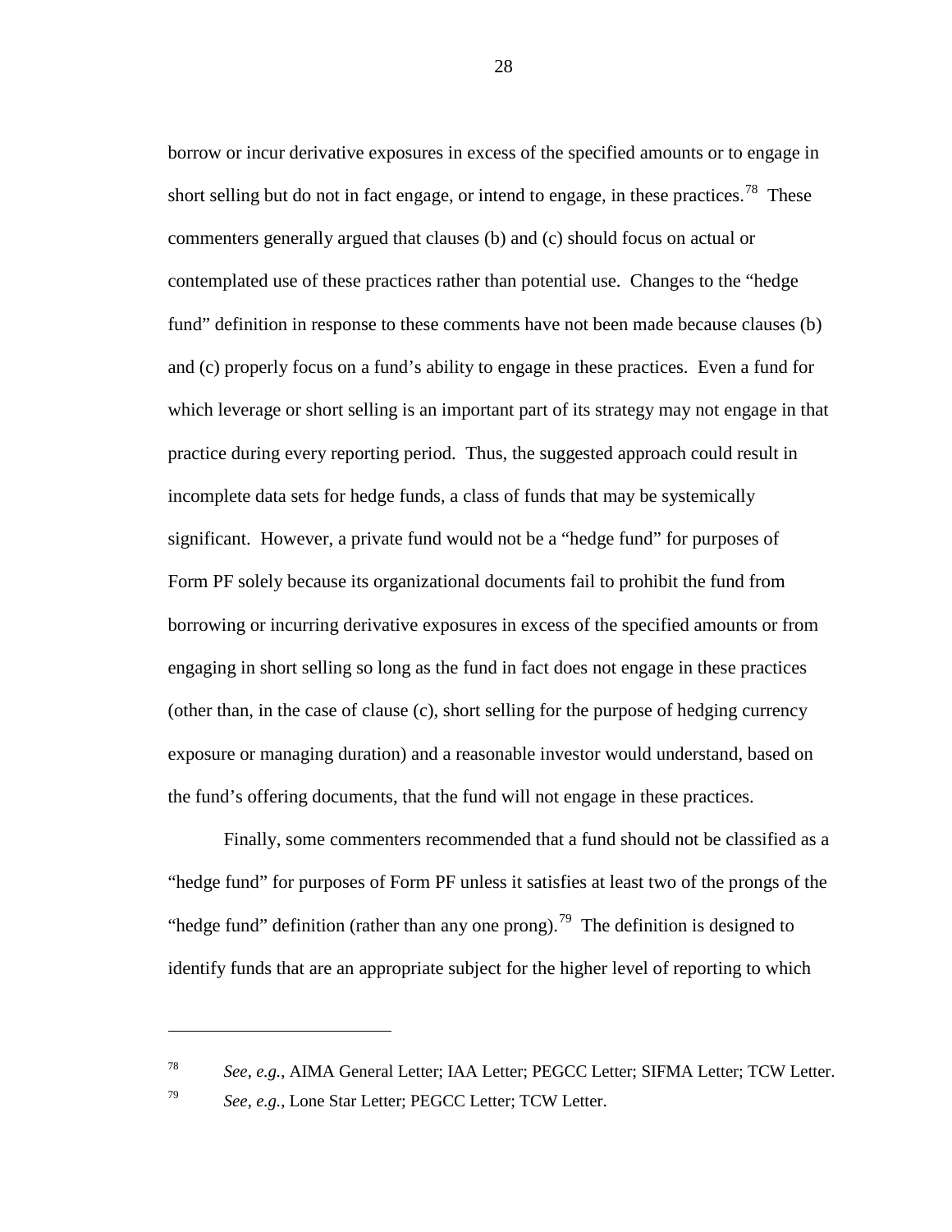borrow or incur derivative exposures in excess of the specified amounts or to engage in short selling but do not in fact engage, or intend to engage, in these practices.[78] These commenters generally argued that clauses (b) and (c) should focus on actual or contemplated use of these practices rather than potential use. Changes to the "hedge fund" definition in response to these comments have not been made because clauses (b) and (c) properly focus on a fund's ability to engage in these practices. Even a fund for which leverage or short selling is an important part of its strategy may not engage in that practice during every reporting period. Thus, the suggested approach could result in incomplete data sets for hedge funds, a class of funds that may be systemically significant. However, a private fund would not be a "hedge fund" for purposes of Form PF solely because its organizational documents fail to prohibit the fund from borrowing or incurring derivative exposures in excess of the specified amounts or from engaging in short selling so long as the fund in fact does not engage in these practices (other than, in the case of clause (c), short selling for the purpose of hedging currency exposure or managing duration) and a reasonable investor would understand, based on the fund's offering documents, that the fund will not engage in these practices.

Finally, some commenters recommended that a fund should not be classified as a "hedge fund" for purposes of Form PF unless it satisfies at least two of the prongs of the "hedge fund" definition (rather than any one prong).[79] The definition is designed to identify funds that are an appropriate subject for the higher level of reporting to which

---

[78] *See*, *e.g.*, AIMA General Letter; IAA Letter; PEGCC Letter; SIFMA Letter; TCW Letter.

[79] *See*, *e.g.*, Lone Star Letter; PEGCC Letter; TCW Letter.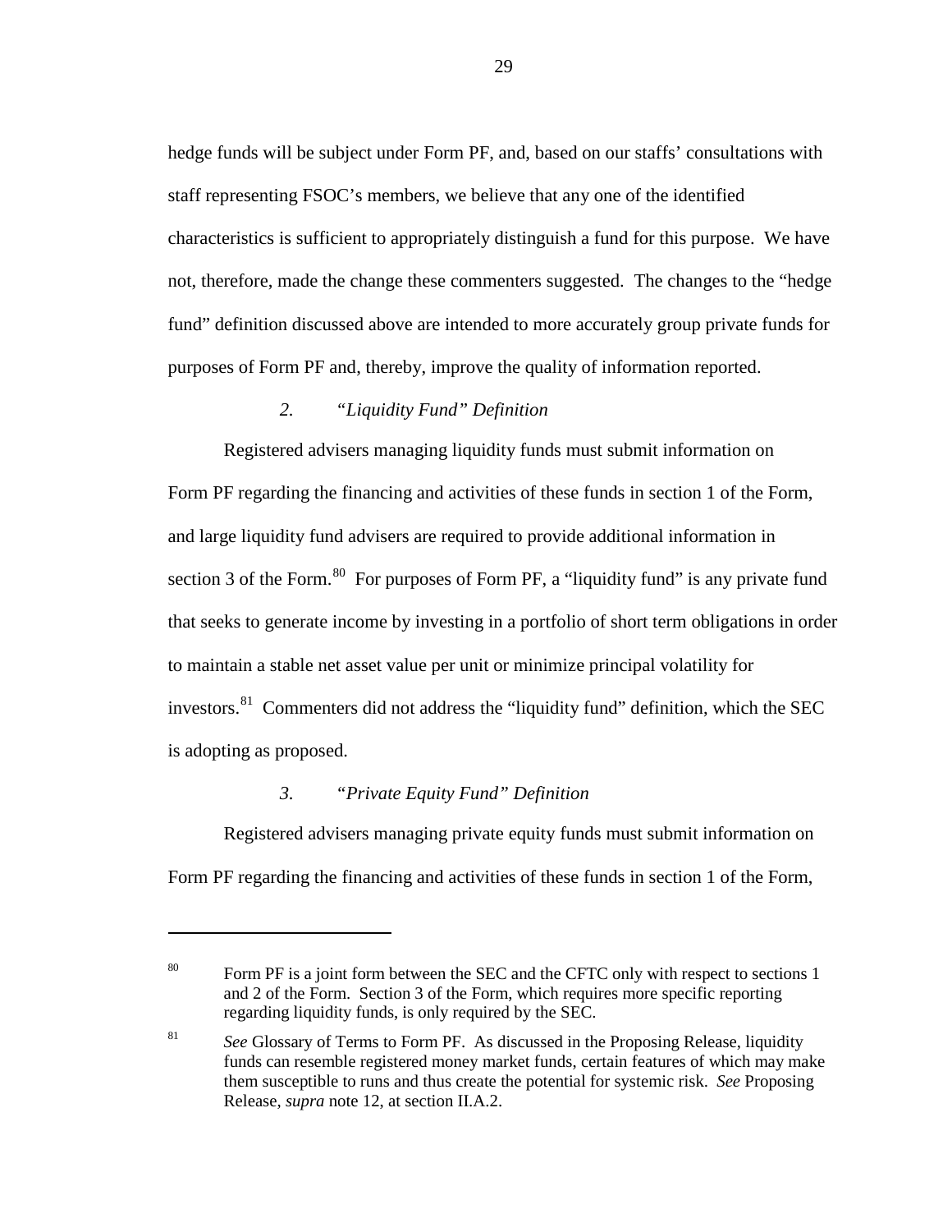hedge funds will be subject under Form PF, and, based on our staffs' consultations with staff representing FSOC's members, we believe that any one of the identified characteristics is sufficient to appropriately distinguish a fund for this purpose. We have not, therefore, made the change these commenters suggested. The changes to the "hedge fund" definition discussed above are intended to more accurately group private funds for purposes of Form PF and, thereby, improve the quality of information reported.

### *2. "Liquidity Fund" Definition*

Registered advisers managing liquidity funds must submit information on Form PF regarding the financing and activities of these funds in section 1 of the Form, and large liquidity fund advisers are required to provide additional information in section 3 of the Form.[80] For purposes of Form PF, a "liquidity fund" is any private fund that seeks to generate income by investing in a portfolio of short term obligations in order to maintain a stable net asset value per unit or minimize principal volatility for investors.[81] Commenters did not address the "liquidity fund" definition, which the SEC is adopting as proposed.

### *3. "Private Equity Fund" Definition*

Registered advisers managing private equity funds must submit information on Form PF regarding the financing and activities of these funds in section 1 of the Form,

---

[80] Form PF is a joint form between the SEC and the CFTC only with respect to sections 1 and 2 of the Form. Section 3 of the Form, which requires more specific reporting regarding liquidity funds, is only required by the SEC.

[81] *See* Glossary of Terms to Form PF. As discussed in the Proposing Release, liquidity funds can resemble registered money market funds, certain features of which may make them susceptible to runs and thus create the potential for systemic risk. *See* Proposing Release, *supra* note 12, at section II.A.2.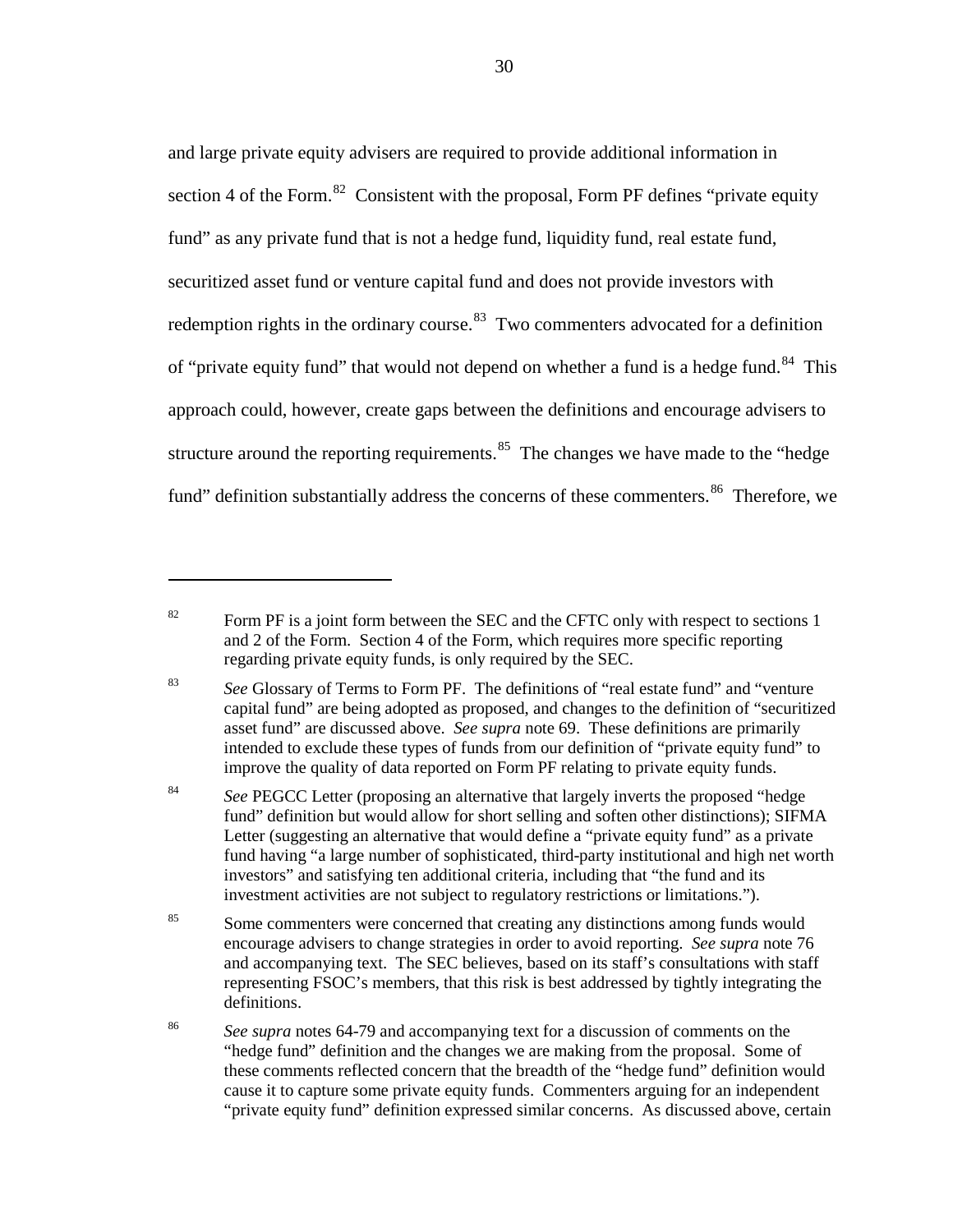and large private equity advisers are required to provide additional information in section 4 of the Form.[82] Consistent with the proposal, Form PF defines "private equity fund" as any private fund that is not a hedge fund, liquidity fund, real estate fund, securitized asset fund or venture capital fund and does not provide investors with redemption rights in the ordinary course.[83] Two commenters advocated for a definition of "private equity fund" that would not depend on whether a fund is a hedge fund.[84] This approach could, however, create gaps between the definitions and encourage advisers to structure around the reporting requirements.[85] The changes we have made to the "hedge fund" definition substantially address the concerns of these commenters.[86] Therefore, we

---

[82] Form PF is a joint form between the SEC and the CFTC only with respect to sections 1 and 2 of the Form. Section 4 of the Form, which requires more specific reporting regarding private equity funds, is only required by the SEC.

[83] *See* Glossary of Terms to Form PF. The definitions of "real estate fund" and "venture capital fund" are being adopted as proposed, and changes to the definition of "securitized asset fund" are discussed above. *See supra* note 69. These definitions are primarily intended to exclude these types of funds from our definition of "private equity fund" to improve the quality of data reported on Form PF relating to private equity funds.

[84] *See* PEGCC Letter (proposing an alternative that largely inverts the proposed "hedge fund" definition but would allow for short selling and soften other distinctions); SIFMA Letter (suggesting an alternative that would define a "private equity fund" as a private fund having "a large number of sophisticated, third-party institutional and high net worth investors" and satisfying ten additional criteria, including that "the fund and its investment activities are not subject to regulatory restrictions or limitations.").

[85] Some commenters were concerned that creating any distinctions among funds would encourage advisers to change strategies in order to avoid reporting. *See supra* note 76 and accompanying text. The SEC believes, based on its staff's consultations with staff representing FSOC's members, that this risk is best addressed by tightly integrating the definitions.

[86] *See supra* notes 64-79 and accompanying text for a discussion of comments on the "hedge fund" definition and the changes we are making from the proposal. Some of these comments reflected concern that the breadth of the "hedge fund" definition would cause it to capture some private equity funds. Commenters arguing for an independent "private equity fund" definition expressed similar concerns. As discussed above, certain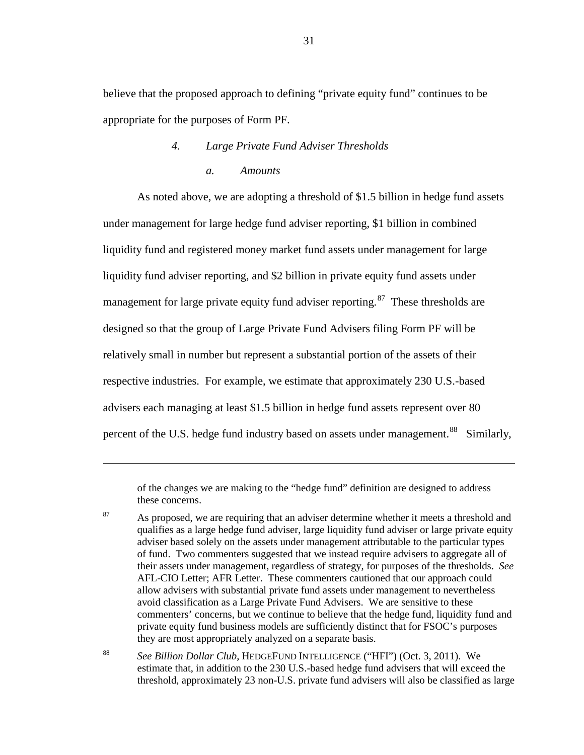believe that the proposed approach to defining "private equity fund" continues to be appropriate for the purposes of Form PF.

### *4. Large Private Fund Adviser Thresholds*

#### *a. Amounts*

As noted above, we are adopting a threshold of $1.5 billion in hedge fund assets under management for large hedge fund adviser reporting, $1 billion in combined liquidity fund and registered money market fund assets under management for large liquidity fund adviser reporting, and $2 billion in private equity fund assets under management for large private equity fund adviser reporting.[87] These thresholds are designed so that the group of Large Private Fund Advisers filing Form PF will be relatively small in number but represent a substantial portion of the assets of their respective industries. For example, we estimate that approximately 230 U.S.-based advisers each managing at least $1.5 billion in hedge fund assets represent over 80 percent of the U.S. hedge fund industry based on assets under management.[88] Similarly,

---

of the changes we are making to the "hedge fund" definition are designed to address these concerns.

[87] As proposed, we are requiring that an adviser determine whether it meets a threshold and qualifies as a large hedge fund adviser, large liquidity fund adviser or large private equity adviser based solely on the assets under management attributable to the particular types of fund. Two commenters suggested that we instead require advisers to aggregate all of their assets under management, regardless of strategy, for purposes of the thresholds. *See* AFL-CIO Letter; AFR Letter. These commenters cautioned that our approach could allow advisers with substantial private fund assets under management to nevertheless avoid classification as a Large Private Fund Advisers. We are sensitive to these commenters' concerns, but we continue to believe that the hedge fund, liquidity fund and private equity fund business models are sufficiently distinct that for FSOC's purposes they are most appropriately analyzed on a separate basis.

[88] *See Billion Dollar Club*, HEDGEFUND INTELLIGENCE ("HFI") (Oct. 3, 2011). We estimate that, in addition to the 230 U.S.-based hedge fund advisers that will exceed the threshold, approximately 23 non-U.S. private fund advisers will also be classified as large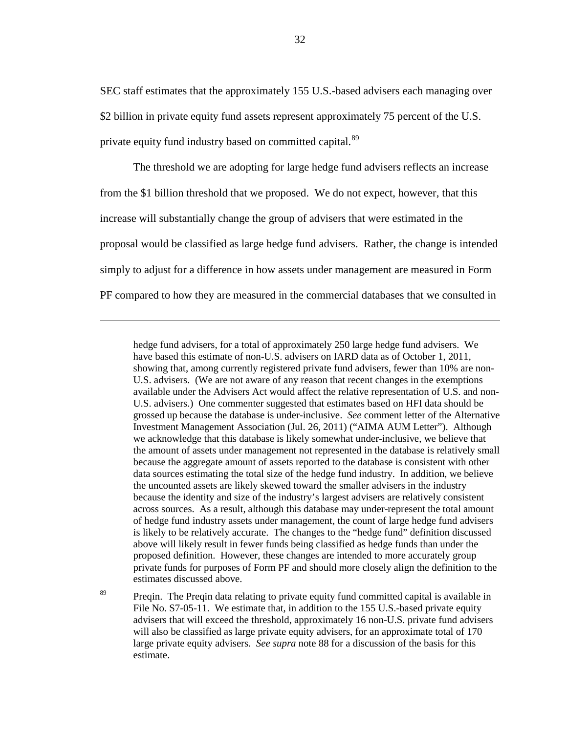SEC staff estimates that the approximately 155 U.S.-based advisers each managing over $2 billion in private equity fund assets represent approximately 75 percent of the U.S. private equity fund industry based on committed capital.[89]

The threshold we are adopting for large hedge fund advisers reflects an increase from the $1 billion threshold that we proposed. We do not expect, however, that this increase will substantially change the group of advisers that were estimated in the proposal would be classified as large hedge fund advisers. Rather, the change is intended simply to adjust for a difference in how assets under management are measured in Form PF compared to how they are measured in the commercial databases that we consulted in

---

hedge fund advisers, for a total of approximately 250 large hedge fund advisers. We have based this estimate of non-U.S. advisers on IARD data as of October 1, 2011, showing that, among currently registered private fund advisers, fewer than 10% are non-U.S. advisers. (We are not aware of any reason that recent changes in the exemptions available under the Advisers Act would affect the relative representation of U.S. and non-U.S. advisers.) One commenter suggested that estimates based on HFI data should be grossed up because the database is under-inclusive. *See* comment letter of the Alternative Investment Management Association (Jul. 26, 2011) ("AIMA AUM Letter"). Although we acknowledge that this database is likely somewhat under-inclusive, we believe that the amount of assets under management not represented in the database is relatively small because the aggregate amount of assets reported to the database is consistent with other data sources estimating the total size of the hedge fund industry. In addition, we believe the uncounted assets are likely skewed toward the smaller advisers in the industry because the identity and size of the industry's largest advisers are relatively consistent across sources. As a result, although this database may under-represent the total amount of hedge fund industry assets under management, the count of large hedge fund advisers is likely to be relatively accurate. The changes to the "hedge fund" definition discussed above will likely result in fewer funds being classified as hedge funds than under the proposed definition. However, these changes are intended to more accurately group private funds for purposes of Form PF and should more closely align the definition to the estimates discussed above.

[89] Preqin. The Preqin data relating to private equity fund committed capital is available in File No. S7-05-11. We estimate that, in addition to the 155 U.S.-based private equity advisers that will exceed the threshold, approximately 16 non-U.S. private fund advisers will also be classified as large private equity advisers, for an approximate total of 170 large private equity advisers. *See supra* note 88 for a discussion of the basis for this estimate.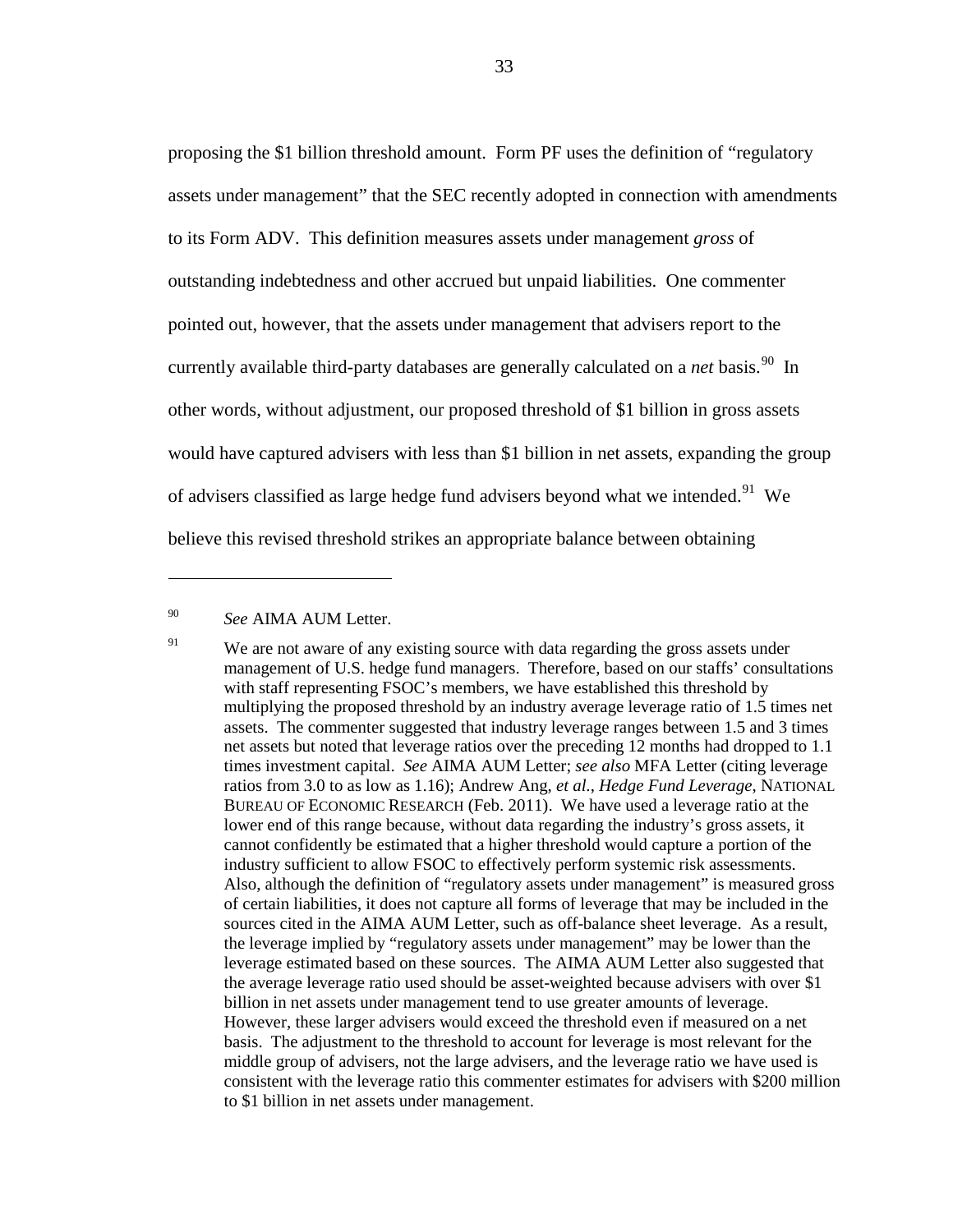proposing the $1 billion threshold amount. Form PF uses the definition of "regulatory assets under management" that the SEC recently adopted in connection with amendments to its Form ADV. This definition measures assets under management *gross* of outstanding indebtedness and other accrued but unpaid liabilities. One commenter pointed out, however, that the assets under management that advisers report to the currently available third-party databases are generally calculated on a *net* basis.[90] In other words, without adjustment, our proposed threshold of $1 billion in gross assets would have captured advisers with less than $1 billion in net assets, expanding the group of advisers classified as large hedge fund advisers beyond what we intended.[91] We believe this revised threshold strikes an appropriate balance between obtaining

---

[90] *See* AIMA AUM Letter.

[91] We are not aware of any existing source with data regarding the gross assets under management of U.S. hedge fund managers. Therefore, based on our staffs' consultations with staff representing FSOC's members, we have established this threshold by multiplying the proposed threshold by an industry average leverage ratio of 1.5 times net assets. The commenter suggested that industry leverage ranges between 1.5 and 3 times net assets but noted that leverage ratios over the preceding 12 months had dropped to 1.1 times investment capital. *See* AIMA AUM Letter; *see also* MFA Letter (citing leverage ratios from 3.0 to as low as 1.16); Andrew Ang, *et al.*, *Hedge Fund Leverage*, NATIONAL BUREAU OF ECONOMIC RESEARCH (Feb. 2011). We have used a leverage ratio at the lower end of this range because, without data regarding the industry's gross assets, it cannot confidently be estimated that a higher threshold would capture a portion of the industry sufficient to allow FSOC to effectively perform systemic risk assessments. Also, although the definition of "regulatory assets under management" is measured gross of certain liabilities, it does not capture all forms of leverage that may be included in the sources cited in the AIMA AUM Letter, such as off-balance sheet leverage. As a result, the leverage implied by "regulatory assets under management" may be lower than the leverage estimated based on these sources. The AIMA AUM Letter also suggested that the average leverage ratio used should be asset-weighted because advisers with over $1 billion in net assets under management tend to use greater amounts of leverage. However, these larger advisers would exceed the threshold even if measured on a net basis. The adjustment to the threshold to account for leverage is most relevant for the middle group of advisers, not the large advisers, and the leverage ratio we have used is consistent with the leverage ratio this commenter estimates for advisers with $200 million to $1 billion in net assets under management.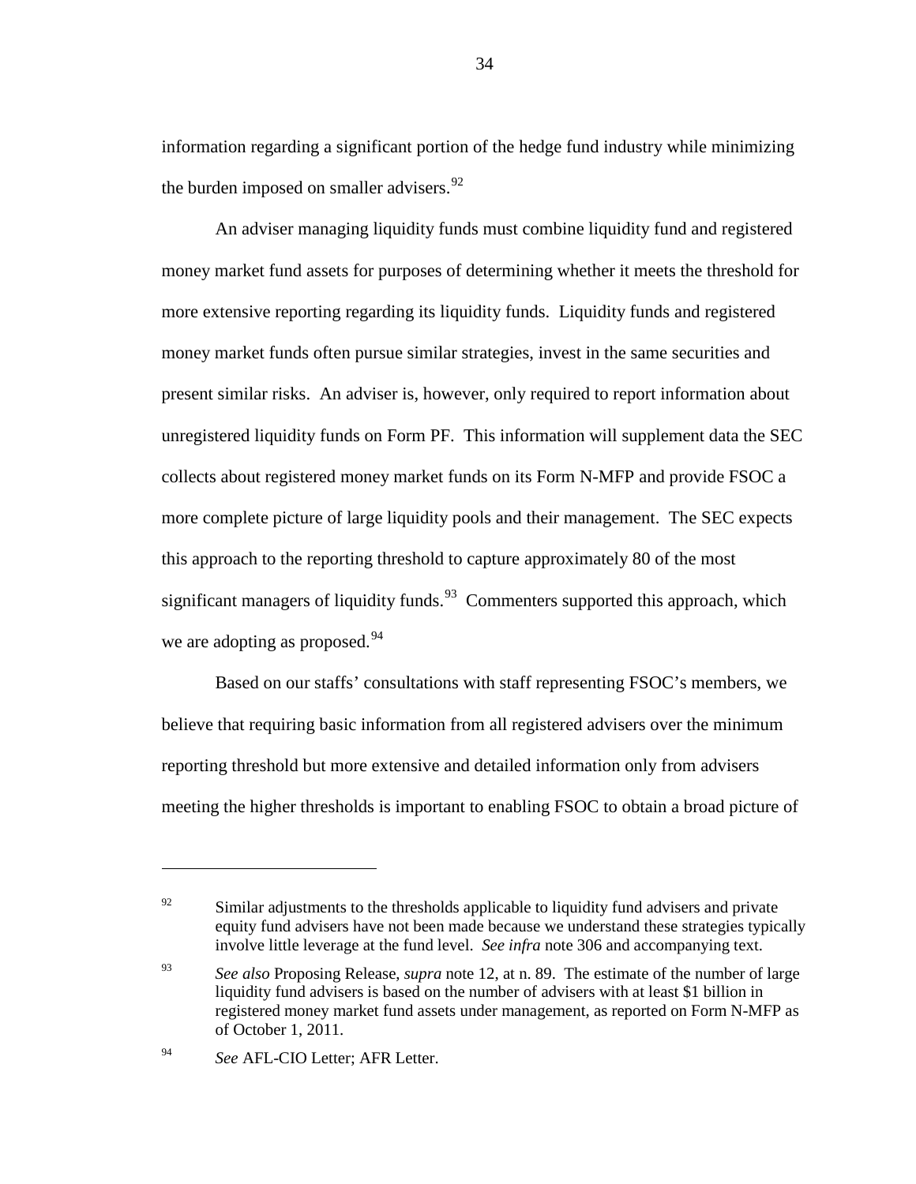information regarding a significant portion of the hedge fund industry while minimizing the burden imposed on smaller advisers.[92]

An adviser managing liquidity funds must combine liquidity fund and registered money market fund assets for purposes of determining whether it meets the threshold for more extensive reporting regarding its liquidity funds. Liquidity funds and registered money market funds often pursue similar strategies, invest in the same securities and present similar risks. An adviser is, however, only required to report information about unregistered liquidity funds on Form PF. This information will supplement data the SEC collects about registered money market funds on its Form N-MFP and provide FSOC a more complete picture of large liquidity pools and their management. The SEC expects this approach to the reporting threshold to capture approximately 80 of the most significant managers of liquidity funds.[93] Commenters supported this approach, which we are adopting as proposed.[94]

Based on our staffs' consultations with staff representing FSOC's members, we believe that requiring basic information from all registered advisers over the minimum reporting threshold but more extensive and detailed information only from advisers meeting the higher thresholds is important to enabling FSOC to obtain a broad picture of

---

[92] Similar adjustments to the thresholds applicable to liquidity fund advisers and private equity fund advisers have not been made because we understand these strategies typically involve little leverage at the fund level. *See infra* note 306 and accompanying text.

[93] *See also* Proposing Release, *supra* note 12, at n. 89. The estimate of the number of large liquidity fund advisers is based on the number of advisers with at least $1 billion in registered money market fund assets under management, as reported on Form N-MFP as of October 1, 2011.

[94] *See* AFL-CIO Letter; AFR Letter.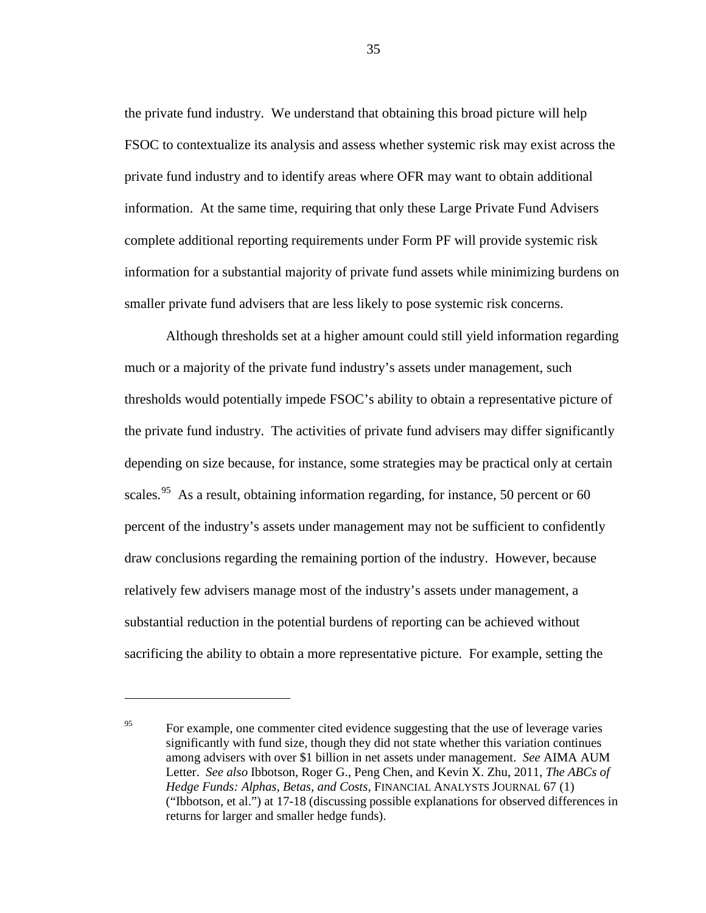the private fund industry. We understand that obtaining this broad picture will help FSOC to contextualize its analysis and assess whether systemic risk may exist across the private fund industry and to identify areas where OFR may want to obtain additional information. At the same time, requiring that only these Large Private Fund Advisers complete additional reporting requirements under Form PF will provide systemic risk information for a substantial majority of private fund assets while minimizing burdens on smaller private fund advisers that are less likely to pose systemic risk concerns.

Although thresholds set at a higher amount could still yield information regarding much or a majority of the private fund industry's assets under management, such thresholds would potentially impede FSOC's ability to obtain a representative picture of the private fund industry. The activities of private fund advisers may differ significantly depending on size because, for instance, some strategies may be practical only at certain scales.[95] As a result, obtaining information regarding, for instance, 50 percent or 60 percent of the industry's assets under management may not be sufficient to confidently draw conclusions regarding the remaining portion of the industry. However, because relatively few advisers manage most of the industry's assets under management, a substantial reduction in the potential burdens of reporting can be achieved without sacrificing the ability to obtain a more representative picture. For example, setting the

---

[95] For example, one commenter cited evidence suggesting that the use of leverage varies significantly with fund size, though they did not state whether this variation continues among advisers with over $1 billion in net assets under management. *See* AIMA AUM Letter. *See also* Ibbotson, Roger G., Peng Chen, and Kevin X. Zhu, 2011, *The ABCs of Hedge Funds: Alphas, Betas, and Costs*, FINANCIAL ANALYSTS JOURNAL 67 (1) ("Ibbotson, et al.") at 17-18 (discussing possible explanations for observed differences in returns for larger and smaller hedge funds).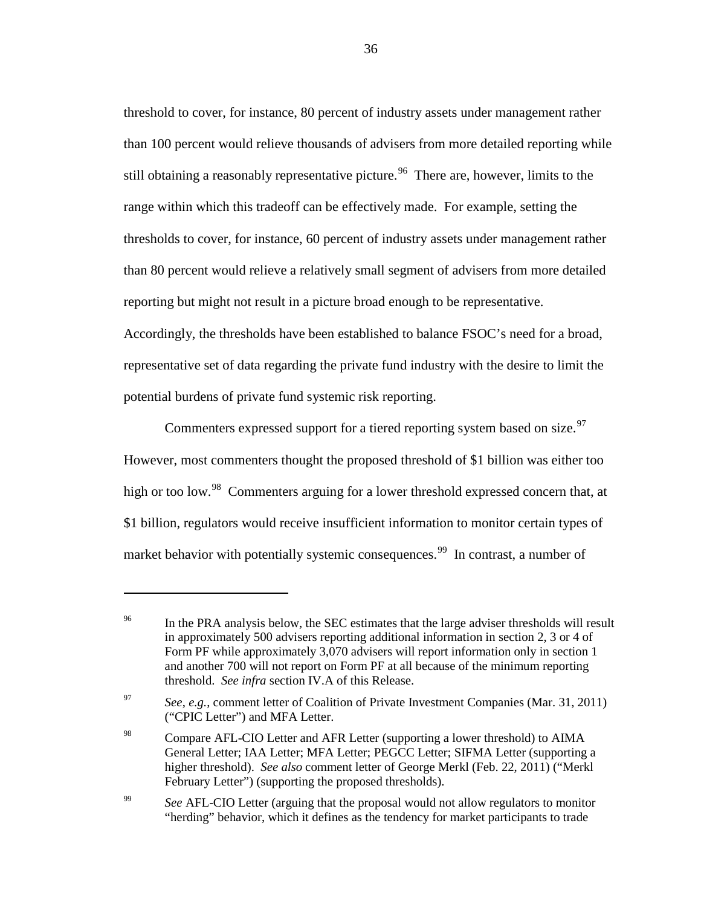threshold to cover, for instance, 80 percent of industry assets under management rather than 100 percent would relieve thousands of advisers from more detailed reporting while still obtaining a reasonably representative picture.[96] There are, however, limits to the range within which this tradeoff can be effectively made. For example, setting the thresholds to cover, for instance, 60 percent of industry assets under management rather than 80 percent would relieve a relatively small segment of advisers from more detailed reporting but might not result in a picture broad enough to be representative. Accordingly, the thresholds have been established to balance FSOC's need for a broad, representative set of data regarding the private fund industry with the desire to limit the potential burdens of private fund systemic risk reporting.

Commenters expressed support for a tiered reporting system based on size.[97] However, most commenters thought the proposed threshold of $1 billion was either too high or too low.[98] Commenters arguing for a lower threshold expressed concern that, at $1 billion, regulators would receive insufficient information to monitor certain types of market behavior with potentially systemic consequences.[99] In contrast, a number of

---

[96] In the PRA analysis below, the SEC estimates that the large adviser thresholds will result in approximately 500 advisers reporting additional information in section 2, 3 or 4 of Form PF while approximately 3,070 advisers will report information only in section 1 and another 700 will not report on Form PF at all because of the minimum reporting threshold. *See infra* section IV.A of this Release.

[97] *See, e.g.*, comment letter of Coalition of Private Investment Companies (Mar. 31, 2011) ("CPIC Letter") and MFA Letter.

[98] Compare AFL-CIO Letter and AFR Letter (supporting a lower threshold) to AIMA General Letter; IAA Letter; MFA Letter; PEGCC Letter; SIFMA Letter (supporting a higher threshold). *See also* comment letter of George Merkl (Feb. 22, 2011) ("Merkl February Letter") (supporting the proposed thresholds).

[99] *See* AFL-CIO Letter (arguing that the proposal would not allow regulators to monitor "herding" behavior, which it defines as the tendency for market participants to trade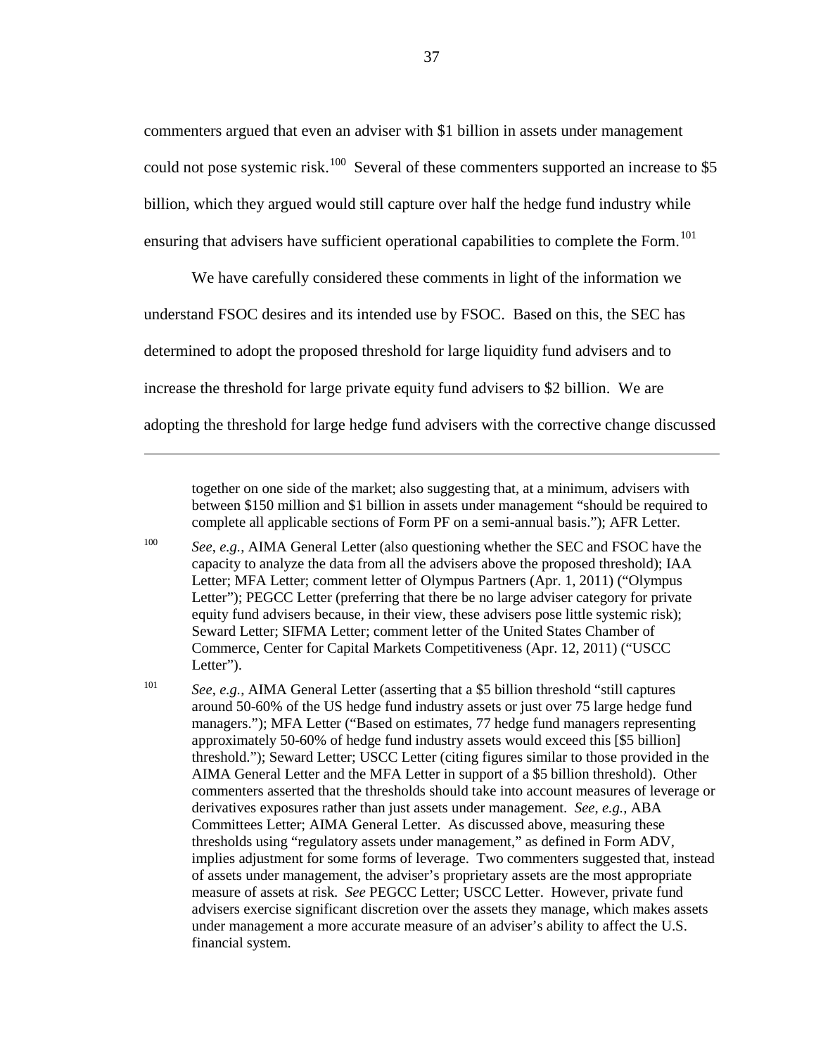commenters argued that even an adviser with $1 billion in assets under management could not pose systemic risk.[100] Several of these commenters supported an increase to $5 billion, which they argued would still capture over half the hedge fund industry while ensuring that advisers have sufficient operational capabilities to complete the Form.[101]

We have carefully considered these comments in light of the information we understand FSOC desires and its intended use by FSOC. Based on this, the SEC has determined to adopt the proposed threshold for large liquidity fund advisers and to increase the threshold for large private equity fund advisers to $2 billion. We are adopting the threshold for large hedge fund advisers with the corrective change discussed

---

together on one side of the market; also suggesting that, at a minimum, advisers with between $150 million and $1 billion in assets under management "should be required to complete all applicable sections of Form PF on a semi-annual basis."); AFR Letter.

[100] *See*, *e.g.*, AIMA General Letter (also questioning whether the SEC and FSOC have the capacity to analyze the data from all the advisers above the proposed threshold); IAA Letter; MFA Letter; comment letter of Olympus Partners (Apr. 1, 2011) ("Olympus Letter"); PEGCC Letter (preferring that there be no large adviser category for private equity fund advisers because, in their view, these advisers pose little systemic risk); Seward Letter; SIFMA Letter; comment letter of the United States Chamber of Commerce, Center for Capital Markets Competitiveness (Apr. 12, 2011) ("USCC Letter").

[101] *See*, *e.g.*, AIMA General Letter (asserting that a $5 billion threshold "still captures around 50-60% of the US hedge fund industry assets or just over 75 large hedge fund managers."); MFA Letter ("Based on estimates, 77 hedge fund managers representing approximately 50-60% of hedge fund industry assets would exceed this [$5 billion] threshold."); Seward Letter; USCC Letter (citing figures similar to those provided in the AIMA General Letter and the MFA Letter in support of a $5 billion threshold). Other commenters asserted that the thresholds should take into account measures of leverage or derivatives exposures rather than just assets under management. *See*, *e.g.*, ABA Committees Letter; AIMA General Letter. As discussed above, measuring these thresholds using "regulatory assets under management," as defined in Form ADV, implies adjustment for some forms of leverage. Two commenters suggested that, instead of assets under management, the adviser's proprietary assets are the most appropriate measure of assets at risk. *See* PEGCC Letter; USCC Letter. However, private fund advisers exercise significant discretion over the assets they manage, which makes assets under management a more accurate measure of an adviser's ability to affect the U.S. financial system.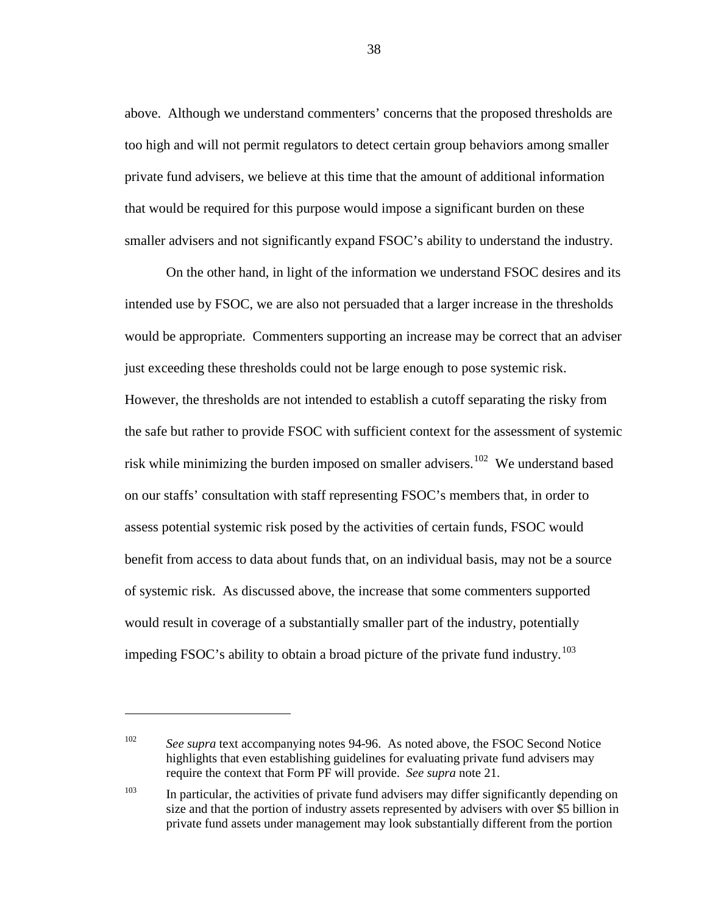above. Although we understand commenters' concerns that the proposed thresholds are too high and will not permit regulators to detect certain group behaviors among smaller private fund advisers, we believe at this time that the amount of additional information that would be required for this purpose would impose a significant burden on these smaller advisers and not significantly expand FSOC's ability to understand the industry.

On the other hand, in light of the information we understand FSOC desires and its intended use by FSOC, we are also not persuaded that a larger increase in the thresholds would be appropriate. Commenters supporting an increase may be correct that an adviser just exceeding these thresholds could not be large enough to pose systemic risk. However, the thresholds are not intended to establish a cutoff separating the risky from the safe but rather to provide FSOC with sufficient context for the assessment of systemic risk while minimizing the burden imposed on smaller advisers.[102] We understand based on our staffs' consultation with staff representing FSOC's members that, in order to assess potential systemic risk posed by the activities of certain funds, FSOC would benefit from access to data about funds that, on an individual basis, may not be a source of systemic risk. As discussed above, the increase that some commenters supported would result in coverage of a substantially smaller part of the industry, potentially impeding FSOC's ability to obtain a broad picture of the private fund industry.[103]

---

[102] *See supra* text accompanying notes 94-96. As noted above, the FSOC Second Notice highlights that even establishing guidelines for evaluating private fund advisers may require the context that Form PF will provide. *See supra* note 21.

[103] In particular, the activities of private fund advisers may differ significantly depending on size and that the portion of industry assets represented by advisers with over $5 billion in private fund assets under management may look substantially different from the portion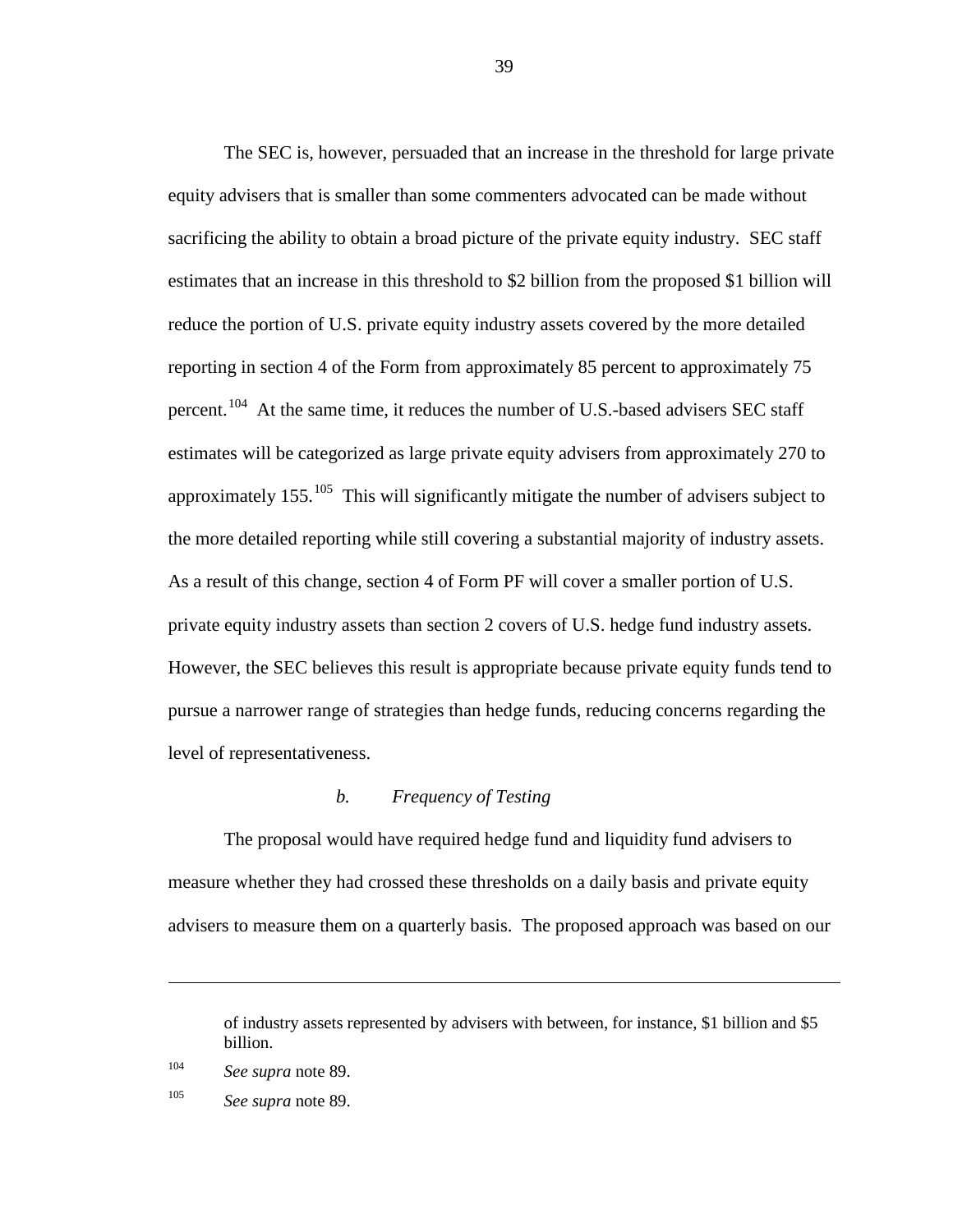The SEC is, however, persuaded that an increase in the threshold for large private equity advisers that is smaller than some commenters advocated can be made without sacrificing the ability to obtain a broad picture of the private equity industry. SEC staff estimates that an increase in this threshold to $2 billion from the proposed $1 billion will reduce the portion of U.S. private equity industry assets covered by the more detailed reporting in section 4 of the Form from approximately 85 percent to approximately 75 percent.[104] At the same time, it reduces the number of U.S.-based advisers SEC staff estimates will be categorized as large private equity advisers from approximately 270 to approximately 155.[105] This will significantly mitigate the number of advisers subject to the more detailed reporting while still covering a substantial majority of industry assets. As a result of this change, section 4 of Form PF will cover a smaller portion of U.S. private equity industry assets than section 2 covers of U.S. hedge fund industry assets. However, the SEC believes this result is appropriate because private equity funds tend to pursue a narrower range of strategies than hedge funds, reducing concerns regarding the level of representativeness.

### *b. Frequency of Testing*

The proposal would have required hedge fund and liquidity fund advisers to measure whether they had crossed these thresholds on a daily basis and private equity advisers to measure them on a quarterly basis. The proposed approach was based on our

---

of industry assets represented by advisers with between, for instance, $1 billion and $5 billion.

[104] *See supra* note 89.

[105] *See supra* note 89.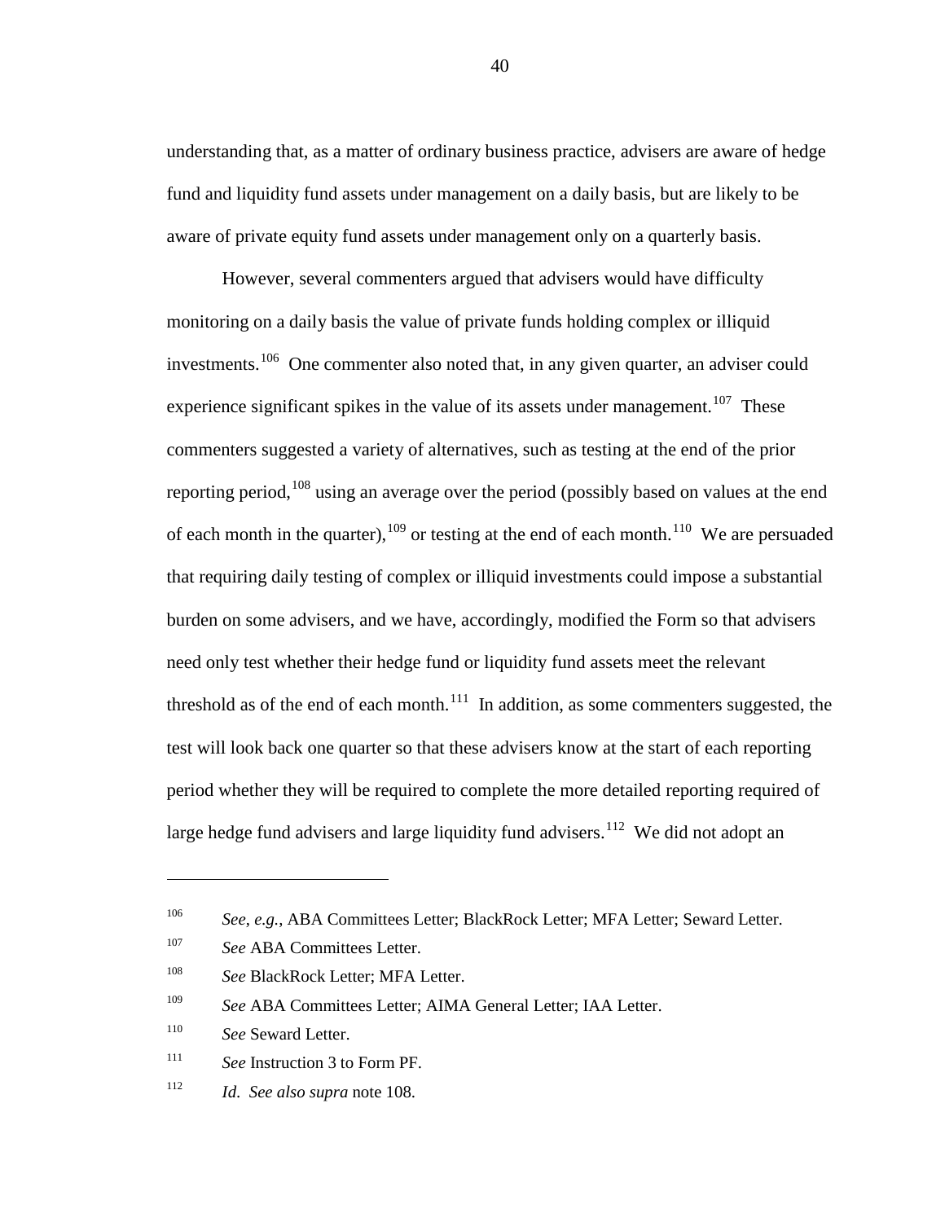understanding that, as a matter of ordinary business practice, advisers are aware of hedge fund and liquidity fund assets under management on a daily basis, but are likely to be aware of private equity fund assets under management only on a quarterly basis.

However, several commenters argued that advisers would have difficulty monitoring on a daily basis the value of private funds holding complex or illiquid investments.[106] One commenter also noted that, in any given quarter, an adviser could experience significant spikes in the value of its assets under management.[107] These commenters suggested a variety of alternatives, such as testing at the end of the prior reporting period,[108] using an average over the period (possibly based on values at the end of each month in the quarter),[109] or testing at the end of each month.[110] We are persuaded that requiring daily testing of complex or illiquid investments could impose a substantial burden on some advisers, and we have, accordingly, modified the Form so that advisers need only test whether their hedge fund or liquidity fund assets meet the relevant threshold as of the end of each month.[111] In addition, as some commenters suggested, the test will look back one quarter so that these advisers know at the start of each reporting period whether they will be required to complete the more detailed reporting required of large hedge fund advisers and large liquidity fund advisers.[112] We did not adopt an

---

[106] *See*, *e.g.*, ABA Committees Letter; BlackRock Letter; MFA Letter; Seward Letter.

[107] *See* ABA Committees Letter.

[108] *See* BlackRock Letter; MFA Letter.

[109] *See* ABA Committees Letter; AIMA General Letter; IAA Letter.

[110] *See* Seward Letter.

[111] *See* Instruction 3 to Form PF.

[112] *Id*. *See also supra* note 108.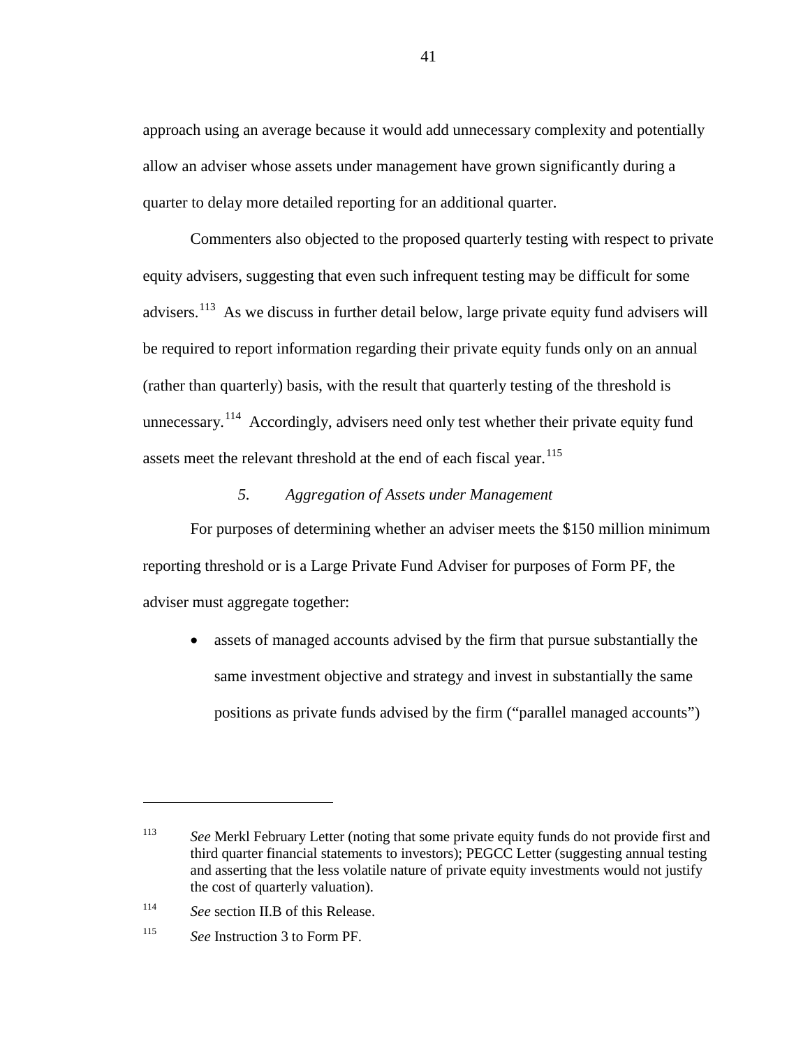approach using an average because it would add unnecessary complexity and potentially allow an adviser whose assets under management have grown significantly during a quarter to delay more detailed reporting for an additional quarter.

Commenters also objected to the proposed quarterly testing with respect to private equity advisers, suggesting that even such infrequent testing may be difficult for some advisers.[113] As we discuss in further detail below, large private equity fund advisers will be required to report information regarding their private equity funds only on an annual (rather than quarterly) basis, with the result that quarterly testing of the threshold is unnecessary.[114] Accordingly, advisers need only test whether their private equity fund assets meet the relevant threshold at the end of each fiscal year.[115]

*5. Aggregation of Assets under Management*

For purposes of determining whether an adviser meets the $150 million minimum reporting threshold or is a Large Private Fund Adviser for purposes of Form PF, the adviser must aggregate together:

- assets of managed accounts advised by the firm that pursue substantially the same investment objective and strategy and invest in substantially the same positions as private funds advised by the firm ("parallel managed accounts")

---

[113] *See* Merkl February Letter (noting that some private equity funds do not provide first and third quarter financial statements to investors); PEGCC Letter (suggesting annual testing and asserting that the less volatile nature of private equity investments would not justify the cost of quarterly valuation).

[114] *See* section II.B of this Release.

[115] *See* Instruction 3 to Form PF.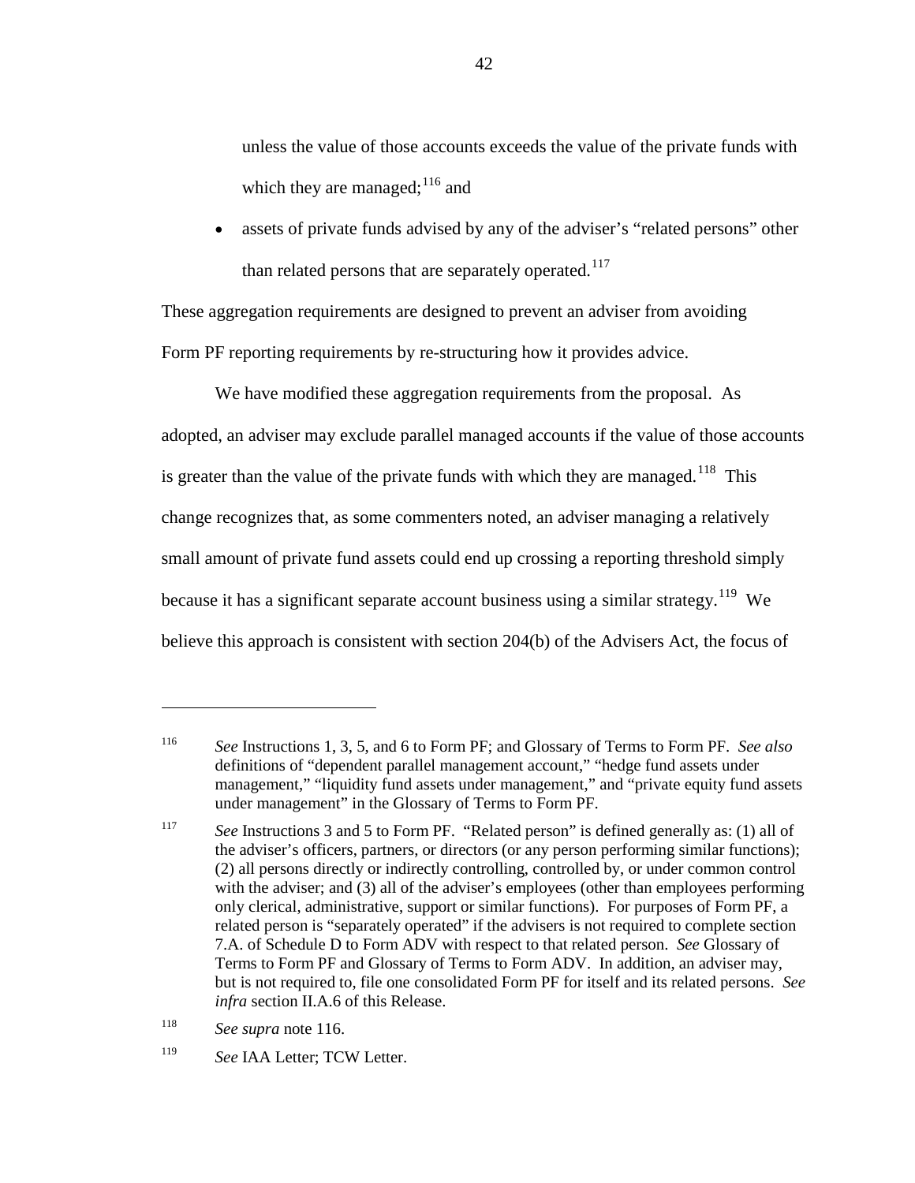unless the value of those accounts exceeds the value of the private funds with which they are managed;[116] and

- assets of private funds advised by any of the adviser's "related persons" other than related persons that are separately operated.[117]

These aggregation requirements are designed to prevent an adviser from avoiding Form PF reporting requirements by re-structuring how it provides advice.

We have modified these aggregation requirements from the proposal. As adopted, an adviser may exclude parallel managed accounts if the value of those accounts is greater than the value of the private funds with which they are managed.[118] This change recognizes that, as some commenters noted, an adviser managing a relatively small amount of private fund assets could end up crossing a reporting threshold simply because it has a significant separate account business using a similar strategy.[119] We believe this approach is consistent with section 204(b) of the Advisers Act, the focus of

---

[116] *See* Instructions 1, 3, 5, and 6 to Form PF; and Glossary of Terms to Form PF. *See also* definitions of "dependent parallel management account," "hedge fund assets under management," "liquidity fund assets under management," and "private equity fund assets under management" in the Glossary of Terms to Form PF.

[117] *See* Instructions 3 and 5 to Form PF. "Related person" is defined generally as: (1) all of the adviser's officers, partners, or directors (or any person performing similar functions); (2) all persons directly or indirectly controlling, controlled by, or under common control with the adviser; and (3) all of the adviser's employees (other than employees performing only clerical, administrative, support or similar functions). For purposes of Form PF, a related person is "separately operated" if the advisers is not required to complete section 7.A. of Schedule D to Form ADV with respect to that related person. *See* Glossary of Terms to Form PF and Glossary of Terms to Form ADV. In addition, an adviser may, but is not required to, file one consolidated Form PF for itself and its related persons. *See infra* section II.A.6 of this Release.

[118] *See supra* note 116.

[119] *See* IAA Letter; TCW Letter.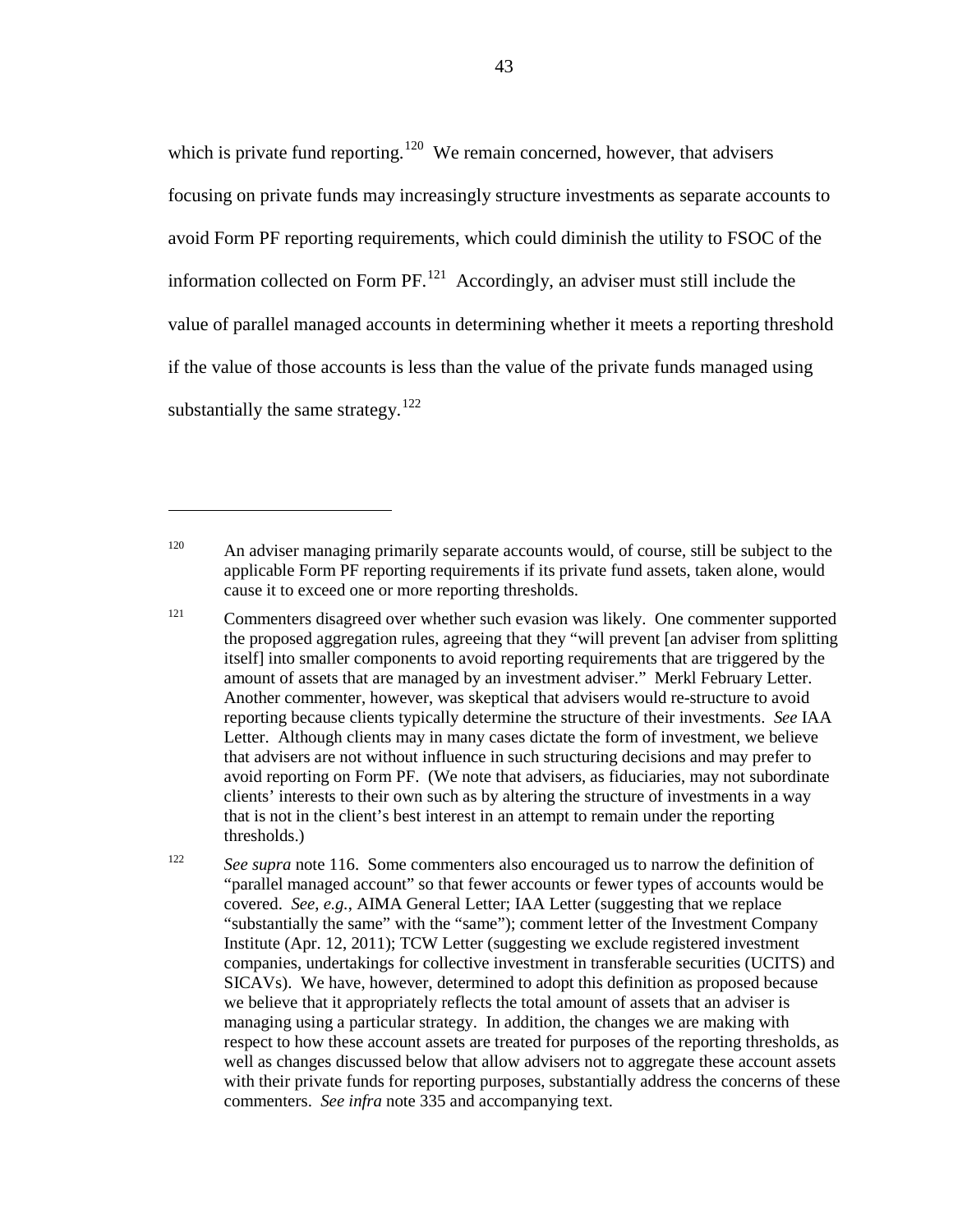which is private fund reporting.[120] We remain concerned, however, that advisers focusing on private funds may increasingly structure investments as separate accounts to avoid Form PF reporting requirements, which could diminish the utility to FSOC of the information collected on Form PF.[121] Accordingly, an adviser must still include the value of parallel managed accounts in determining whether it meets a reporting threshold if the value of those accounts is less than the value of the private funds managed using substantially the same strategy.[122]

---

[120] An adviser managing primarily separate accounts would, of course, still be subject to the applicable Form PF reporting requirements if its private fund assets, taken alone, would cause it to exceed one or more reporting thresholds.

[121] Commenters disagreed over whether such evasion was likely. One commenter supported the proposed aggregation rules, agreeing that they "will prevent [an adviser from splitting itself] into smaller components to avoid reporting requirements that are triggered by the amount of assets that are managed by an investment adviser." Merkl February Letter. Another commenter, however, was skeptical that advisers would re-structure to avoid reporting because clients typically determine the structure of their investments. *See* IAA Letter. Although clients may in many cases dictate the form of investment, we believe that advisers are not without influence in such structuring decisions and may prefer to avoid reporting on Form PF. (We note that advisers, as fiduciaries, may not subordinate clients' interests to their own such as by altering the structure of investments in a way that is not in the client's best interest in an attempt to remain under the reporting thresholds.)

[122] *See supra* note 116. Some commenters also encouraged us to narrow the definition of "parallel managed account" so that fewer accounts or fewer types of accounts would be covered. *See, e.g.*, AIMA General Letter; IAA Letter (suggesting that we replace "substantially the same" with the "same"); comment letter of the Investment Company Institute (Apr. 12, 2011); TCW Letter (suggesting we exclude registered investment companies, undertakings for collective investment in transferable securities (UCITS) and SICAVs). We have, however, determined to adopt this definition as proposed because we believe that it appropriately reflects the total amount of assets that an adviser is managing using a particular strategy. In addition, the changes we are making with respect to how these account assets are treated for purposes of the reporting thresholds, as well as changes discussed below that allow advisers not to aggregate these account assets with their private funds for reporting purposes, substantially address the concerns of these commenters. *See infra* note 335 and accompanying text.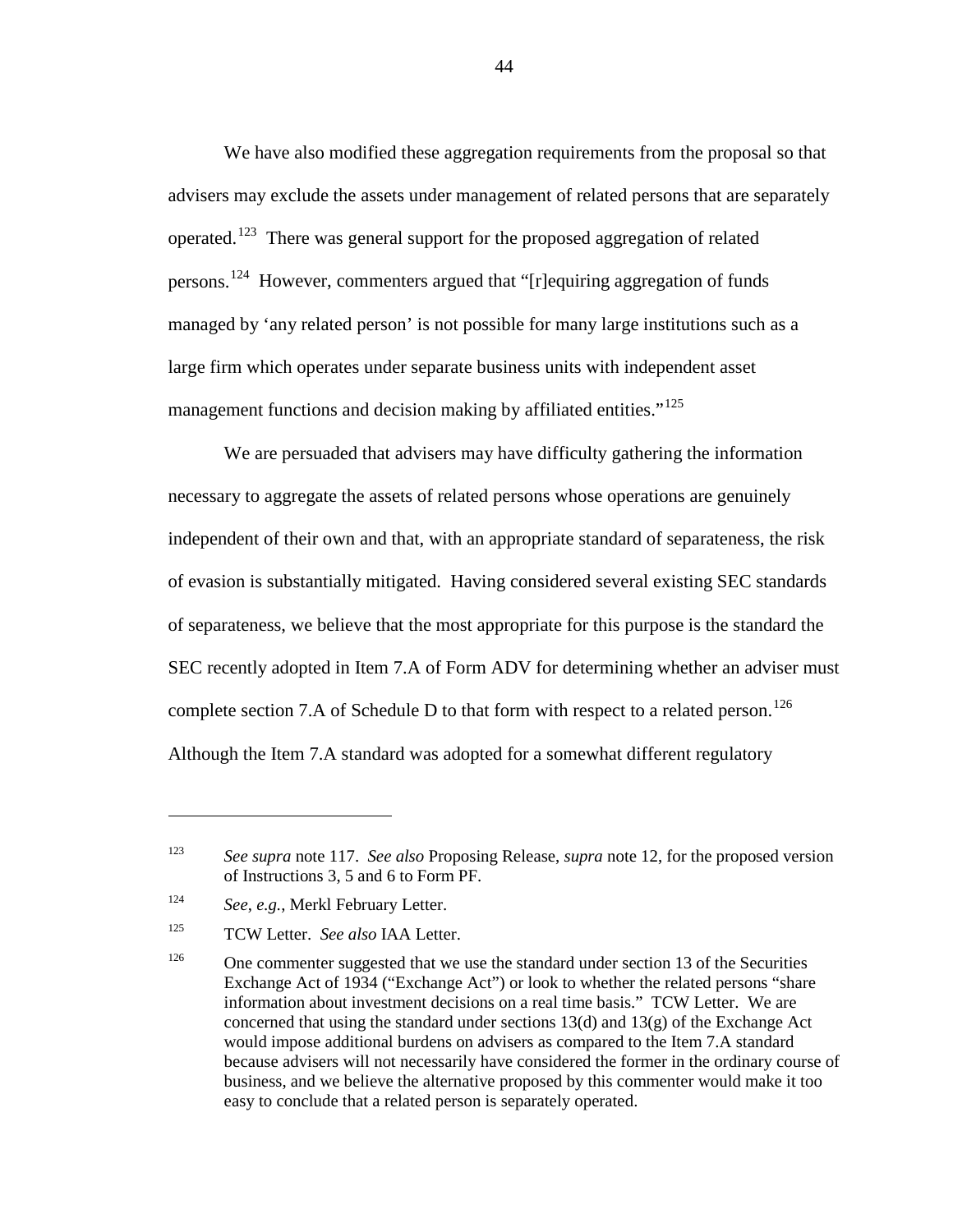We have also modified these aggregation requirements from the proposal so that advisers may exclude the assets under management of related persons that are separately operated.[123] There was general support for the proposed aggregation of related persons.[124] However, commenters argued that "[r]equiring aggregation of funds managed by 'any related person' is not possible for many large institutions such as a large firm which operates under separate business units with independent asset management functions and decision making by affiliated entities."[125]

We are persuaded that advisers may have difficulty gathering the information necessary to aggregate the assets of related persons whose operations are genuinely independent of their own and that, with an appropriate standard of separateness, the risk of evasion is substantially mitigated. Having considered several existing SEC standards of separateness, we believe that the most appropriate for this purpose is the standard the SEC recently adopted in Item 7.A of Form ADV for determining whether an adviser must complete section 7.A of Schedule D to that form with respect to a related person.[126] Although the Item 7.A standard was adopted for a somewhat different regulatory

---

[123] *See supra* note 117. *See also* Proposing Release, *supra* note 12, for the proposed version of Instructions 3, 5 and 6 to Form PF.

[124] *See*, *e.g.*, Merkl February Letter.

[125] TCW Letter. *See also* IAA Letter.

[126] One commenter suggested that we use the standard under section 13 of the Securities Exchange Act of 1934 ("Exchange Act") or look to whether the related persons "share information about investment decisions on a real time basis." TCW Letter. We are concerned that using the standard under sections 13(d) and 13(g) of the Exchange Act would impose additional burdens on advisers as compared to the Item 7.A standard because advisers will not necessarily have considered the former in the ordinary course of business, and we believe the alternative proposed by this commenter would make it too easy to conclude that a related person is separately operated.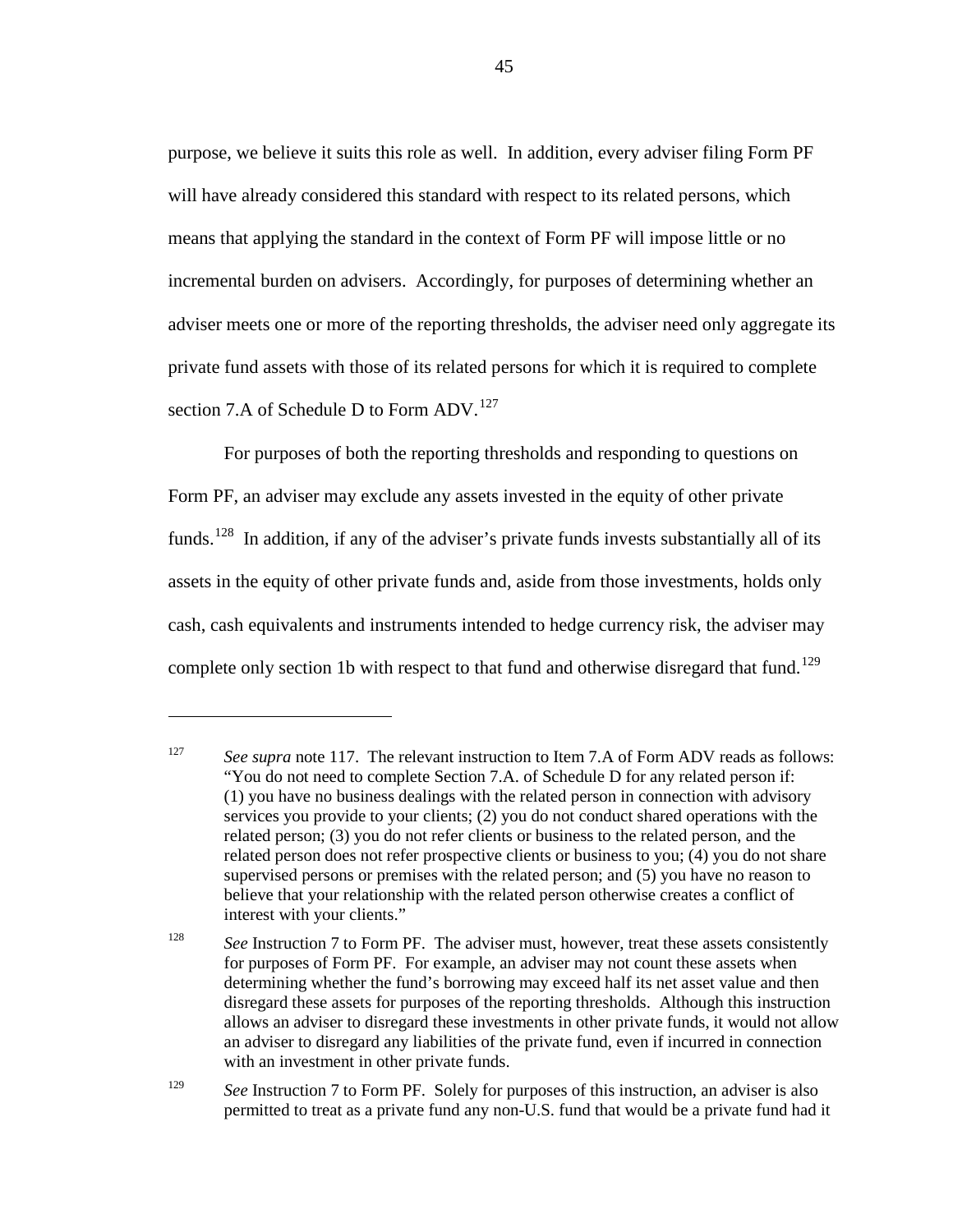purpose, we believe it suits this role as well. In addition, every adviser filing Form PF will have already considered this standard with respect to its related persons, which means that applying the standard in the context of Form PF will impose little or no incremental burden on advisers. Accordingly, for purposes of determining whether an adviser meets one or more of the reporting thresholds, the adviser need only aggregate its private fund assets with those of its related persons for which it is required to complete section 7.A of Schedule D to Form ADV.[127]

For purposes of both the reporting thresholds and responding to questions on Form PF, an adviser may exclude any assets invested in the equity of other private funds.[128] In addition, if any of the adviser's private funds invests substantially all of its assets in the equity of other private funds and, aside from those investments, holds only cash, cash equivalents and instruments intended to hedge currency risk, the adviser may complete only section 1b with respect to that fund and otherwise disregard that fund.[129]

---

[127] *See supra* note 117. The relevant instruction to Item 7.A of Form ADV reads as follows: "You do not need to complete Section 7.A. of Schedule D for any related person if: (1) you have no business dealings with the related person in connection with advisory services you provide to your clients; (2) you do not conduct shared operations with the related person; (3) you do not refer clients or business to the related person, and the related person does not refer prospective clients or business to you; (4) you do not share supervised persons or premises with the related person; and (5) you have no reason to believe that your relationship with the related person otherwise creates a conflict of interest with your clients."

[128] *See* Instruction 7 to Form PF. The adviser must, however, treat these assets consistently for purposes of Form PF. For example, an adviser may not count these assets when determining whether the fund's borrowing may exceed half its net asset value and then disregard these assets for purposes of the reporting thresholds. Although this instruction allows an adviser to disregard these investments in other private funds, it would not allow an adviser to disregard any liabilities of the private fund, even if incurred in connection with an investment in other private funds.

[129] *See* Instruction 7 to Form PF. Solely for purposes of this instruction, an adviser is also permitted to treat as a private fund any non-U.S. fund that would be a private fund had it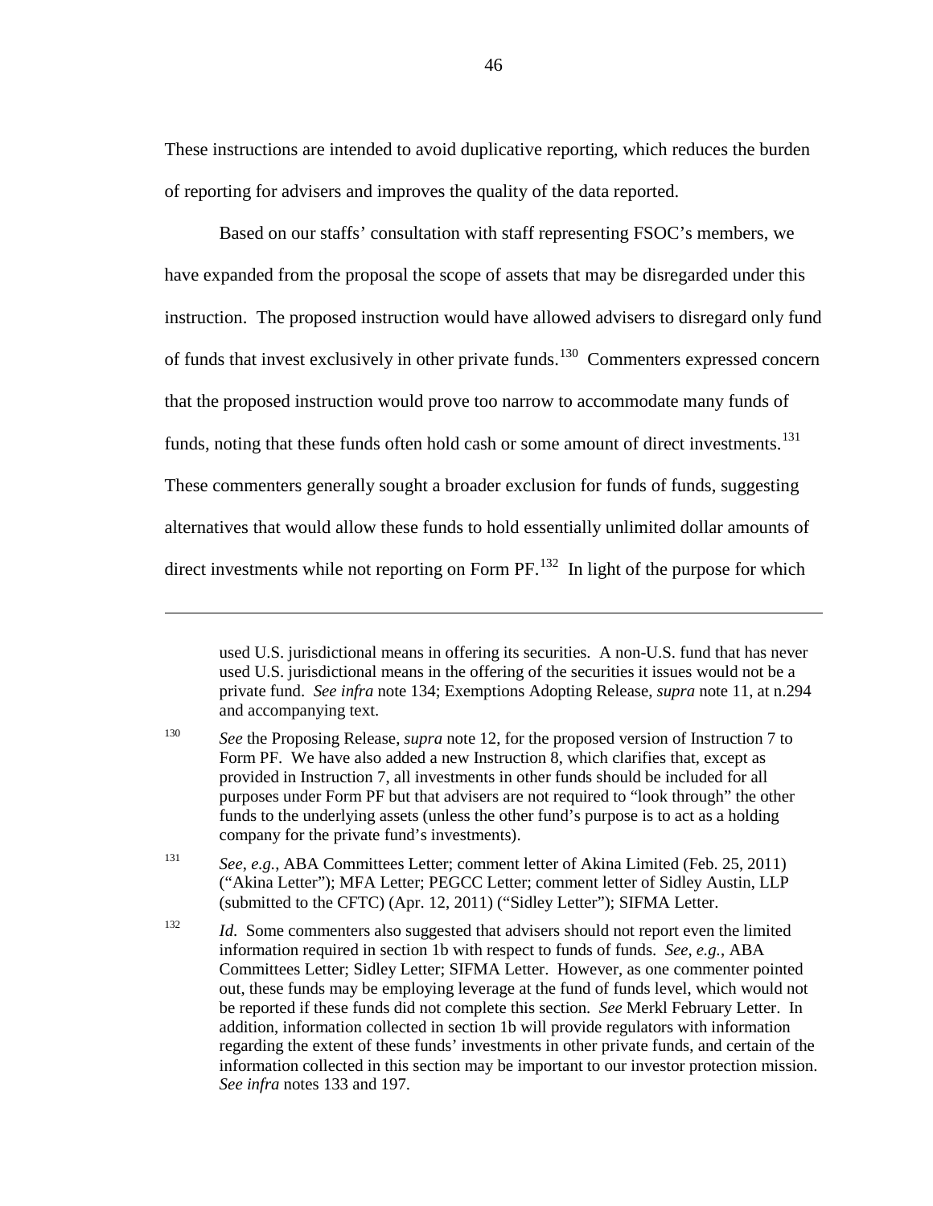These instructions are intended to avoid duplicative reporting, which reduces the burden of reporting for advisers and improves the quality of the data reported.

Based on our staffs' consultation with staff representing FSOC's members, we have expanded from the proposal the scope of assets that may be disregarded under this instruction. The proposed instruction would have allowed advisers to disregard only fund of funds that invest exclusively in other private funds.[130] Commenters expressed concern that the proposed instruction would prove too narrow to accommodate many funds of funds, noting that these funds often hold cash or some amount of direct investments.[131] These commenters generally sought a broader exclusion for funds of funds, suggesting alternatives that would allow these funds to hold essentially unlimited dollar amounts of direct investments while not reporting on Form PF.[132] In light of the purpose for which

---

used U.S. jurisdictional means in offering its securities. A non-U.S. fund that has never used U.S. jurisdictional means in the offering of the securities it issues would not be a private fund. *See infra* note 134; Exemptions Adopting Release, *supra* note 11, at n.294 and accompanying text.

[130] *See* the Proposing Release, *supra* note 12, for the proposed version of Instruction 7 to Form PF. We have also added a new Instruction 8, which clarifies that, except as provided in Instruction 7, all investments in other funds should be included for all purposes under Form PF but that advisers are not required to "look through" the other funds to the underlying assets (unless the other fund's purpose is to act as a holding company for the private fund's investments).

[131] *See, e.g.*, ABA Committees Letter; comment letter of Akina Limited (Feb. 25, 2011) ("Akina Letter"); MFA Letter; PEGCC Letter; comment letter of Sidley Austin, LLP (submitted to the CFTC) (Apr. 12, 2011) ("Sidley Letter"); SIFMA Letter.

[132] *Id*. Some commenters also suggested that advisers should not report even the limited information required in section 1b with respect to funds of funds. *See, e.g.*, ABA Committees Letter; Sidley Letter; SIFMA Letter. However, as one commenter pointed out, these funds may be employing leverage at the fund of funds level, which would not be reported if these funds did not complete this section. *See* Merkl February Letter. In addition, information collected in section 1b will provide regulators with information regarding the extent of these funds' investments in other private funds, and certain of the information collected in this section may be important to our investor protection mission. *See infra* notes 133 and 197.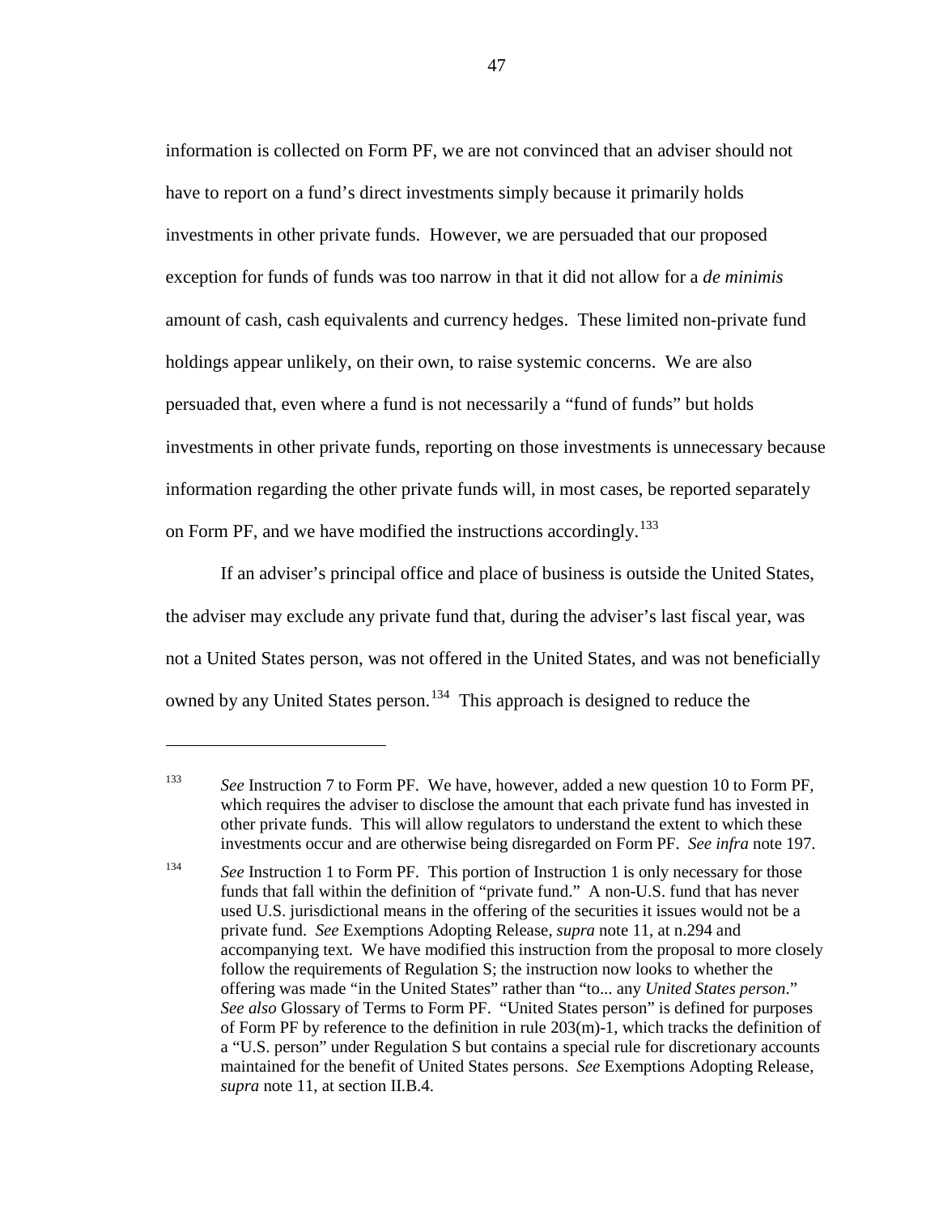information is collected on Form PF, we are not convinced that an adviser should not have to report on a fund's direct investments simply because it primarily holds investments in other private funds. However, we are persuaded that our proposed exception for funds of funds was too narrow in that it did not allow for a *de minimis* amount of cash, cash equivalents and currency hedges. These limited non-private fund holdings appear unlikely, on their own, to raise systemic concerns. We are also persuaded that, even where a fund is not necessarily a "fund of funds" but holds investments in other private funds, reporting on those investments is unnecessary because information regarding the other private funds will, in most cases, be reported separately on Form PF, and we have modified the instructions accordingly.[133]

If an adviser's principal office and place of business is outside the United States, the adviser may exclude any private fund that, during the adviser's last fiscal year, was not a United States person, was not offered in the United States, and was not beneficially owned by any United States person.[134] This approach is designed to reduce the

---

[133] *See* Instruction 7 to Form PF. We have, however, added a new question 10 to Form PF, which requires the adviser to disclose the amount that each private fund has invested in other private funds. This will allow regulators to understand the extent to which these investments occur and are otherwise being disregarded on Form PF. *See infra* note 197.

[134] *See* Instruction 1 to Form PF. This portion of Instruction 1 is only necessary for those funds that fall within the definition of "private fund." A non-U.S. fund that has never used U.S. jurisdictional means in the offering of the securities it issues would not be a private fund. *See* Exemptions Adopting Release, *supra* note 11, at n.294 and accompanying text. We have modified this instruction from the proposal to more closely follow the requirements of Regulation S; the instruction now looks to whether the offering was made "in the United States" rather than "to... any *United States person*." *See also* Glossary of Terms to Form PF. "United States person" is defined for purposes of Form PF by reference to the definition in rule 203(m)-1, which tracks the definition of a "U.S. person" under Regulation S but contains a special rule for discretionary accounts maintained for the benefit of United States persons. *See* Exemptions Adopting Release, *supra* note 11, at section II.B.4.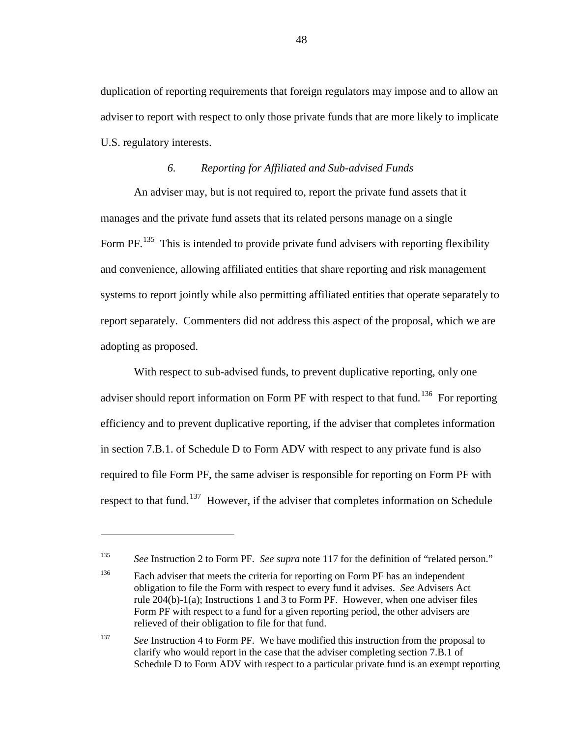duplication of reporting requirements that foreign regulators may impose and to allow an adviser to report with respect to only those private funds that are more likely to implicate U.S. regulatory interests.

### *6. Reporting for Affiliated and Sub-advised Funds*

An adviser may, but is not required to, report the private fund assets that it manages and the private fund assets that its related persons manage on a single Form PF.[135] This is intended to provide private fund advisers with reporting flexibility and convenience, allowing affiliated entities that share reporting and risk management systems to report jointly while also permitting affiliated entities that operate separately to report separately. Commenters did not address this aspect of the proposal, which we are adopting as proposed.

With respect to sub-advised funds, to prevent duplicative reporting, only one adviser should report information on Form PF with respect to that fund.[136] For reporting efficiency and to prevent duplicative reporting, if the adviser that completes information in section 7.B.1. of Schedule D to Form ADV with respect to any private fund is also required to file Form PF, the same adviser is responsible for reporting on Form PF with respect to that fund.[137] However, if the adviser that completes information on Schedule

---

[135] *See* Instruction 2 to Form PF. *See supra* note 117 for the definition of "related person."

[136] Each adviser that meets the criteria for reporting on Form PF has an independent obligation to file the Form with respect to every fund it advises. *See* Advisers Act rule 204(b)-1(a); Instructions 1 and 3 to Form PF. However, when one adviser files Form PF with respect to a fund for a given reporting period, the other advisers are relieved of their obligation to file for that fund.

[137] *See* Instruction 4 to Form PF. We have modified this instruction from the proposal to clarify who would report in the case that the adviser completing section 7.B.1 of Schedule D to Form ADV with respect to a particular private fund is an exempt reporting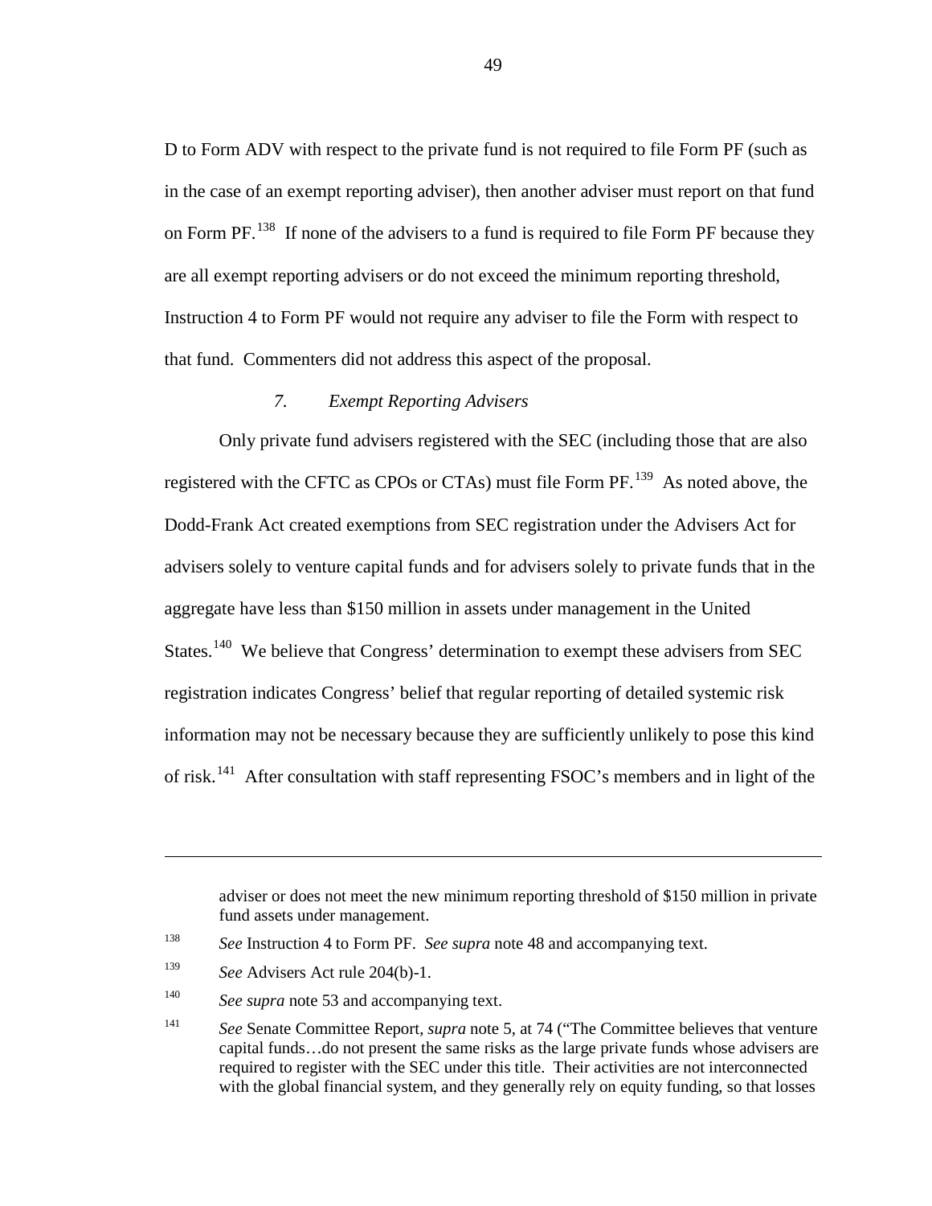D to Form ADV with respect to the private fund is not required to file Form PF (such as in the case of an exempt reporting adviser), then another adviser must report on that fund on Form PF.[138] If none of the advisers to a fund is required to file Form PF because they are all exempt reporting advisers or do not exceed the minimum reporting threshold, Instruction 4 to Form PF would not require any adviser to file the Form with respect to that fund. Commenters did not address this aspect of the proposal.

### *7. Exempt Reporting Advisers*

Only private fund advisers registered with the SEC (including those that are also registered with the CFTC as CPOs or CTAs) must file Form PF.[139] As noted above, the Dodd-Frank Act created exemptions from SEC registration under the Advisers Act for advisers solely to venture capital funds and for advisers solely to private funds that in the aggregate have less than $150 million in assets under management in the United States.[140] We believe that Congress' determination to exempt these advisers from SEC registration indicates Congress' belief that regular reporting of detailed systemic risk information may not be necessary because they are sufficiently unlikely to pose this kind of risk.[141] After consultation with staff representing FSOC's members and in light of the

---

adviser or does not meet the new minimum reporting threshold of $150 million in private fund assets under management.

[138] *See* Instruction 4 to Form PF. *See supra* note 48 and accompanying text.

[139] *See* Advisers Act rule 204(b)-1.

[140] *See supra* note 53 and accompanying text.

[141] *See* Senate Committee Report, *supra* note 5, at 74 ("The Committee believes that venture capital funds…do not present the same risks as the large private funds whose advisers are required to register with the SEC under this title. Their activities are not interconnected with the global financial system, and they generally rely on equity funding, so that losses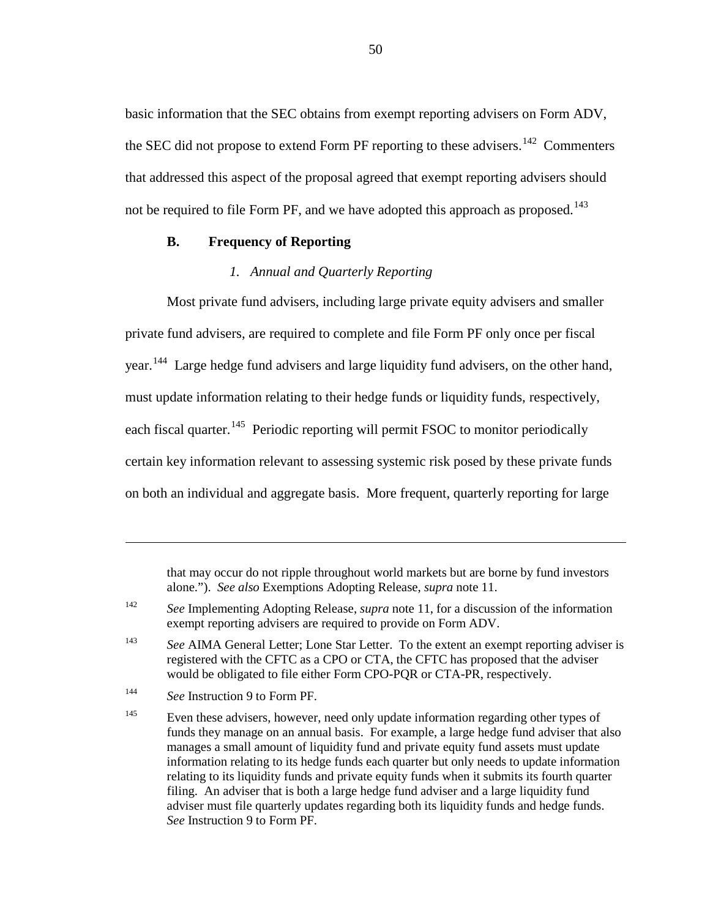basic information that the SEC obtains from exempt reporting advisers on Form ADV, the SEC did not propose to extend Form PF reporting to these advisers.[142] Commenters that addressed this aspect of the proposal agreed that exempt reporting advisers should not be required to file Form PF, and we have adopted this approach as proposed.[143]

### B. Frequency of Reporting

#### *1. Annual and Quarterly Reporting*

Most private fund advisers, including large private equity advisers and smaller private fund advisers, are required to complete and file Form PF only once per fiscal year.[144] Large hedge fund advisers and large liquidity fund advisers, on the other hand, must update information relating to their hedge funds or liquidity funds, respectively, each fiscal quarter.[145] Periodic reporting will permit FSOC to monitor periodically certain key information relevant to assessing systemic risk posed by these private funds on both an individual and aggregate basis. More frequent, quarterly reporting for large

---

that may occur do not ripple throughout world markets but are borne by fund investors alone."). *See also* Exemptions Adopting Release, *supra* note 11.

[142] *See* Implementing Adopting Release, *supra* note 11, for a discussion of the information exempt reporting advisers are required to provide on Form ADV.

[143] *See* AIMA General Letter; Lone Star Letter. To the extent an exempt reporting adviser is registered with the CFTC as a CPO or CTA, the CFTC has proposed that the adviser would be obligated to file either Form CPO-PQR or CTA-PR, respectively.

[144] *See* Instruction 9 to Form PF.

[145] Even these advisers, however, need only update information regarding other types of funds they manage on an annual basis. For example, a large hedge fund adviser that also manages a small amount of liquidity fund and private equity fund assets must update information relating to its hedge funds each quarter but only needs to update information relating to its liquidity funds and private equity funds when it submits its fourth quarter filing. An adviser that is both a large hedge fund adviser and a large liquidity fund adviser must file quarterly updates regarding both its liquidity funds and hedge funds. *See* Instruction 9 to Form PF.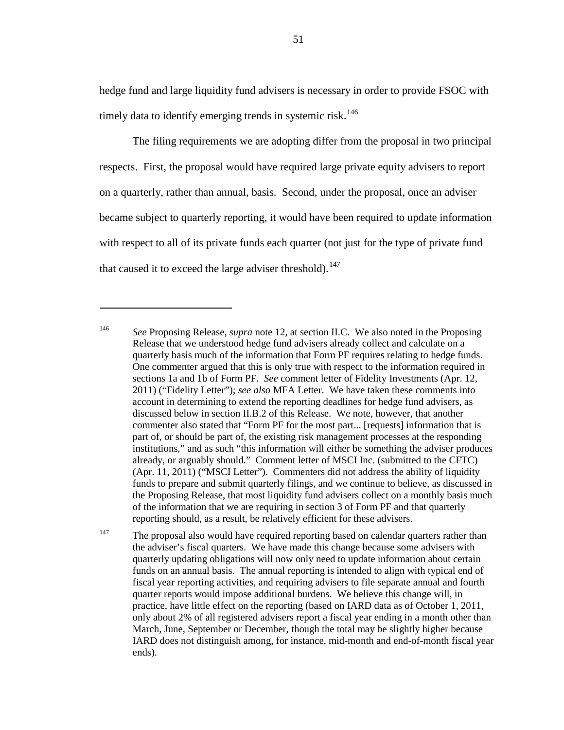hedge fund and large liquidity fund advisers is necessary in order to provide FSOC with timely data to identify emerging trends in systemic risk.[146]

The filing requirements we are adopting differ from the proposal in two principal respects. First, the proposal would have required large private equity advisers to report on a quarterly, rather than annual, basis. Second, under the proposal, once an adviser became subject to quarterly reporting, it would have been required to update information with respect to all of its private funds each quarter (not just for the type of private fund that caused it to exceed the large adviser threshold).[147]

---

[146] *See* Proposing Release, *supra* note 12, at section II.C. We also noted in the Proposing Release that we understood hedge fund advisers already collect and calculate on a quarterly basis much of the information that Form PF requires relating to hedge funds. One commenter argued that this is only true with respect to the information required in sections 1a and 1b of Form PF. *See* comment letter of Fidelity Investments (Apr. 12, 2011) ("Fidelity Letter"); *see also* MFA Letter. We have taken these comments into account in determining to extend the reporting deadlines for hedge fund advisers, as discussed below in section II.B.2 of this Release. We note, however, that another commenter also stated that "Form PF for the most part... [requests] information that is part of, or should be part of, the existing risk management processes at the responding institutions," and as such "this information will either be something the adviser produces already, or arguably should." Comment letter of MSCI Inc. (submitted to the CFTC) (Apr. 11, 2011) ("MSCI Letter"). Commenters did not address the ability of liquidity funds to prepare and submit quarterly filings, and we continue to believe, as discussed in the Proposing Release, that most liquidity fund advisers collect on a monthly basis much of the information that we are requiring in section 3 of Form PF and that quarterly reporting should, as a result, be relatively efficient for these advisers.

[147] The proposal also would have required reporting based on calendar quarters rather than the adviser's fiscal quarters. We have made this change because some advisers with quarterly updating obligations will now only need to update information about certain funds on an annual basis. The annual reporting is intended to align with typical end of fiscal year reporting activities, and requiring advisers to file separate annual and fourth quarter reports would impose additional burdens. We believe this change will, in practice, have little effect on the reporting (based on IARD data as of October 1, 2011, only about 2% of all registered advisers report a fiscal year ending in a month other than March, June, September or December, though the total may be slightly higher because IARD does not distinguish among, for instance, mid-month and end-of-month fiscal year ends).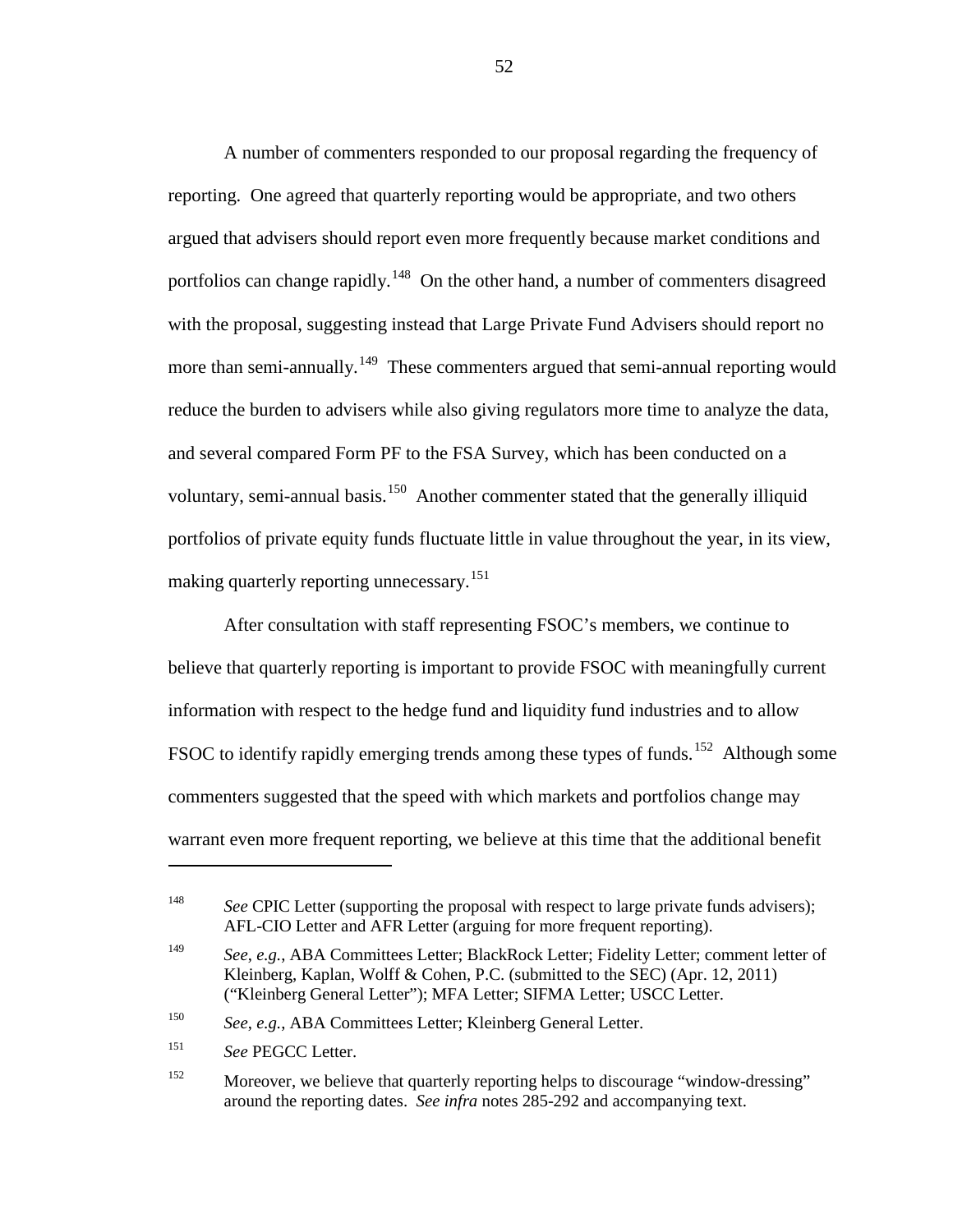A number of commenters responded to our proposal regarding the frequency of reporting. One agreed that quarterly reporting would be appropriate, and two others argued that advisers should report even more frequently because market conditions and portfolios can change rapidly.[148] On the other hand, a number of commenters disagreed with the proposal, suggesting instead that Large Private Fund Advisers should report no more than semi-annually.[149] These commenters argued that semi-annual reporting would reduce the burden to advisers while also giving regulators more time to analyze the data, and several compared Form PF to the FSA Survey, which has been conducted on a voluntary, semi-annual basis.[150] Another commenter stated that the generally illiquid portfolios of private equity funds fluctuate little in value throughout the year, in its view, making quarterly reporting unnecessary.[151]

After consultation with staff representing FSOC's members, we continue to believe that quarterly reporting is important to provide FSOC with meaningfully current information with respect to the hedge fund and liquidity fund industries and to allow FSOC to identify rapidly emerging trends among these types of funds.[152] Although some commenters suggested that the speed with which markets and portfolios change may warrant even more frequent reporting, we believe at this time that the additional benefit

---

[148] *See* CPIC Letter (supporting the proposal with respect to large private funds advisers); AFL-CIO Letter and AFR Letter (arguing for more frequent reporting).

[149] *See*, *e.g.*, ABA Committees Letter; BlackRock Letter; Fidelity Letter; comment letter of Kleinberg, Kaplan, Wolff & Cohen, P.C. (submitted to the SEC) (Apr. 12, 2011) ("Kleinberg General Letter"); MFA Letter; SIFMA Letter; USCC Letter.

[150] *See*, *e.g.*, ABA Committees Letter; Kleinberg General Letter.

[151] *See* PEGCC Letter.

[152] Moreover, we believe that quarterly reporting helps to discourage "window-dressing" around the reporting dates. *See infra* notes 285-292 and accompanying text.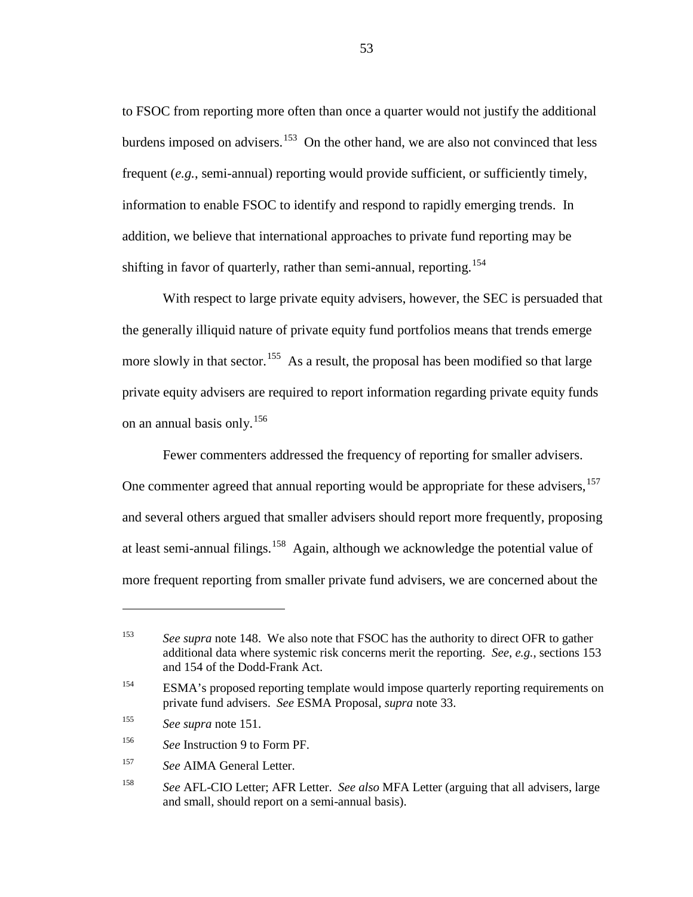to FSOC from reporting more often than once a quarter would not justify the additional burdens imposed on advisers.[153] On the other hand, we are also not convinced that less frequent (*e.g.*, semi-annual) reporting would provide sufficient, or sufficiently timely, information to enable FSOC to identify and respond to rapidly emerging trends. In addition, we believe that international approaches to private fund reporting may be shifting in favor of quarterly, rather than semi-annual, reporting.[154]

With respect to large private equity advisers, however, the SEC is persuaded that the generally illiquid nature of private equity fund portfolios means that trends emerge more slowly in that sector.[155] As a result, the proposal has been modified so that large private equity advisers are required to report information regarding private equity funds on an annual basis only.[156]

Fewer commenters addressed the frequency of reporting for smaller advisers. One commenter agreed that annual reporting would be appropriate for these advisers,[157] and several others argued that smaller advisers should report more frequently, proposing at least semi-annual filings.[158] Again, although we acknowledge the potential value of more frequent reporting from smaller private fund advisers, we are concerned about the

---

[153] *See supra* note 148. We also note that FSOC has the authority to direct OFR to gather additional data where systemic risk concerns merit the reporting. *See, e.g.*, sections 153 and 154 of the Dodd-Frank Act.

[154] ESMA's proposed reporting template would impose quarterly reporting requirements on private fund advisers. *See* ESMA Proposal, *supra* note 33.

[155] *See supra* note 151.

[156] *See* Instruction 9 to Form PF.

[157] *See* AIMA General Letter.

[158] *See* AFL-CIO Letter; AFR Letter. *See also* MFA Letter (arguing that all advisers, large and small, should report on a semi-annual basis).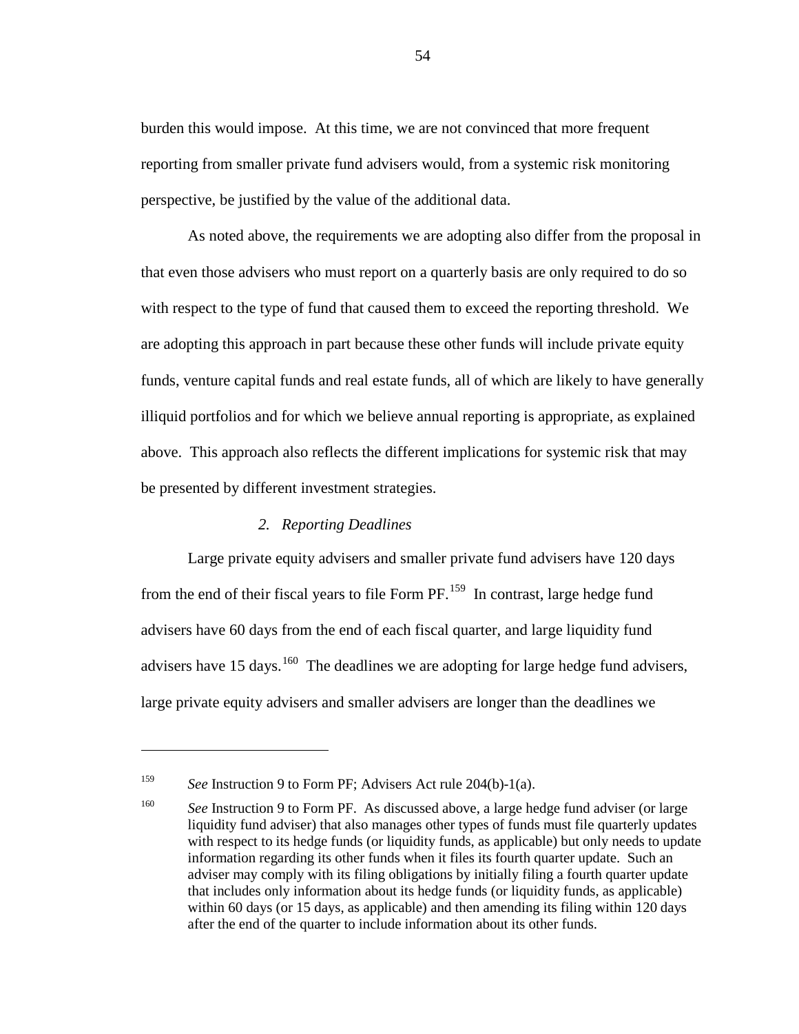burden this would impose. At this time, we are not convinced that more frequent reporting from smaller private fund advisers would, from a systemic risk monitoring perspective, be justified by the value of the additional data.

As noted above, the requirements we are adopting also differ from the proposal in that even those advisers who must report on a quarterly basis are only required to do so with respect to the type of fund that caused them to exceed the reporting threshold. We are adopting this approach in part because these other funds will include private equity funds, venture capital funds and real estate funds, all of which are likely to have generally illiquid portfolios and for which we believe annual reporting is appropriate, as explained above. This approach also reflects the different implications for systemic risk that may be presented by different investment strategies.

### *2. Reporting Deadlines*

Large private equity advisers and smaller private fund advisers have 120 days from the end of their fiscal years to file Form PF.[159] In contrast, large hedge fund advisers have 60 days from the end of each fiscal quarter, and large liquidity fund advisers have 15 days.[160] The deadlines we are adopting for large hedge fund advisers, large private equity advisers and smaller advisers are longer than the deadlines we

---

[159] *See* Instruction 9 to Form PF; Advisers Act rule 204(b)-1(a).

[160] *See* Instruction 9 to Form PF. As discussed above, a large hedge fund adviser (or large liquidity fund adviser) that also manages other types of funds must file quarterly updates with respect to its hedge funds (or liquidity funds, as applicable) but only needs to update information regarding its other funds when it files its fourth quarter update. Such an adviser may comply with its filing obligations by initially filing a fourth quarter update that includes only information about its hedge funds (or liquidity funds, as applicable) within 60 days (or 15 days, as applicable) and then amending its filing within 120 days after the end of the quarter to include information about its other funds.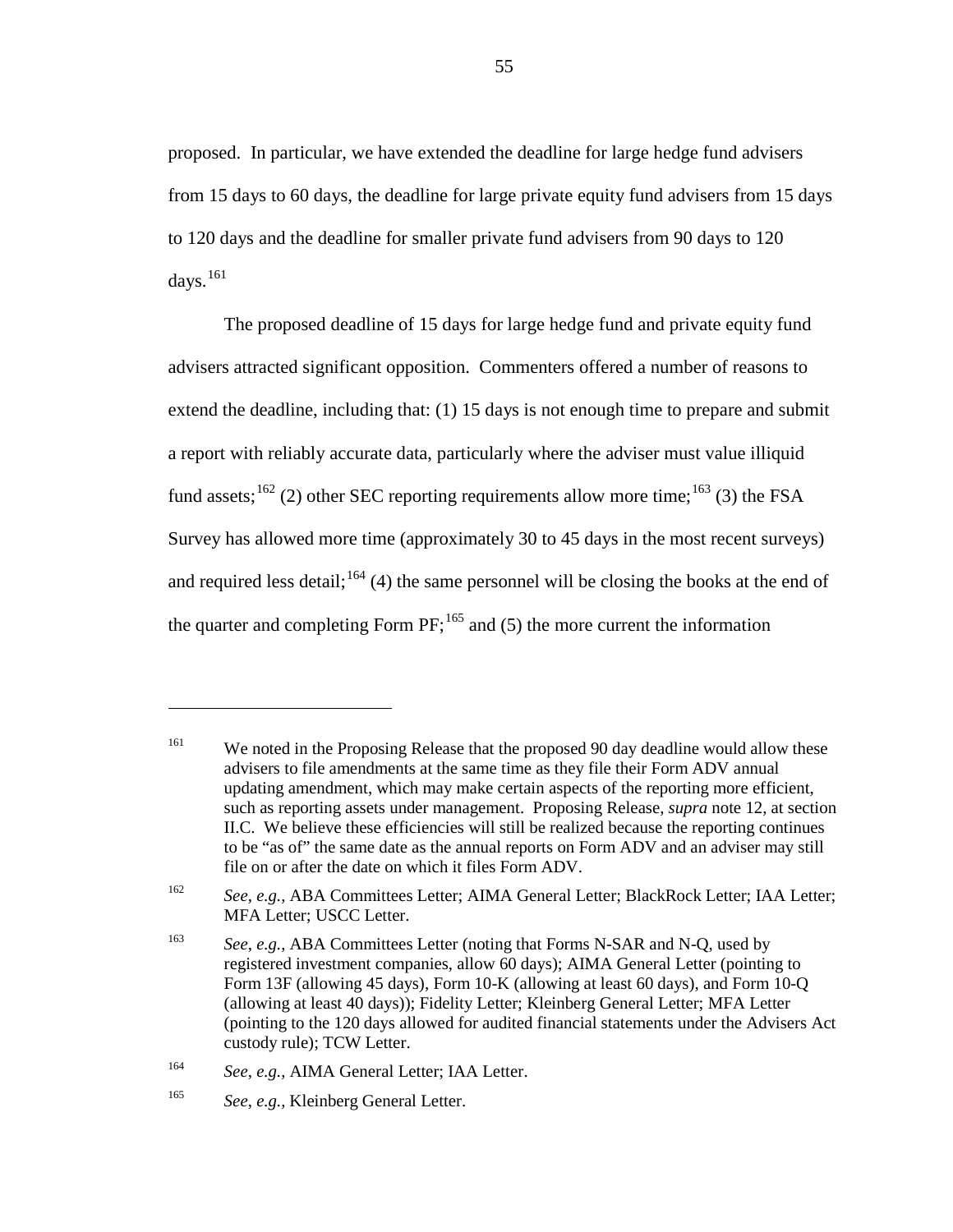proposed. In particular, we have extended the deadline for large hedge fund advisers from 15 days to 60 days, the deadline for large private equity fund advisers from 15 days to 120 days and the deadline for smaller private fund advisers from 90 days to 120 days.[161]

The proposed deadline of 15 days for large hedge fund and private equity fund advisers attracted significant opposition. Commenters offered a number of reasons to extend the deadline, including that: (1) 15 days is not enough time to prepare and submit a report with reliably accurate data, particularly where the adviser must value illiquid fund assets;[162] (2) other SEC reporting requirements allow more time;[163] (3) the FSA Survey has allowed more time (approximately 30 to 45 days in the most recent surveys) and required less detail;[164] (4) the same personnel will be closing the books at the end of the quarter and completing Form PF;[165] and (5) the more current the information

---

[161] We noted in the Proposing Release that the proposed 90 day deadline would allow these advisers to file amendments at the same time as they file their Form ADV annual updating amendment, which may make certain aspects of the reporting more efficient, such as reporting assets under management. Proposing Release, *supra* note 12, at section II.C. We believe these efficiencies will still be realized because the reporting continues to be "as of" the same date as the annual reports on Form ADV and an adviser may still file on or after the date on which it files Form ADV.

[162] *See*, *e.g.*, ABA Committees Letter; AIMA General Letter; BlackRock Letter; IAA Letter; MFA Letter; USCC Letter.

[163] *See*, *e.g.*, ABA Committees Letter (noting that Forms N-SAR and N-Q, used by registered investment companies, allow 60 days); AIMA General Letter (pointing to Form 13F (allowing 45 days), Form 10-K (allowing at least 60 days), and Form 10-Q (allowing at least 40 days)); Fidelity Letter; Kleinberg General Letter; MFA Letter (pointing to the 120 days allowed for audited financial statements under the Advisers Act custody rule); TCW Letter.

[164] *See*, *e.g.*, AIMA General Letter; IAA Letter.

[165] *See*, *e.g.*, Kleinberg General Letter.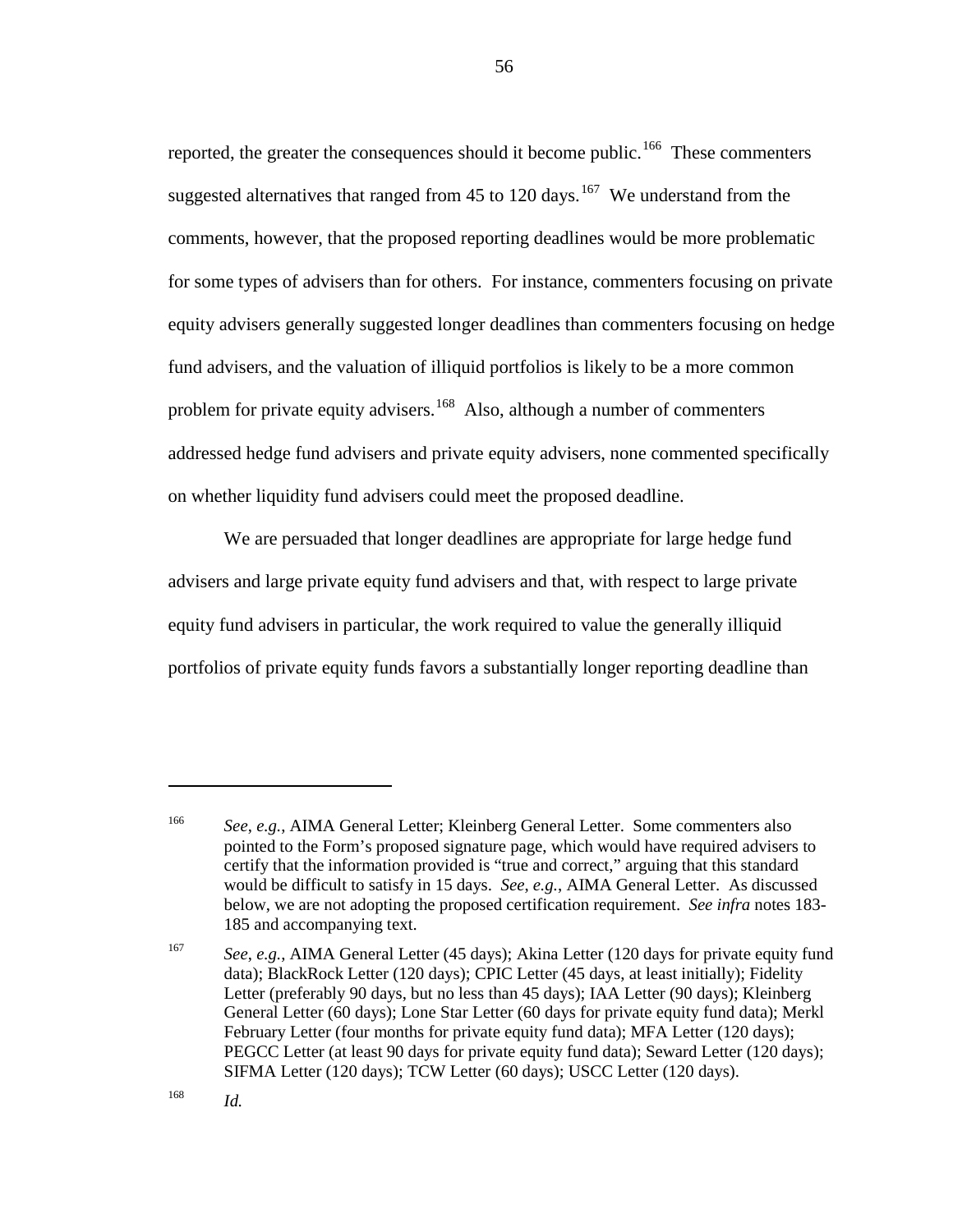reported, the greater the consequences should it become public.[166] These commenters suggested alternatives that ranged from 45 to 120 days.[167] We understand from the comments, however, that the proposed reporting deadlines would be more problematic for some types of advisers than for others. For instance, commenters focusing on private equity advisers generally suggested longer deadlines than commenters focusing on hedge fund advisers, and the valuation of illiquid portfolios is likely to be a more common problem for private equity advisers.[168] Also, although a number of commenters addressed hedge fund advisers and private equity advisers, none commented specifically on whether liquidity fund advisers could meet the proposed deadline.

We are persuaded that longer deadlines are appropriate for large hedge fund advisers and large private equity fund advisers and that, with respect to large private equity fund advisers in particular, the work required to value the generally illiquid portfolios of private equity funds favors a substantially longer reporting deadline than

---

[166] *See*, *e.g.*, AIMA General Letter; Kleinberg General Letter. Some commenters also pointed to the Form's proposed signature page, which would have required advisers to certify that the information provided is "true and correct," arguing that this standard would be difficult to satisfy in 15 days. *See*, *e.g.*, AIMA General Letter. As discussed below, we are not adopting the proposed certification requirement. *See infra* notes 183-185 and accompanying text.

[167] *See*, *e.g.*, AIMA General Letter (45 days); Akina Letter (120 days for private equity fund data); BlackRock Letter (120 days); CPIC Letter (45 days, at least initially); Fidelity Letter (preferably 90 days, but no less than 45 days); IAA Letter (90 days); Kleinberg General Letter (60 days); Lone Star Letter (60 days for private equity fund data); Merkl February Letter (four months for private equity fund data); MFA Letter (120 days); PEGCC Letter (at least 90 days for private equity fund data); Seward Letter (120 days); SIFMA Letter (120 days); TCW Letter (60 days); USCC Letter (120 days).

[168] *Id.*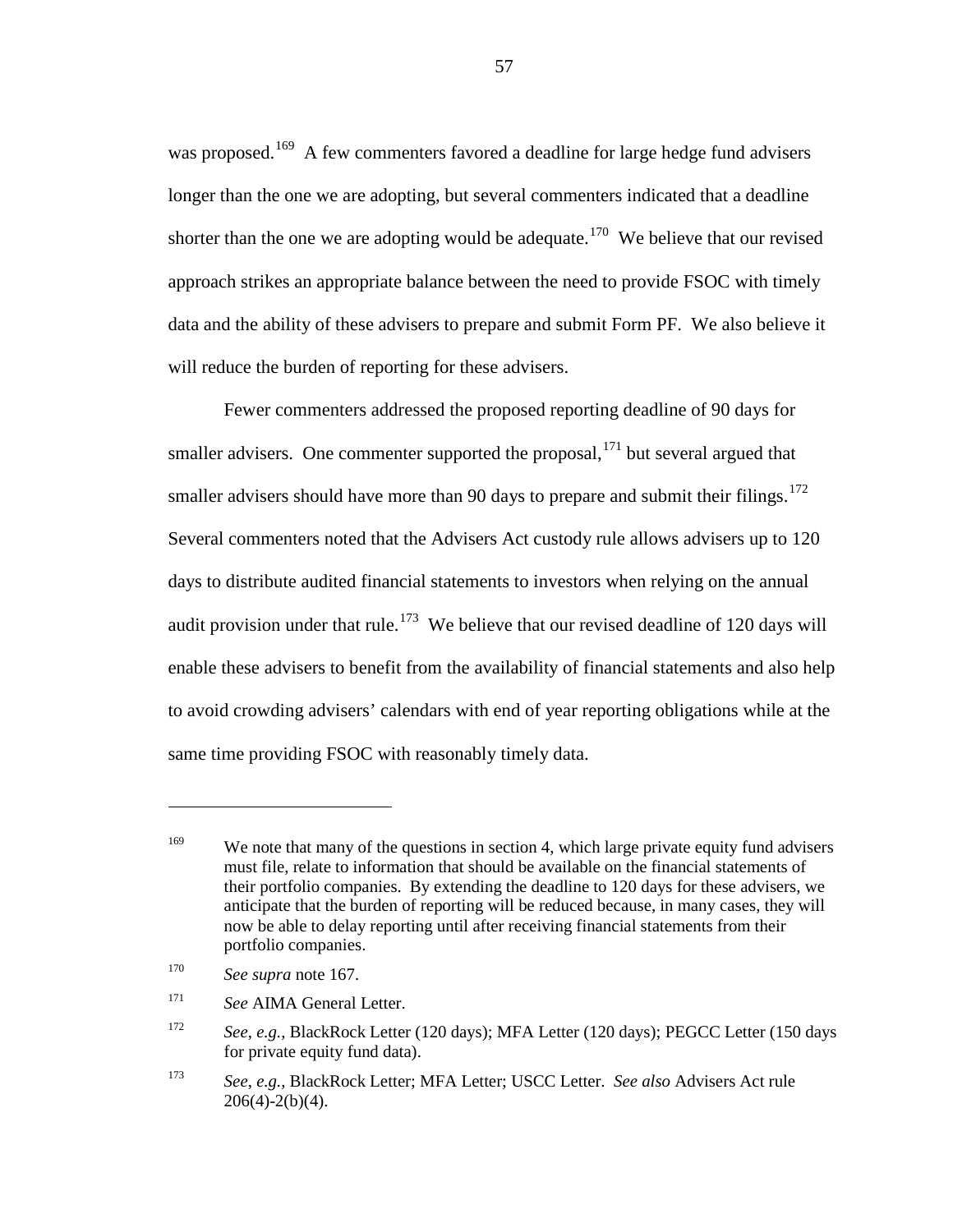was proposed.[169] A few commenters favored a deadline for large hedge fund advisers longer than the one we are adopting, but several commenters indicated that a deadline shorter than the one we are adopting would be adequate.[170] We believe that our revised approach strikes an appropriate balance between the need to provide FSOC with timely data and the ability of these advisers to prepare and submit Form PF. We also believe it will reduce the burden of reporting for these advisers.

Fewer commenters addressed the proposed reporting deadline of 90 days for smaller advisers. One commenter supported the proposal,[171] but several argued that smaller advisers should have more than 90 days to prepare and submit their filings.[172] Several commenters noted that the Advisers Act custody rule allows advisers up to 120 days to distribute audited financial statements to investors when relying on the annual audit provision under that rule.[173] We believe that our revised deadline of 120 days will enable these advisers to benefit from the availability of financial statements and also help to avoid crowding advisers' calendars with end of year reporting obligations while at the same time providing FSOC with reasonably timely data.

---

[169] We note that many of the questions in section 4, which large private equity fund advisers must file, relate to information that should be available on the financial statements of their portfolio companies. By extending the deadline to 120 days for these advisers, we anticipate that the burden of reporting will be reduced because, in many cases, they will now be able to delay reporting until after receiving financial statements from their portfolio companies.

[170] *See supra* note 167.

[171] *See* AIMA General Letter.

[172] *See*, *e.g.*, BlackRock Letter (120 days); MFA Letter (120 days); PEGCC Letter (150 days for private equity fund data).

[173] *See*, *e.g.*, BlackRock Letter; MFA Letter; USCC Letter. *See also* Advisers Act rule 206(4)-2(b)(4).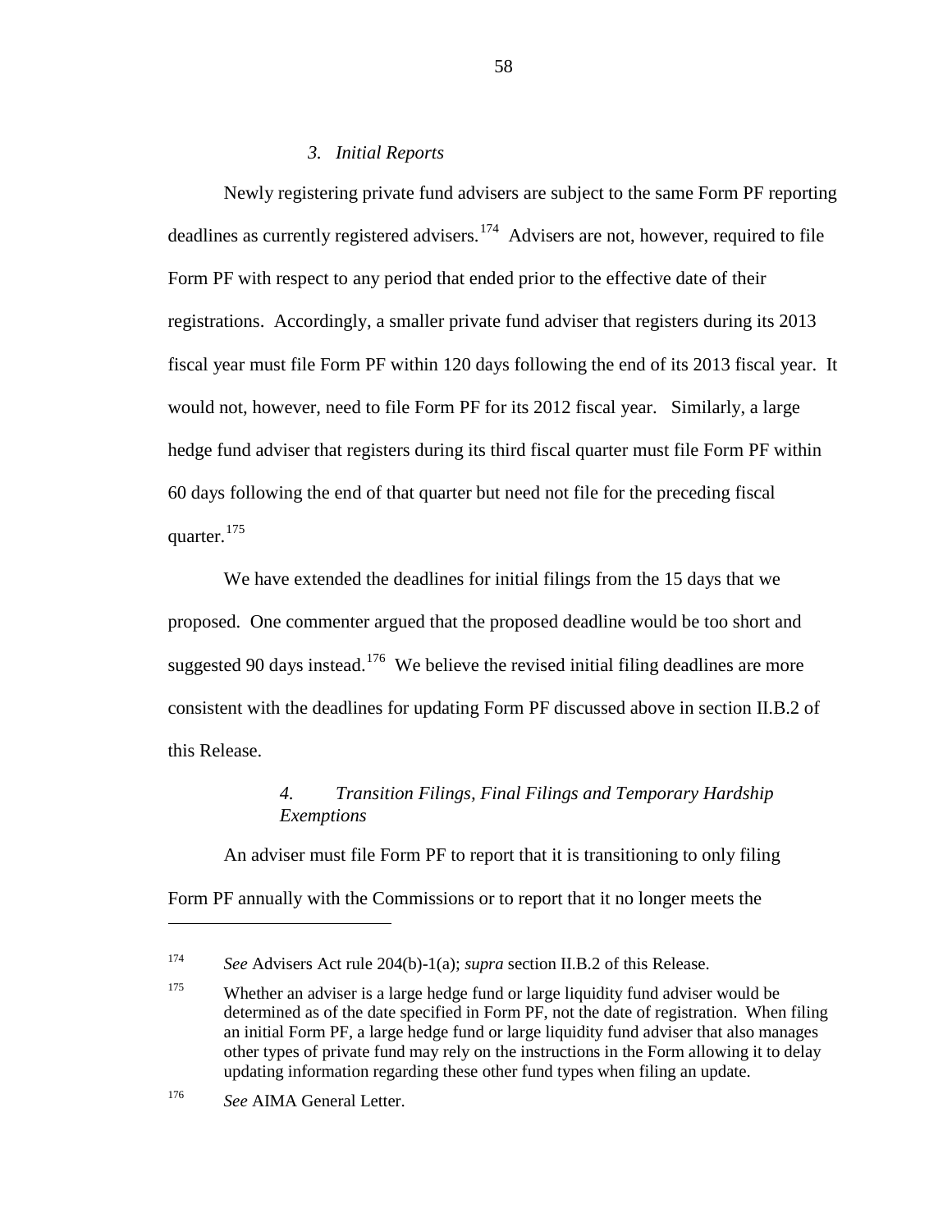### *3. Initial Reports*

Newly registering private fund advisers are subject to the same Form PF reporting deadlines as currently registered advisers.[174] Advisers are not, however, required to file Form PF with respect to any period that ended prior to the effective date of their registrations. Accordingly, a smaller private fund adviser that registers during its 2013 fiscal year must file Form PF within 120 days following the end of its 2013 fiscal year. It would not, however, need to file Form PF for its 2012 fiscal year. Similarly, a large hedge fund adviser that registers during its third fiscal quarter must file Form PF within 60 days following the end of that quarter but need not file for the preceding fiscal quarter.[175]

We have extended the deadlines for initial filings from the 15 days that we proposed. One commenter argued that the proposed deadline would be too short and suggested 90 days instead.[176] We believe the revised initial filing deadlines are more consistent with the deadlines for updating Form PF discussed above in section II.B.2 of this Release.

### *4. Transition Filings, Final Filings and Temporary Hardship Exemptions*

An adviser must file Form PF to report that it is transitioning to only filing Form PF annually with the Commissions or to report that it no longer meets the

---

[174] *See* Advisers Act rule 204(b)-1(a); *supra* section II.B.2 of this Release.

[175] Whether an adviser is a large hedge fund or large liquidity fund adviser would be determined as of the date specified in Form PF, not the date of registration. When filing an initial Form PF, a large hedge fund or large liquidity fund adviser that also manages other types of private fund may rely on the instructions in the Form allowing it to delay updating information regarding these other fund types when filing an update.

[176] *See* AIMA General Letter.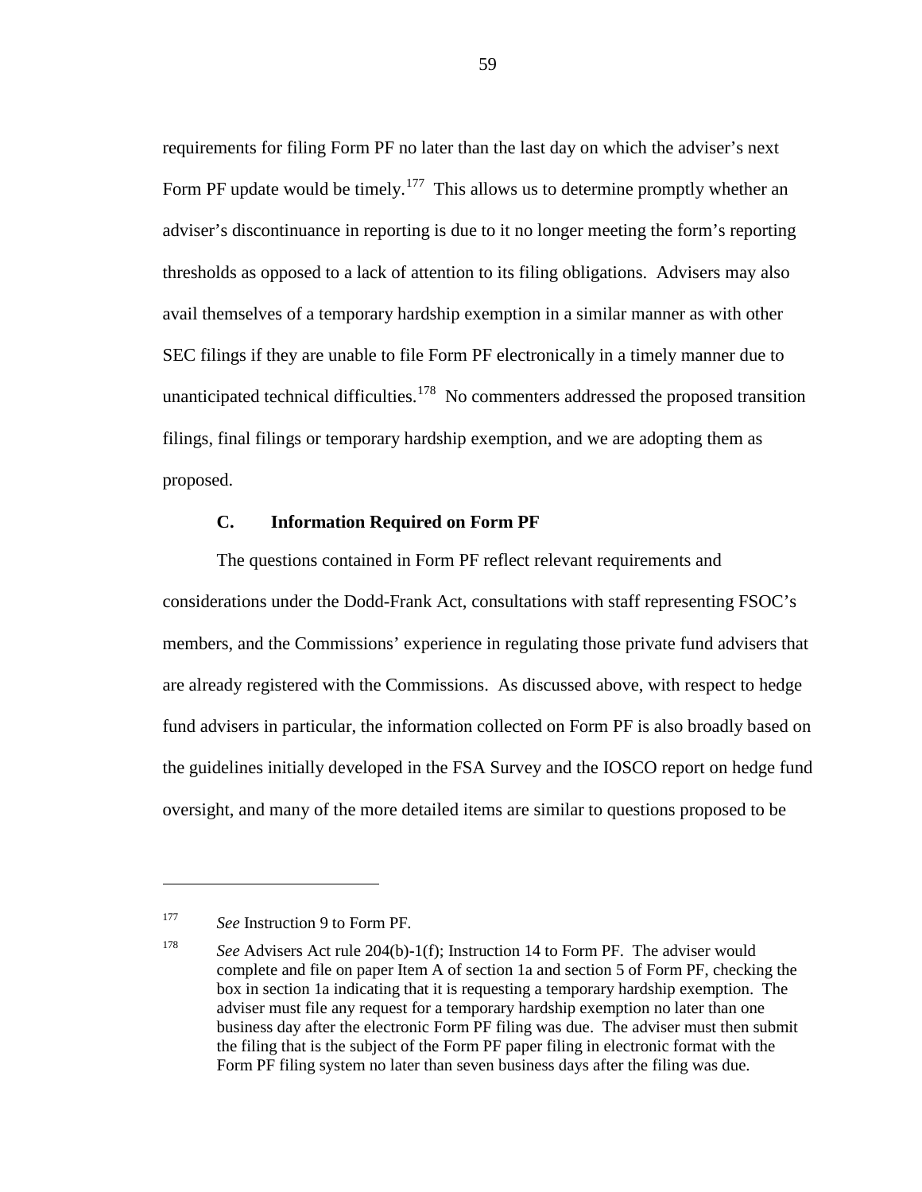requirements for filing Form PF no later than the last day on which the adviser's next Form PF update would be timely.[177] This allows us to determine promptly whether an adviser's discontinuance in reporting is due to it no longer meeting the form's reporting thresholds as opposed to a lack of attention to its filing obligations. Advisers may also avail themselves of a temporary hardship exemption in a similar manner as with other SEC filings if they are unable to file Form PF electronically in a timely manner due to unanticipated technical difficulties.[178] No commenters addressed the proposed transition filings, final filings or temporary hardship exemption, and we are adopting them as proposed.

### C. Information Required on Form PF

The questions contained in Form PF reflect relevant requirements and considerations under the Dodd-Frank Act, consultations with staff representing FSOC's members, and the Commissions' experience in regulating those private fund advisers that are already registered with the Commissions. As discussed above, with respect to hedge fund advisers in particular, the information collected on Form PF is also broadly based on the guidelines initially developed in the FSA Survey and the IOSCO report on hedge fund oversight, and many of the more detailed items are similar to questions proposed to be

---

[177] *See* Instruction 9 to Form PF.

[178] *See* Advisers Act rule 204(b)-1(f); Instruction 14 to Form PF. The adviser would complete and file on paper Item A of section 1a and section 5 of Form PF, checking the box in section 1a indicating that it is requesting a temporary hardship exemption. The adviser must file any request for a temporary hardship exemption no later than one business day after the electronic Form PF filing was due. The adviser must then submit the filing that is the subject of the Form PF paper filing in electronic format with the Form PF filing system no later than seven business days after the filing was due.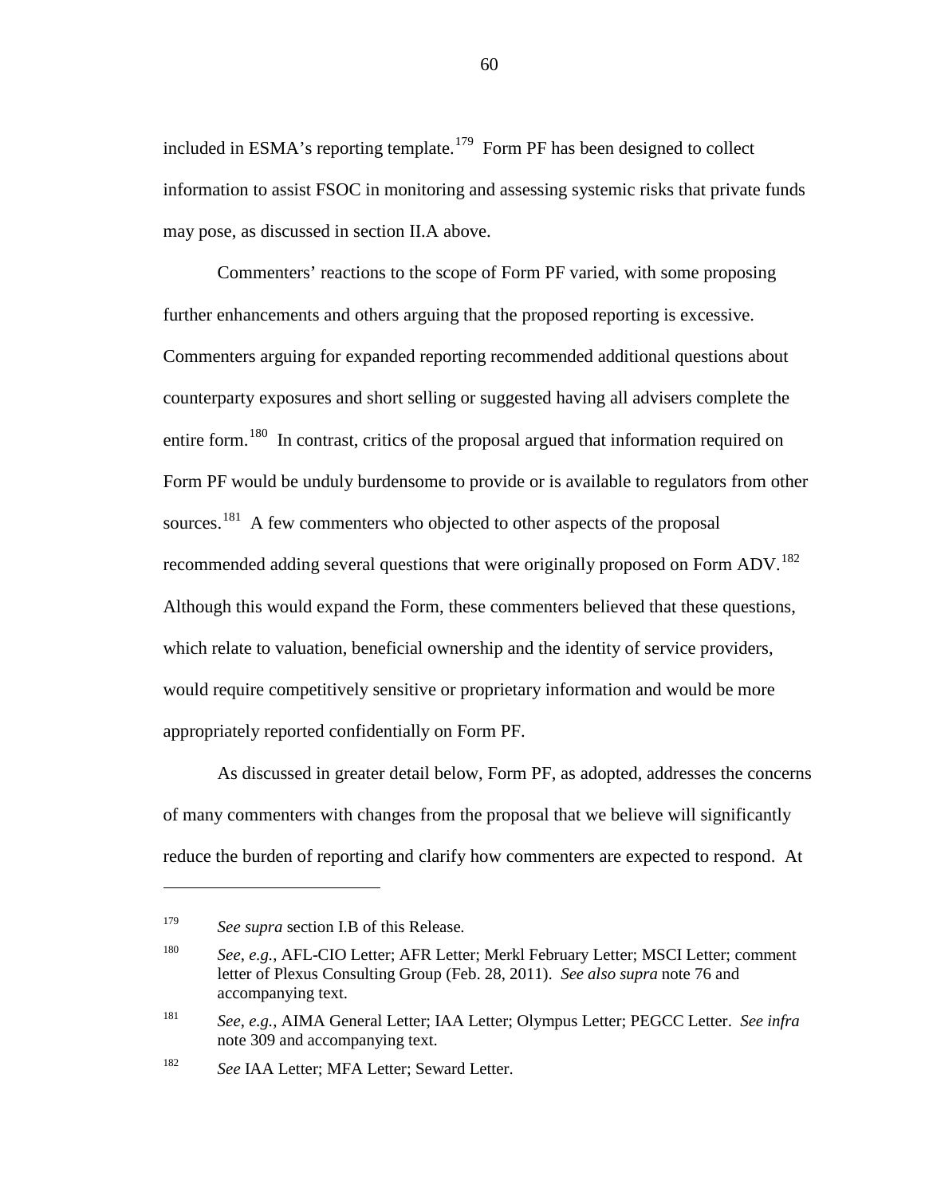included in ESMA's reporting template.[179] Form PF has been designed to collect information to assist FSOC in monitoring and assessing systemic risks that private funds may pose, as discussed in section II.A above.

Commenters' reactions to the scope of Form PF varied, with some proposing further enhancements and others arguing that the proposed reporting is excessive. Commenters arguing for expanded reporting recommended additional questions about counterparty exposures and short selling or suggested having all advisers complete the entire form.[180] In contrast, critics of the proposal argued that information required on Form PF would be unduly burdensome to provide or is available to regulators from other sources.[181] A few commenters who objected to other aspects of the proposal recommended adding several questions that were originally proposed on Form ADV.[182] Although this would expand the Form, these commenters believed that these questions, which relate to valuation, beneficial ownership and the identity of service providers, would require competitively sensitive or proprietary information and would be more appropriately reported confidentially on Form PF.

As discussed in greater detail below, Form PF, as adopted, addresses the concerns of many commenters with changes from the proposal that we believe will significantly reduce the burden of reporting and clarify how commenters are expected to respond. At

---

[179] *See supra* section I.B of this Release.

[180] *See, e.g.*, AFL-CIO Letter; AFR Letter; Merkl February Letter; MSCI Letter; comment letter of Plexus Consulting Group (Feb. 28, 2011). *See also supra* note 76 and accompanying text.

[181] *See, e.g.*, AIMA General Letter; IAA Letter; Olympus Letter; PEGCC Letter. *See infra* note 309 and accompanying text.

[182] *See* IAA Letter; MFA Letter; Seward Letter.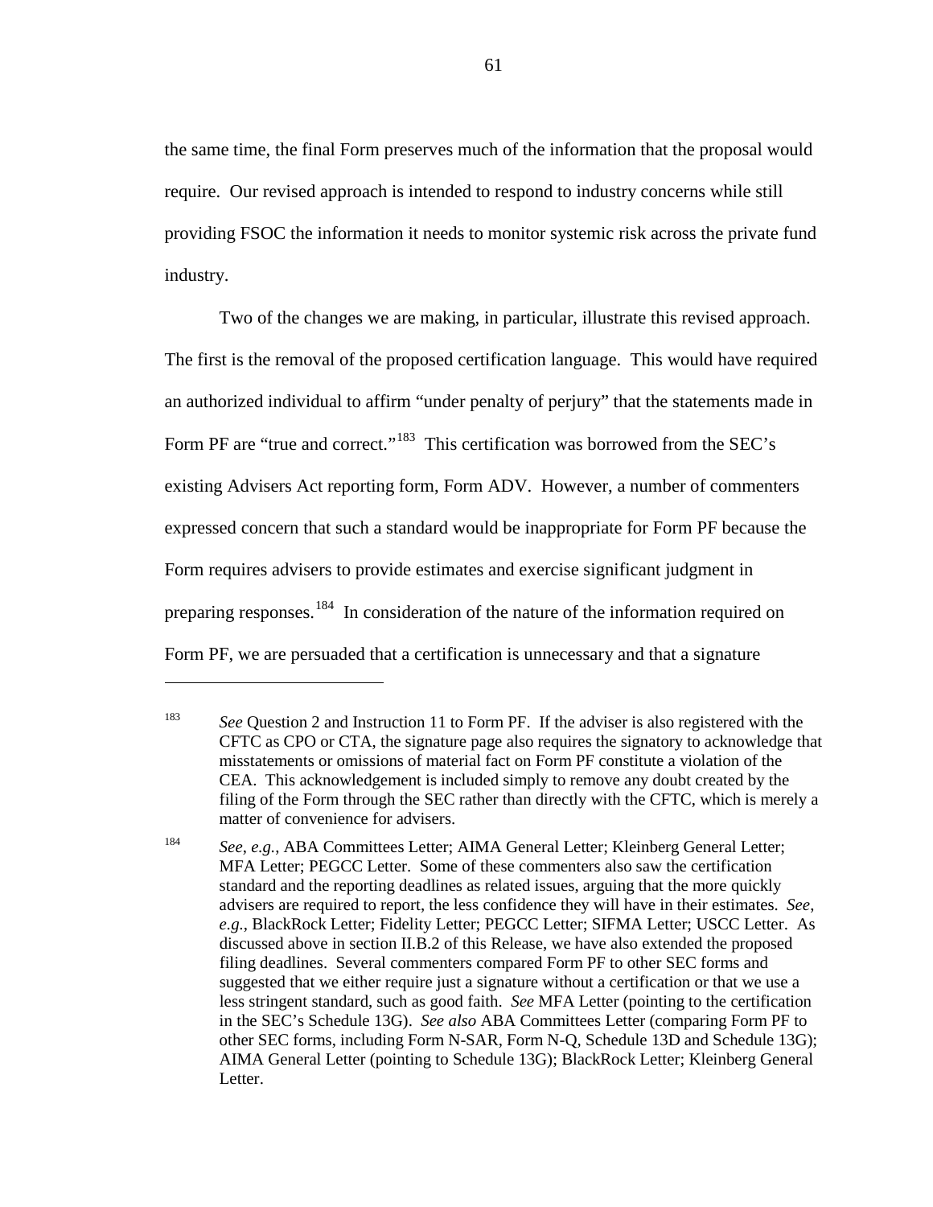the same time, the final Form preserves much of the information that the proposal would require. Our revised approach is intended to respond to industry concerns while still providing FSOC the information it needs to monitor systemic risk across the private fund industry.

Two of the changes we are making, in particular, illustrate this revised approach. The first is the removal of the proposed certification language. This would have required an authorized individual to affirm "under penalty of perjury" that the statements made in Form PF are "true and correct."[183] This certification was borrowed from the SEC's existing Advisers Act reporting form, Form ADV. However, a number of commenters expressed concern that such a standard would be inappropriate for Form PF because the Form requires advisers to provide estimates and exercise significant judgment in preparing responses.[184] In consideration of the nature of the information required on Form PF, we are persuaded that a certification is unnecessary and that a signature

---

[183] *See* Question 2 and Instruction 11 to Form PF. If the adviser is also registered with the CFTC as CPO or CTA, the signature page also requires the signatory to acknowledge that misstatements or omissions of material fact on Form PF constitute a violation of the CEA. This acknowledgement is included simply to remove any doubt created by the filing of the Form through the SEC rather than directly with the CFTC, which is merely a matter of convenience for advisers.

[184] *See*, *e.g.*, ABA Committees Letter; AIMA General Letter; Kleinberg General Letter; MFA Letter; PEGCC Letter. Some of these commenters also saw the certification standard and the reporting deadlines as related issues, arguing that the more quickly advisers are required to report, the less confidence they will have in their estimates. *See*, *e.g.*, BlackRock Letter; Fidelity Letter; PEGCC Letter; SIFMA Letter; USCC Letter. As discussed above in section II.B.2 of this Release, we have also extended the proposed filing deadlines. Several commenters compared Form PF to other SEC forms and suggested that we either require just a signature without a certification or that we use a less stringent standard, such as good faith. *See* MFA Letter (pointing to the certification in the SEC's Schedule 13G). *See also* ABA Committees Letter (comparing Form PF to other SEC forms, including Form N-SAR, Form N-Q, Schedule 13D and Schedule 13G); AIMA General Letter (pointing to Schedule 13G); BlackRock Letter; Kleinberg General Letter.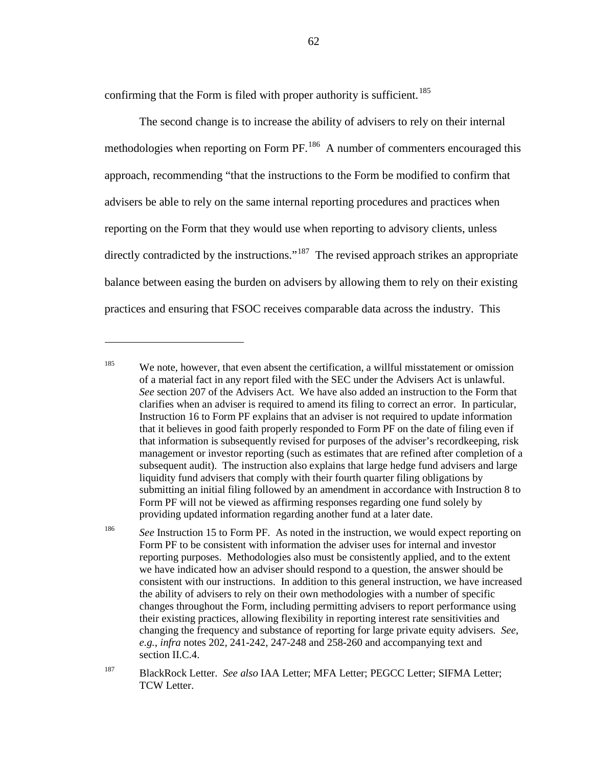confirming that the Form is filed with proper authority is sufficient.[185]

The second change is to increase the ability of advisers to rely on their internal methodologies when reporting on Form PF.[186] A number of commenters encouraged this approach, recommending "that the instructions to the Form be modified to confirm that advisers be able to rely on the same internal reporting procedures and practices when reporting on the Form that they would use when reporting to advisory clients, unless directly contradicted by the instructions."[187] The revised approach strikes an appropriate balance between easing the burden on advisers by allowing them to rely on their existing practices and ensuring that FSOC receives comparable data across the industry. This

---

[185] We note, however, that even absent the certification, a willful misstatement or omission of a material fact in any report filed with the SEC under the Advisers Act is unlawful. *See* section 207 of the Advisers Act. We have also added an instruction to the Form that clarifies when an adviser is required to amend its filing to correct an error. In particular, Instruction 16 to Form PF explains that an adviser is not required to update information that it believes in good faith properly responded to Form PF on the date of filing even if that information is subsequently revised for purposes of the adviser's recordkeeping, risk management or investor reporting (such as estimates that are refined after completion of a subsequent audit). The instruction also explains that large hedge fund advisers and large liquidity fund advisers that comply with their fourth quarter filing obligations by submitting an initial filing followed by an amendment in accordance with Instruction 8 to Form PF will not be viewed as affirming responses regarding one fund solely by providing updated information regarding another fund at a later date.

[186] *See* Instruction 15 to Form PF. As noted in the instruction, we would expect reporting on Form PF to be consistent with information the adviser uses for internal and investor reporting purposes. Methodologies also must be consistently applied, and to the extent we have indicated how an adviser should respond to a question, the answer should be consistent with our instructions. In addition to this general instruction, we have increased the ability of advisers to rely on their own methodologies with a number of specific changes throughout the Form, including permitting advisers to report performance using their existing practices, allowing flexibility in reporting interest rate sensitivities and changing the frequency and substance of reporting for large private equity advisers. *See, e.g.*, *infra* notes 202, 241-242, 247-248 and 258-260 and accompanying text and section II.C.4.

[187] BlackRock Letter. *See also* IAA Letter; MFA Letter; PEGCC Letter; SIFMA Letter; TCW Letter.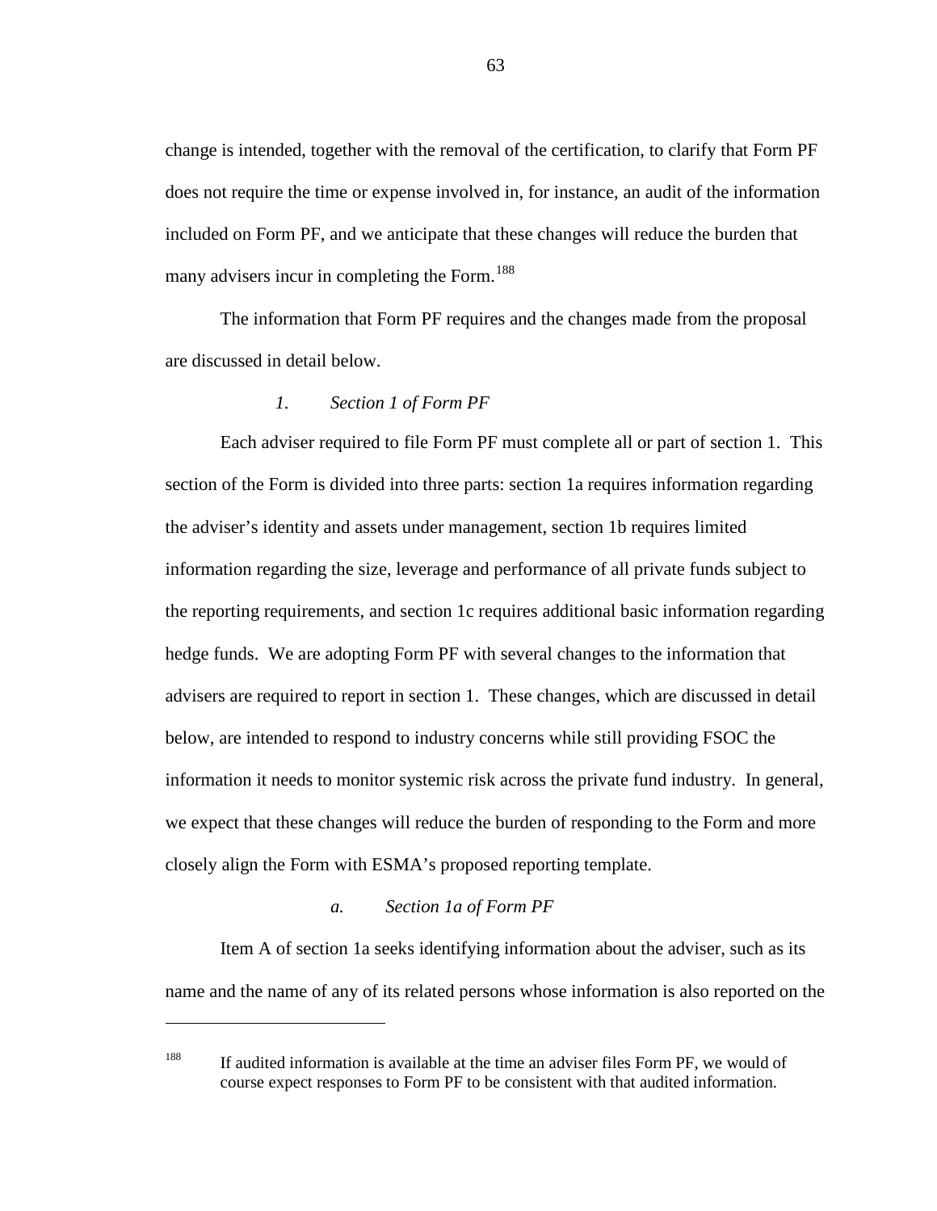change is intended, together with the removal of the certification, to clarify that Form PF does not require the time or expense involved in, for instance, an audit of the information included on Form PF, and we anticipate that these changes will reduce the burden that many advisers incur in completing the Form.[188]

The information that Form PF requires and the changes made from the proposal are discussed in detail below.

### *1. Section 1 of Form PF*

Each adviser required to file Form PF must complete all or part of section 1. This section of the Form is divided into three parts: section 1a requires information regarding the adviser's identity and assets under management, section 1b requires limited information regarding the size, leverage and performance of all private funds subject to the reporting requirements, and section 1c requires additional basic information regarding hedge funds. We are adopting Form PF with several changes to the information that advisers are required to report in section 1. These changes, which are discussed in detail below, are intended to respond to industry concerns while still providing FSOC the information it needs to monitor systemic risk across the private fund industry. In general, we expect that these changes will reduce the burden of responding to the Form and more closely align the Form with ESMA's proposed reporting template.

#### *a. Section 1a of Form PF*

Item A of section 1a seeks identifying information about the adviser, such as its name and the name of any of its related persons whose information is also reported on the

---

[188] If audited information is available at the time an adviser files Form PF, we would of course expect responses to Form PF to be consistent with that audited information.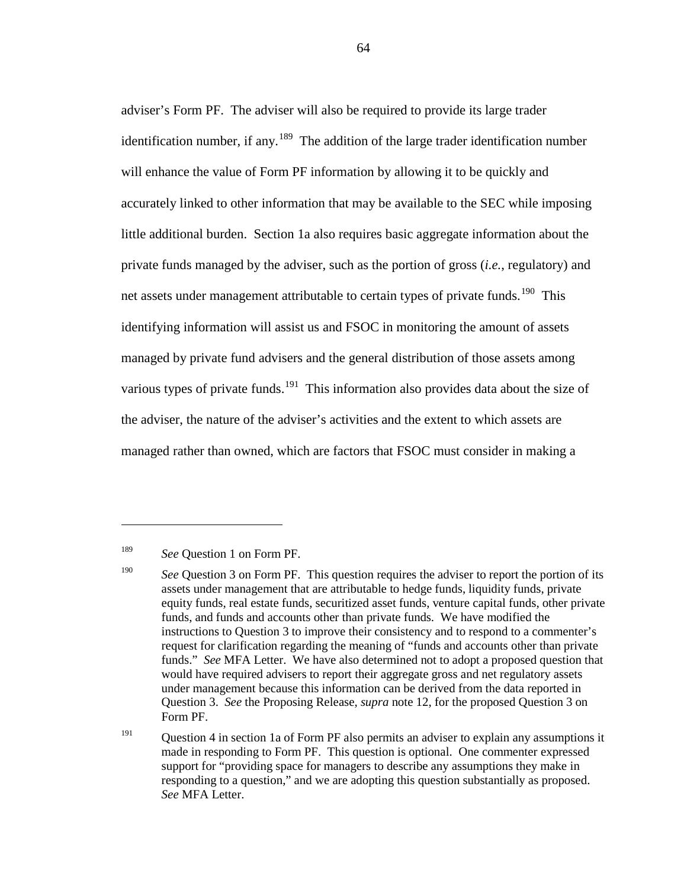adviser's Form PF. The adviser will also be required to provide its large trader identification number, if any.[189] The addition of the large trader identification number will enhance the value of Form PF information by allowing it to be quickly and accurately linked to other information that may be available to the SEC while imposing little additional burden. Section 1a also requires basic aggregate information about the private funds managed by the adviser, such as the portion of gross (*i.e.*, regulatory) and net assets under management attributable to certain types of private funds.[190] This identifying information will assist us and FSOC in monitoring the amount of assets managed by private fund advisers and the general distribution of those assets among various types of private funds.[191] This information also provides data about the size of the adviser, the nature of the adviser's activities and the extent to which assets are managed rather than owned, which are factors that FSOC must consider in making a

---

[189] *See* Question 1 on Form PF.

[190] *See* Question 3 on Form PF. This question requires the adviser to report the portion of its assets under management that are attributable to hedge funds, liquidity funds, private equity funds, real estate funds, securitized asset funds, venture capital funds, other private funds, and funds and accounts other than private funds. We have modified the instructions to Question 3 to improve their consistency and to respond to a commenter's request for clarification regarding the meaning of "funds and accounts other than private funds." *See* MFA Letter. We have also determined not to adopt a proposed question that would have required advisers to report their aggregate gross and net regulatory assets under management because this information can be derived from the data reported in Question 3. *See* the Proposing Release, *supra* note 12, for the proposed Question 3 on Form PF.

[191] Question 4 in section 1a of Form PF also permits an adviser to explain any assumptions it made in responding to Form PF. This question is optional. One commenter expressed support for "providing space for managers to describe any assumptions they make in responding to a question," and we are adopting this question substantially as proposed. *See* MFA Letter.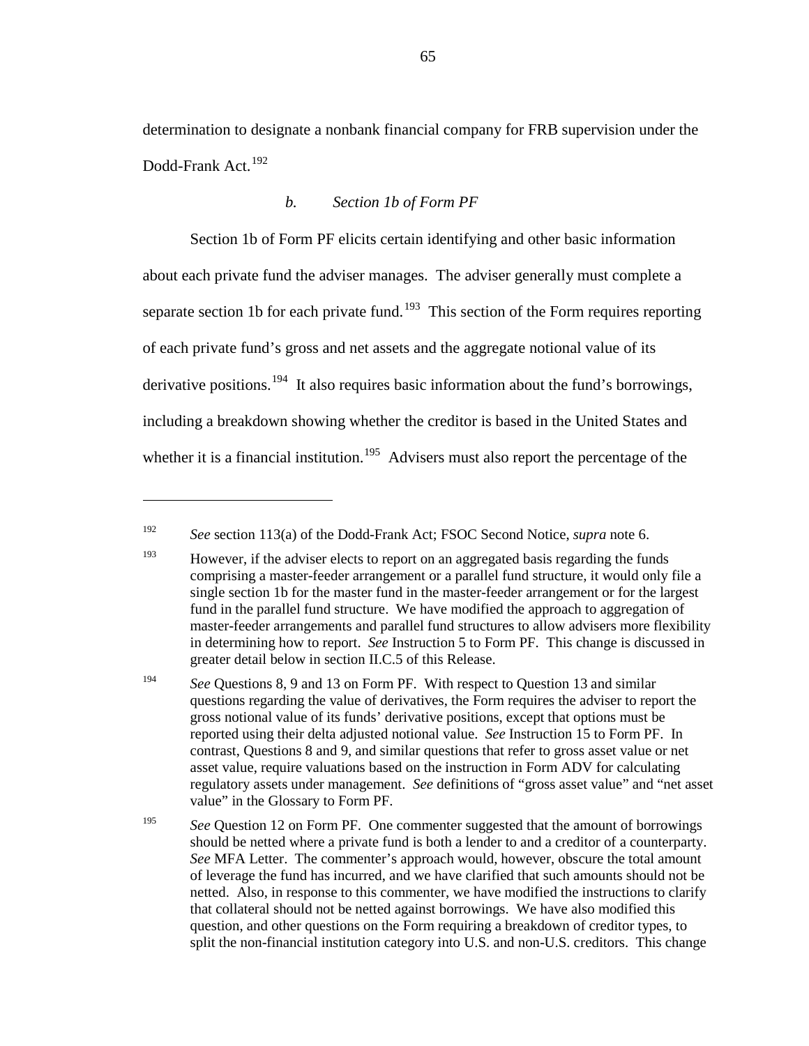determination to designate a nonbank financial company for FRB supervision under the Dodd-Frank Act.[192]

### *b. Section 1b of Form PF*

Section 1b of Form PF elicits certain identifying and other basic information about each private fund the adviser manages. The adviser generally must complete a separate section 1b for each private fund.[193] This section of the Form requires reporting of each private fund's gross and net assets and the aggregate notional value of its derivative positions.[194] It also requires basic information about the fund's borrowings, including a breakdown showing whether the creditor is based in the United States and whether it is a financial institution.[195] Advisers must also report the percentage of the

---

[192] *See* section 113(a) of the Dodd-Frank Act; FSOC Second Notice, *supra* note 6.

[193] However, if the adviser elects to report on an aggregated basis regarding the funds comprising a master-feeder arrangement or a parallel fund structure, it would only file a single section 1b for the master fund in the master-feeder arrangement or for the largest fund in the parallel fund structure. We have modified the approach to aggregation of master-feeder arrangements and parallel fund structures to allow advisers more flexibility in determining how to report. *See* Instruction 5 to Form PF. This change is discussed in greater detail below in section II.C.5 of this Release.

[194] *See* Questions 8, 9 and 13 on Form PF. With respect to Question 13 and similar questions regarding the value of derivatives, the Form requires the adviser to report the gross notional value of its funds' derivative positions, except that options must be reported using their delta adjusted notional value. *See* Instruction 15 to Form PF. In contrast, Questions 8 and 9, and similar questions that refer to gross asset value or net asset value, require valuations based on the instruction in Form ADV for calculating regulatory assets under management. *See* definitions of "gross asset value" and "net asset value" in the Glossary to Form PF.

[195] *See* Question 12 on Form PF. One commenter suggested that the amount of borrowings should be netted where a private fund is both a lender to and a creditor of a counterparty. *See* MFA Letter. The commenter's approach would, however, obscure the total amount of leverage the fund has incurred, and we have clarified that such amounts should not be netted. Also, in response to this commenter, we have modified the instructions to clarify that collateral should not be netted against borrowings. We have also modified this question, and other questions on the Form requiring a breakdown of creditor types, to split the non-financial institution category into U.S. and non-U.S. creditors. This change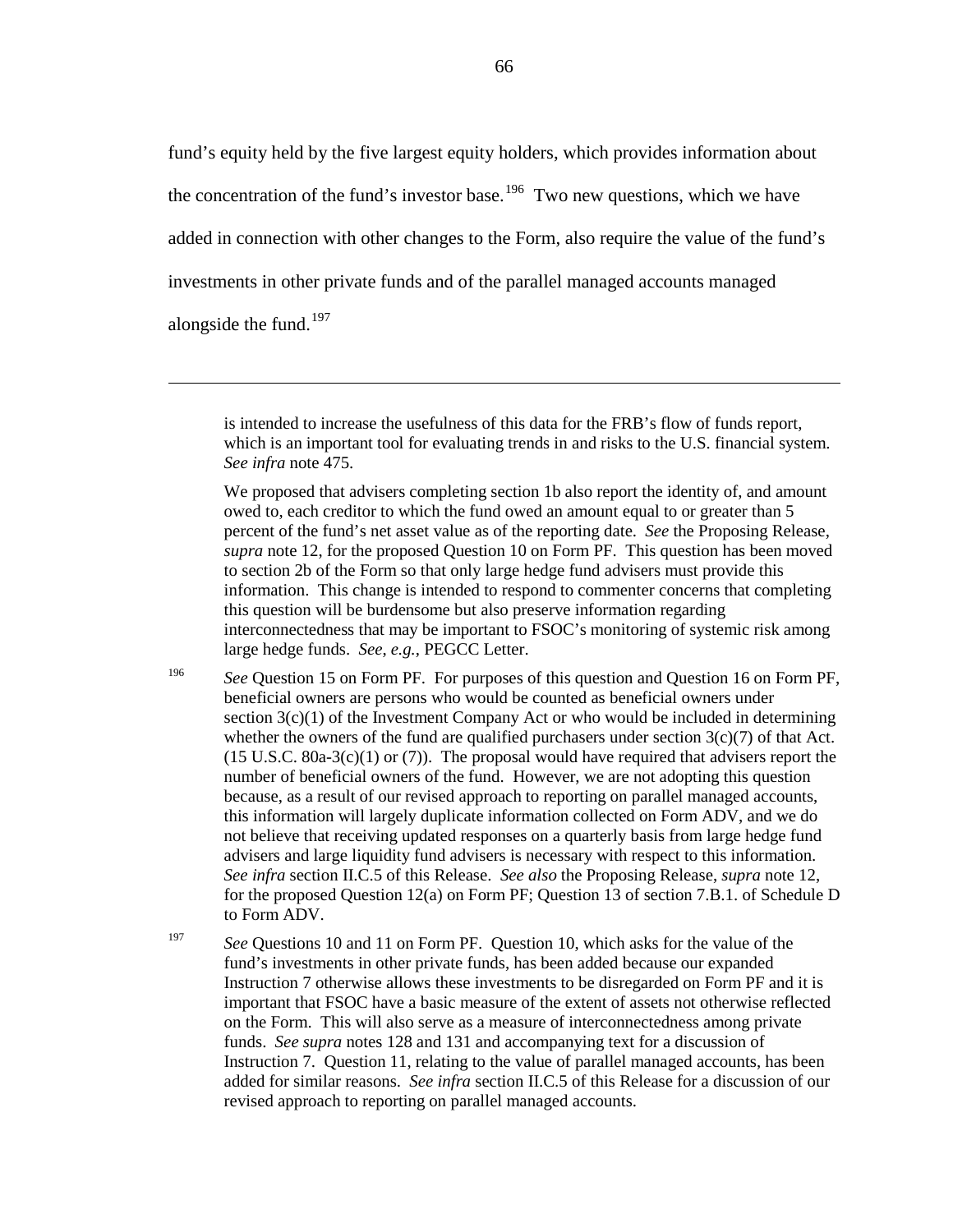fund's equity held by the five largest equity holders, which provides information about the concentration of the fund's investor base.[196] Two new questions, which we have added in connection with other changes to the Form, also require the value of the fund's investments in other private funds and of the parallel managed accounts managed alongside the fund.[197]

---

is intended to increase the usefulness of this data for the FRB's flow of funds report, which is an important tool for evaluating trends in and risks to the U.S. financial system. *See infra* note 475.

We proposed that advisers completing section 1b also report the identity of, and amount owed to, each creditor to which the fund owed an amount equal to or greater than 5 percent of the fund's net asset value as of the reporting date. *See* the Proposing Release, *supra* note 12, for the proposed Question 10 on Form PF. This question has been moved to section 2b of the Form so that only large hedge fund advisers must provide this information. This change is intended to respond to commenter concerns that completing this question will be burdensome but also preserve information regarding interconnectedness that may be important to FSOC's monitoring of systemic risk among large hedge funds. *See*, *e.g.*, PEGCC Letter.

[196] *See* Question 15 on Form PF. For purposes of this question and Question 16 on Form PF, beneficial owners are persons who would be counted as beneficial owners under section 3(c)(1) of the Investment Company Act or who would be included in determining whether the owners of the fund are qualified purchasers under section 3(c)(7) of that Act. (15 U.S.C. 80a-3(c)(1) or (7)). The proposal would have required that advisers report the number of beneficial owners of the fund. However, we are not adopting this question because, as a result of our revised approach to reporting on parallel managed accounts, this information will largely duplicate information collected on Form ADV, and we do not believe that receiving updated responses on a quarterly basis from large hedge fund advisers and large liquidity fund advisers is necessary with respect to this information. *See infra* section II.C.5 of this Release. *See also* the Proposing Release, *supra* note 12, for the proposed Question 12(a) on Form PF; Question 13 of section 7.B.1. of Schedule D to Form ADV.

[197] *See* Questions 10 and 11 on Form PF. Question 10, which asks for the value of the fund's investments in other private funds, has been added because our expanded Instruction 7 otherwise allows these investments to be disregarded on Form PF and it is important that FSOC have a basic measure of the extent of assets not otherwise reflected on the Form. This will also serve as a measure of interconnectedness among private funds. *See supra* notes 128 and 131 and accompanying text for a discussion of Instruction 7. Question 11, relating to the value of parallel managed accounts, has been added for similar reasons. *See infra* section II.C.5 of this Release for a discussion of our revised approach to reporting on parallel managed accounts.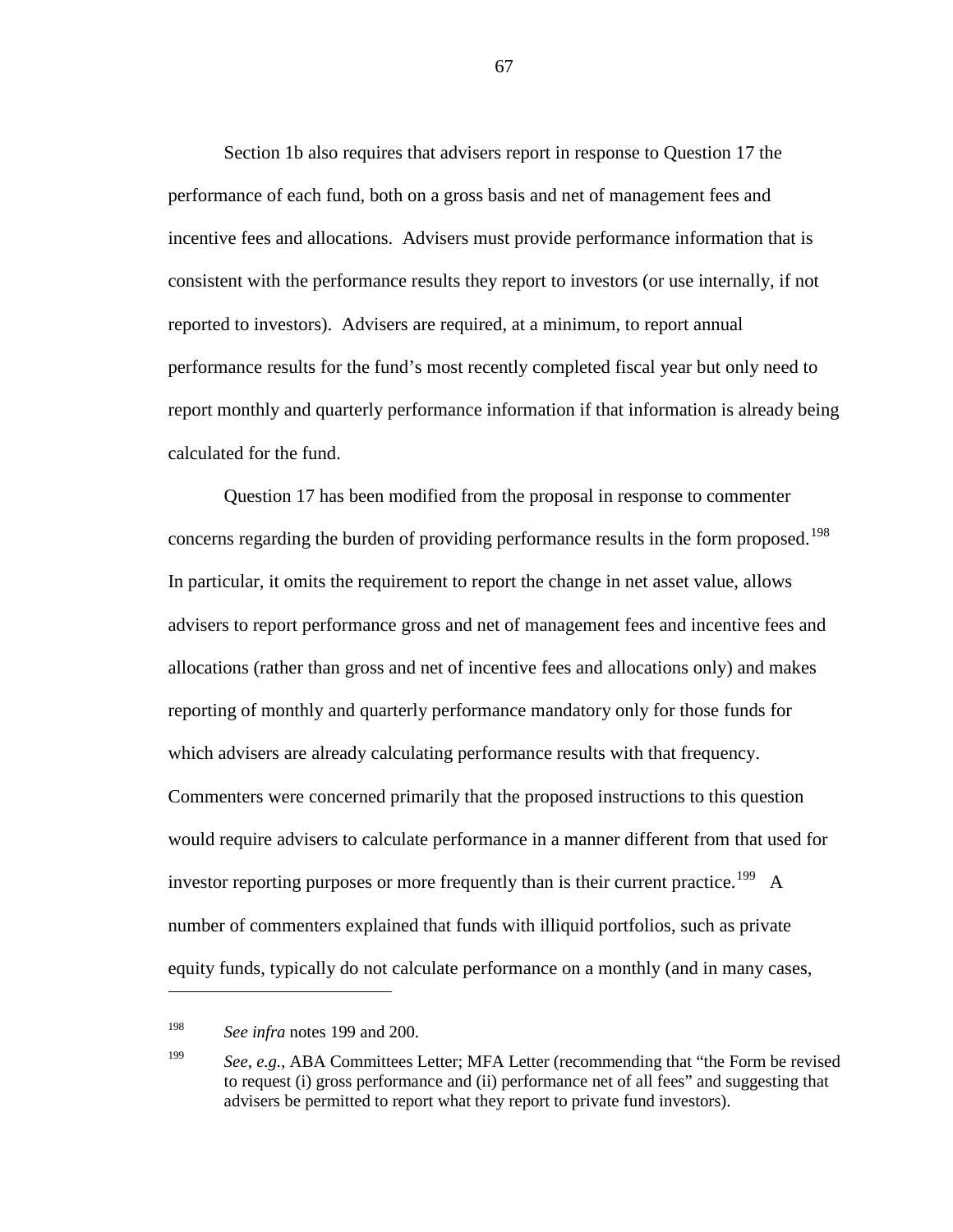Section 1b also requires that advisers report in response to Question 17 the performance of each fund, both on a gross basis and net of management fees and incentive fees and allocations. Advisers must provide performance information that is consistent with the performance results they report to investors (or use internally, if not reported to investors). Advisers are required, at a minimum, to report annual performance results for the fund's most recently completed fiscal year but only need to report monthly and quarterly performance information if that information is already being calculated for the fund.

Question 17 has been modified from the proposal in response to commenter concerns regarding the burden of providing performance results in the form proposed.[198] In particular, it omits the requirement to report the change in net asset value, allows advisers to report performance gross and net of management fees and incentive fees and allocations (rather than gross and net of incentive fees and allocations only) and makes reporting of monthly and quarterly performance mandatory only for those funds for which advisers are already calculating performance results with that frequency. Commenters were concerned primarily that the proposed instructions to this question would require advisers to calculate performance in a manner different from that used for investor reporting purposes or more frequently than is their current practice.[199] A number of commenters explained that funds with illiquid portfolios, such as private equity funds, typically do not calculate performance on a monthly (and in many cases,

---

[198] *See infra* notes 199 and 200.

[199] *See, e.g.*, ABA Committees Letter; MFA Letter (recommending that "the Form be revised to request (i) gross performance and (ii) performance net of all fees" and suggesting that advisers be permitted to report what they report to private fund investors).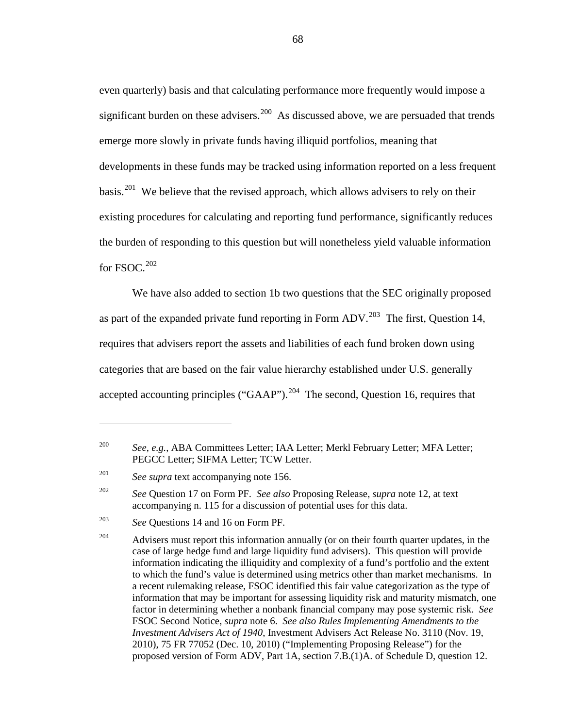even quarterly) basis and that calculating performance more frequently would impose a significant burden on these advisers.[200] As discussed above, we are persuaded that trends emerge more slowly in private funds having illiquid portfolios, meaning that developments in these funds may be tracked using information reported on a less frequent basis.[201] We believe that the revised approach, which allows advisers to rely on their existing procedures for calculating and reporting fund performance, significantly reduces the burden of responding to this question but will nonetheless yield valuable information for FSOC.[202]

We have also added to section 1b two questions that the SEC originally proposed as part of the expanded private fund reporting in Form ADV.[203] The first, Question 14, requires that advisers report the assets and liabilities of each fund broken down using categories that are based on the fair value hierarchy established under U.S. generally accepted accounting principles ("GAAP").[204] The second, Question 16, requires that

---

[200] *See*, *e.g.*, ABA Committees Letter; IAA Letter; Merkl February Letter; MFA Letter; PEGCC Letter; SIFMA Letter; TCW Letter.

[201] *See supra* text accompanying note 156.

[202] *See* Question 17 on Form PF. *See also* Proposing Release, *supra* note 12, at text accompanying n. 115 for a discussion of potential uses for this data.

[203] *See* Questions 14 and 16 on Form PF.

[204] Advisers must report this information annually (or on their fourth quarter updates, in the case of large hedge fund and large liquidity fund advisers). This question will provide information indicating the illiquidity and complexity of a fund's portfolio and the extent to which the fund's value is determined using metrics other than market mechanisms. In a recent rulemaking release, FSOC identified this fair value categorization as the type of information that may be important for assessing liquidity risk and maturity mismatch, one factor in determining whether a nonbank financial company may pose systemic risk. *See* FSOC Second Notice, *supra* note 6. *See also Rules Implementing Amendments to the Investment Advisers Act of 1940*, Investment Advisers Act Release No. 3110 (Nov. 19, 2010), 75 FR 77052 (Dec. 10, 2010) ("Implementing Proposing Release") for the proposed version of Form ADV, Part 1A, section 7.B.(1)A. of Schedule D, question 12.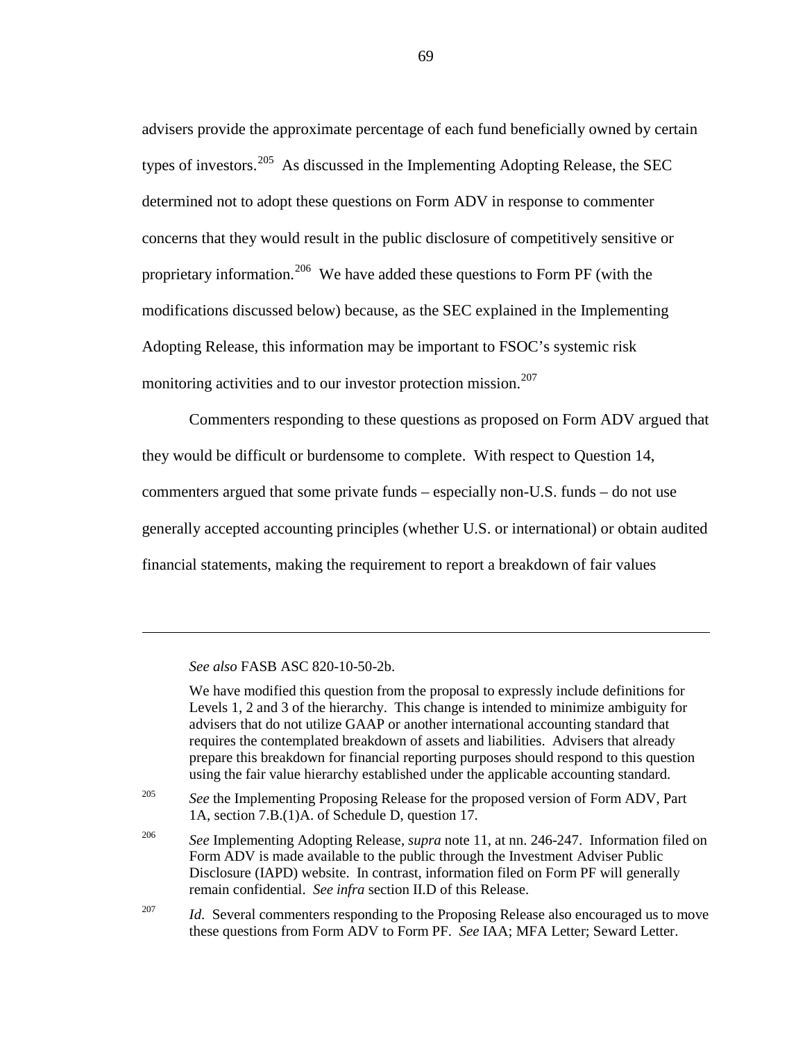advisers provide the approximate percentage of each fund beneficially owned by certain types of investors.[205] As discussed in the Implementing Adopting Release, the SEC determined not to adopt these questions on Form ADV in response to commenter concerns that they would result in the public disclosure of competitively sensitive or proprietary information.[206] We have added these questions to Form PF (with the modifications discussed below) because, as the SEC explained in the Implementing Adopting Release, this information may be important to FSOC's systemic risk monitoring activities and to our investor protection mission.[207]

Commenters responding to these questions as proposed on Form ADV argued that they would be difficult or burdensome to complete. With respect to Question 14, commenters argued that some private funds – especially non-U.S. funds – do not use generally accepted accounting principles (whether U.S. or international) or obtain audited financial statements, making the requirement to report a breakdown of fair values

---

*See also* FASB ASC 820-10-50-2b.

We have modified this question from the proposal to expressly include definitions for Levels 1, 2 and 3 of the hierarchy. This change is intended to minimize ambiguity for advisers that do not utilize GAAP or another international accounting standard that requires the contemplated breakdown of assets and liabilities. Advisers that already prepare this breakdown for financial reporting purposes should respond to this question using the fair value hierarchy established under the applicable accounting standard.

[205] *See* the Implementing Proposing Release for the proposed version of Form ADV, Part 1A, section 7.B.(1)A. of Schedule D, question 17.

[206] *See* Implementing Adopting Release, *supra* note 11, at nn. 246-247. Information filed on Form ADV is made available to the public through the Investment Adviser Public Disclosure (IAPD) website. In contrast, information filed on Form PF will generally remain confidential. *See infra* section II.D of this Release.

[207] *Id.* Several commenters responding to the Proposing Release also encouraged us to move these questions from Form ADV to Form PF. *See* IAA; MFA Letter; Seward Letter.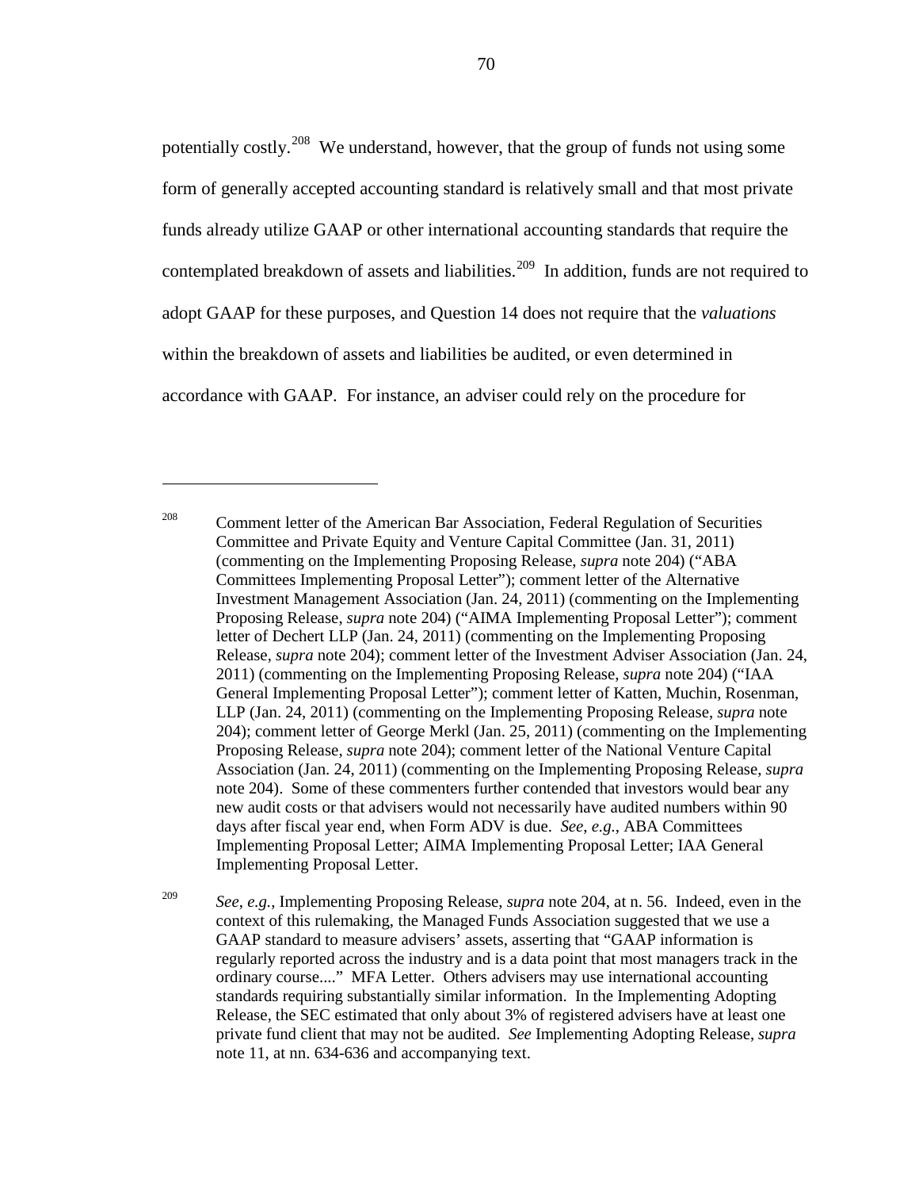potentially costly.[208] We understand, however, that the group of funds not using some form of generally accepted accounting standard is relatively small and that most private funds already utilize GAAP or other international accounting standards that require the contemplated breakdown of assets and liabilities.[209] In addition, funds are not required to adopt GAAP for these purposes, and Question 14 does not require that the *valuations* within the breakdown of assets and liabilities be audited, or even determined in accordance with GAAP. For instance, an adviser could rely on the procedure for

---

[208] Comment letter of the American Bar Association, Federal Regulation of Securities Committee and Private Equity and Venture Capital Committee (Jan. 31, 2011) (commenting on the Implementing Proposing Release, *supra* note 204) ("ABA Committees Implementing Proposal Letter"); comment letter of the Alternative Investment Management Association (Jan. 24, 2011) (commenting on the Implementing Proposing Release, *supra* note 204) ("AIMA Implementing Proposal Letter"); comment letter of Dechert LLP (Jan. 24, 2011) (commenting on the Implementing Proposing Release, *supra* note 204); comment letter of the Investment Adviser Association (Jan. 24, 2011) (commenting on the Implementing Proposing Release, *supra* note 204) ("IAA General Implementing Proposal Letter"); comment letter of Katten, Muchin, Rosenman, LLP (Jan. 24, 2011) (commenting on the Implementing Proposing Release, *supra* note 204); comment letter of George Merkl (Jan. 25, 2011) (commenting on the Implementing Proposing Release, *supra* note 204); comment letter of the National Venture Capital Association (Jan. 24, 2011) (commenting on the Implementing Proposing Release, *supra* note 204). Some of these commenters further contended that investors would bear any new audit costs or that advisers would not necessarily have audited numbers within 90 days after fiscal year end, when Form ADV is due. *See, e.g.*, ABA Committees Implementing Proposal Letter; AIMA Implementing Proposal Letter; IAA General Implementing Proposal Letter.

[209] *See, e.g.*, Implementing Proposing Release, *supra* note 204, at n. 56. Indeed, even in the context of this rulemaking, the Managed Funds Association suggested that we use a GAAP standard to measure advisers' assets, asserting that "GAAP information is regularly reported across the industry and is a data point that most managers track in the ordinary course...." MFA Letter. Others advisers may use international accounting standards requiring substantially similar information. In the Implementing Adopting Release, the SEC estimated that only about 3% of registered advisers have at least one private fund client that may not be audited. *See* Implementing Adopting Release, *supra* note 11, at nn. 634-636 and accompanying text.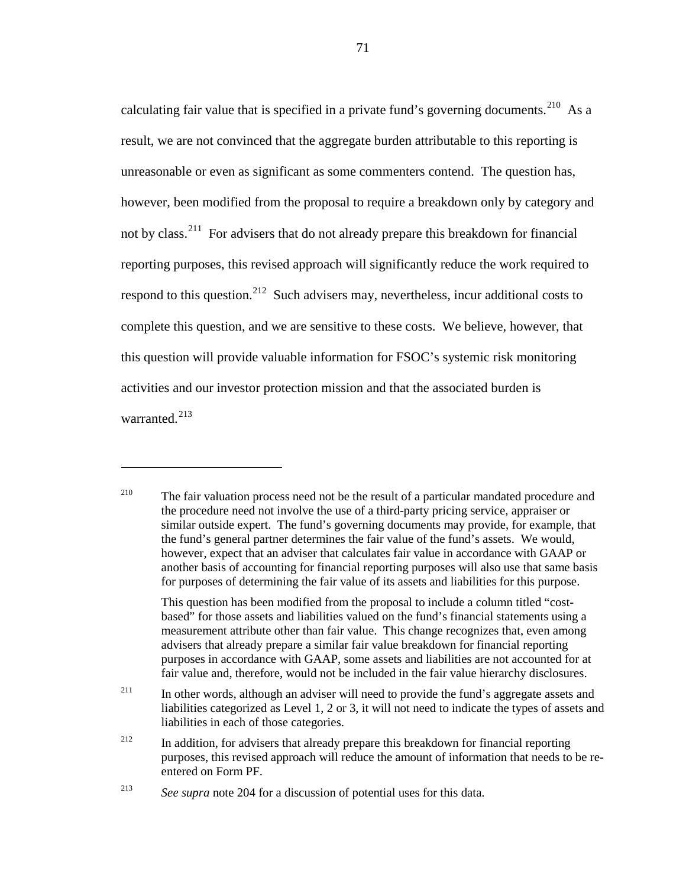calculating fair value that is specified in a private fund's governing documents.[210] As a result, we are not convinced that the aggregate burden attributable to this reporting is unreasonable or even as significant as some commenters contend. The question has, however, been modified from the proposal to require a breakdown only by category and not by class.[211] For advisers that do not already prepare this breakdown for financial reporting purposes, this revised approach will significantly reduce the work required to respond to this question.[212] Such advisers may, nevertheless, incur additional costs to complete this question, and we are sensitive to these costs. We believe, however, that this question will provide valuable information for FSOC's systemic risk monitoring activities and our investor protection mission and that the associated burden is warranted.[213]

---

[210] The fair valuation process need not be the result of a particular mandated procedure and the procedure need not involve the use of a third-party pricing service, appraiser or similar outside expert. The fund's governing documents may provide, for example, that the fund's general partner determines the fair value of the fund's assets. We would, however, expect that an adviser that calculates fair value in accordance with GAAP or another basis of accounting for financial reporting purposes will also use that same basis for purposes of determining the fair value of its assets and liabilities for this purpose.

This question has been modified from the proposal to include a column titled "cost-based" for those assets and liabilities valued on the fund's financial statements using a measurement attribute other than fair value. This change recognizes that, even among advisers that already prepare a similar fair value breakdown for financial reporting purposes in accordance with GAAP, some assets and liabilities are not accounted for at fair value and, therefore, would not be included in the fair value hierarchy disclosures.

[211] In other words, although an adviser will need to provide the fund's aggregate assets and liabilities categorized as Level 1, 2 or 3, it will not need to indicate the types of assets and liabilities in each of those categories.

[212] In addition, for advisers that already prepare this breakdown for financial reporting purposes, this revised approach will reduce the amount of information that needs to be re-entered on Form PF.

[213] *See supra* note 204 for a discussion of potential uses for this data.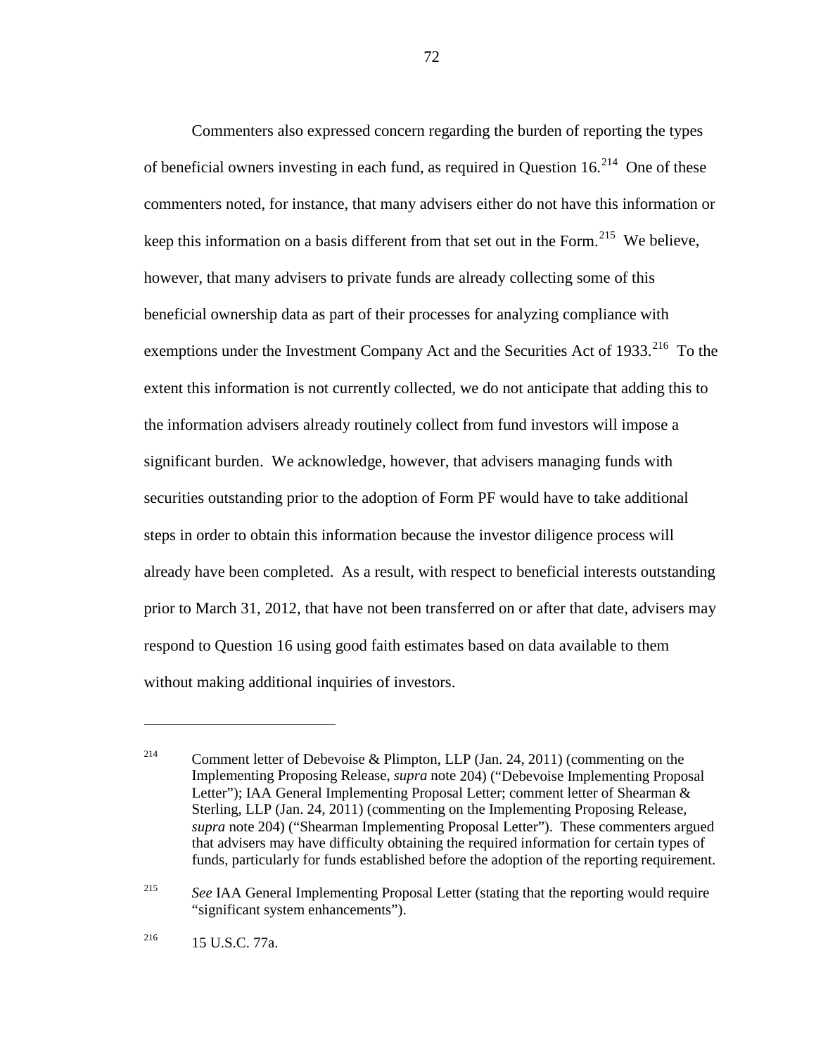Commenters also expressed concern regarding the burden of reporting the types of beneficial owners investing in each fund, as required in Question 16.[214] One of these commenters noted, for instance, that many advisers either do not have this information or keep this information on a basis different from that set out in the Form.[215] We believe, however, that many advisers to private funds are already collecting some of this beneficial ownership data as part of their processes for analyzing compliance with exemptions under the Investment Company Act and the Securities Act of 1933.[216] To the extent this information is not currently collected, we do not anticipate that adding this to the information advisers already routinely collect from fund investors will impose a significant burden. We acknowledge, however, that advisers managing funds with securities outstanding prior to the adoption of Form PF would have to take additional steps in order to obtain this information because the investor diligence process will already have been completed. As a result, with respect to beneficial interests outstanding prior to March 31, 2012, that have not been transferred on or after that date, advisers may respond to Question 16 using good faith estimates based on data available to them without making additional inquiries of investors.

---

[214] Comment letter of Debevoise & Plimpton, LLP (Jan. 24, 2011) (commenting on the Implementing Proposing Release, *supra* note 204) ("Debevoise Implementing Proposal Letter"); IAA General Implementing Proposal Letter; comment letter of Shearman & Sterling, LLP (Jan. 24, 2011) (commenting on the Implementing Proposing Release, *supra* note 204) ("Shearman Implementing Proposal Letter"). These commenters argued that advisers may have difficulty obtaining the required information for certain types of funds, particularly for funds established before the adoption of the reporting requirement.

[215] *See* IAA General Implementing Proposal Letter (stating that the reporting would require "significant system enhancements").

[216] 15 U.S.C. 77a.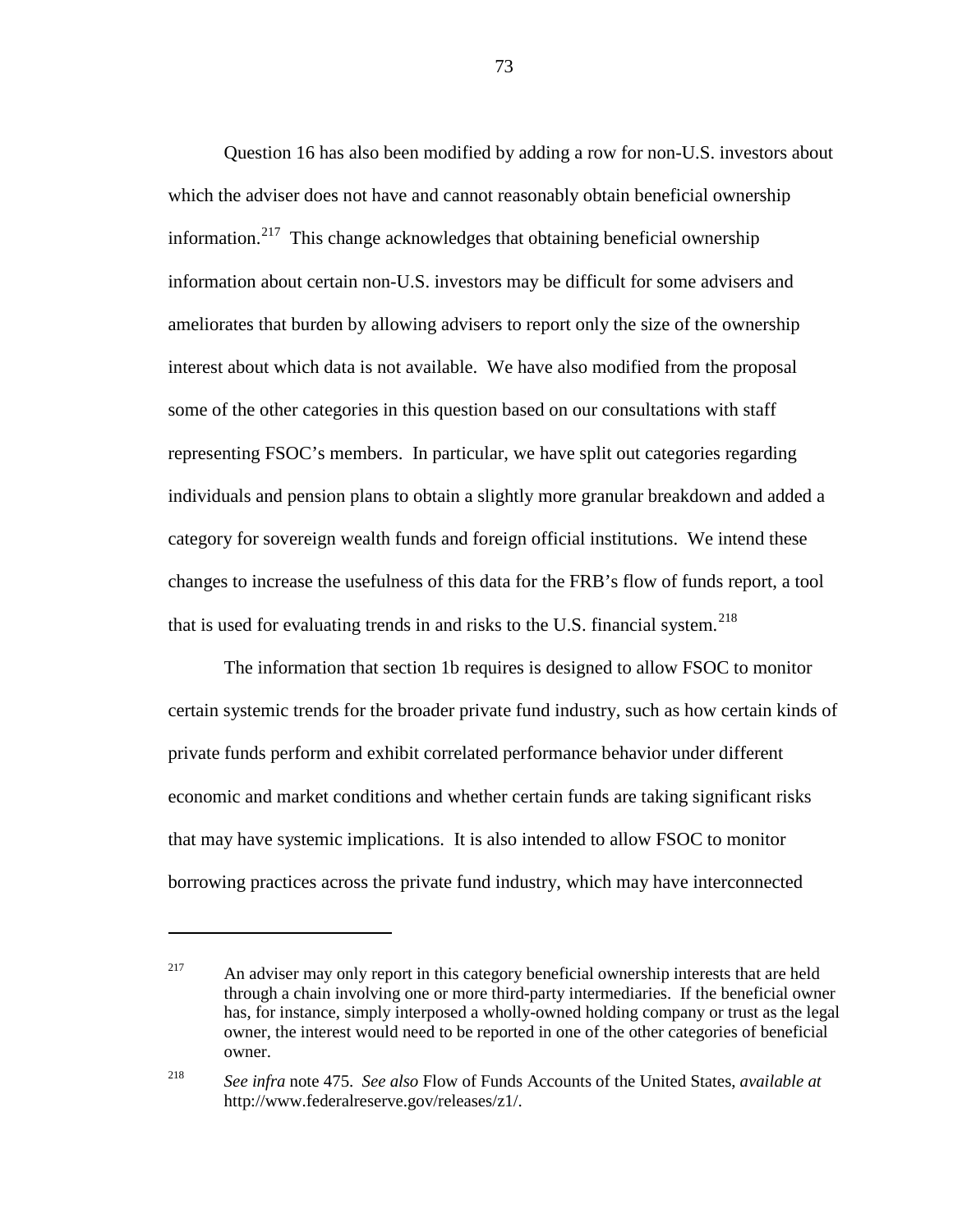Question 16 has also been modified by adding a row for non-U.S. investors about which the adviser does not have and cannot reasonably obtain beneficial ownership information.[217] This change acknowledges that obtaining beneficial ownership information about certain non-U.S. investors may be difficult for some advisers and ameliorates that burden by allowing advisers to report only the size of the ownership interest about which data is not available. We have also modified from the proposal some of the other categories in this question based on our consultations with staff representing FSOC's members. In particular, we have split out categories regarding individuals and pension plans to obtain a slightly more granular breakdown and added a category for sovereign wealth funds and foreign official institutions. We intend these changes to increase the usefulness of this data for the FRB's flow of funds report, a tool that is used for evaluating trends in and risks to the U.S. financial system.[218]

The information that section 1b requires is designed to allow FSOC to monitor certain systemic trends for the broader private fund industry, such as how certain kinds of private funds perform and exhibit correlated performance behavior under different economic and market conditions and whether certain funds are taking significant risks that may have systemic implications. It is also intended to allow FSOC to monitor borrowing practices across the private fund industry, which may have interconnected

---

[217] An adviser may only report in this category beneficial ownership interests that are held through a chain involving one or more third-party intermediaries. If the beneficial owner has, for instance, simply interposed a wholly-owned holding company or trust as the legal owner, the interest would need to be reported in one of the other categories of beneficial owner.

[218] *See infra* note 475. *See also* Flow of Funds Accounts of the United States, *available at* http://www.federalreserve.gov/releases/z1/.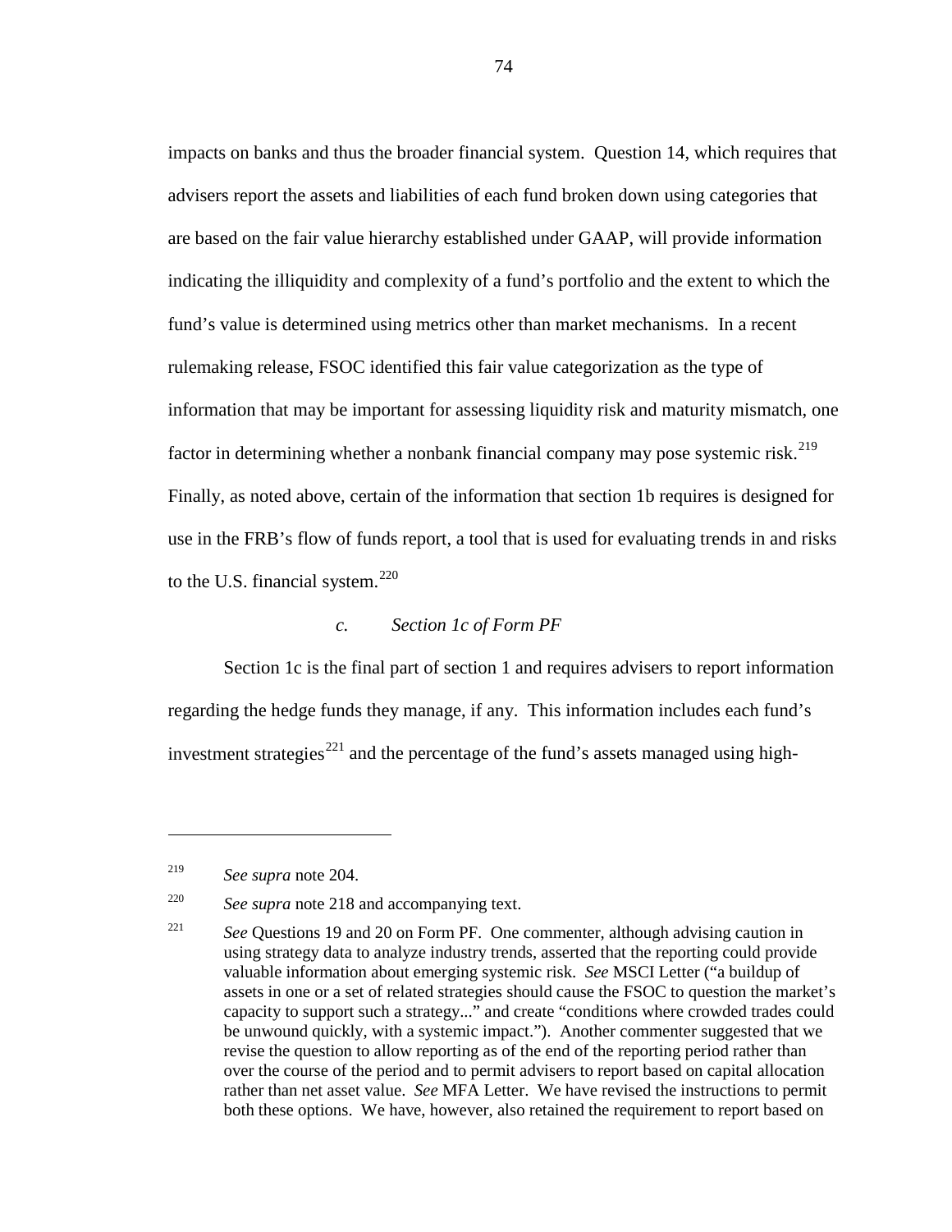impacts on banks and thus the broader financial system. Question 14, which requires that advisers report the assets and liabilities of each fund broken down using categories that are based on the fair value hierarchy established under GAAP, will provide information indicating the illiquidity and complexity of a fund's portfolio and the extent to which the fund's value is determined using metrics other than market mechanisms. In a recent rulemaking release, FSOC identified this fair value categorization as the type of information that may be important for assessing liquidity risk and maturity mismatch, one factor in determining whether a nonbank financial company may pose systemic risk.[219] Finally, as noted above, certain of the information that section 1b requires is designed for use in the FRB's flow of funds report, a tool that is used for evaluating trends in and risks to the U.S. financial system.[220]

#### *c. Section 1c of Form PF*

Section 1c is the final part of section 1 and requires advisers to report information regarding the hedge funds they manage, if any. This information includes each fund's investment strategies[221] and the percentage of the fund's assets managed using high-

---

[219] *See supra* note 204.

[220] *See supra* note 218 and accompanying text.

[221] *See* Questions 19 and 20 on Form PF. One commenter, although advising caution in using strategy data to analyze industry trends, asserted that the reporting could provide valuable information about emerging systemic risk. *See* MSCI Letter ("a buildup of assets in one or a set of related strategies should cause the FSOC to question the market's capacity to support such a strategy..." and create "conditions where crowded trades could be unwound quickly, with a systemic impact."). Another commenter suggested that we revise the question to allow reporting as of the end of the reporting period rather than over the course of the period and to permit advisers to report based on capital allocation rather than net asset value. *See* MFA Letter. We have revised the instructions to permit both these options. We have, however, also retained the requirement to report based on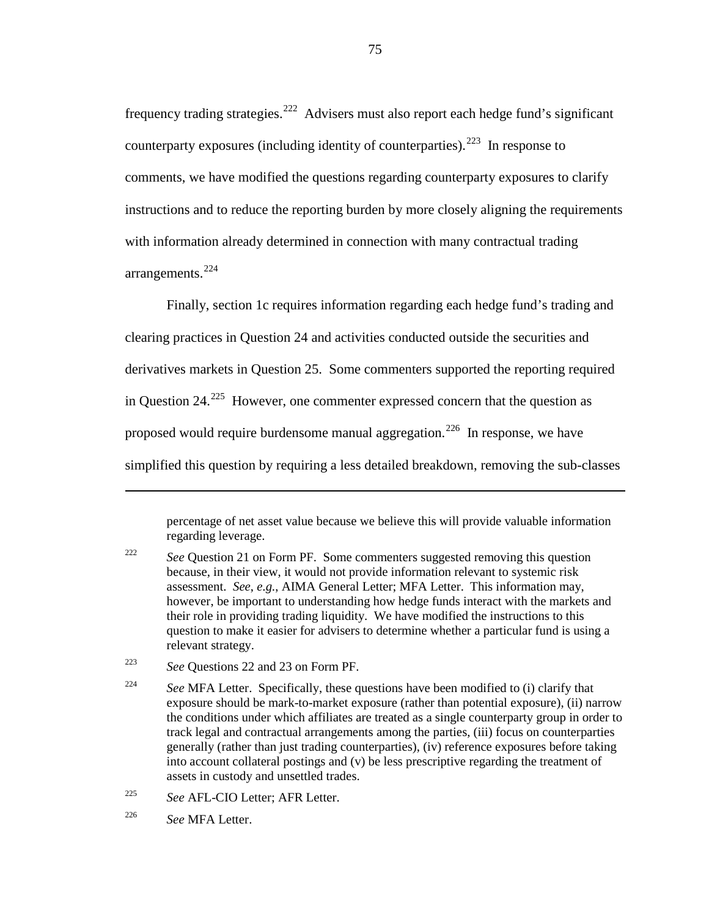frequency trading strategies.[222] Advisers must also report each hedge fund's significant counterparty exposures (including identity of counterparties).[223] In response to comments, we have modified the questions regarding counterparty exposures to clarify instructions and to reduce the reporting burden by more closely aligning the requirements with information already determined in connection with many contractual trading arrangements.[224]

Finally, section 1c requires information regarding each hedge fund's trading and clearing practices in Question 24 and activities conducted outside the securities and derivatives markets in Question 25. Some commenters supported the reporting required in Question 24.[225] However, one commenter expressed concern that the question as proposed would require burdensome manual aggregation.[226] In response, we have simplified this question by requiring a less detailed breakdown, removing the sub-classes

---

percentage of net asset value because we believe this will provide valuable information regarding leverage.

[222] *See* Question 21 on Form PF. Some commenters suggested removing this question because, in their view, it would not provide information relevant to systemic risk assessment. *See*, *e.g.*, AIMA General Letter; MFA Letter. This information may, however, be important to understanding how hedge funds interact with the markets and their role in providing trading liquidity. We have modified the instructions to this question to make it easier for advisers to determine whether a particular fund is using a relevant strategy.

[223] *See* Questions 22 and 23 on Form PF.

[224] *See* MFA Letter. Specifically, these questions have been modified to (i) clarify that exposure should be mark-to-market exposure (rather than potential exposure), (ii) narrow the conditions under which affiliates are treated as a single counterparty group in order to track legal and contractual arrangements among the parties, (iii) focus on counterparties generally (rather than just trading counterparties), (iv) reference exposures before taking into account collateral postings and (v) be less prescriptive regarding the treatment of assets in custody and unsettled trades.

[225] *See* AFL-CIO Letter; AFR Letter.

[226] *See* MFA Letter.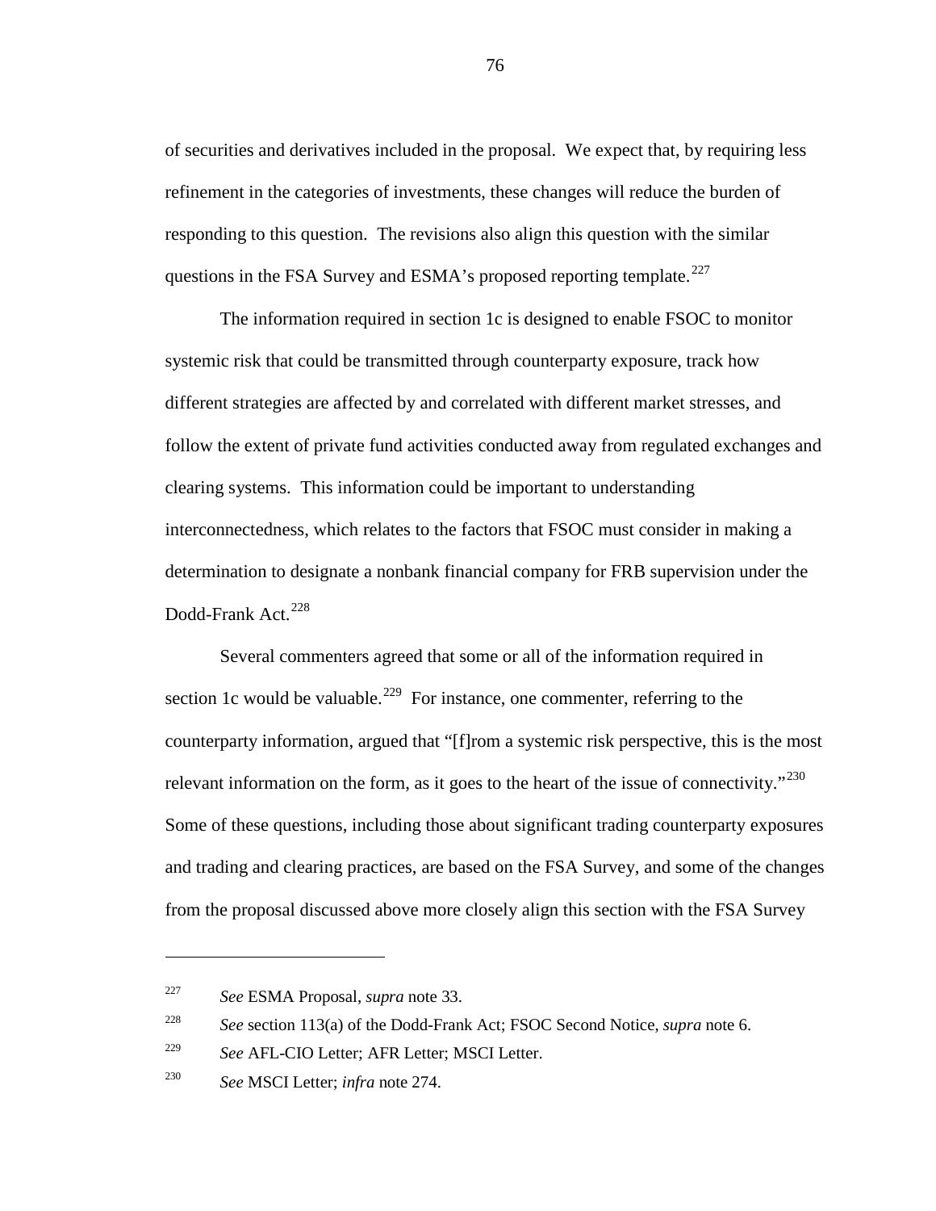of securities and derivatives included in the proposal. We expect that, by requiring less refinement in the categories of investments, these changes will reduce the burden of responding to this question. The revisions also align this question with the similar questions in the FSA Survey and ESMA's proposed reporting template.[227]

The information required in section 1c is designed to enable FSOC to monitor systemic risk that could be transmitted through counterparty exposure, track how different strategies are affected by and correlated with different market stresses, and follow the extent of private fund activities conducted away from regulated exchanges and clearing systems. This information could be important to understanding interconnectedness, which relates to the factors that FSOC must consider in making a determination to designate a nonbank financial company for FRB supervision under the Dodd-Frank Act.[228]

Several commenters agreed that some or all of the information required in section 1c would be valuable.[229] For instance, one commenter, referring to the counterparty information, argued that "[f]rom a systemic risk perspective, this is the most relevant information on the form, as it goes to the heart of the issue of connectivity."[230] Some of these questions, including those about significant trading counterparty exposures and trading and clearing practices, are based on the FSA Survey, and some of the changes from the proposal discussed above more closely align this section with the FSA Survey

---

[227] *See* ESMA Proposal, *supra* note 33.

[228] *See* section 113(a) of the Dodd-Frank Act; FSOC Second Notice, *supra* note 6.

[229] *See* AFL-CIO Letter; AFR Letter; MSCI Letter.

[230] *See* MSCI Letter; *infra* note 274.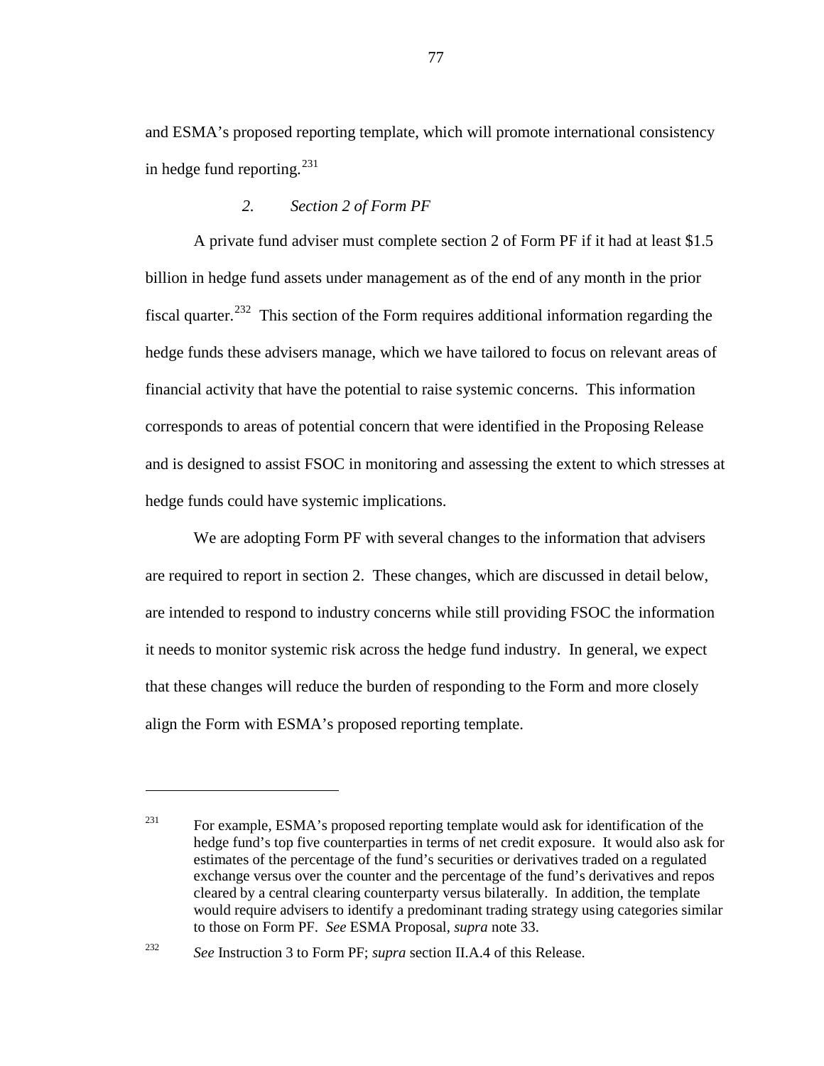and ESMA's proposed reporting template, which will promote international consistency in hedge fund reporting.[231]

### *2. Section 2 of Form PF*

A private fund adviser must complete section 2 of Form PF if it had at least $1.5 billion in hedge fund assets under management as of the end of any month in the prior fiscal quarter.[232] This section of the Form requires additional information regarding the hedge funds these advisers manage, which we have tailored to focus on relevant areas of financial activity that have the potential to raise systemic concerns. This information corresponds to areas of potential concern that were identified in the Proposing Release and is designed to assist FSOC in monitoring and assessing the extent to which stresses at hedge funds could have systemic implications.

We are adopting Form PF with several changes to the information that advisers are required to report in section 2. These changes, which are discussed in detail below, are intended to respond to industry concerns while still providing FSOC the information it needs to monitor systemic risk across the hedge fund industry. In general, we expect that these changes will reduce the burden of responding to the Form and more closely align the Form with ESMA's proposed reporting template.

---

[231] For example, ESMA's proposed reporting template would ask for identification of the hedge fund's top five counterparties in terms of net credit exposure. It would also ask for estimates of the percentage of the fund's securities or derivatives traded on a regulated exchange versus over the counter and the percentage of the fund's derivatives and repos cleared by a central clearing counterparty versus bilaterally. In addition, the template would require advisers to identify a predominant trading strategy using categories similar to those on Form PF. *See* ESMA Proposal, *supra* note 33.

[232] *See* Instruction 3 to Form PF; *supra* section II.A.4 of this Release.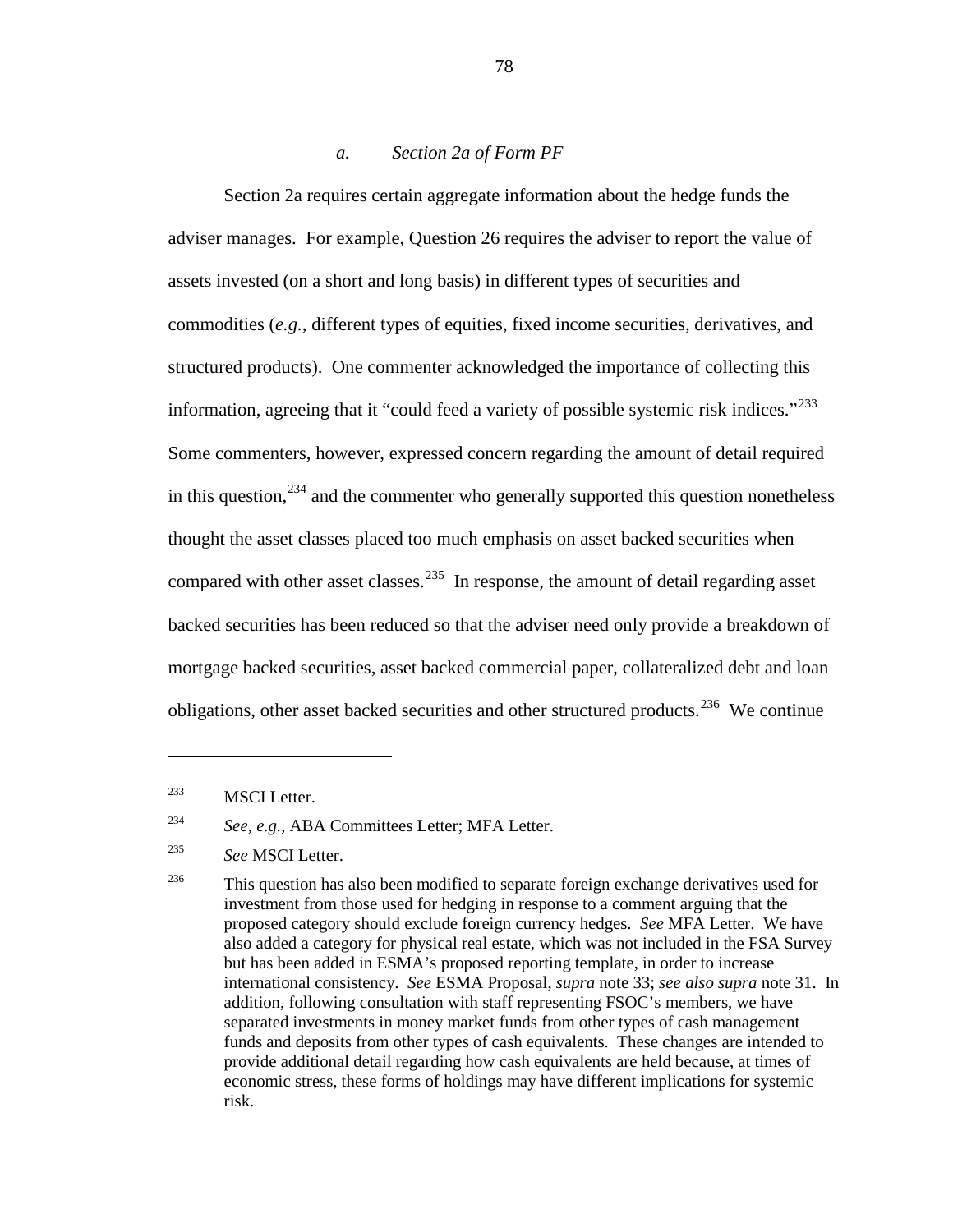#### *a. Section 2a of Form PF*

Section 2a requires certain aggregate information about the hedge funds the adviser manages. For example, Question 26 requires the adviser to report the value of assets invested (on a short and long basis) in different types of securities and commodities (*e.g.*, different types of equities, fixed income securities, derivatives, and structured products). One commenter acknowledged the importance of collecting this information, agreeing that it "could feed a variety of possible systemic risk indices."[233] Some commenters, however, expressed concern regarding the amount of detail required in this question,[234] and the commenter who generally supported this question nonetheless thought the asset classes placed too much emphasis on asset backed securities when compared with other asset classes.[235] In response, the amount of detail regarding asset backed securities has been reduced so that the adviser need only provide a breakdown of mortgage backed securities, asset backed commercial paper, collateralized debt and loan obligations, other asset backed securities and other structured products.[236] We continue

---

[233] MSCI Letter.

[234] *See*, *e.g.*, ABA Committees Letter; MFA Letter.

[235] *See* MSCI Letter.

[236] This question has also been modified to separate foreign exchange derivatives used for investment from those used for hedging in response to a comment arguing that the proposed category should exclude foreign currency hedges. *See* MFA Letter. We have also added a category for physical real estate, which was not included in the FSA Survey but has been added in ESMA's proposed reporting template, in order to increase international consistency. *See* ESMA Proposal, *supra* note 33; *see also supra* note 31. In addition, following consultation with staff representing FSOC's members, we have separated investments in money market funds from other types of cash management funds and deposits from other types of cash equivalents. These changes are intended to provide additional detail regarding how cash equivalents are held because, at times of economic stress, these forms of holdings may have different implications for systemic risk.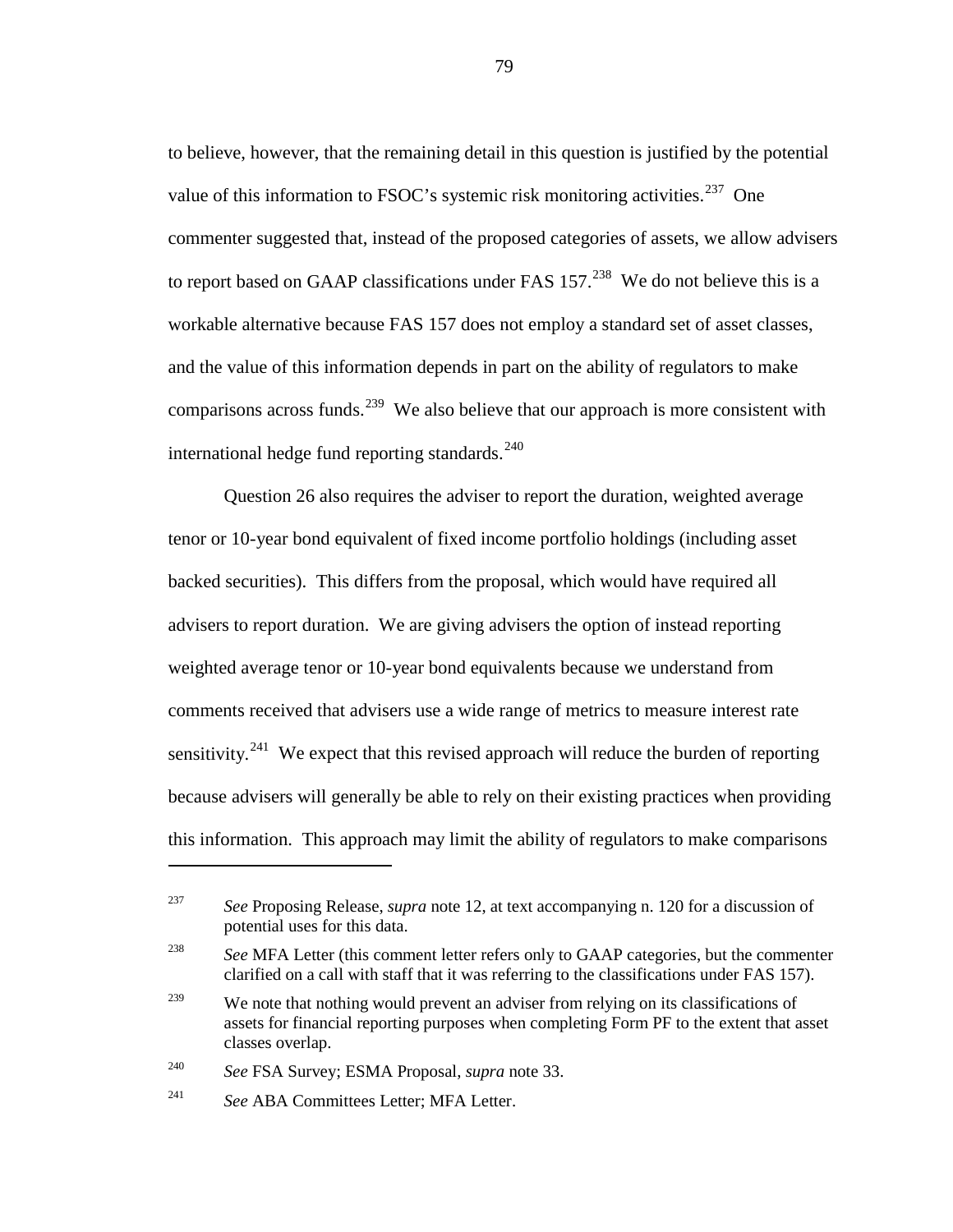to believe, however, that the remaining detail in this question is justified by the potential value of this information to FSOC's systemic risk monitoring activities.[237] One commenter suggested that, instead of the proposed categories of assets, we allow advisers to report based on GAAP classifications under FAS 157.[238] We do not believe this is a workable alternative because FAS 157 does not employ a standard set of asset classes, and the value of this information depends in part on the ability of regulators to make comparisons across funds.[239] We also believe that our approach is more consistent with international hedge fund reporting standards.[240]

Question 26 also requires the adviser to report the duration, weighted average tenor or 10-year bond equivalent of fixed income portfolio holdings (including asset backed securities). This differs from the proposal, which would have required all advisers to report duration. We are giving advisers the option of instead reporting weighted average tenor or 10-year bond equivalents because we understand from comments received that advisers use a wide range of metrics to measure interest rate sensitivity.[241] We expect that this revised approach will reduce the burden of reporting because advisers will generally be able to rely on their existing practices when providing this information. This approach may limit the ability of regulators to make comparisons

---

[237] *See* Proposing Release, *supra* note 12, at text accompanying n. 120 for a discussion of potential uses for this data.

[238] *See* MFA Letter (this comment letter refers only to GAAP categories, but the commenter clarified on a call with staff that it was referring to the classifications under FAS 157).

[239] We note that nothing would prevent an adviser from relying on its classifications of assets for financial reporting purposes when completing Form PF to the extent that asset classes overlap.

[240] *See* FSA Survey; ESMA Proposal, *supra* note 33.

[241] *See* ABA Committees Letter; MFA Letter.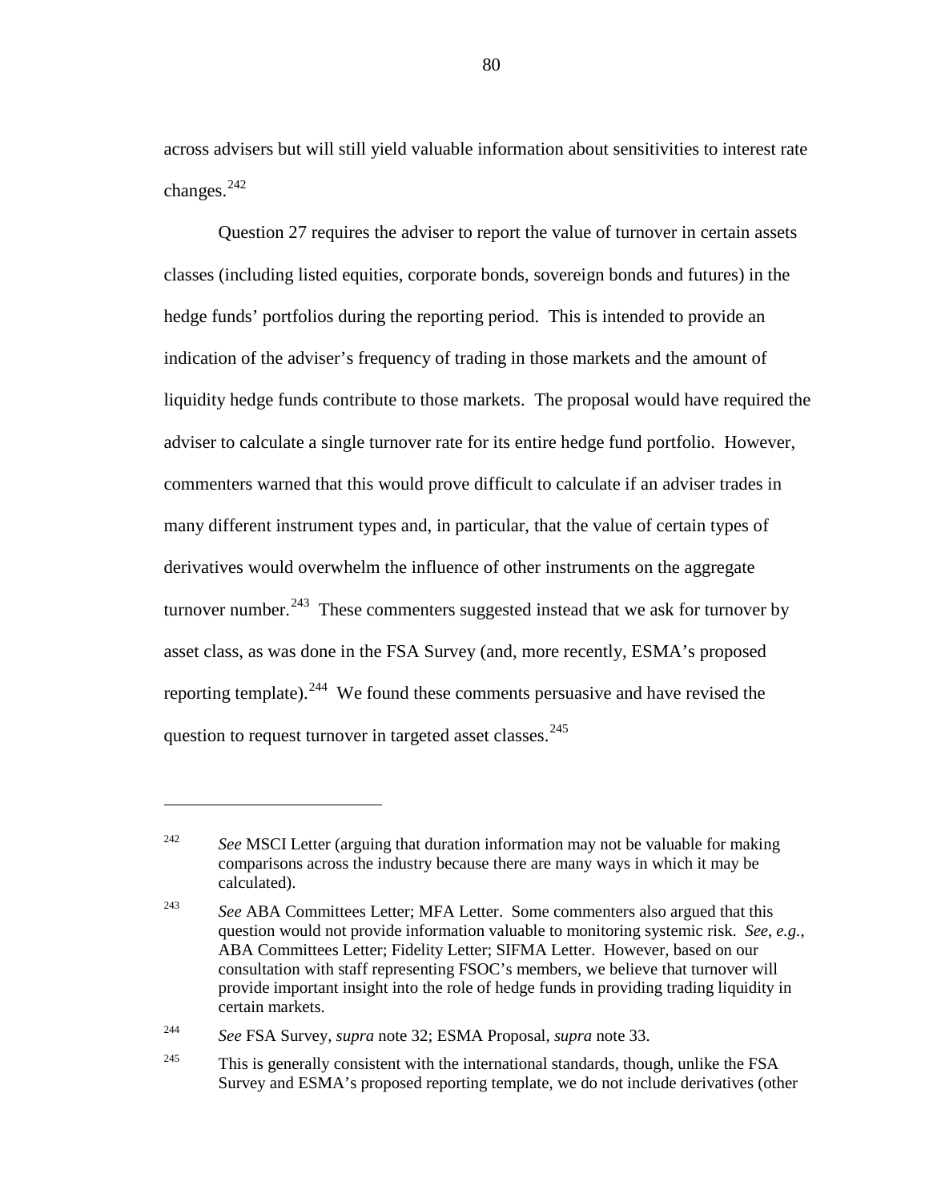across advisers but will still yield valuable information about sensitivities to interest rate changes.[242]

Question 27 requires the adviser to report the value of turnover in certain assets classes (including listed equities, corporate bonds, sovereign bonds and futures) in the hedge funds' portfolios during the reporting period. This is intended to provide an indication of the adviser's frequency of trading in those markets and the amount of liquidity hedge funds contribute to those markets. The proposal would have required the adviser to calculate a single turnover rate for its entire hedge fund portfolio. However, commenters warned that this would prove difficult to calculate if an adviser trades in many different instrument types and, in particular, that the value of certain types of derivatives would overwhelm the influence of other instruments on the aggregate turnover number.[243] These commenters suggested instead that we ask for turnover by asset class, as was done in the FSA Survey (and, more recently, ESMA's proposed reporting template).[244] We found these comments persuasive and have revised the question to request turnover in targeted asset classes.[245]

---

[242] *See* MSCI Letter (arguing that duration information may not be valuable for making comparisons across the industry because there are many ways in which it may be calculated).

[243] *See* ABA Committees Letter; MFA Letter. Some commenters also argued that this question would not provide information valuable to monitoring systemic risk. *See*, *e.g.*, ABA Committees Letter; Fidelity Letter; SIFMA Letter. However, based on our consultation with staff representing FSOC's members, we believe that turnover will provide important insight into the role of hedge funds in providing trading liquidity in certain markets.

[244] *See* FSA Survey, *supra* note 32; ESMA Proposal, *supra* note 33.

[245] This is generally consistent with the international standards, though, unlike the FSA Survey and ESMA's proposed reporting template, we do not include derivatives (other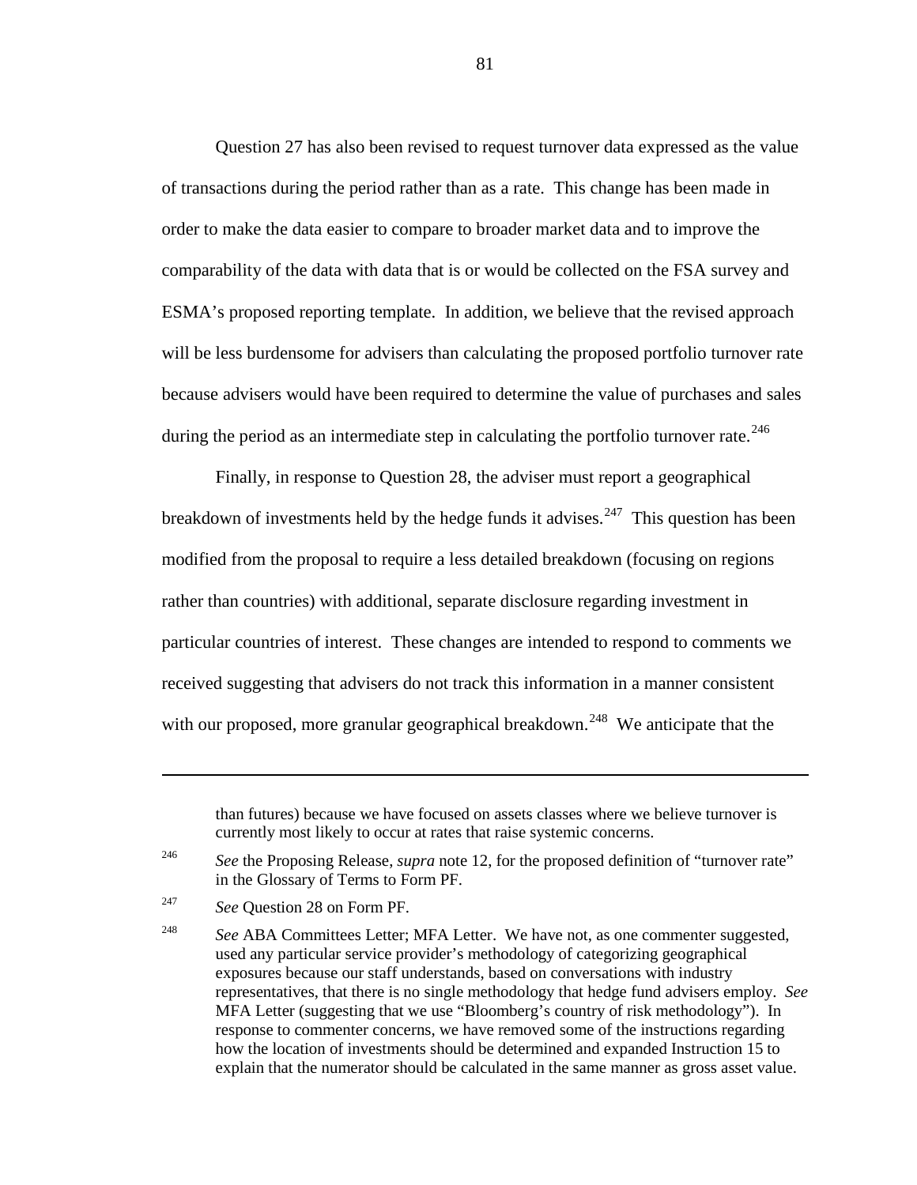Question 27 has also been revised to request turnover data expressed as the value of transactions during the period rather than as a rate. This change has been made in order to make the data easier to compare to broader market data and to improve the comparability of the data with data that is or would be collected on the FSA survey and ESMA's proposed reporting template. In addition, we believe that the revised approach will be less burdensome for advisers than calculating the proposed portfolio turnover rate because advisers would have been required to determine the value of purchases and sales during the period as an intermediate step in calculating the portfolio turnover rate.[246]

Finally, in response to Question 28, the adviser must report a geographical breakdown of investments held by the hedge funds it advises.[247] This question has been modified from the proposal to require a less detailed breakdown (focusing on regions rather than countries) with additional, separate disclosure regarding investment in particular countries of interest. These changes are intended to respond to comments we received suggesting that advisers do not track this information in a manner consistent with our proposed, more granular geographical breakdown.[248] We anticipate that the

---

than futures) because we have focused on assets classes where we believe turnover is currently most likely to occur at rates that raise systemic concerns.

[246] *See* the Proposing Release, *supra* note 12, for the proposed definition of "turnover rate" in the Glossary of Terms to Form PF.

[247] *See* Question 28 on Form PF.

[248] *See* ABA Committees Letter; MFA Letter. We have not, as one commenter suggested, used any particular service provider's methodology of categorizing geographical exposures because our staff understands, based on conversations with industry representatives, that there is no single methodology that hedge fund advisers employ. *See* MFA Letter (suggesting that we use "Bloomberg's country of risk methodology"). In response to commenter concerns, we have removed some of the instructions regarding how the location of investments should be determined and expanded Instruction 15 to explain that the numerator should be calculated in the same manner as gross asset value.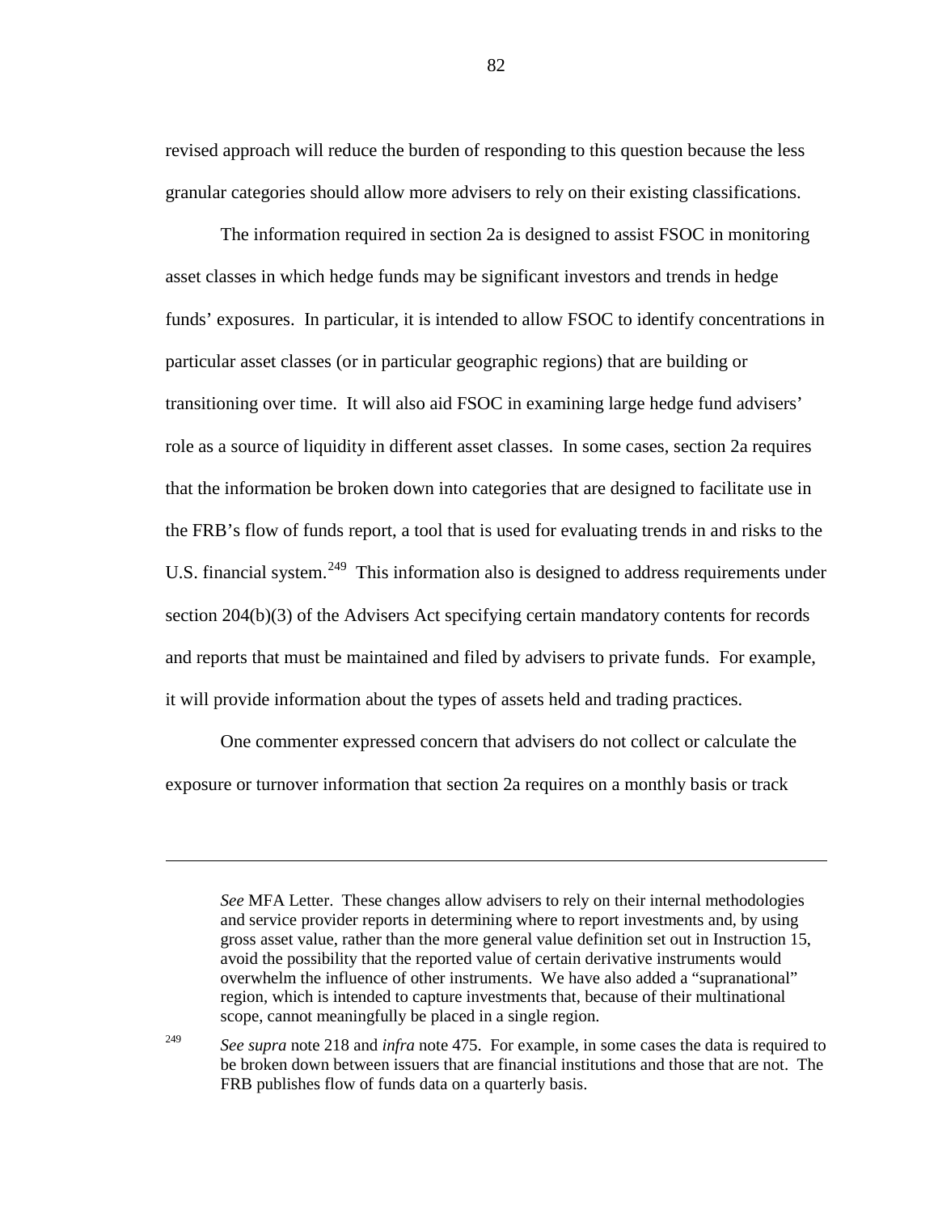revised approach will reduce the burden of responding to this question because the less granular categories should allow more advisers to rely on their existing classifications.

The information required in section 2a is designed to assist FSOC in monitoring asset classes in which hedge funds may be significant investors and trends in hedge funds' exposures. In particular, it is intended to allow FSOC to identify concentrations in particular asset classes (or in particular geographic regions) that are building or transitioning over time. It will also aid FSOC in examining large hedge fund advisers' role as a source of liquidity in different asset classes. In some cases, section 2a requires that the information be broken down into categories that are designed to facilitate use in the FRB's flow of funds report, a tool that is used for evaluating trends in and risks to the U.S. financial system.[249] This information also is designed to address requirements under section 204(b)(3) of the Advisers Act specifying certain mandatory contents for records and reports that must be maintained and filed by advisers to private funds. For example, it will provide information about the types of assets held and trading practices.

One commenter expressed concern that advisers do not collect or calculate the exposure or turnover information that section 2a requires on a monthly basis or track

---

*See* MFA Letter. These changes allow advisers to rely on their internal methodologies and service provider reports in determining where to report investments and, by using gross asset value, rather than the more general value definition set out in Instruction 15, avoid the possibility that the reported value of certain derivative instruments would overwhelm the influence of other instruments. We have also added a "supranational" region, which is intended to capture investments that, because of their multinational scope, cannot meaningfully be placed in a single region.

[249] *See supra* note 218 and *infra* note 475. For example, in some cases the data is required to be broken down between issuers that are financial institutions and those that are not. The FRB publishes flow of funds data on a quarterly basis.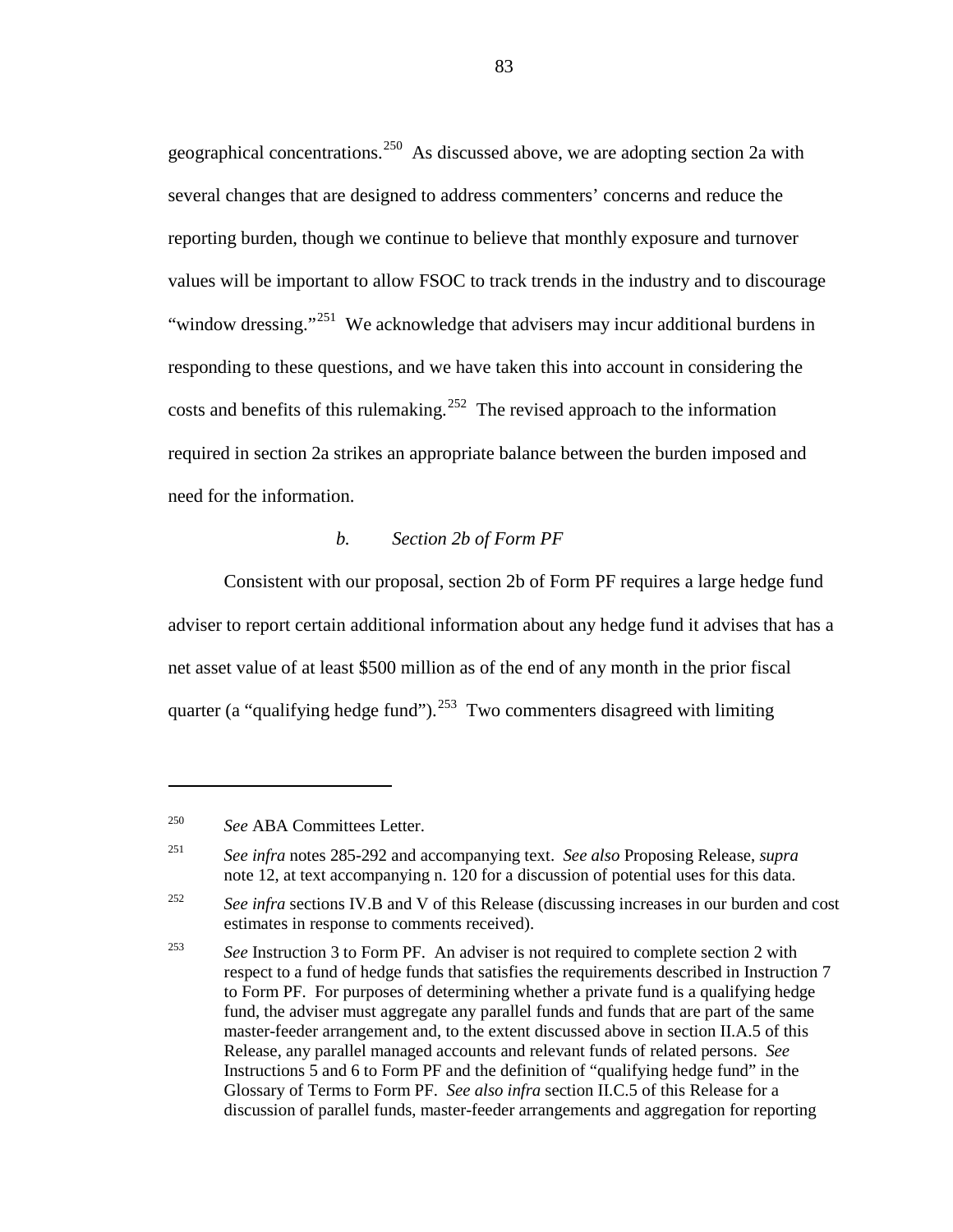geographical concentrations.[250] As discussed above, we are adopting section 2a with several changes that are designed to address commenters' concerns and reduce the reporting burden, though we continue to believe that monthly exposure and turnover values will be important to allow FSOC to track trends in the industry and to discourage "window dressing."[251] We acknowledge that advisers may incur additional burdens in responding to these questions, and we have taken this into account in considering the costs and benefits of this rulemaking.[252] The revised approach to the information required in section 2a strikes an appropriate balance between the burden imposed and need for the information.

#### *b. Section 2b of Form PF*

Consistent with our proposal, section 2b of Form PF requires a large hedge fund adviser to report certain additional information about any hedge fund it advises that has a net asset value of at least $500 million as of the end of any month in the prior fiscal quarter (a "qualifying hedge fund").[253] Two commenters disagreed with limiting

---

[250] *See* ABA Committees Letter.

[251] *See infra* notes 285-292 and accompanying text. *See also* Proposing Release, *supra* note 12, at text accompanying n. 120 for a discussion of potential uses for this data.

[252] *See infra* sections IV.B and V of this Release (discussing increases in our burden and cost estimates in response to comments received).

[253] *See* Instruction 3 to Form PF. An adviser is not required to complete section 2 with respect to a fund of hedge funds that satisfies the requirements described in Instruction 7 to Form PF. For purposes of determining whether a private fund is a qualifying hedge fund, the adviser must aggregate any parallel funds and funds that are part of the same master-feeder arrangement and, to the extent discussed above in section II.A.5 of this Release, any parallel managed accounts and relevant funds of related persons. *See* Instructions 5 and 6 to Form PF and the definition of "qualifying hedge fund" in the Glossary of Terms to Form PF. *See also infra* section II.C.5 of this Release for a discussion of parallel funds, master-feeder arrangements and aggregation for reporting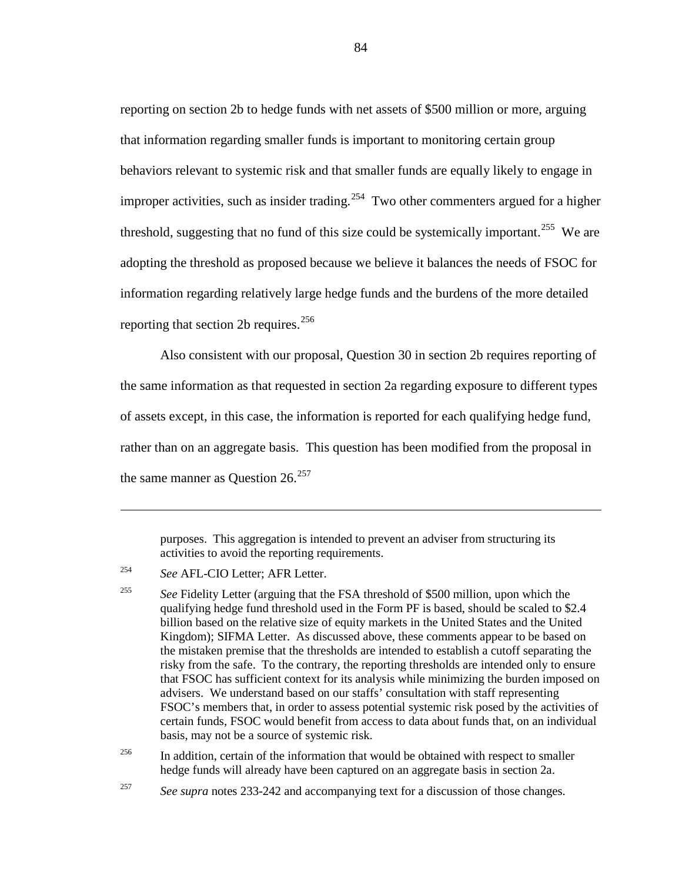reporting on section 2b to hedge funds with net assets of $500 million or more, arguing that information regarding smaller funds is important to monitoring certain group behaviors relevant to systemic risk and that smaller funds are equally likely to engage in improper activities, such as insider trading.[254] Two other commenters argued for a higher threshold, suggesting that no fund of this size could be systemically important.[255] We are adopting the threshold as proposed because we believe it balances the needs of FSOC for information regarding relatively large hedge funds and the burdens of the more detailed reporting that section 2b requires.[256]

Also consistent with our proposal, Question 30 in section 2b requires reporting of the same information as that requested in section 2a regarding exposure to different types of assets except, in this case, the information is reported for each qualifying hedge fund, rather than on an aggregate basis. This question has been modified from the proposal in the same manner as Question 26.[257]

---

purposes. This aggregation is intended to prevent an adviser from structuring its activities to avoid the reporting requirements.

[254] *See* AFL-CIO Letter; AFR Letter.

[255] *See* Fidelity Letter (arguing that the FSA threshold of $500 million, upon which the qualifying hedge fund threshold used in the Form PF is based, should be scaled to $2.4 billion based on the relative size of equity markets in the United States and the United Kingdom); SIFMA Letter. As discussed above, these comments appear to be based on the mistaken premise that the thresholds are intended to establish a cutoff separating the risky from the safe. To the contrary, the reporting thresholds are intended only to ensure that FSOC has sufficient context for its analysis while minimizing the burden imposed on advisers. We understand based on our staffs' consultation with staff representing FSOC's members that, in order to assess potential systemic risk posed by the activities of certain funds, FSOC would benefit from access to data about funds that, on an individual basis, may not be a source of systemic risk.

[256] In addition, certain of the information that would be obtained with respect to smaller hedge funds will already have been captured on an aggregate basis in section 2a.

[257] *See supra* notes 233-242 and accompanying text for a discussion of those changes.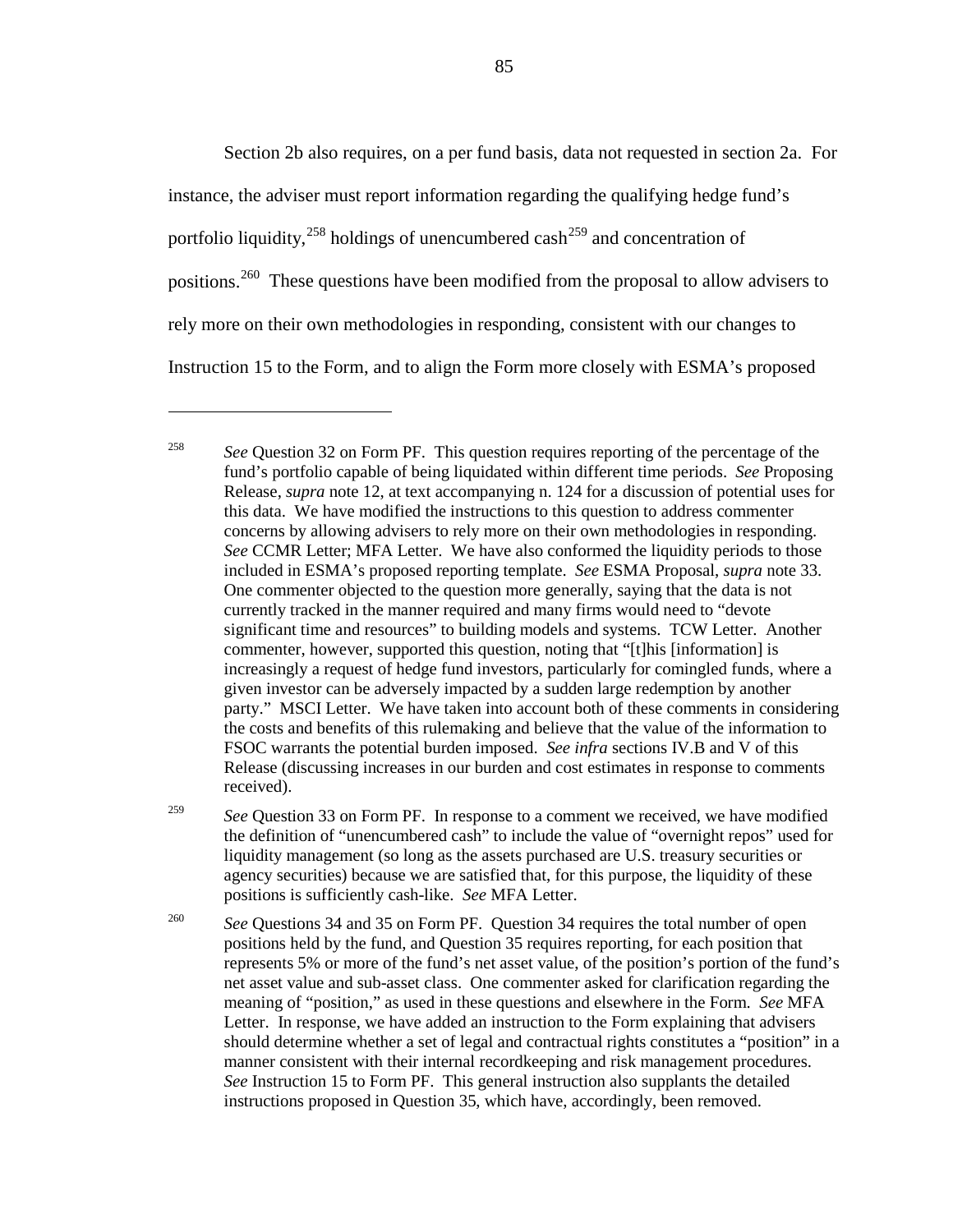Section 2b also requires, on a per fund basis, data not requested in section 2a. For instance, the adviser must report information regarding the qualifying hedge fund's portfolio liquidity,[258] holdings of unencumbered cash[259] and concentration of positions.[260] These questions have been modified from the proposal to allow advisers to rely more on their own methodologies in responding, consistent with our changes to Instruction 15 to the Form, and to align the Form more closely with ESMA's proposed

---

[258] *See* Question 32 on Form PF. This question requires reporting of the percentage of the fund's portfolio capable of being liquidated within different time periods. *See* Proposing Release, *supra* note 12, at text accompanying n. 124 for a discussion of potential uses for this data. We have modified the instructions to this question to address commenter concerns by allowing advisers to rely more on their own methodologies in responding. *See* CCMR Letter; MFA Letter. We have also conformed the liquidity periods to those included in ESMA's proposed reporting template. *See* ESMA Proposal, *supra* note 33. One commenter objected to the question more generally, saying that the data is not currently tracked in the manner required and many firms would need to "devote significant time and resources" to building models and systems. TCW Letter. Another commenter, however, supported this question, noting that "[t]his [information] is increasingly a request of hedge fund investors, particularly for comingled funds, where a given investor can be adversely impacted by a sudden large redemption by another party." MSCI Letter. We have taken into account both of these comments in considering the costs and benefits of this rulemaking and believe that the value of the information to FSOC warrants the potential burden imposed. *See infra* sections IV.B and V of this Release (discussing increases in our burden and cost estimates in response to comments received).

[259] *See* Question 33 on Form PF. In response to a comment we received, we have modified the definition of "unencumbered cash" to include the value of "overnight repos" used for liquidity management (so long as the assets purchased are U.S. treasury securities or agency securities) because we are satisfied that, for this purpose, the liquidity of these positions is sufficiently cash-like. *See* MFA Letter.

[260] *See* Questions 34 and 35 on Form PF. Question 34 requires the total number of open positions held by the fund, and Question 35 requires reporting, for each position that represents 5% or more of the fund's net asset value, of the position's portion of the fund's net asset value and sub-asset class. One commenter asked for clarification regarding the meaning of "position," as used in these questions and elsewhere in the Form. *See* MFA Letter. In response, we have added an instruction to the Form explaining that advisers should determine whether a set of legal and contractual rights constitutes a "position" in a manner consistent with their internal recordkeeping and risk management procedures. *See* Instruction 15 to Form PF. This general instruction also supplants the detailed instructions proposed in Question 35, which have, accordingly, been removed.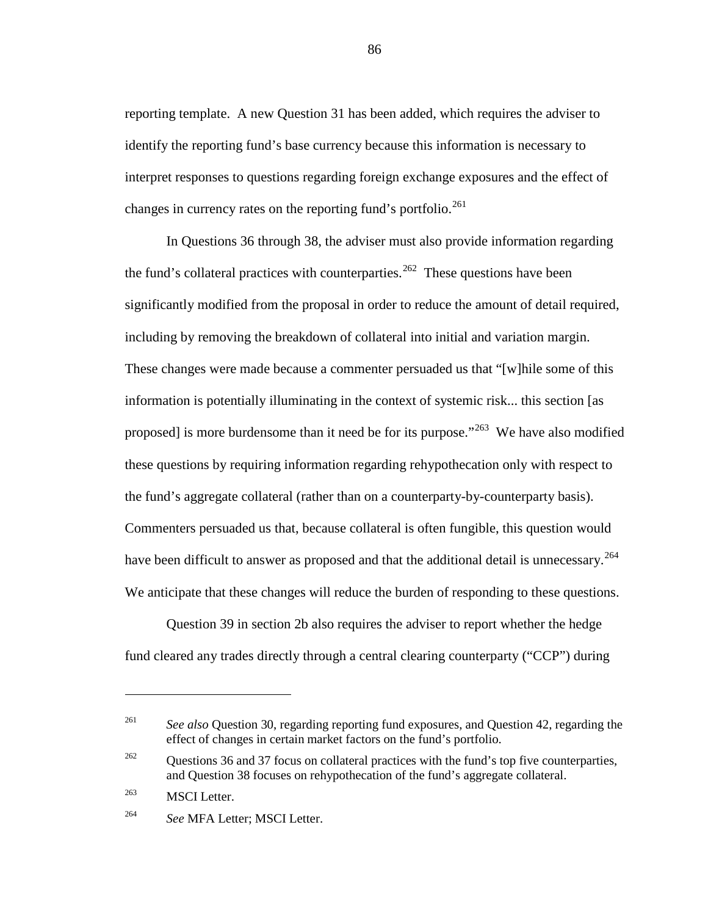reporting template. A new Question 31 has been added, which requires the adviser to identify the reporting fund's base currency because this information is necessary to interpret responses to questions regarding foreign exchange exposures and the effect of changes in currency rates on the reporting fund's portfolio.[261]

In Questions 36 through 38, the adviser must also provide information regarding the fund's collateral practices with counterparties.[262] These questions have been significantly modified from the proposal in order to reduce the amount of detail required, including by removing the breakdown of collateral into initial and variation margin. These changes were made because a commenter persuaded us that "[w]hile some of this information is potentially illuminating in the context of systemic risk... this section [as proposed] is more burdensome than it need be for its purpose."[263] We have also modified these questions by requiring information regarding rehypothecation only with respect to the fund's aggregate collateral (rather than on a counterparty-by-counterparty basis). Commenters persuaded us that, because collateral is often fungible, this question would have been difficult to answer as proposed and that the additional detail is unnecessary.[264] We anticipate that these changes will reduce the burden of responding to these questions.

Question 39 in section 2b also requires the adviser to report whether the hedge fund cleared any trades directly through a central clearing counterparty ("CCP") during

---

[261] *See also* Question 30, regarding reporting fund exposures, and Question 42, regarding the effect of changes in certain market factors on the fund's portfolio.

[262] Questions 36 and 37 focus on collateral practices with the fund's top five counterparties, and Question 38 focuses on rehypothecation of the fund's aggregate collateral.

[263] MSCI Letter.

[264] *See* MFA Letter; MSCI Letter.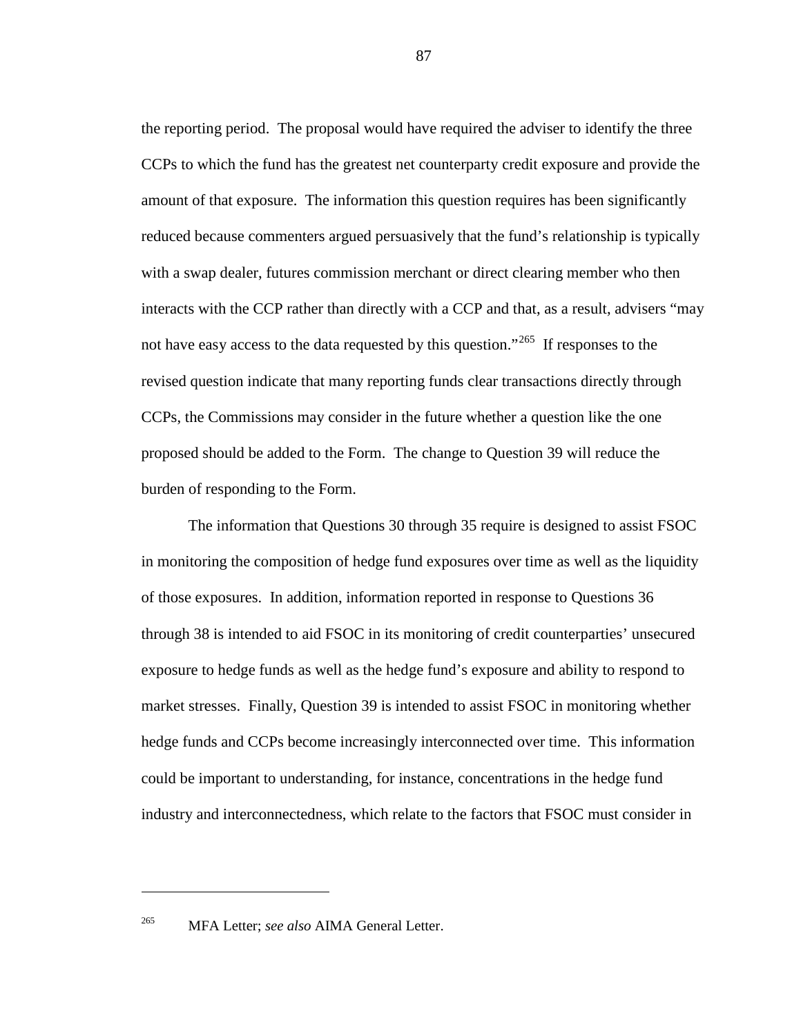the reporting period. The proposal would have required the adviser to identify the three CCPs to which the fund has the greatest net counterparty credit exposure and provide the amount of that exposure. The information this question requires has been significantly reduced because commenters argued persuasively that the fund's relationship is typically with a swap dealer, futures commission merchant or direct clearing member who then interacts with the CCP rather than directly with a CCP and that, as a result, advisers "may not have easy access to the data requested by this question."[265] If responses to the revised question indicate that many reporting funds clear transactions directly through CCPs, the Commissions may consider in the future whether a question like the one proposed should be added to the Form. The change to Question 39 will reduce the burden of responding to the Form.

The information that Questions 30 through 35 require is designed to assist FSOC in monitoring the composition of hedge fund exposures over time as well as the liquidity of those exposures. In addition, information reported in response to Questions 36 through 38 is intended to aid FSOC in its monitoring of credit counterparties' unsecured exposure to hedge funds as well as the hedge fund's exposure and ability to respond to market stresses. Finally, Question 39 is intended to assist FSOC in monitoring whether hedge funds and CCPs become increasingly interconnected over time. This information could be important to understanding, for instance, concentrations in the hedge fund industry and interconnectedness, which relate to the factors that FSOC must consider in

---

[265] MFA Letter; *see also* AIMA General Letter.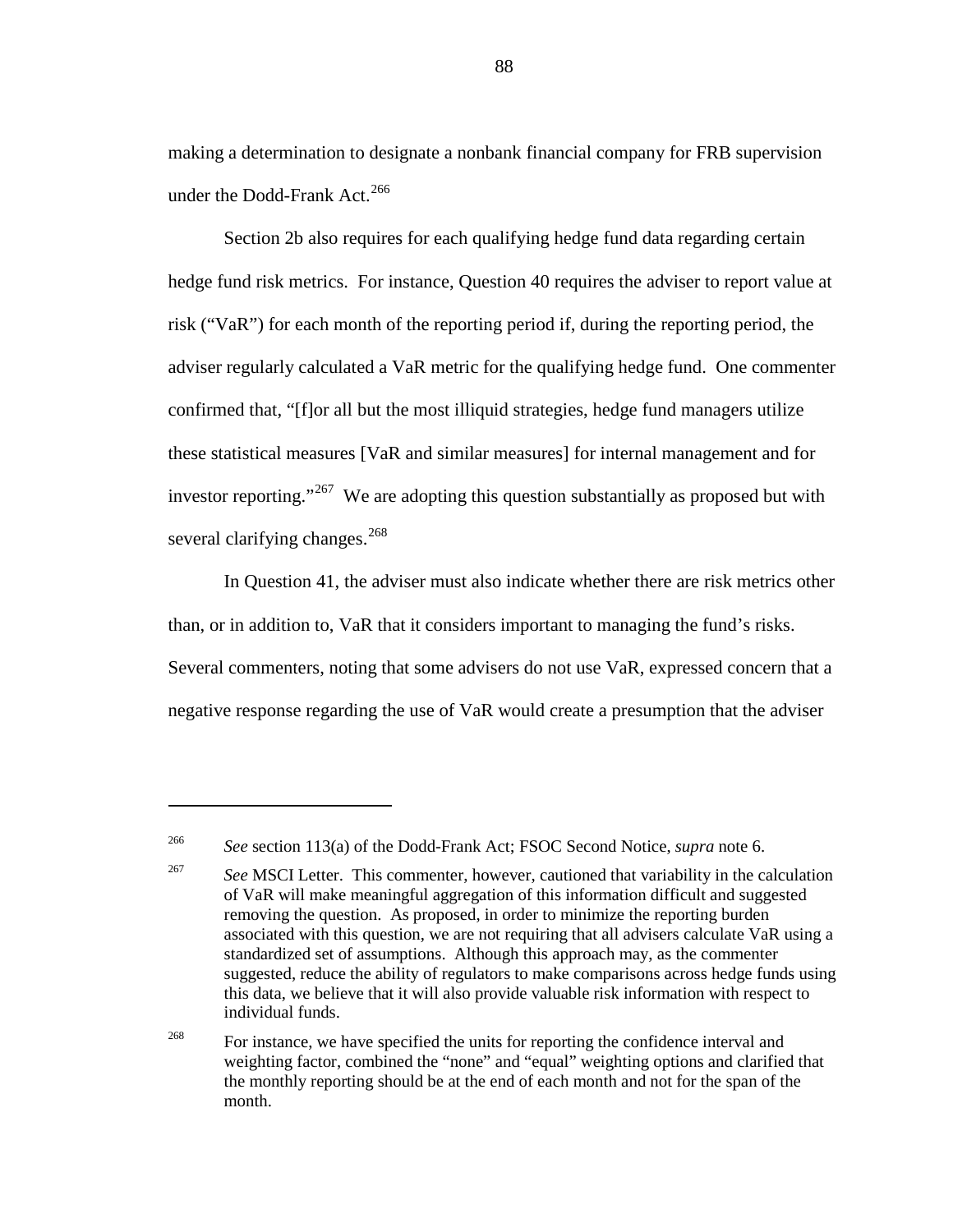making a determination to designate a nonbank financial company for FRB supervision under the Dodd-Frank Act.[266]

Section 2b also requires for each qualifying hedge fund data regarding certain hedge fund risk metrics. For instance, Question 40 requires the adviser to report value at risk ("VaR") for each month of the reporting period if, during the reporting period, the adviser regularly calculated a VaR metric for the qualifying hedge fund. One commenter confirmed that, "[f]or all but the most illiquid strategies, hedge fund managers utilize these statistical measures [VaR and similar measures] for internal management and for investor reporting."[267] We are adopting this question substantially as proposed but with several clarifying changes.[268]

In Question 41, the adviser must also indicate whether there are risk metrics other than, or in addition to, VaR that it considers important to managing the fund's risks. Several commenters, noting that some advisers do not use VaR, expressed concern that a negative response regarding the use of VaR would create a presumption that the adviser

---

[266] *See* section 113(a) of the Dodd-Frank Act; FSOC Second Notice, *supra* note 6.

[267] *See* MSCI Letter. This commenter, however, cautioned that variability in the calculation of VaR will make meaningful aggregation of this information difficult and suggested removing the question. As proposed, in order to minimize the reporting burden associated with this question, we are not requiring that all advisers calculate VaR using a standardized set of assumptions. Although this approach may, as the commenter suggested, reduce the ability of regulators to make comparisons across hedge funds using this data, we believe that it will also provide valuable risk information with respect to individual funds.

[268] For instance, we have specified the units for reporting the confidence interval and weighting factor, combined the "none" and "equal" weighting options and clarified that the monthly reporting should be at the end of each month and not for the span of the month.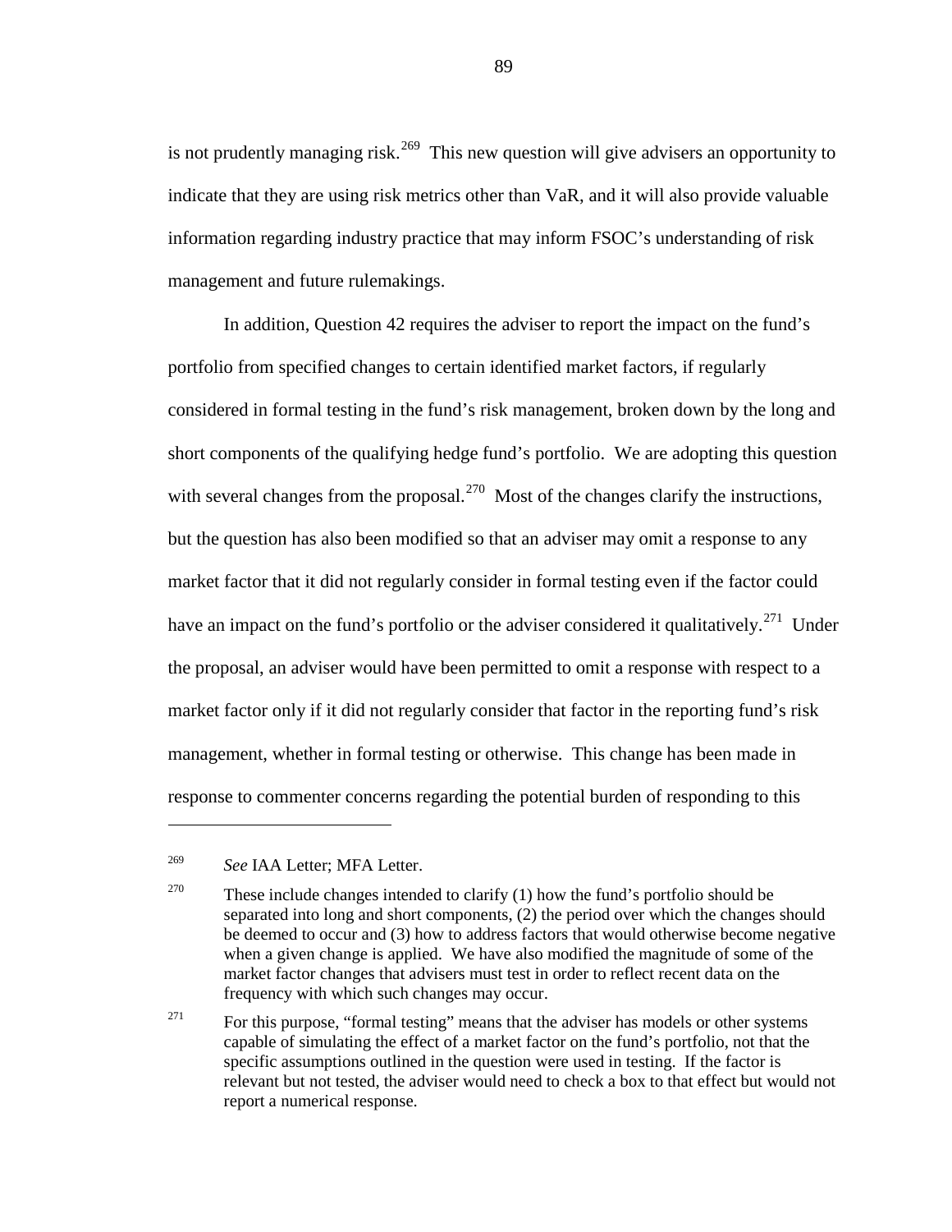is not prudently managing risk.[269] This new question will give advisers an opportunity to indicate that they are using risk metrics other than VaR, and it will also provide valuable information regarding industry practice that may inform FSOC's understanding of risk management and future rulemakings.

In addition, Question 42 requires the adviser to report the impact on the fund's portfolio from specified changes to certain identified market factors, if regularly considered in formal testing in the fund's risk management, broken down by the long and short components of the qualifying hedge fund's portfolio. We are adopting this question with several changes from the proposal.[270] Most of the changes clarify the instructions, but the question has also been modified so that an adviser may omit a response to any market factor that it did not regularly consider in formal testing even if the factor could have an impact on the fund's portfolio or the adviser considered it qualitatively.[271] Under the proposal, an adviser would have been permitted to omit a response with respect to a market factor only if it did not regularly consider that factor in the reporting fund's risk management, whether in formal testing or otherwise. This change has been made in response to commenter concerns regarding the potential burden of responding to this

---

[269] *See* IAA Letter; MFA Letter.

[270] These include changes intended to clarify (1) how the fund's portfolio should be separated into long and short components, (2) the period over which the changes should be deemed to occur and (3) how to address factors that would otherwise become negative when a given change is applied. We have also modified the magnitude of some of the market factor changes that advisers must test in order to reflect recent data on the frequency with which such changes may occur.

[271] For this purpose, "formal testing" means that the adviser has models or other systems capable of simulating the effect of a market factor on the fund's portfolio, not that the specific assumptions outlined in the question were used in testing. If the factor is relevant but not tested, the adviser would need to check a box to that effect but would not report a numerical response.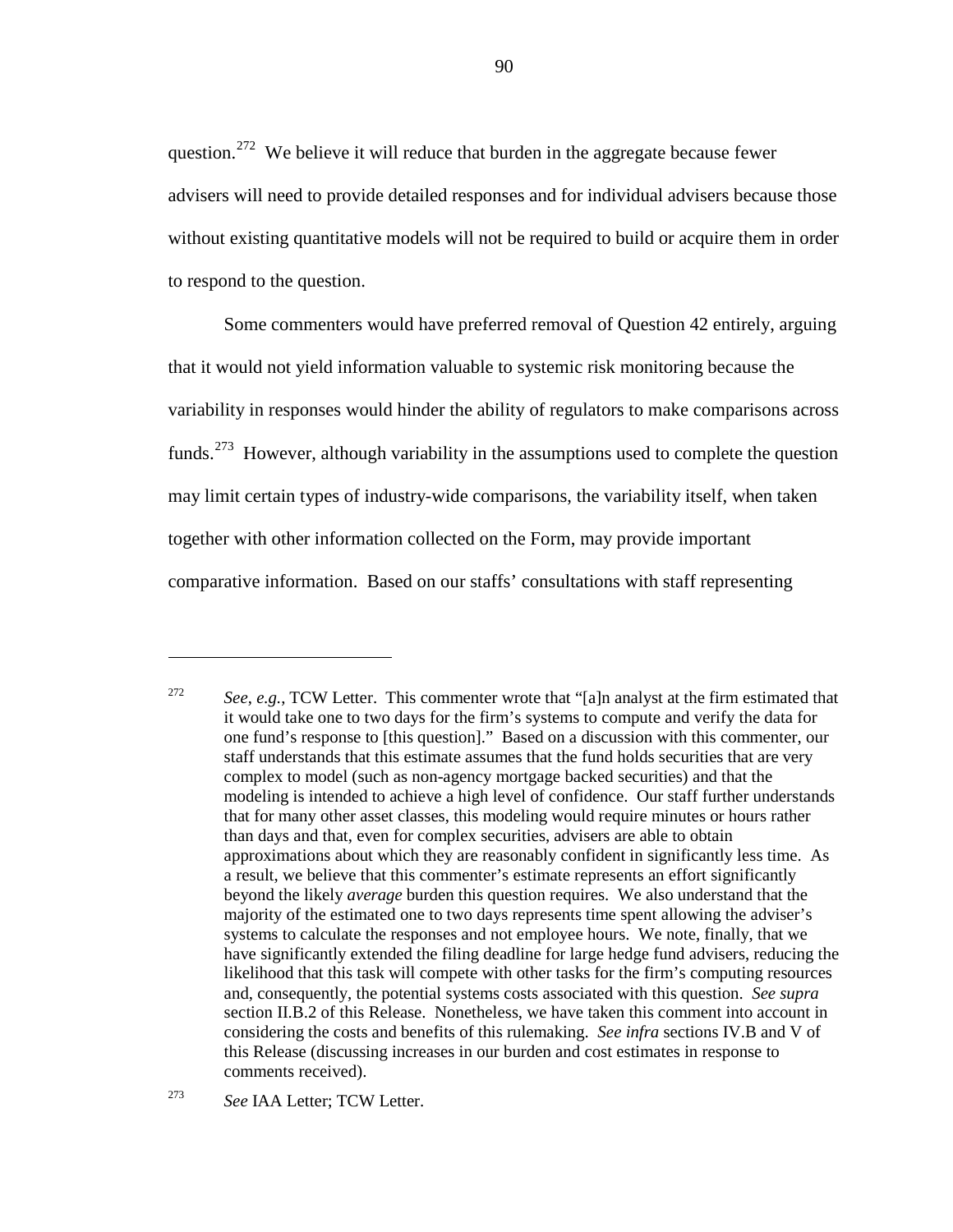question.[272] We believe it will reduce that burden in the aggregate because fewer advisers will need to provide detailed responses and for individual advisers because those without existing quantitative models will not be required to build or acquire them in order to respond to the question.

Some commenters would have preferred removal of Question 42 entirely, arguing that it would not yield information valuable to systemic risk monitoring because the variability in responses would hinder the ability of regulators to make comparisons across funds.[273] However, although variability in the assumptions used to complete the question may limit certain types of industry-wide comparisons, the variability itself, when taken together with other information collected on the Form, may provide important comparative information. Based on our staffs' consultations with staff representing

---

[272] *See*, *e.g.*, TCW Letter. This commenter wrote that "[a]n analyst at the firm estimated that it would take one to two days for the firm's systems to compute and verify the data for one fund's response to [this question]." Based on a discussion with this commenter, our staff understands that this estimate assumes that the fund holds securities that are very complex to model (such as non-agency mortgage backed securities) and that the modeling is intended to achieve a high level of confidence. Our staff further understands that for many other asset classes, this modeling would require minutes or hours rather than days and that, even for complex securities, advisers are able to obtain approximations about which they are reasonably confident in significantly less time. As a result, we believe that this commenter's estimate represents an effort significantly beyond the likely *average* burden this question requires. We also understand that the majority of the estimated one to two days represents time spent allowing the adviser's systems to calculate the responses and not employee hours. We note, finally, that we have significantly extended the filing deadline for large hedge fund advisers, reducing the likelihood that this task will compete with other tasks for the firm's computing resources and, consequently, the potential systems costs associated with this question. *See supra* section II.B.2 of this Release. Nonetheless, we have taken this comment into account in considering the costs and benefits of this rulemaking. *See infra* sections IV.B and V of this Release (discussing increases in our burden and cost estimates in response to comments received).

[273] *See* IAA Letter; TCW Letter.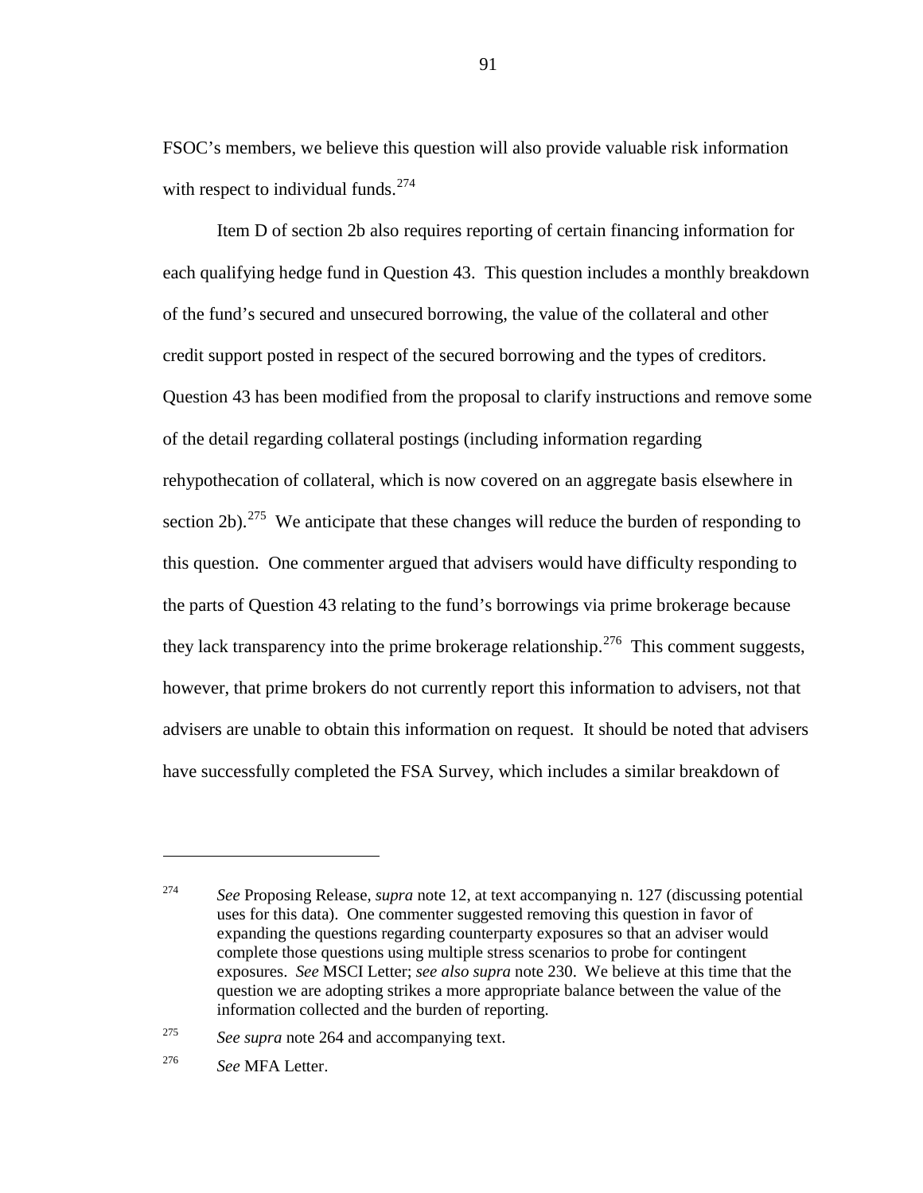FSOC's members, we believe this question will also provide valuable risk information with respect to individual funds.[274]

Item D of section 2b also requires reporting of certain financing information for each qualifying hedge fund in Question 43. This question includes a monthly breakdown of the fund's secured and unsecured borrowing, the value of the collateral and other credit support posted in respect of the secured borrowing and the types of creditors. Question 43 has been modified from the proposal to clarify instructions and remove some of the detail regarding collateral postings (including information regarding rehypothecation of collateral, which is now covered on an aggregate basis elsewhere in section 2b).[275] We anticipate that these changes will reduce the burden of responding to this question. One commenter argued that advisers would have difficulty responding to the parts of Question 43 relating to the fund's borrowings via prime brokerage because they lack transparency into the prime brokerage relationship.[276] This comment suggests, however, that prime brokers do not currently report this information to advisers, not that advisers are unable to obtain this information on request. It should be noted that advisers have successfully completed the FSA Survey, which includes a similar breakdown of

---

[274] *See* Proposing Release, *supra* note 12, at text accompanying n. 127 (discussing potential uses for this data). One commenter suggested removing this question in favor of expanding the questions regarding counterparty exposures so that an adviser would complete those questions using multiple stress scenarios to probe for contingent exposures. *See* MSCI Letter; *see also supra* note 230. We believe at this time that the question we are adopting strikes a more appropriate balance between the value of the information collected and the burden of reporting.

[275] *See supra* note 264 and accompanying text.

[276] *See* MFA Letter.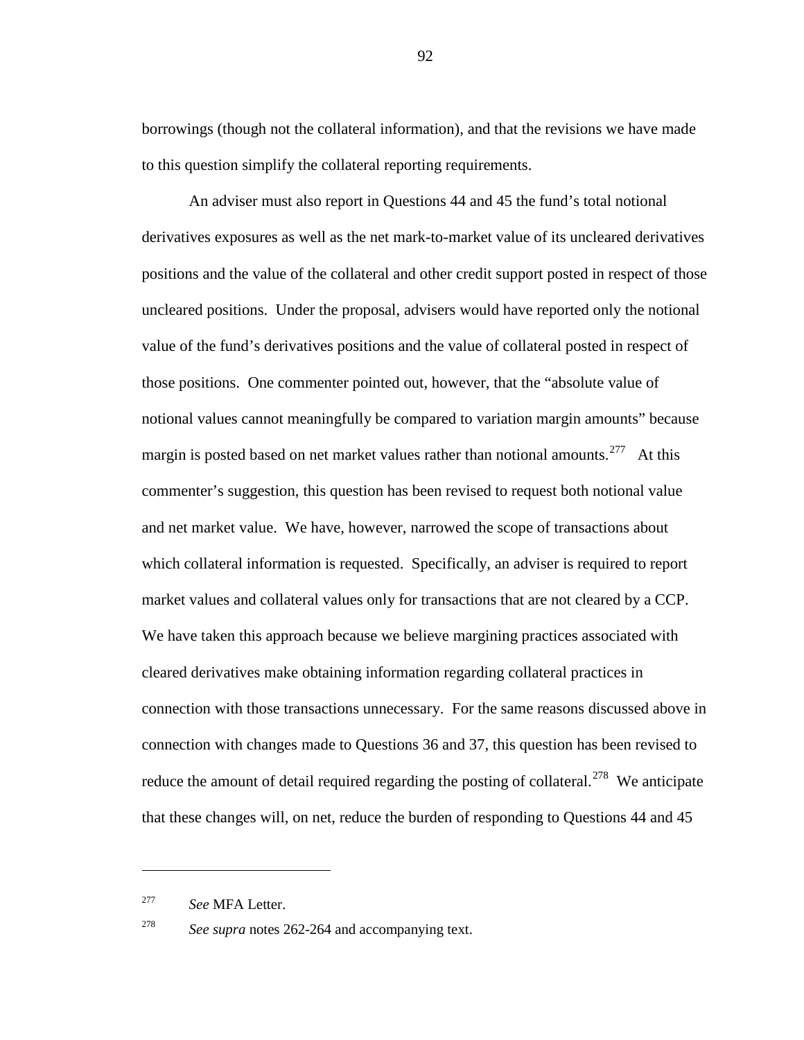borrowings (though not the collateral information), and that the revisions we have made to this question simplify the collateral reporting requirements.

An adviser must also report in Questions 44 and 45 the fund's total notional derivatives exposures as well as the net mark-to-market value of its uncleared derivatives positions and the value of the collateral and other credit support posted in respect of those uncleared positions. Under the proposal, advisers would have reported only the notional value of the fund's derivatives positions and the value of collateral posted in respect of those positions. One commenter pointed out, however, that the "absolute value of notional values cannot meaningfully be compared to variation margin amounts" because margin is posted based on net market values rather than notional amounts.[277] At this commenter's suggestion, this question has been revised to request both notional value and net market value. We have, however, narrowed the scope of transactions about which collateral information is requested. Specifically, an adviser is required to report market values and collateral values only for transactions that are not cleared by a CCP. We have taken this approach because we believe margining practices associated with cleared derivatives make obtaining information regarding collateral practices in connection with those transactions unnecessary. For the same reasons discussed above in connection with changes made to Questions 36 and 37, this question has been revised to reduce the amount of detail required regarding the posting of collateral.[278] We anticipate that these changes will, on net, reduce the burden of responding to Questions 44 and 45

---

[277] *See* MFA Letter.

[278] *See supra* notes 262-264 and accompanying text.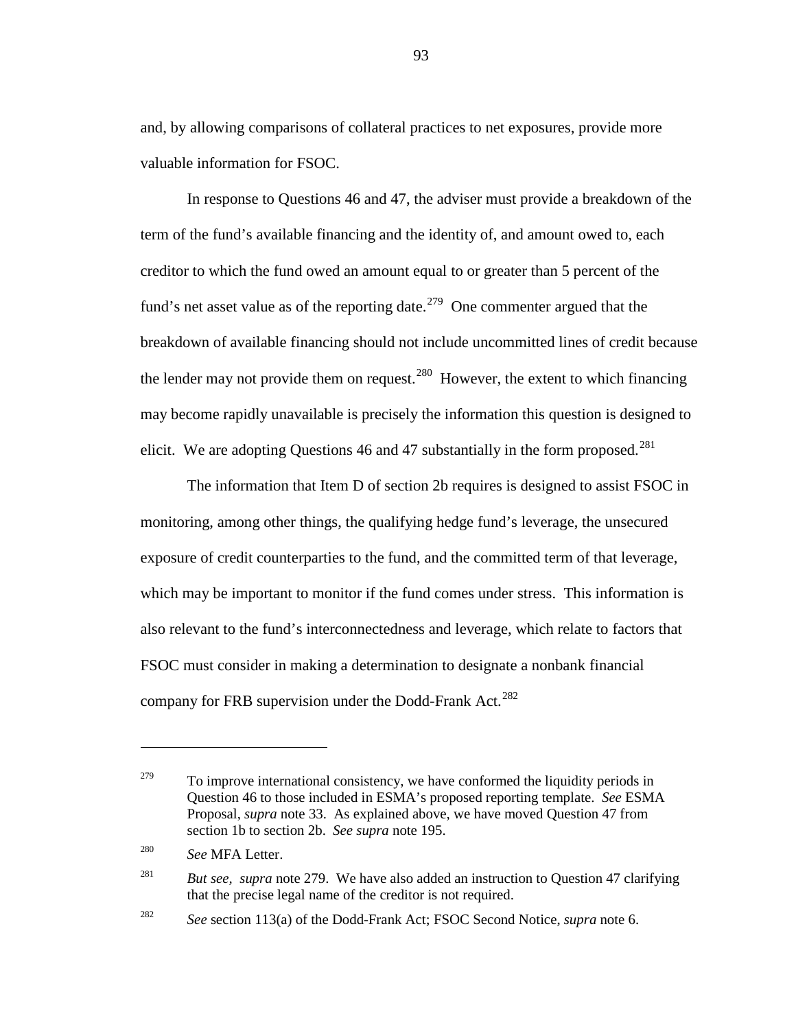and, by allowing comparisons of collateral practices to net exposures, provide more valuable information for FSOC.

In response to Questions 46 and 47, the adviser must provide a breakdown of the term of the fund's available financing and the identity of, and amount owed to, each creditor to which the fund owed an amount equal to or greater than 5 percent of the fund's net asset value as of the reporting date.[279] One commenter argued that the breakdown of available financing should not include uncommitted lines of credit because the lender may not provide them on request.[280] However, the extent to which financing may become rapidly unavailable is precisely the information this question is designed to elicit. We are adopting Questions 46 and 47 substantially in the form proposed.[281]

The information that Item D of section 2b requires is designed to assist FSOC in monitoring, among other things, the qualifying hedge fund's leverage, the unsecured exposure of credit counterparties to the fund, and the committed term of that leverage, which may be important to monitor if the fund comes under stress. This information is also relevant to the fund's interconnectedness and leverage, which relate to factors that FSOC must consider in making a determination to designate a nonbank financial company for FRB supervision under the Dodd-Frank Act.[282]

---

[279] To improve international consistency, we have conformed the liquidity periods in Question 46 to those included in ESMA's proposed reporting template. *See* ESMA Proposal, *supra* note 33. As explained above, we have moved Question 47 from section 1b to section 2b. *See supra* note 195.

[280] *See* MFA Letter.

[281] *But see*, *supra* note 279. We have also added an instruction to Question 47 clarifying that the precise legal name of the creditor is not required.

[282] *See* section 113(a) of the Dodd-Frank Act; FSOC Second Notice, *supra* note 6.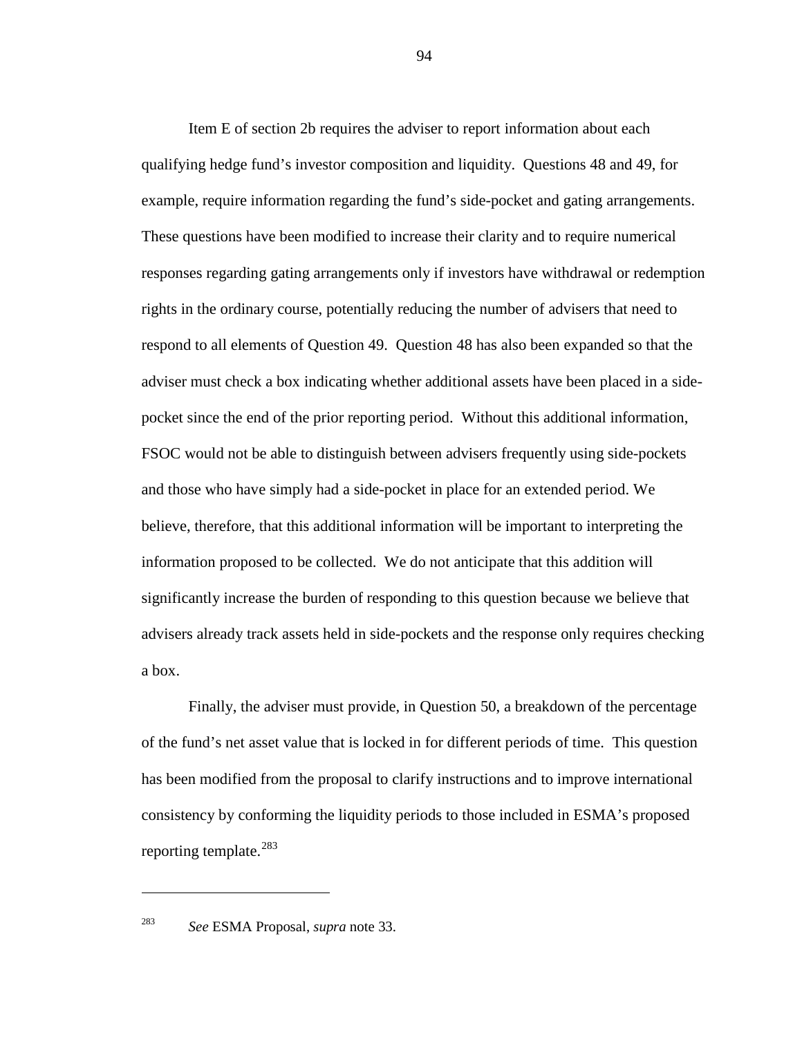Item E of section 2b requires the adviser to report information about each qualifying hedge fund's investor composition and liquidity. Questions 48 and 49, for example, require information regarding the fund's side-pocket and gating arrangements. These questions have been modified to increase their clarity and to require numerical responses regarding gating arrangements only if investors have withdrawal or redemption rights in the ordinary course, potentially reducing the number of advisers that need to respond to all elements of Question 49. Question 48 has also been expanded so that the adviser must check a box indicating whether additional assets have been placed in a side-pocket since the end of the prior reporting period. Without this additional information, FSOC would not be able to distinguish between advisers frequently using side-pockets and those who have simply had a side-pocket in place for an extended period. We believe, therefore, that this additional information will be important to interpreting the information proposed to be collected. We do not anticipate that this addition will significantly increase the burden of responding to this question because we believe that advisers already track assets held in side-pockets and the response only requires checking a box.

Finally, the adviser must provide, in Question 50, a breakdown of the percentage of the fund's net asset value that is locked in for different periods of time. This question has been modified from the proposal to clarify instructions and to improve international consistency by conforming the liquidity periods to those included in ESMA's proposed reporting template.[283]

---

[283] *See* ESMA Proposal, *supra* note 33.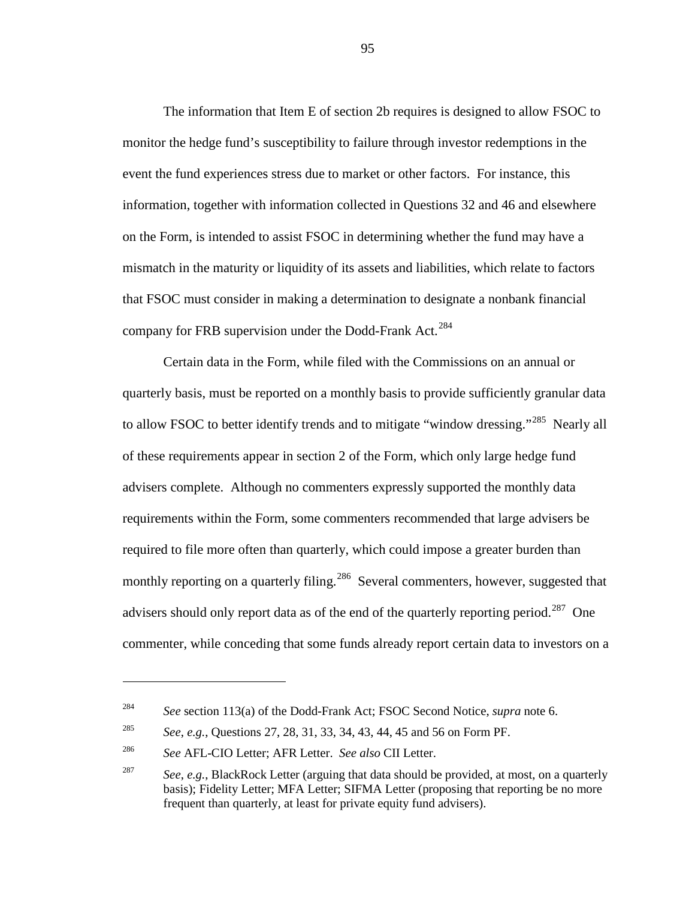The information that Item E of section 2b requires is designed to allow FSOC to monitor the hedge fund's susceptibility to failure through investor redemptions in the event the fund experiences stress due to market or other factors. For instance, this information, together with information collected in Questions 32 and 46 and elsewhere on the Form, is intended to assist FSOC in determining whether the fund may have a mismatch in the maturity or liquidity of its assets and liabilities, which relate to factors that FSOC must consider in making a determination to designate a nonbank financial company for FRB supervision under the Dodd-Frank Act.[284]

Certain data in the Form, while filed with the Commissions on an annual or quarterly basis, must be reported on a monthly basis to provide sufficiently granular data to allow FSOC to better identify trends and to mitigate "window dressing."[285] Nearly all of these requirements appear in section 2 of the Form, which only large hedge fund advisers complete. Although no commenters expressly supported the monthly data requirements within the Form, some commenters recommended that large advisers be required to file more often than quarterly, which could impose a greater burden than monthly reporting on a quarterly filing.[286] Several commenters, however, suggested that advisers should only report data as of the end of the quarterly reporting period.[287] One commenter, while conceding that some funds already report certain data to investors on a

---

[284] *See* section 113(a) of the Dodd-Frank Act; FSOC Second Notice, *supra* note 6.

[285] *See*, *e.g.*, Questions 27, 28, 31, 33, 34, 43, 44, 45 and 56 on Form PF.

[286] *See* AFL-CIO Letter; AFR Letter. *See also* CII Letter.

[287] *See*, *e.g.*, BlackRock Letter (arguing that data should be provided, at most, on a quarterly basis); Fidelity Letter; MFA Letter; SIFMA Letter (proposing that reporting be no more frequent than quarterly, at least for private equity fund advisers).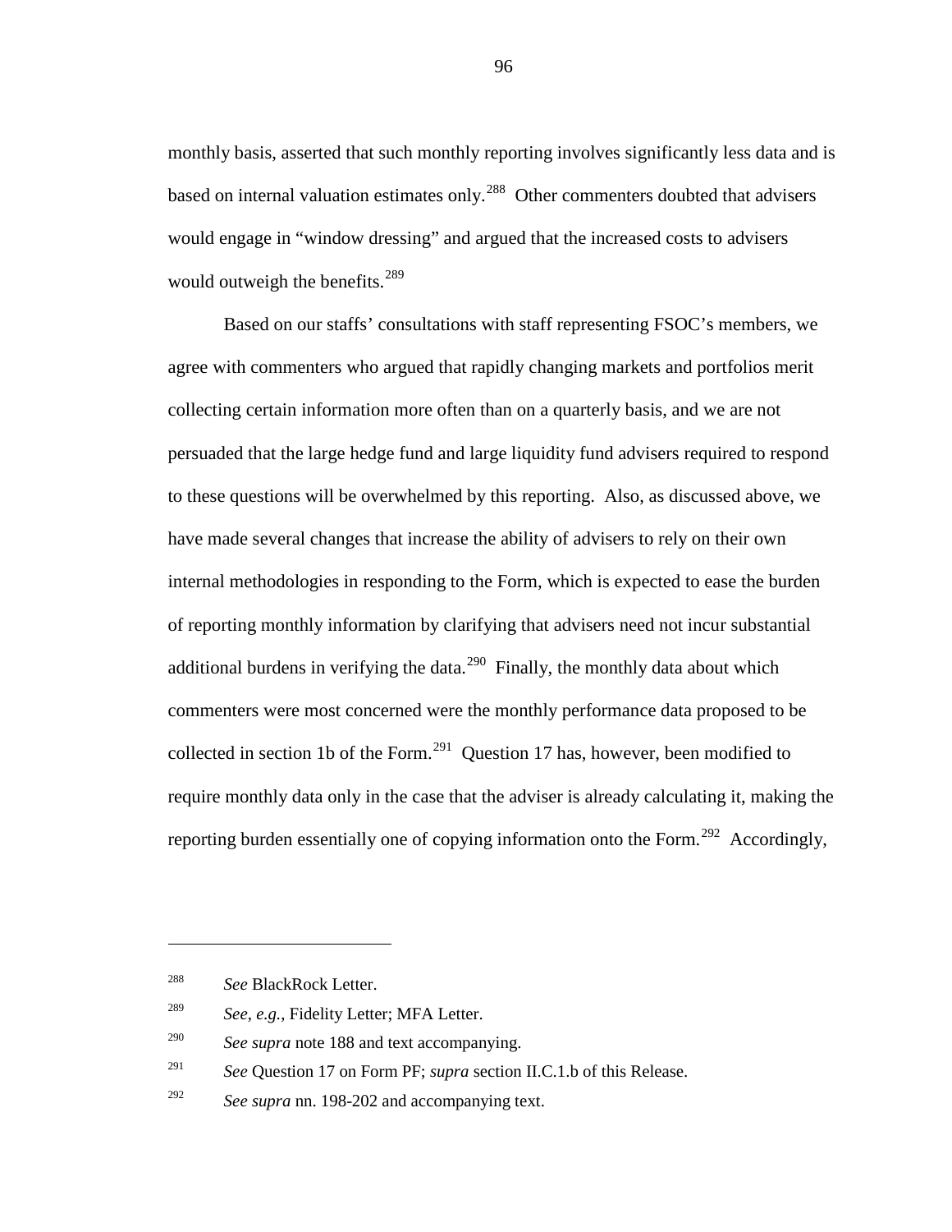monthly basis, asserted that such monthly reporting involves significantly less data and is based on internal valuation estimates only.[288] Other commenters doubted that advisers would engage in "window dressing" and argued that the increased costs to advisers would outweigh the benefits.[289]

Based on our staffs' consultations with staff representing FSOC's members, we agree with commenters who argued that rapidly changing markets and portfolios merit collecting certain information more often than on a quarterly basis, and we are not persuaded that the large hedge fund and large liquidity fund advisers required to respond to these questions will be overwhelmed by this reporting. Also, as discussed above, we have made several changes that increase the ability of advisers to rely on their own internal methodologies in responding to the Form, which is expected to ease the burden of reporting monthly information by clarifying that advisers need not incur substantial additional burdens in verifying the data.[290] Finally, the monthly data about which commenters were most concerned were the monthly performance data proposed to be collected in section 1b of the Form.[291] Question 17 has, however, been modified to require monthly data only in the case that the adviser is already calculating it, making the reporting burden essentially one of copying information onto the Form.[292] Accordingly,

---

[288] *See* BlackRock Letter.

[289] *See*, *e.g.*, Fidelity Letter; MFA Letter.

[290] *See supra* note 188 and text accompanying.

[291] *See* Question 17 on Form PF; *supra* section II.C.1.b of this Release.

[292] *See supra* nn. 198-202 and accompanying text.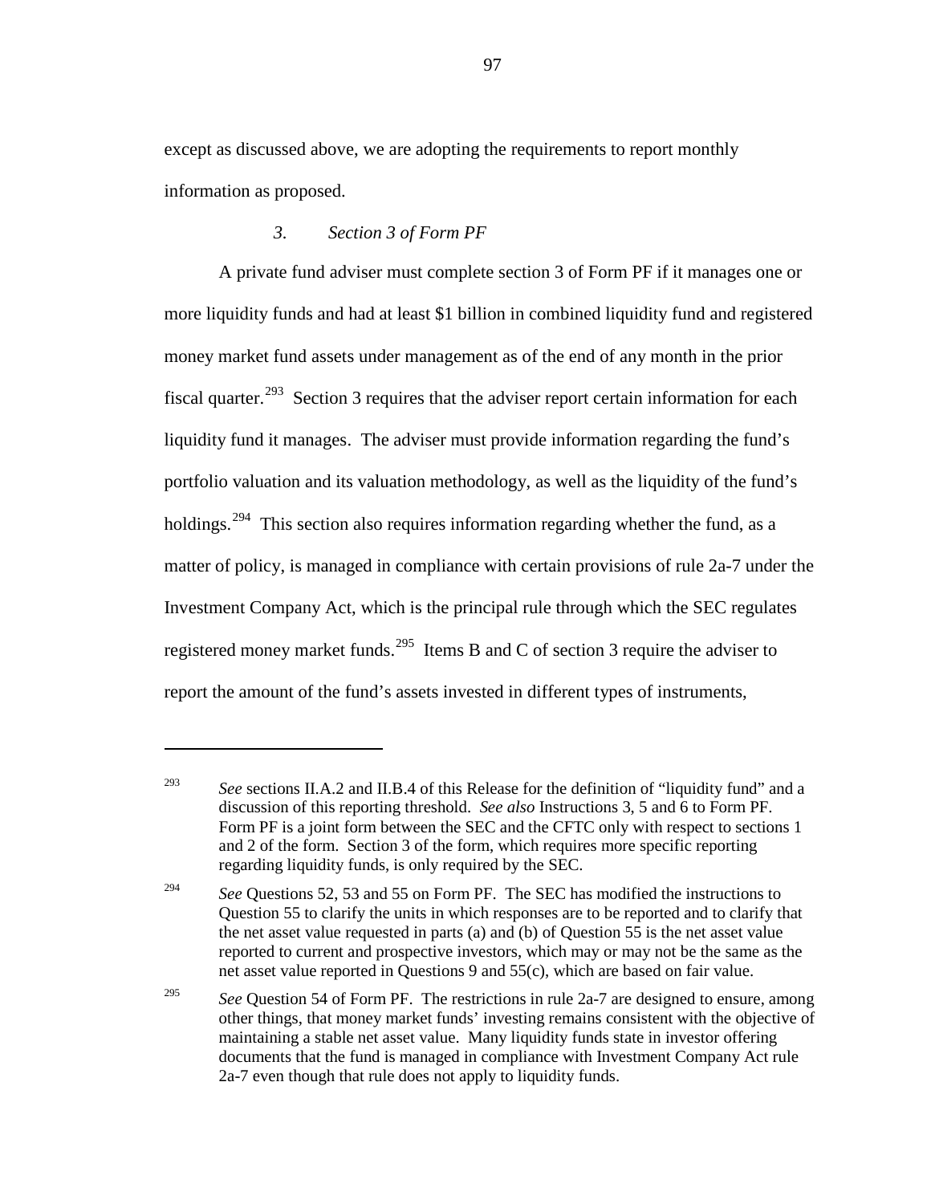except as discussed above, we are adopting the requirements to report monthly information as proposed.

### *3. Section 3 of Form PF*

A private fund adviser must complete section 3 of Form PF if it manages one or more liquidity funds and had at least $1 billion in combined liquidity fund and registered money market fund assets under management as of the end of any month in the prior fiscal quarter.[293] Section 3 requires that the adviser report certain information for each liquidity fund it manages. The adviser must provide information regarding the fund's portfolio valuation and its valuation methodology, as well as the liquidity of the fund's holdings.[294] This section also requires information regarding whether the fund, as a matter of policy, is managed in compliance with certain provisions of rule 2a-7 under the Investment Company Act, which is the principal rule through which the SEC regulates registered money market funds.[295] Items B and C of section 3 require the adviser to report the amount of the fund's assets invested in different types of instruments,

---

[293] *See* sections II.A.2 and II.B.4 of this Release for the definition of "liquidity fund" and a discussion of this reporting threshold. *See also* Instructions 3, 5 and 6 to Form PF. Form PF is a joint form between the SEC and the CFTC only with respect to sections 1 and 2 of the form. Section 3 of the form, which requires more specific reporting regarding liquidity funds, is only required by the SEC.

[294] *See* Questions 52, 53 and 55 on Form PF. The SEC has modified the instructions to Question 55 to clarify the units in which responses are to be reported and to clarify that the net asset value requested in parts (a) and (b) of Question 55 is the net asset value reported to current and prospective investors, which may or may not be the same as the net asset value reported in Questions 9 and 55(c), which are based on fair value.

[295] *See* Question 54 of Form PF. The restrictions in rule 2a-7 are designed to ensure, among other things, that money market funds' investing remains consistent with the objective of maintaining a stable net asset value. Many liquidity funds state in investor offering documents that the fund is managed in compliance with Investment Company Act rule 2a-7 even though that rule does not apply to liquidity funds.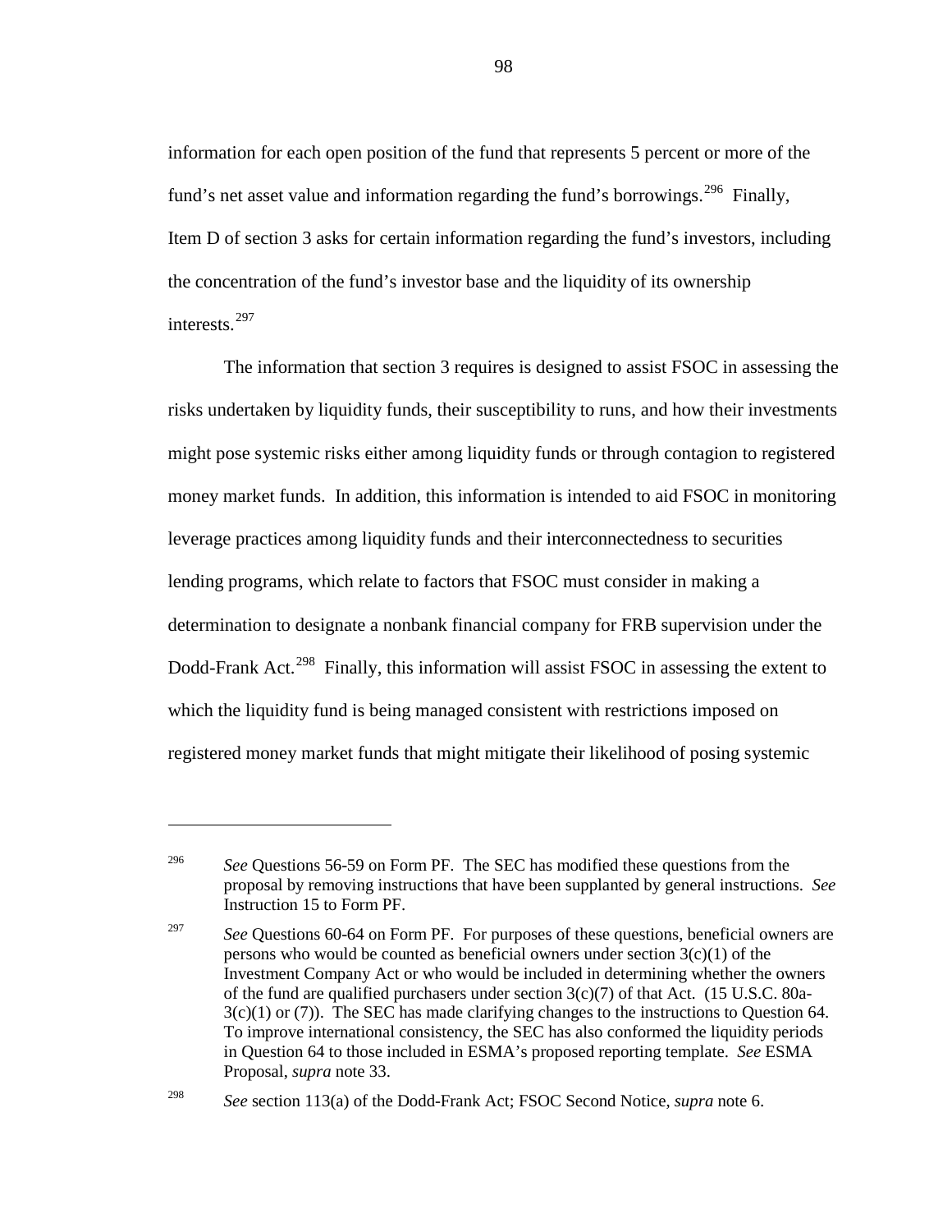information for each open position of the fund that represents 5 percent or more of the fund's net asset value and information regarding the fund's borrowings.[296] Finally, Item D of section 3 asks for certain information regarding the fund's investors, including the concentration of the fund's investor base and the liquidity of its ownership interests.[297]

The information that section 3 requires is designed to assist FSOC in assessing the risks undertaken by liquidity funds, their susceptibility to runs, and how their investments might pose systemic risks either among liquidity funds or through contagion to registered money market funds. In addition, this information is intended to aid FSOC in monitoring leverage practices among liquidity funds and their interconnectedness to securities lending programs, which relate to factors that FSOC must consider in making a determination to designate a nonbank financial company for FRB supervision under the Dodd-Frank Act.[298] Finally, this information will assist FSOC in assessing the extent to which the liquidity fund is being managed consistent with restrictions imposed on registered money market funds that might mitigate their likelihood of posing systemic

---

[296] *See* Questions 56-59 on Form PF. The SEC has modified these questions from the proposal by removing instructions that have been supplanted by general instructions. *See* Instruction 15 to Form PF.

[297] *See* Questions 60-64 on Form PF. For purposes of these questions, beneficial owners are persons who would be counted as beneficial owners under section 3(c)(1) of the Investment Company Act or who would be included in determining whether the owners of the fund are qualified purchasers under section 3(c)(7) of that Act. (15 U.S.C. 80a-3(c)(1) or (7)). The SEC has made clarifying changes to the instructions to Question 64. To improve international consistency, the SEC has also conformed the liquidity periods in Question 64 to those included in ESMA's proposed reporting template. *See* ESMA Proposal, *supra* note 33.

[298] *See* section 113(a) of the Dodd-Frank Act; FSOC Second Notice, *supra* note 6.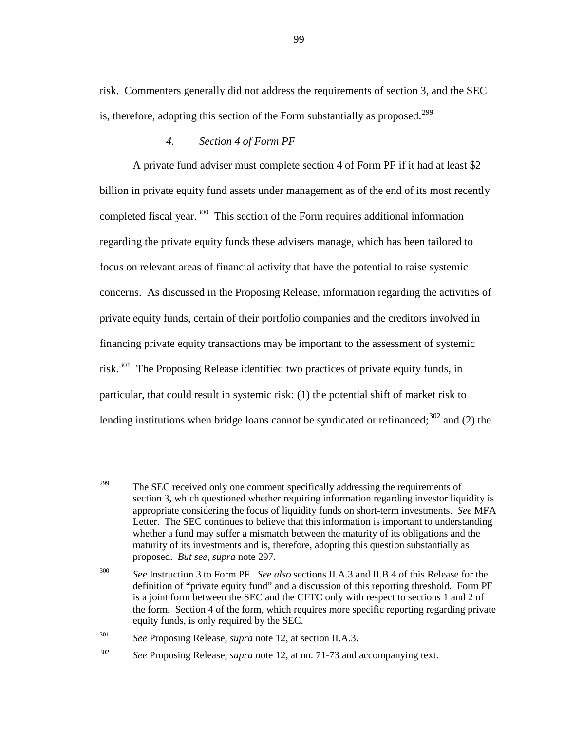risk. Commenters generally did not address the requirements of section 3, and the SEC is, therefore, adopting this section of the Form substantially as proposed.[299]

### *4. Section 4 of Form PF*

A private fund adviser must complete section 4 of Form PF if it had at least $2 billion in private equity fund assets under management as of the end of its most recently completed fiscal year.[300] This section of the Form requires additional information regarding the private equity funds these advisers manage, which has been tailored to focus on relevant areas of financial activity that have the potential to raise systemic concerns. As discussed in the Proposing Release, information regarding the activities of private equity funds, certain of their portfolio companies and the creditors involved in financing private equity transactions may be important to the assessment of systemic risk.[301] The Proposing Release identified two practices of private equity funds, in particular, that could result in systemic risk: (1) the potential shift of market risk to lending institutions when bridge loans cannot be syndicated or refinanced;[302] and (2) the

---

[299] The SEC received only one comment specifically addressing the requirements of section 3, which questioned whether requiring information regarding investor liquidity is appropriate considering the focus of liquidity funds on short-term investments. *See* MFA Letter. The SEC continues to believe that this information is important to understanding whether a fund may suffer a mismatch between the maturity of its obligations and the maturity of its investments and is, therefore, adopting this question substantially as proposed. *But see*, *supra* note 297.

[300] *See* Instruction 3 to Form PF. *See also* sections II.A.3 and II.B.4 of this Release for the definition of "private equity fund" and a discussion of this reporting threshold. Form PF is a joint form between the SEC and the CFTC only with respect to sections 1 and 2 of the form. Section 4 of the form, which requires more specific reporting regarding private equity funds, is only required by the SEC.

[301] *See* Proposing Release, *supra* note 12, at section II.A.3.

[302] *See* Proposing Release, *supra* note 12, at nn. 71-73 and accompanying text.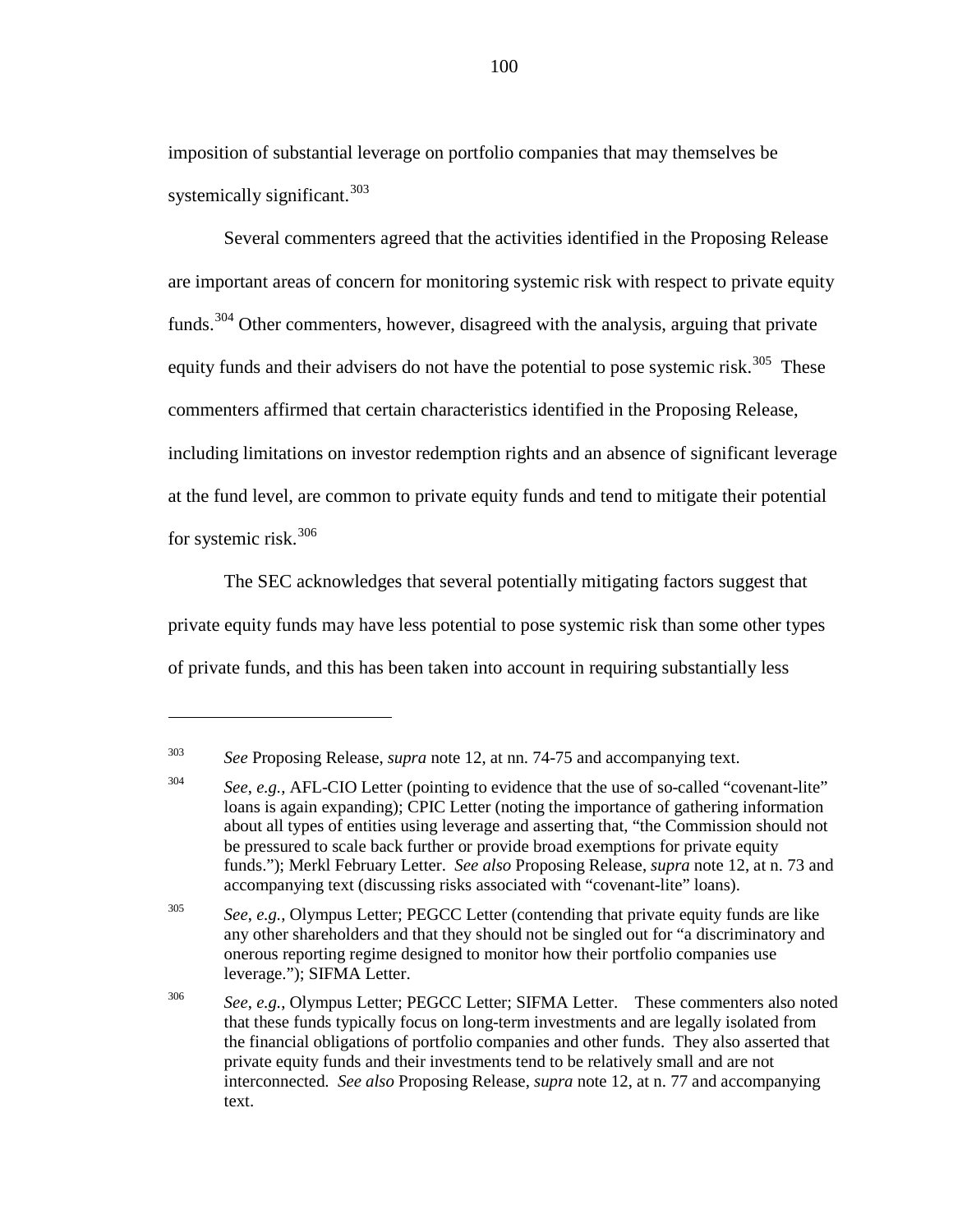imposition of substantial leverage on portfolio companies that may themselves be systemically significant.[303]

Several commenters agreed that the activities identified in the Proposing Release are important areas of concern for monitoring systemic risk with respect to private equity funds.[304] Other commenters, however, disagreed with the analysis, arguing that private equity funds and their advisers do not have the potential to pose systemic risk.[305] These commenters affirmed that certain characteristics identified in the Proposing Release, including limitations on investor redemption rights and an absence of significant leverage at the fund level, are common to private equity funds and tend to mitigate their potential for systemic risk.[306]

The SEC acknowledges that several potentially mitigating factors suggest that private equity funds may have less potential to pose systemic risk than some other types of private funds, and this has been taken into account in requiring substantially less

---

[303] *See* Proposing Release, *supra* note 12, at nn. 74-75 and accompanying text.

[304] *See*, *e.g.*, AFL-CIO Letter (pointing to evidence that the use of so-called "covenant-lite" loans is again expanding); CPIC Letter (noting the importance of gathering information about all types of entities using leverage and asserting that, "the Commission should not be pressured to scale back further or provide broad exemptions for private equity funds."); Merkl February Letter. *See also* Proposing Release, *supra* note 12, at n. 73 and accompanying text (discussing risks associated with "covenant-lite" loans).

[305] *See*, *e.g.*, Olympus Letter; PEGCC Letter (contending that private equity funds are like any other shareholders and that they should not be singled out for "a discriminatory and onerous reporting regime designed to monitor how their portfolio companies use leverage."); SIFMA Letter.

[306] *See*, *e.g.*, Olympus Letter; PEGCC Letter; SIFMA Letter. These commenters also noted that these funds typically focus on long-term investments and are legally isolated from the financial obligations of portfolio companies and other funds. They also asserted that private equity funds and their investments tend to be relatively small and are not interconnected. *See also* Proposing Release, *supra* note 12, at n. 77 and accompanying text.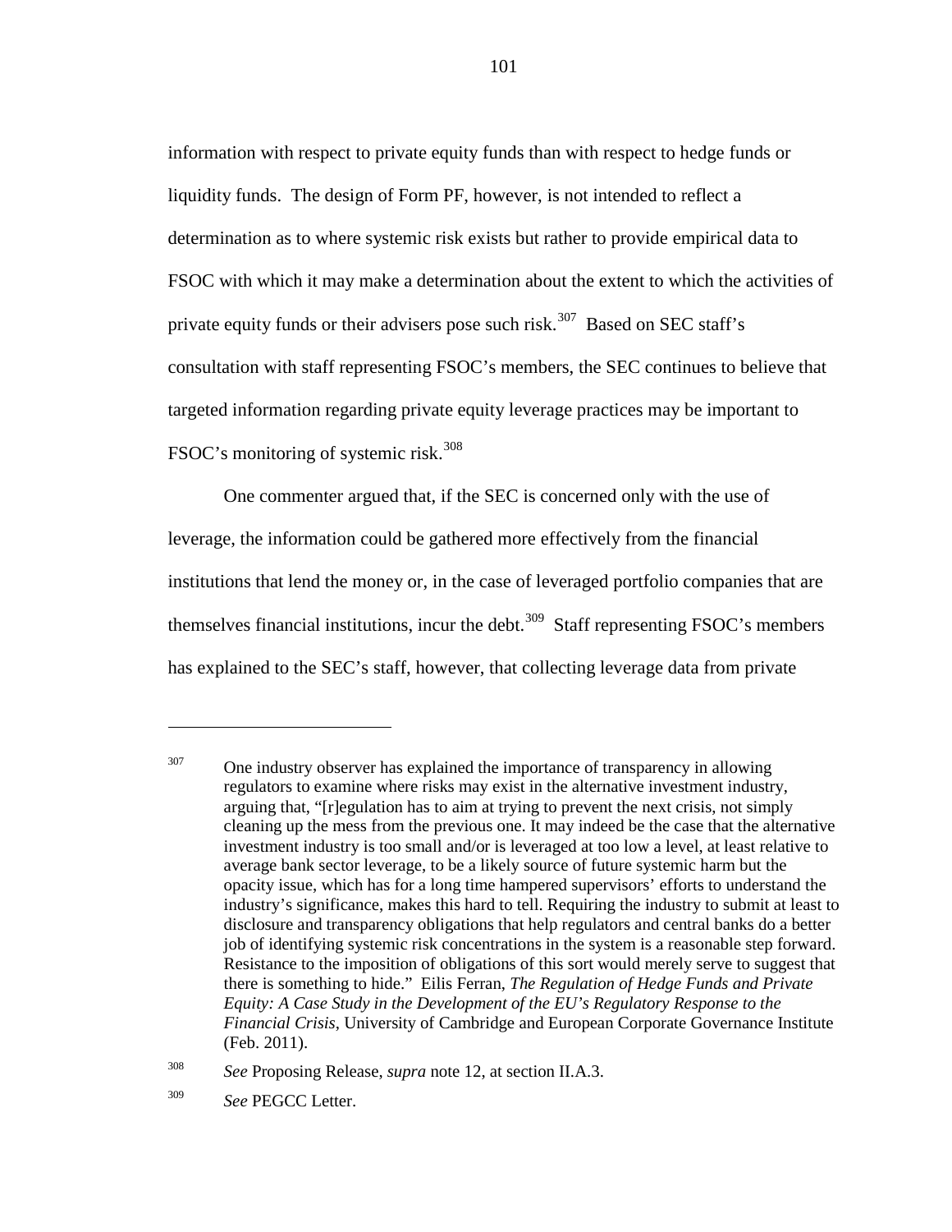information with respect to private equity funds than with respect to hedge funds or liquidity funds. The design of Form PF, however, is not intended to reflect a determination as to where systemic risk exists but rather to provide empirical data to FSOC with which it may make a determination about the extent to which the activities of private equity funds or their advisers pose such risk.[307] Based on SEC staff's consultation with staff representing FSOC's members, the SEC continues to believe that targeted information regarding private equity leverage practices may be important to FSOC's monitoring of systemic risk.[308]

One commenter argued that, if the SEC is concerned only with the use of leverage, the information could be gathered more effectively from the financial institutions that lend the money or, in the case of leveraged portfolio companies that are themselves financial institutions, incur the debt.[309] Staff representing FSOC's members has explained to the SEC's staff, however, that collecting leverage data from private

---

[307] One industry observer has explained the importance of transparency in allowing regulators to examine where risks may exist in the alternative investment industry, arguing that, "[r]egulation has to aim at trying to prevent the next crisis, not simply cleaning up the mess from the previous one. It may indeed be the case that the alternative investment industry is too small and/or is leveraged at too low a level, at least relative to average bank sector leverage, to be a likely source of future systemic harm but the opacity issue, which has for a long time hampered supervisors' efforts to understand the industry's significance, makes this hard to tell. Requiring the industry to submit at least to disclosure and transparency obligations that help regulators and central banks do a better job of identifying systemic risk concentrations in the system is a reasonable step forward. Resistance to the imposition of obligations of this sort would merely serve to suggest that there is something to hide." Eilis Ferran, *The Regulation of Hedge Funds and Private Equity: A Case Study in the Development of the EU's Regulatory Response to the Financial Crisis*, University of Cambridge and European Corporate Governance Institute (Feb. 2011).

[308] *See* Proposing Release, *supra* note 12, at section II.A.3.

[309] *See* PEGCC Letter.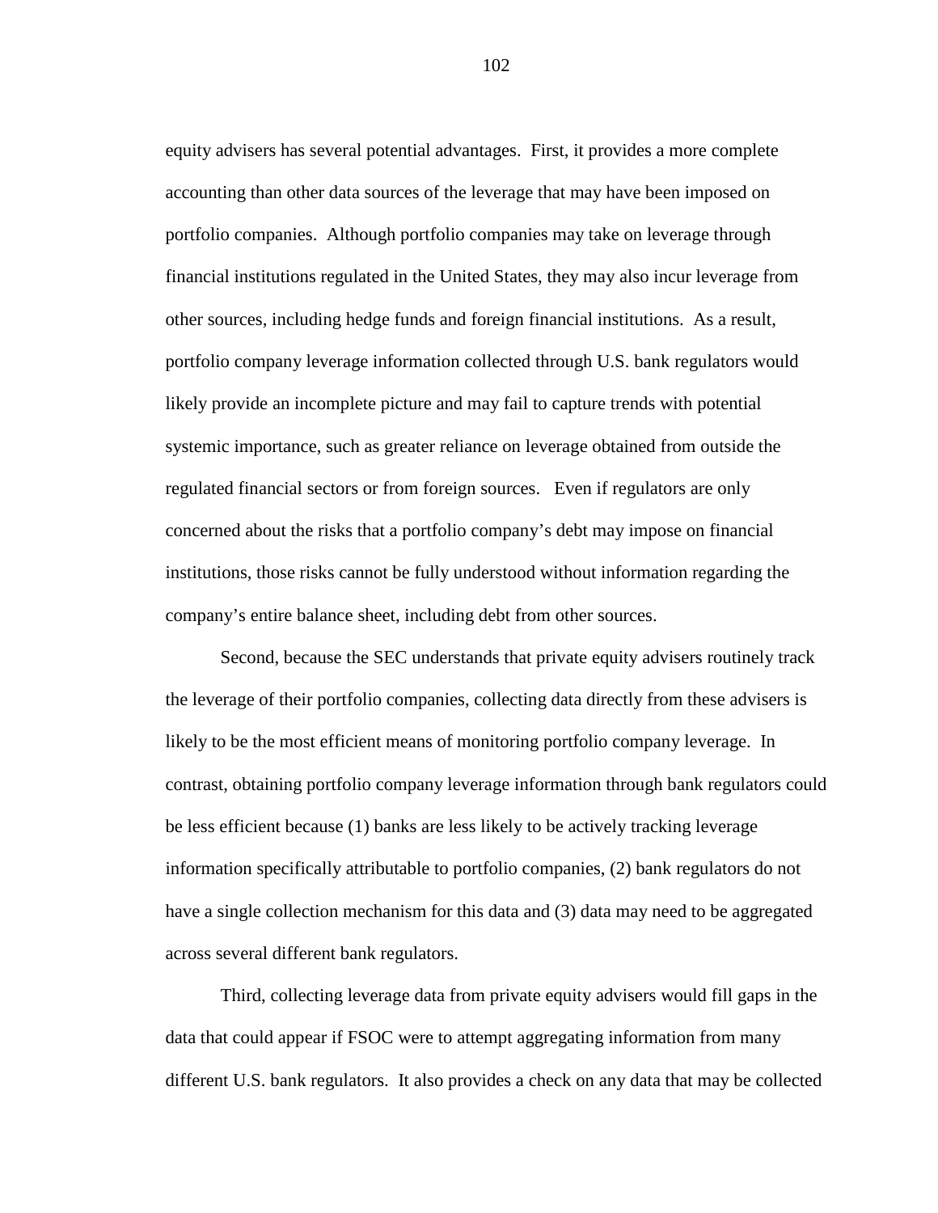equity advisers has several potential advantages. First, it provides a more complete accounting than other data sources of the leverage that may have been imposed on portfolio companies. Although portfolio companies may take on leverage through financial institutions regulated in the United States, they may also incur leverage from other sources, including hedge funds and foreign financial institutions. As a result, portfolio company leverage information collected through U.S. bank regulators would likely provide an incomplete picture and may fail to capture trends with potential systemic importance, such as greater reliance on leverage obtained from outside the regulated financial sectors or from foreign sources. Even if regulators are only concerned about the risks that a portfolio company's debt may impose on financial institutions, those risks cannot be fully understood without information regarding the company's entire balance sheet, including debt from other sources.

Second, because the SEC understands that private equity advisers routinely track the leverage of their portfolio companies, collecting data directly from these advisers is likely to be the most efficient means of monitoring portfolio company leverage. In contrast, obtaining portfolio company leverage information through bank regulators could be less efficient because (1) banks are less likely to be actively tracking leverage information specifically attributable to portfolio companies, (2) bank regulators do not have a single collection mechanism for this data and (3) data may need to be aggregated across several different bank regulators.

Third, collecting leverage data from private equity advisers would fill gaps in the data that could appear if FSOC were to attempt aggregating information from many different U.S. bank regulators. It also provides a check on any data that may be collected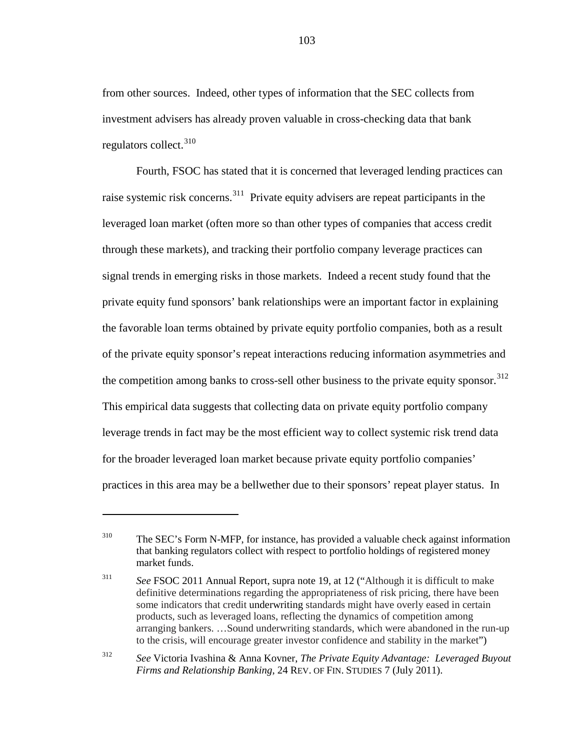from other sources. Indeed, other types of information that the SEC collects from investment advisers has already proven valuable in cross-checking data that bank regulators collect.[310]

Fourth, FSOC has stated that it is concerned that leveraged lending practices can raise systemic risk concerns.[311] Private equity advisers are repeat participants in the leveraged loan market (often more so than other types of companies that access credit through these markets), and tracking their portfolio company leverage practices can signal trends in emerging risks in those markets. Indeed a recent study found that the private equity fund sponsors' bank relationships were an important factor in explaining the favorable loan terms obtained by private equity portfolio companies, both as a result of the private equity sponsor's repeat interactions reducing information asymmetries and the competition among banks to cross-sell other business to the private equity sponsor.[312] This empirical data suggests that collecting data on private equity portfolio company leverage trends in fact may be the most efficient way to collect systemic risk trend data for the broader leveraged loan market because private equity portfolio companies' practices in this area may be a bellwether due to their sponsors' repeat player status. In

---

[310] The SEC's Form N-MFP, for instance, has provided a valuable check against information that banking regulators collect with respect to portfolio holdings of registered money market funds.

[311] *See* FSOC 2011 Annual Report, supra note 19, at 12 ("Although it is difficult to make definitive determinations regarding the appropriateness of risk pricing, there have been some indicators that credit underwriting standards might have overly eased in certain products, such as leveraged loans, reflecting the dynamics of competition among arranging bankers. …Sound underwriting standards, which were abandoned in the run-up to the crisis, will encourage greater investor confidence and stability in the market")

[312] *See* Victoria Ivashina & Anna Kovner, *The Private Equity Advantage: Leveraged Buyout Firms and Relationship Banking*, 24 REV. OF FIN. STUDIES 7 (July 2011).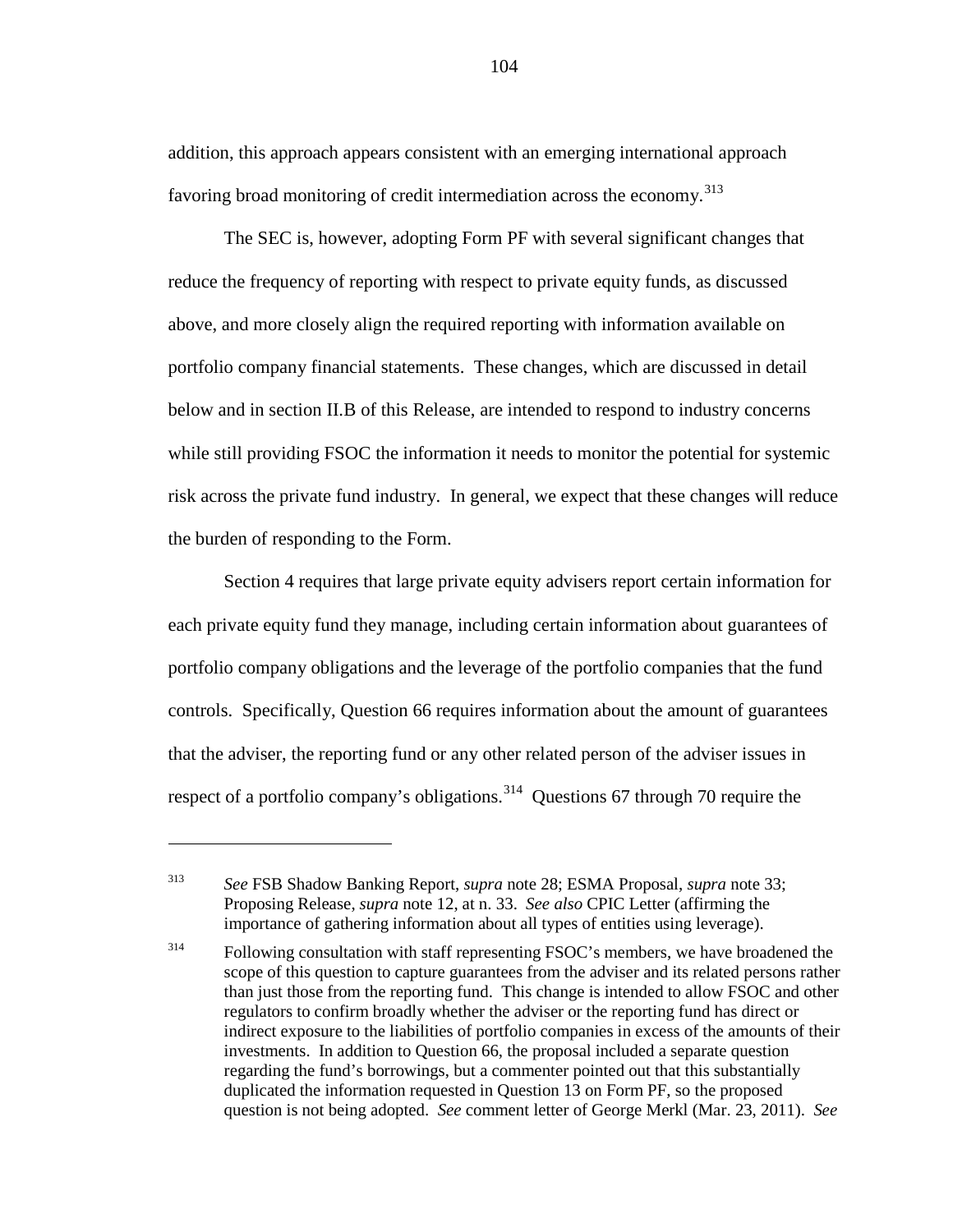addition, this approach appears consistent with an emerging international approach favoring broad monitoring of credit intermediation across the economy.[313]

The SEC is, however, adopting Form PF with several significant changes that reduce the frequency of reporting with respect to private equity funds, as discussed above, and more closely align the required reporting with information available on portfolio company financial statements. These changes, which are discussed in detail below and in section II.B of this Release, are intended to respond to industry concerns while still providing FSOC the information it needs to monitor the potential for systemic risk across the private fund industry. In general, we expect that these changes will reduce the burden of responding to the Form.

Section 4 requires that large private equity advisers report certain information for each private equity fund they manage, including certain information about guarantees of portfolio company obligations and the leverage of the portfolio companies that the fund controls. Specifically, Question 66 requires information about the amount of guarantees that the adviser, the reporting fund or any other related person of the adviser issues in respect of a portfolio company's obligations.[314] Questions 67 through 70 require the

---

[313] *See* FSB Shadow Banking Report, *supra* note 28; ESMA Proposal, *supra* note 33; Proposing Release, *supra* note 12, at n. 33. *See also* CPIC Letter (affirming the importance of gathering information about all types of entities using leverage).

[314] Following consultation with staff representing FSOC's members, we have broadened the scope of this question to capture guarantees from the adviser and its related persons rather than just those from the reporting fund. This change is intended to allow FSOC and other regulators to confirm broadly whether the adviser or the reporting fund has direct or indirect exposure to the liabilities of portfolio companies in excess of the amounts of their investments. In addition to Question 66, the proposal included a separate question regarding the fund's borrowings, but a commenter pointed out that this substantially duplicated the information requested in Question 13 on Form PF, so the proposed question is not being adopted. *See* comment letter of George Merkl (Mar. 23, 2011). *See*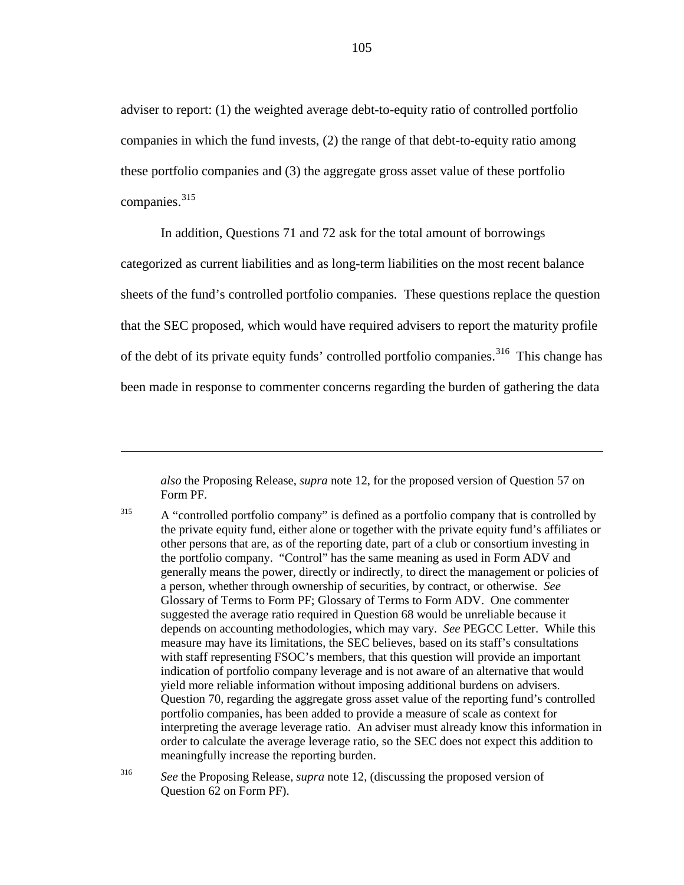adviser to report: (1) the weighted average debt-to-equity ratio of controlled portfolio companies in which the fund invests, (2) the range of that debt-to-equity ratio among these portfolio companies and (3) the aggregate gross asset value of these portfolio companies.[315]

In addition, Questions 71 and 72 ask for the total amount of borrowings categorized as current liabilities and as long-term liabilities on the most recent balance sheets of the fund's controlled portfolio companies. These questions replace the question that the SEC proposed, which would have required advisers to report the maturity profile of the debt of its private equity funds' controlled portfolio companies.[316] This change has been made in response to commenter concerns regarding the burden of gathering the data

---

*also* the Proposing Release, *supra* note 12, for the proposed version of Question 57 on Form PF.

[315] A "controlled portfolio company" is defined as a portfolio company that is controlled by the private equity fund, either alone or together with the private equity fund's affiliates or other persons that are, as of the reporting date, part of a club or consortium investing in the portfolio company. "Control" has the same meaning as used in Form ADV and generally means the power, directly or indirectly, to direct the management or policies of a person, whether through ownership of securities, by contract, or otherwise. *See* Glossary of Terms to Form PF; Glossary of Terms to Form ADV. One commenter suggested the average ratio required in Question 68 would be unreliable because it depends on accounting methodologies, which may vary. *See* PEGCC Letter. While this measure may have its limitations, the SEC believes, based on its staff's consultations with staff representing FSOC's members, that this question will provide an important indication of portfolio company leverage and is not aware of an alternative that would yield more reliable information without imposing additional burdens on advisers. Question 70, regarding the aggregate gross asset value of the reporting fund's controlled portfolio companies, has been added to provide a measure of scale as context for interpreting the average leverage ratio. An adviser must already know this information in order to calculate the average leverage ratio, so the SEC does not expect this addition to meaningfully increase the reporting burden.

[316] *See* the Proposing Release, *supra* note 12, (discussing the proposed version of Question 62 on Form PF).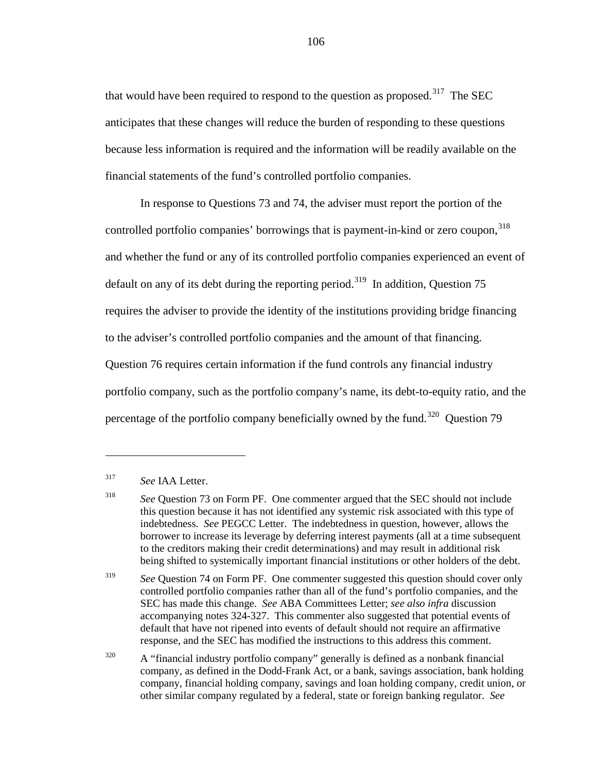that would have been required to respond to the question as proposed.[317] The SEC anticipates that these changes will reduce the burden of responding to these questions because less information is required and the information will be readily available on the financial statements of the fund's controlled portfolio companies.

In response to Questions 73 and 74, the adviser must report the portion of the controlled portfolio companies' borrowings that is payment-in-kind or zero coupon,[318] and whether the fund or any of its controlled portfolio companies experienced an event of default on any of its debt during the reporting period.[319] In addition, Question 75 requires the adviser to provide the identity of the institutions providing bridge financing to the adviser's controlled portfolio companies and the amount of that financing. Question 76 requires certain information if the fund controls any financial industry portfolio company, such as the portfolio company's name, its debt-to-equity ratio, and the percentage of the portfolio company beneficially owned by the fund.[320] Question 79

---

[317] *See* IAA Letter.

[318] *See* Question 73 on Form PF. One commenter argued that the SEC should not include this question because it has not identified any systemic risk associated with this type of indebtedness. *See* PEGCC Letter. The indebtedness in question, however, allows the borrower to increase its leverage by deferring interest payments (all at a time subsequent to the creditors making their credit determinations) and may result in additional risk being shifted to systemically important financial institutions or other holders of the debt.

[319] *See* Question 74 on Form PF. One commenter suggested this question should cover only controlled portfolio companies rather than all of the fund's portfolio companies, and the SEC has made this change. *See* ABA Committees Letter; *see also infra* discussion accompanying notes 324-327. This commenter also suggested that potential events of default that have not ripened into events of default should not require an affirmative response, and the SEC has modified the instructions to this address this comment.

[320] A "financial industry portfolio company" generally is defined as a nonbank financial company, as defined in the Dodd-Frank Act, or a bank, savings association, bank holding company, financial holding company, savings and loan holding company, credit union, or other similar company regulated by a federal, state or foreign banking regulator. *See*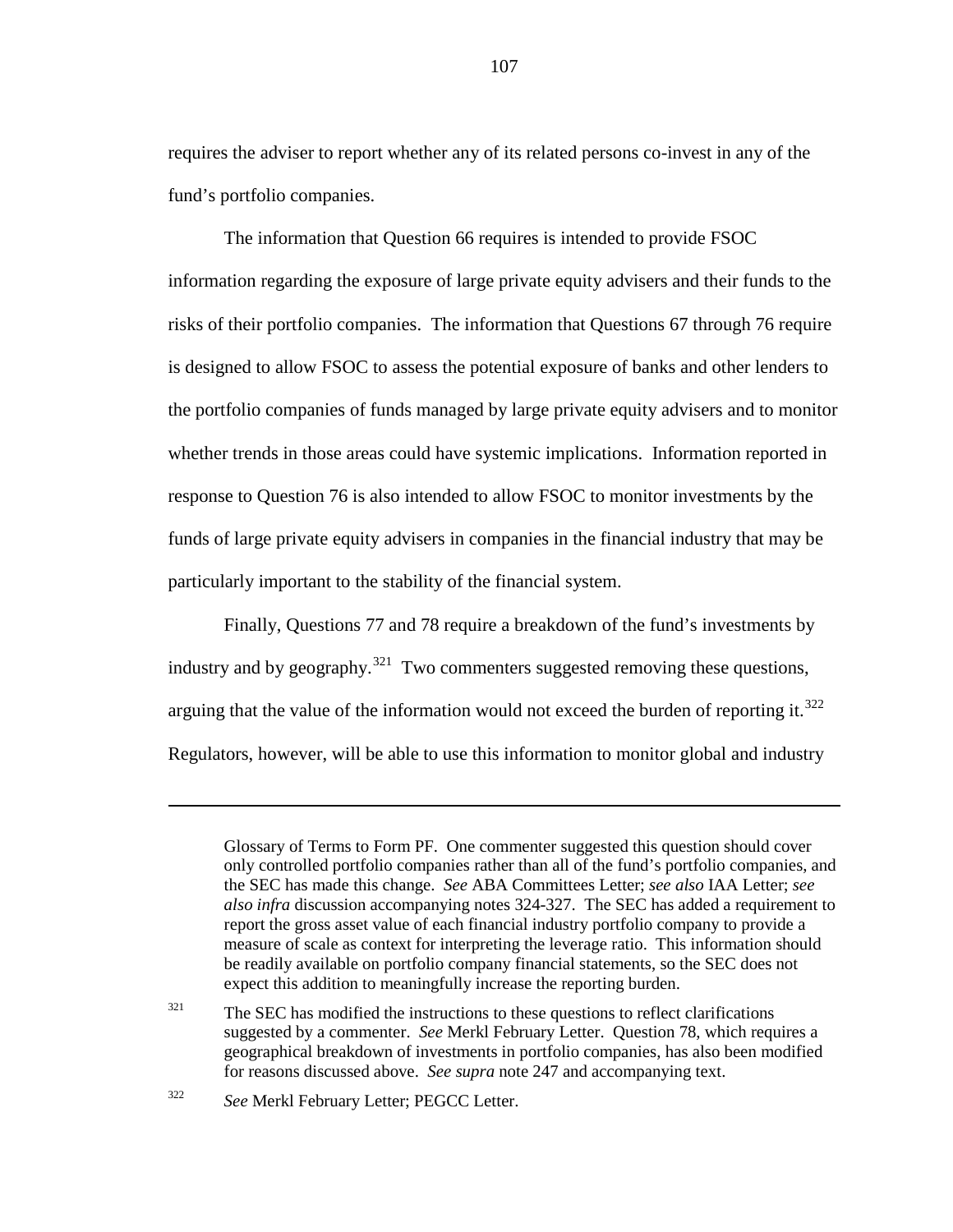requires the adviser to report whether any of its related persons co-invest in any of the fund's portfolio companies.

The information that Question 66 requires is intended to provide FSOC information regarding the exposure of large private equity advisers and their funds to the risks of their portfolio companies. The information that Questions 67 through 76 require is designed to allow FSOC to assess the potential exposure of banks and other lenders to the portfolio companies of funds managed by large private equity advisers and to monitor whether trends in those areas could have systemic implications. Information reported in response to Question 76 is also intended to allow FSOC to monitor investments by the funds of large private equity advisers in companies in the financial industry that may be particularly important to the stability of the financial system.

Finally, Questions 77 and 78 require a breakdown of the fund's investments by industry and by geography.[321] Two commenters suggested removing these questions, arguing that the value of the information would not exceed the burden of reporting it.[322] Regulators, however, will be able to use this information to monitor global and industry

---

Glossary of Terms to Form PF. One commenter suggested this question should cover only controlled portfolio companies rather than all of the fund's portfolio companies, and the SEC has made this change. *See* ABA Committees Letter; *see also* IAA Letter; *see also infra* discussion accompanying notes 324-327. The SEC has added a requirement to report the gross asset value of each financial industry portfolio company to provide a measure of scale as context for interpreting the leverage ratio. This information should be readily available on portfolio company financial statements, so the SEC does not expect this addition to meaningfully increase the reporting burden.

[321] The SEC has modified the instructions to these questions to reflect clarifications suggested by a commenter. *See* Merkl February Letter. Question 78, which requires a geographical breakdown of investments in portfolio companies, has also been modified for reasons discussed above. *See supra* note 247 and accompanying text.

[322] *See* Merkl February Letter; PEGCC Letter.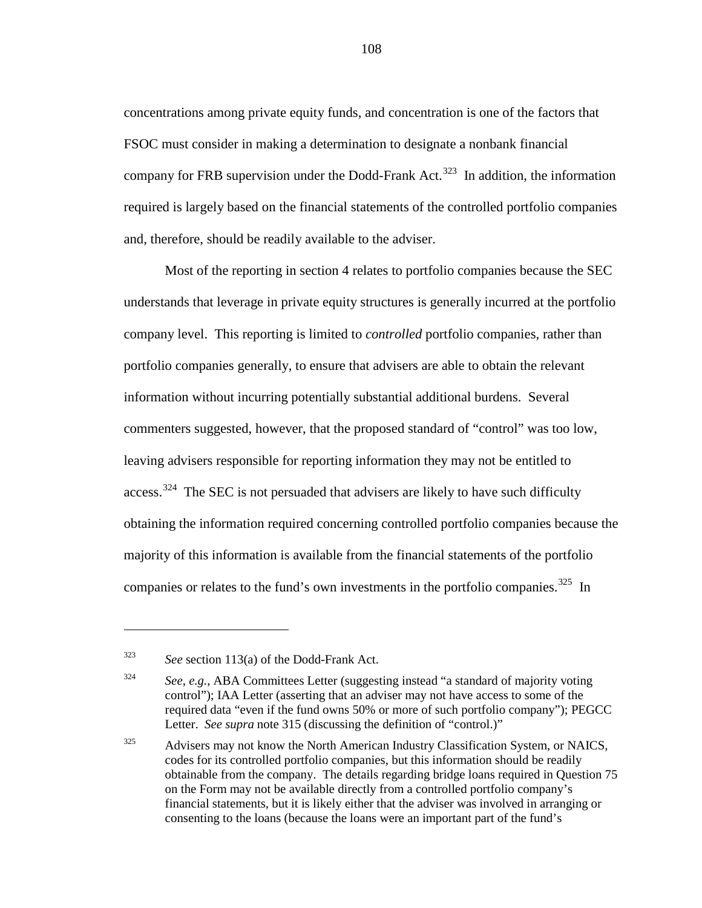concentrations among private equity funds, and concentration is one of the factors that FSOC must consider in making a determination to designate a nonbank financial company for FRB supervision under the Dodd-Frank Act.[323] In addition, the information required is largely based on the financial statements of the controlled portfolio companies and, therefore, should be readily available to the adviser.

Most of the reporting in section 4 relates to portfolio companies because the SEC understands that leverage in private equity structures is generally incurred at the portfolio company level. This reporting is limited to *controlled* portfolio companies, rather than portfolio companies generally, to ensure that advisers are able to obtain the relevant information without incurring potentially substantial additional burdens. Several commenters suggested, however, that the proposed standard of "control" was too low, leaving advisers responsible for reporting information they may not be entitled to access.[324] The SEC is not persuaded that advisers are likely to have such difficulty obtaining the information required concerning controlled portfolio companies because the majority of this information is available from the financial statements of the portfolio companies or relates to the fund's own investments in the portfolio companies.[325] In

---

[323] *See* section 113(a) of the Dodd-Frank Act.

[324] *See, e.g.*, ABA Committees Letter (suggesting instead "a standard of majority voting control"); IAA Letter (asserting that an adviser may not have access to some of the required data "even if the fund owns 50% or more of such portfolio company"); PEGCC Letter. *See supra* note 315 (discussing the definition of "control.)"

[325] Advisers may not know the North American Industry Classification System, or NAICS, codes for its controlled portfolio companies, but this information should be readily obtainable from the company. The details regarding bridge loans required in Question 75 on the Form may not be available directly from a controlled portfolio company's financial statements, but it is likely either that the adviser was involved in arranging or consenting to the loans (because the loans were an important part of the fund's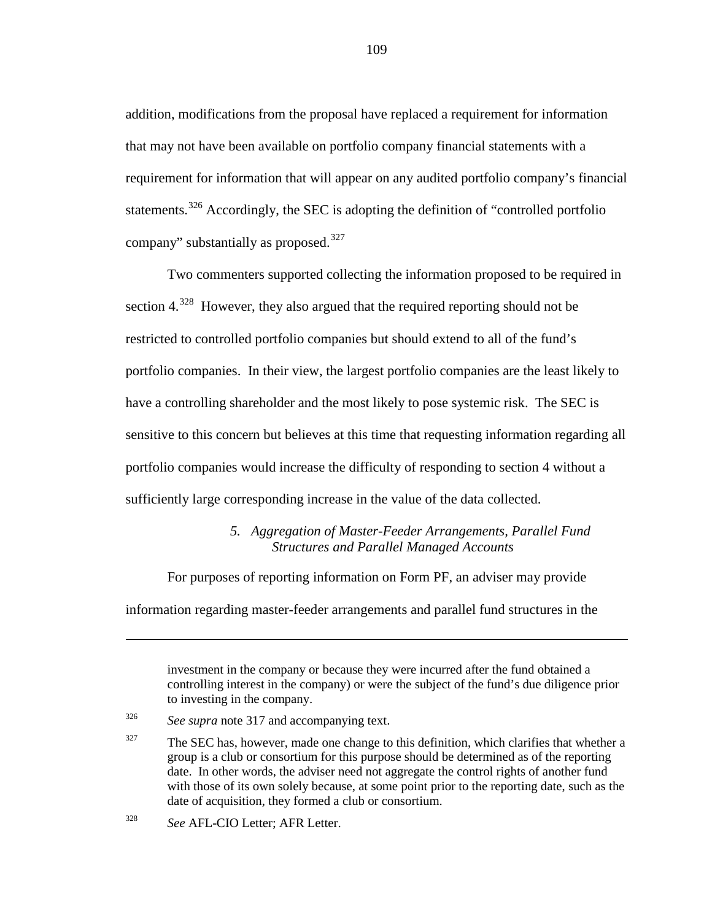addition, modifications from the proposal have replaced a requirement for information that may not have been available on portfolio company financial statements with a requirement for information that will appear on any audited portfolio company's financial statements.[326] Accordingly, the SEC is adopting the definition of "controlled portfolio company" substantially as proposed.[327]

Two commenters supported collecting the information proposed to be required in section 4.[328] However, they also argued that the required reporting should not be restricted to controlled portfolio companies but should extend to all of the fund's portfolio companies. In their view, the largest portfolio companies are the least likely to have a controlling shareholder and the most likely to pose systemic risk. The SEC is sensitive to this concern but believes at this time that requesting information regarding all portfolio companies would increase the difficulty of responding to section 4 without a sufficiently large corresponding increase in the value of the data collected.

### *5. Aggregation of Master-Feeder Arrangements, Parallel Fund Structures and Parallel Managed Accounts*

For purposes of reporting information on Form PF, an adviser may provide information regarding master-feeder arrangements and parallel fund structures in the

---

investment in the company or because they were incurred after the fund obtained a controlling interest in the company) or were the subject of the fund's due diligence prior to investing in the company.

[326] *See supra* note 317 and accompanying text.

[327] The SEC has, however, made one change to this definition, which clarifies that whether a group is a club or consortium for this purpose should be determined as of the reporting date. In other words, the adviser need not aggregate the control rights of another fund with those of its own solely because, at some point prior to the reporting date, such as the date of acquisition, they formed a club or consortium.

[328] *See* AFL-CIO Letter; AFR Letter.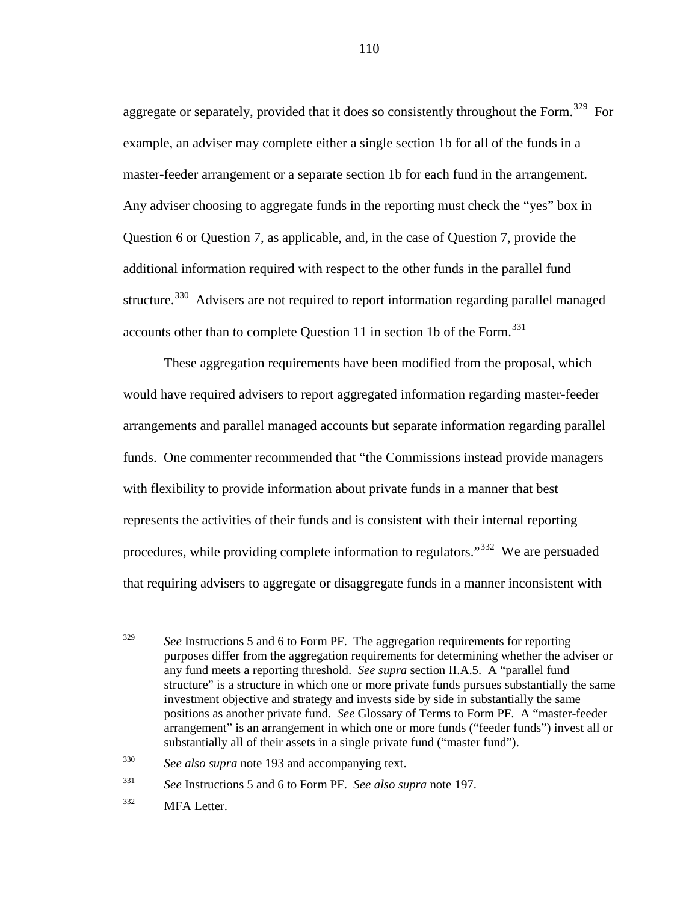aggregate or separately, provided that it does so consistently throughout the Form.[329] For example, an adviser may complete either a single section 1b for all of the funds in a master-feeder arrangement or a separate section 1b for each fund in the arrangement. Any adviser choosing to aggregate funds in the reporting must check the "yes" box in Question 6 or Question 7, as applicable, and, in the case of Question 7, provide the additional information required with respect to the other funds in the parallel fund structure.[330] Advisers are not required to report information regarding parallel managed accounts other than to complete Question 11 in section 1b of the Form.[331]

These aggregation requirements have been modified from the proposal, which would have required advisers to report aggregated information regarding master-feeder arrangements and parallel managed accounts but separate information regarding parallel funds. One commenter recommended that "the Commissions instead provide managers with flexibility to provide information about private funds in a manner that best represents the activities of their funds and is consistent with their internal reporting procedures, while providing complete information to regulators."[332] We are persuaded that requiring advisers to aggregate or disaggregate funds in a manner inconsistent with

---

[329] *See* Instructions 5 and 6 to Form PF. The aggregation requirements for reporting purposes differ from the aggregation requirements for determining whether the adviser or any fund meets a reporting threshold. *See supra* section II.A.5. A "parallel fund structure" is a structure in which one or more private funds pursues substantially the same investment objective and strategy and invests side by side in substantially the same positions as another private fund. *See* Glossary of Terms to Form PF. A "master-feeder arrangement" is an arrangement in which one or more funds ("feeder funds") invest all or substantially all of their assets in a single private fund ("master fund").

[330] *See also supra* note 193 and accompanying text.

[331] *See* Instructions 5 and 6 to Form PF. *See also supra* note 197.

[332] MFA Letter.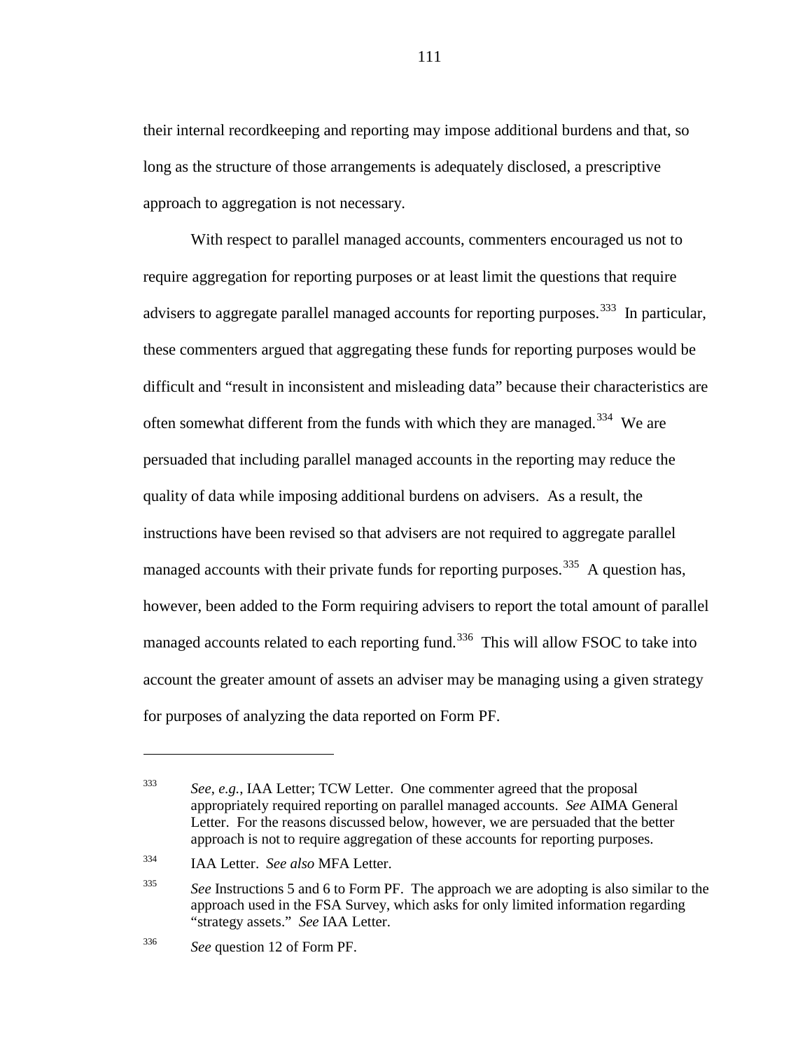their internal recordkeeping and reporting may impose additional burdens and that, so long as the structure of those arrangements is adequately disclosed, a prescriptive approach to aggregation is not necessary.

With respect to parallel managed accounts, commenters encouraged us not to require aggregation for reporting purposes or at least limit the questions that require advisers to aggregate parallel managed accounts for reporting purposes.[333] In particular, these commenters argued that aggregating these funds for reporting purposes would be difficult and "result in inconsistent and misleading data" because their characteristics are often somewhat different from the funds with which they are managed.[334] We are persuaded that including parallel managed accounts in the reporting may reduce the quality of data while imposing additional burdens on advisers. As a result, the instructions have been revised so that advisers are not required to aggregate parallel managed accounts with their private funds for reporting purposes.[335] A question has, however, been added to the Form requiring advisers to report the total amount of parallel managed accounts related to each reporting fund.[336] This will allow FSOC to take into account the greater amount of assets an adviser may be managing using a given strategy for purposes of analyzing the data reported on Form PF.

---

[333] *See*, *e.g.*, IAA Letter; TCW Letter. One commenter agreed that the proposal appropriately required reporting on parallel managed accounts. *See* AIMA General Letter. For the reasons discussed below, however, we are persuaded that the better approach is not to require aggregation of these accounts for reporting purposes.

[334] IAA Letter. *See also* MFA Letter.

[335] *See* Instructions 5 and 6 to Form PF. The approach we are adopting is also similar to the approach used in the FSA Survey, which asks for only limited information regarding "strategy assets." *See* IAA Letter.

[336] *See* question 12 of Form PF.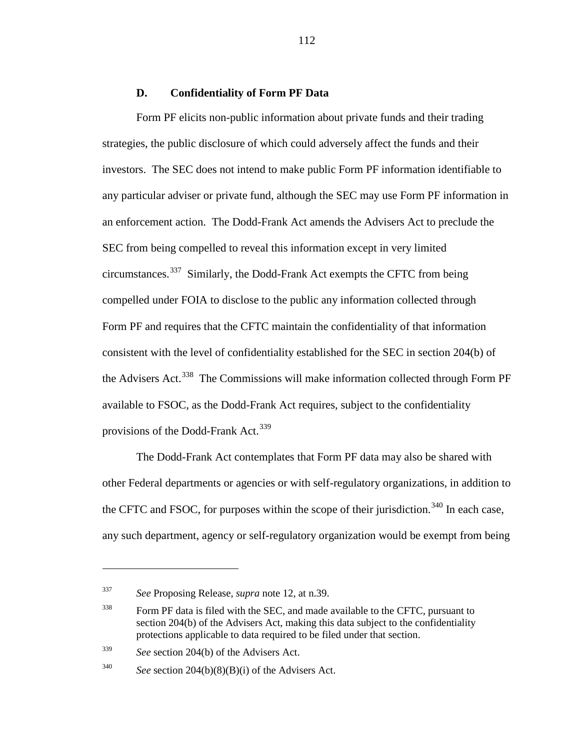### D. Confidentiality of Form PF Data

Form PF elicits non-public information about private funds and their trading strategies, the public disclosure of which could adversely affect the funds and their investors. The SEC does not intend to make public Form PF information identifiable to any particular adviser or private fund, although the SEC may use Form PF information in an enforcement action. The Dodd-Frank Act amends the Advisers Act to preclude the SEC from being compelled to reveal this information except in very limited circumstances.[337] Similarly, the Dodd-Frank Act exempts the CFTC from being compelled under FOIA to disclose to the public any information collected through Form PF and requires that the CFTC maintain the confidentiality of that information consistent with the level of confidentiality established for the SEC in section 204(b) of the Advisers Act.[338] The Commissions will make information collected through Form PF available to FSOC, as the Dodd-Frank Act requires, subject to the confidentiality provisions of the Dodd-Frank Act.[339]

The Dodd-Frank Act contemplates that Form PF data may also be shared with other Federal departments or agencies or with self-regulatory organizations, in addition to the CFTC and FSOC, for purposes within the scope of their jurisdiction.[340] In each case, any such department, agency or self-regulatory organization would be exempt from being

---

[337] *See* Proposing Release, *supra* note 12, at n.39.

[338] Form PF data is filed with the SEC, and made available to the CFTC, pursuant to section 204(b) of the Advisers Act, making this data subject to the confidentiality protections applicable to data required to be filed under that section.

[339] *See* section 204(b) of the Advisers Act.

[340] *See* section 204(b)(8)(B)(i) of the Advisers Act.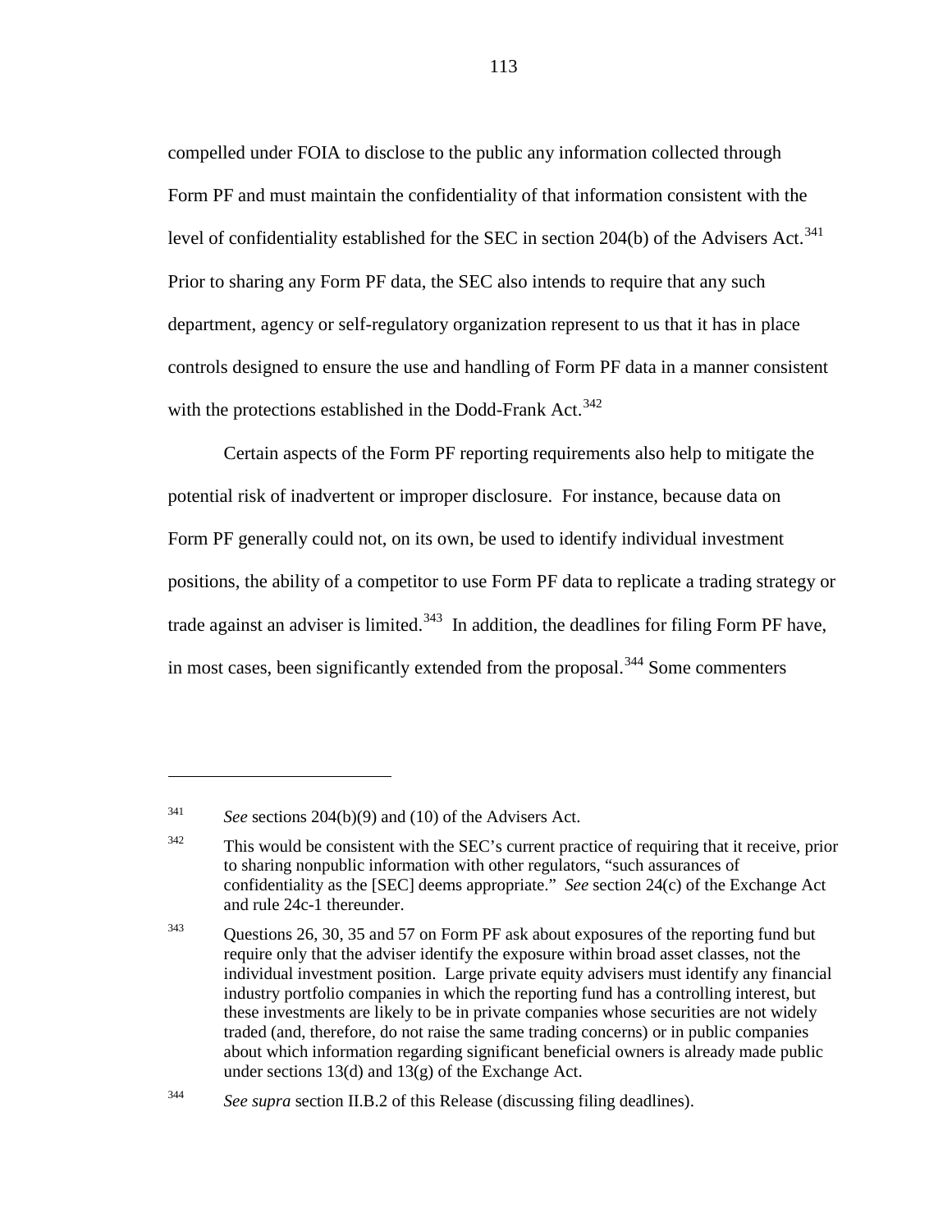compelled under FOIA to disclose to the public any information collected through Form PF and must maintain the confidentiality of that information consistent with the level of confidentiality established for the SEC in section 204(b) of the Advisers Act.[341] Prior to sharing any Form PF data, the SEC also intends to require that any such department, agency or self-regulatory organization represent to us that it has in place controls designed to ensure the use and handling of Form PF data in a manner consistent with the protections established in the Dodd-Frank Act.[342]

Certain aspects of the Form PF reporting requirements also help to mitigate the potential risk of inadvertent or improper disclosure. For instance, because data on Form PF generally could not, on its own, be used to identify individual investment positions, the ability of a competitor to use Form PF data to replicate a trading strategy or trade against an adviser is limited.[343] In addition, the deadlines for filing Form PF have, in most cases, been significantly extended from the proposal.[344] Some commenters

---

[341] *See* sections 204(b)(9) and (10) of the Advisers Act.

[342] This would be consistent with the SEC's current practice of requiring that it receive, prior to sharing nonpublic information with other regulators, "such assurances of confidentiality as the [SEC] deems appropriate." *See* section 24(c) of the Exchange Act and rule 24c-1 thereunder.

[343] Questions 26, 30, 35 and 57 on Form PF ask about exposures of the reporting fund but require only that the adviser identify the exposure within broad asset classes, not the individual investment position. Large private equity advisers must identify any financial industry portfolio companies in which the reporting fund has a controlling interest, but these investments are likely to be in private companies whose securities are not widely traded (and, therefore, do not raise the same trading concerns) or in public companies about which information regarding significant beneficial owners is already made public under sections 13(d) and 13(g) of the Exchange Act.

[344] *See supra* section II.B.2 of this Release (discussing filing deadlines).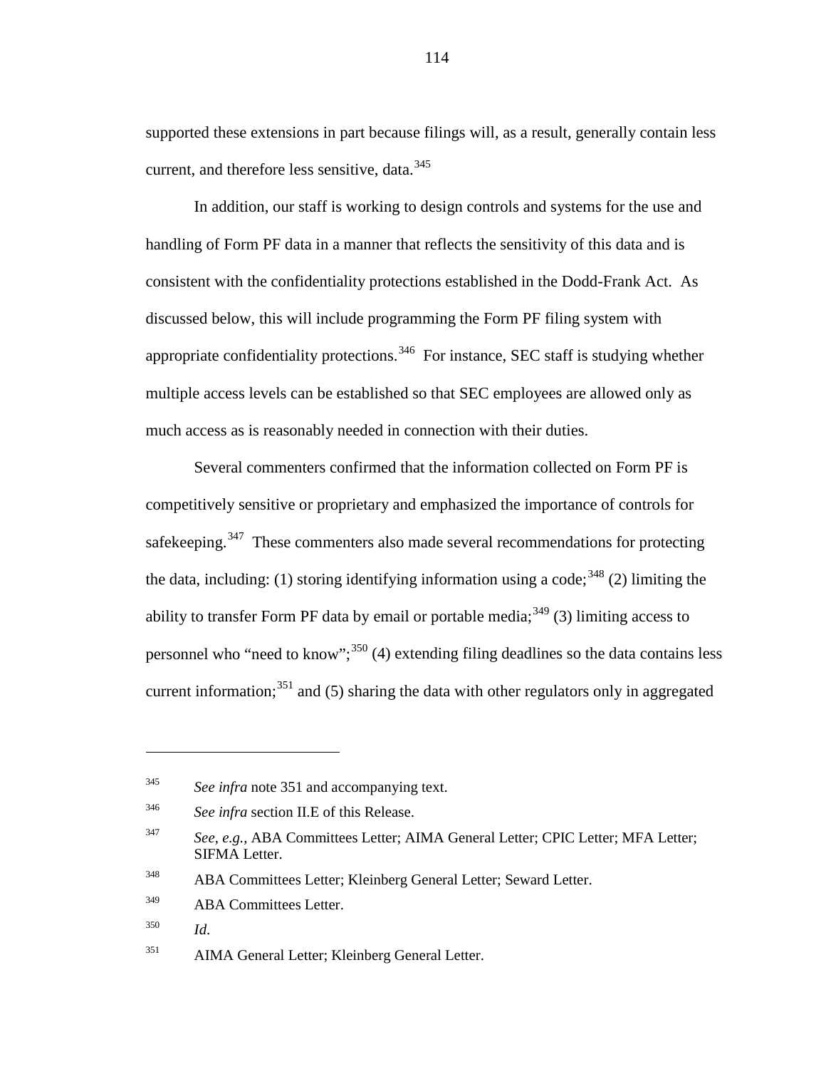supported these extensions in part because filings will, as a result, generally contain less current, and therefore less sensitive, data.[345]

In addition, our staff is working to design controls and systems for the use and handling of Form PF data in a manner that reflects the sensitivity of this data and is consistent with the confidentiality protections established in the Dodd-Frank Act. As discussed below, this will include programming the Form PF filing system with appropriate confidentiality protections.[346] For instance, SEC staff is studying whether multiple access levels can be established so that SEC employees are allowed only as much access as is reasonably needed in connection with their duties.

Several commenters confirmed that the information collected on Form PF is competitively sensitive or proprietary and emphasized the importance of controls for safekeeping.[347] These commenters also made several recommendations for protecting the data, including: (1) storing identifying information using a code;[348] (2) limiting the ability to transfer Form PF data by email or portable media;[349] (3) limiting access to personnel who "need to know";[350] (4) extending filing deadlines so the data contains less current information;[351] and (5) sharing the data with other regulators only in aggregated

---

[345] *See infra* note 351 and accompanying text.

[346] *See infra* section II.E of this Release.

[347] *See*, *e.g.*, ABA Committees Letter; AIMA General Letter; CPIC Letter; MFA Letter; SIFMA Letter.

[348] ABA Committees Letter; Kleinberg General Letter; Seward Letter.

[349] ABA Committees Letter.

[350] *Id.*

[351] AIMA General Letter; Kleinberg General Letter.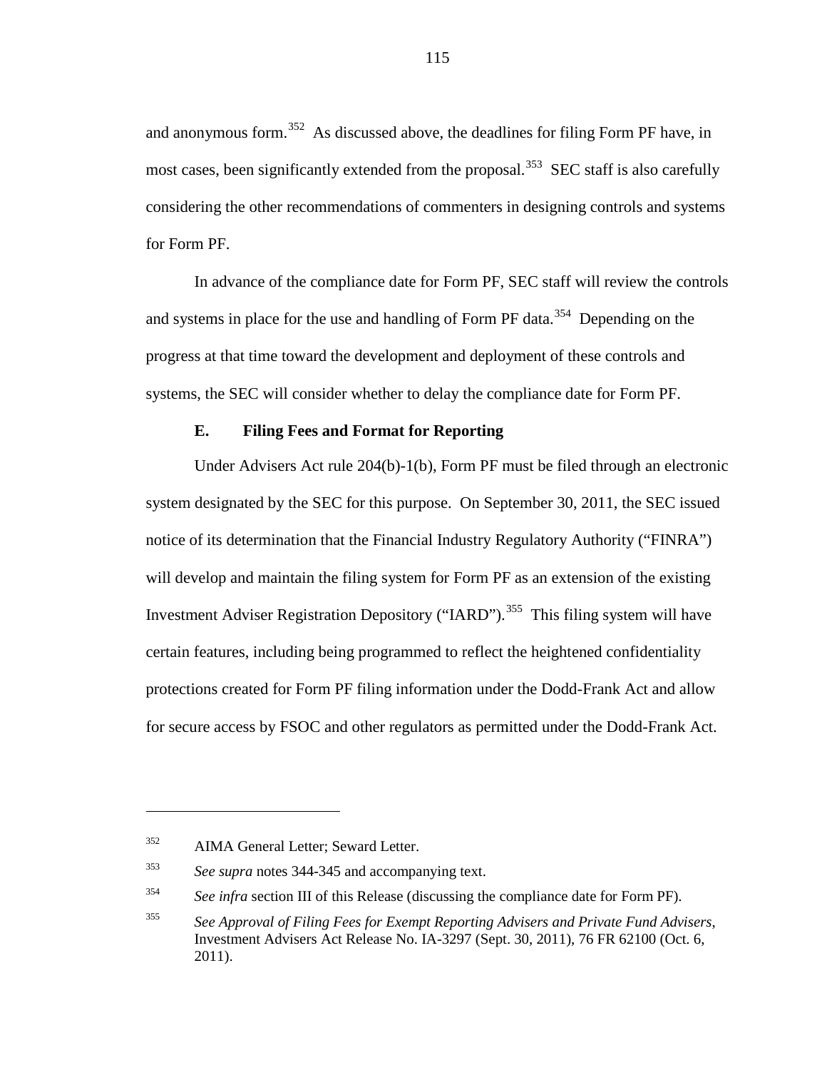and anonymous form.[352] As discussed above, the deadlines for filing Form PF have, in most cases, been significantly extended from the proposal.[353] SEC staff is also carefully considering the other recommendations of commenters in designing controls and systems for Form PF.

In advance of the compliance date for Form PF, SEC staff will review the controls and systems in place for the use and handling of Form PF data.[354] Depending on the progress at that time toward the development and deployment of these controls and systems, the SEC will consider whether to delay the compliance date for Form PF.

### E. Filing Fees and Format for Reporting

Under Advisers Act rule 204(b)-1(b), Form PF must be filed through an electronic system designated by the SEC for this purpose. On September 30, 2011, the SEC issued notice of its determination that the Financial Industry Regulatory Authority ("FINRA") will develop and maintain the filing system for Form PF as an extension of the existing Investment Adviser Registration Depository ("IARD").[355] This filing system will have certain features, including being programmed to reflect the heightened confidentiality protections created for Form PF filing information under the Dodd-Frank Act and allow for secure access by FSOC and other regulators as permitted under the Dodd-Frank Act.

---

[352] AIMA General Letter; Seward Letter.

[353] *See supra* notes 344-345 and accompanying text.

[354] *See infra* section III of this Release (discussing the compliance date for Form PF).

[355] *See Approval of Filing Fees for Exempt Reporting Advisers and Private Fund Advisers*, Investment Advisers Act Release No. IA-3297 (Sept. 30, 2011), 76 FR 62100 (Oct. 6, 2011).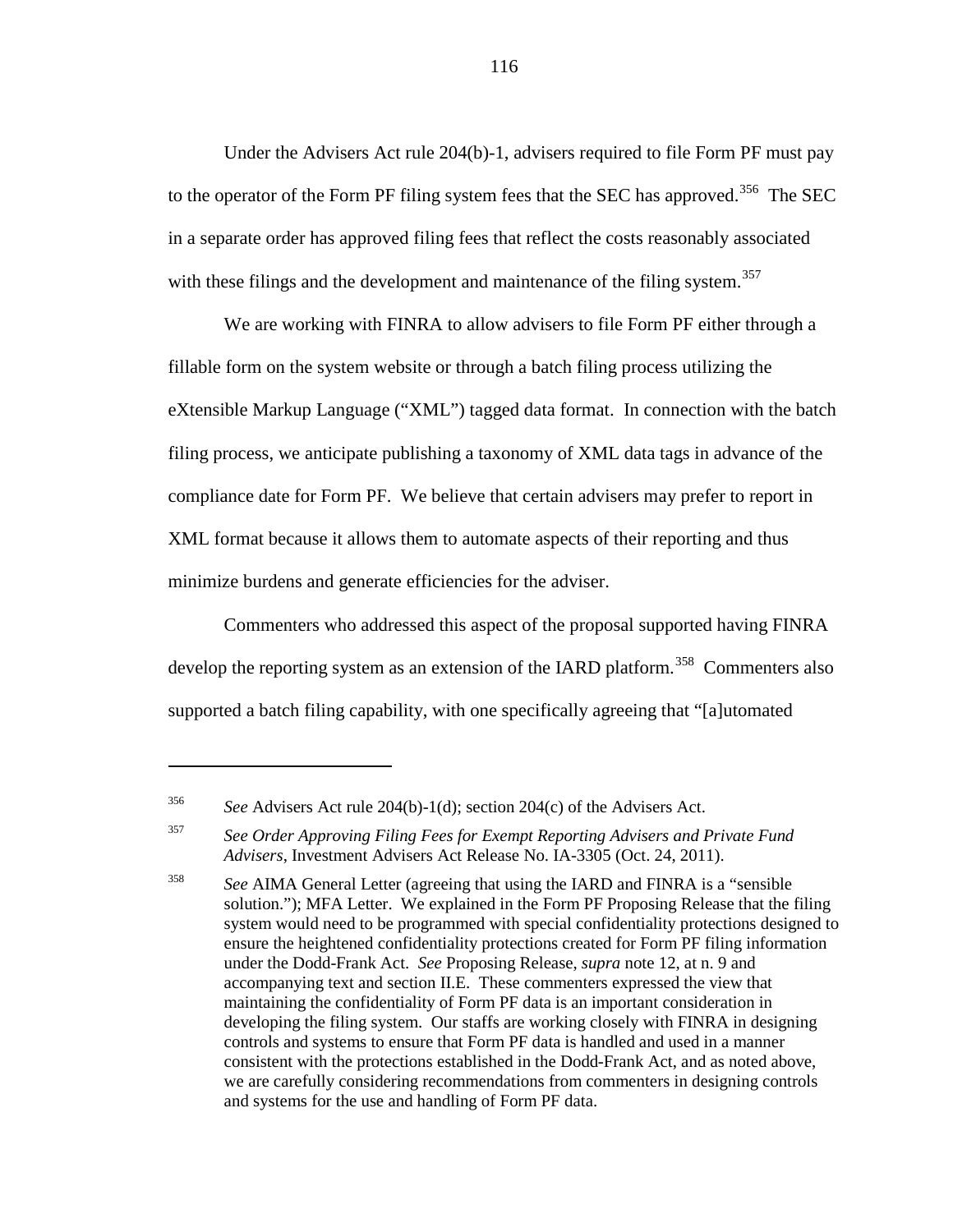Under the Advisers Act rule 204(b)-1, advisers required to file Form PF must pay to the operator of the Form PF filing system fees that the SEC has approved.[356] The SEC in a separate order has approved filing fees that reflect the costs reasonably associated with these filings and the development and maintenance of the filing system.[357]

We are working with FINRA to allow advisers to file Form PF either through a fillable form on the system website or through a batch filing process utilizing the eXtensible Markup Language ("XML") tagged data format. In connection with the batch filing process, we anticipate publishing a taxonomy of XML data tags in advance of the compliance date for Form PF. We believe that certain advisers may prefer to report in XML format because it allows them to automate aspects of their reporting and thus minimize burdens and generate efficiencies for the adviser.

Commenters who addressed this aspect of the proposal supported having FINRA develop the reporting system as an extension of the IARD platform.[358] Commenters also supported a batch filing capability, with one specifically agreeing that "[a]utomated

---

[356] *See* Advisers Act rule 204(b)-1(d); section 204(c) of the Advisers Act.

[357] *See Order Approving Filing Fees for Exempt Reporting Advisers and Private Fund Advisers*, Investment Advisers Act Release No. IA-3305 (Oct. 24, 2011).

[358] *See* AIMA General Letter (agreeing that using the IARD and FINRA is a "sensible solution."); MFA Letter. We explained in the Form PF Proposing Release that the filing system would need to be programmed with special confidentiality protections designed to ensure the heightened confidentiality protections created for Form PF filing information under the Dodd-Frank Act. *See* Proposing Release, *supra* note 12, at n. 9 and accompanying text and section II.E. These commenters expressed the view that maintaining the confidentiality of Form PF data is an important consideration in developing the filing system. Our staffs are working closely with FINRA in designing controls and systems to ensure that Form PF data is handled and used in a manner consistent with the protections established in the Dodd-Frank Act, and as noted above, we are carefully considering recommendations from commenters in designing controls and systems for the use and handling of Form PF data.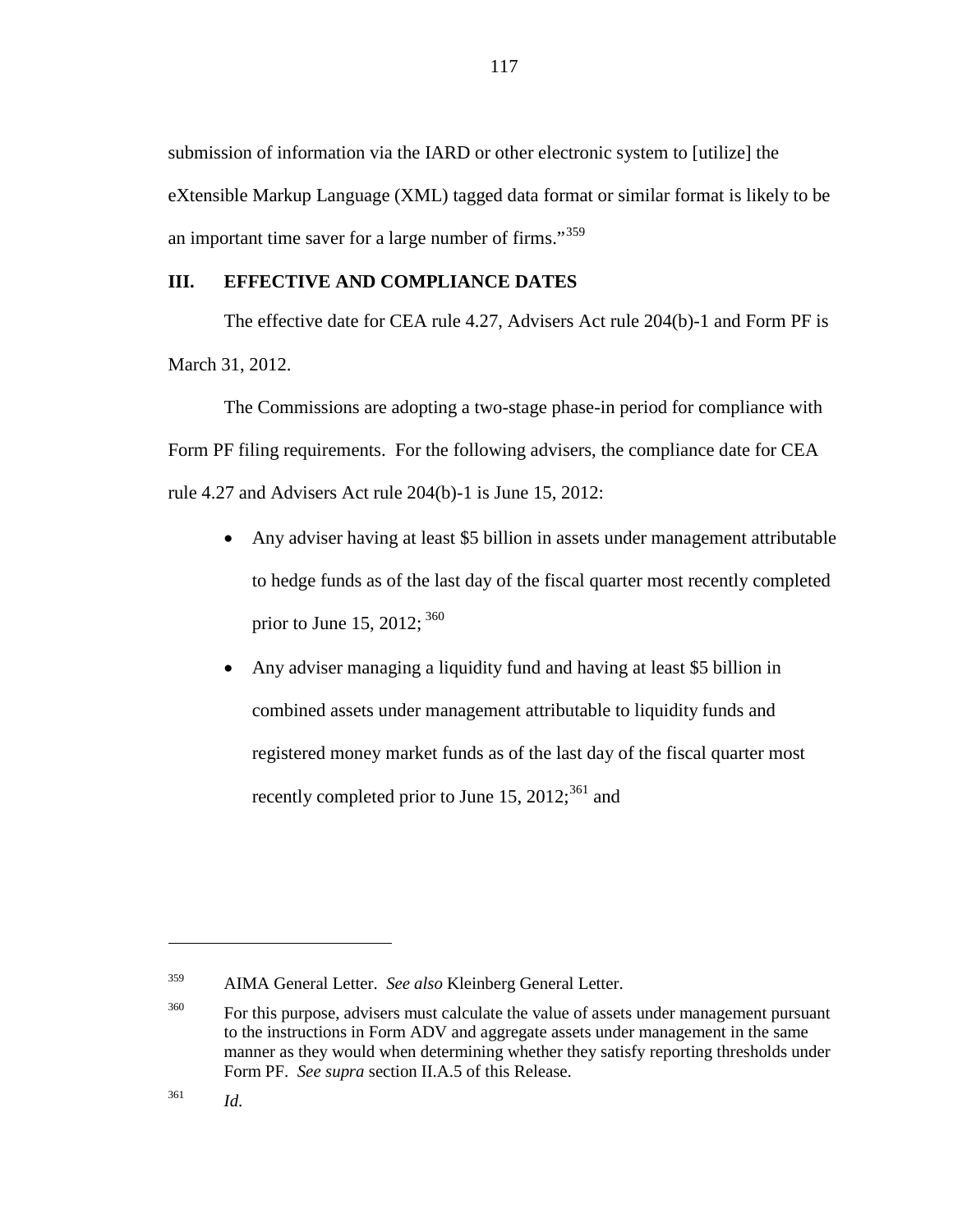submission of information via the IARD or other electronic system to [utilize] the eXtensible Markup Language (XML) tagged data format or similar format is likely to be an important time saver for a large number of firms."[359]

## III. EFFECTIVE AND COMPLIANCE DATES

The effective date for CEA rule 4.27, Advisers Act rule 204(b)-1 and Form PF is March 31, 2012.

The Commissions are adopting a two-stage phase-in period for compliance with Form PF filing requirements. For the following advisers, the compliance date for CEA rule 4.27 and Advisers Act rule 204(b)-1 is June 15, 2012:

- Any adviser having at least $5 billion in assets under management attributable to hedge funds as of the last day of the fiscal quarter most recently completed prior to June 15, 2012; [360]
- Any adviser managing a liquidity fund and having at least $5 billion in combined assets under management attributable to liquidity funds and registered money market funds as of the last day of the fiscal quarter most recently completed prior to June 15, 2012;[361] and

---

[359] AIMA General Letter. *See also* Kleinberg General Letter.

[360] For this purpose, advisers must calculate the value of assets under management pursuant to the instructions in Form ADV and aggregate assets under management in the same manner as they would when determining whether they satisfy reporting thresholds under Form PF. *See supra* section II.A.5 of this Release.

[361] *Id.*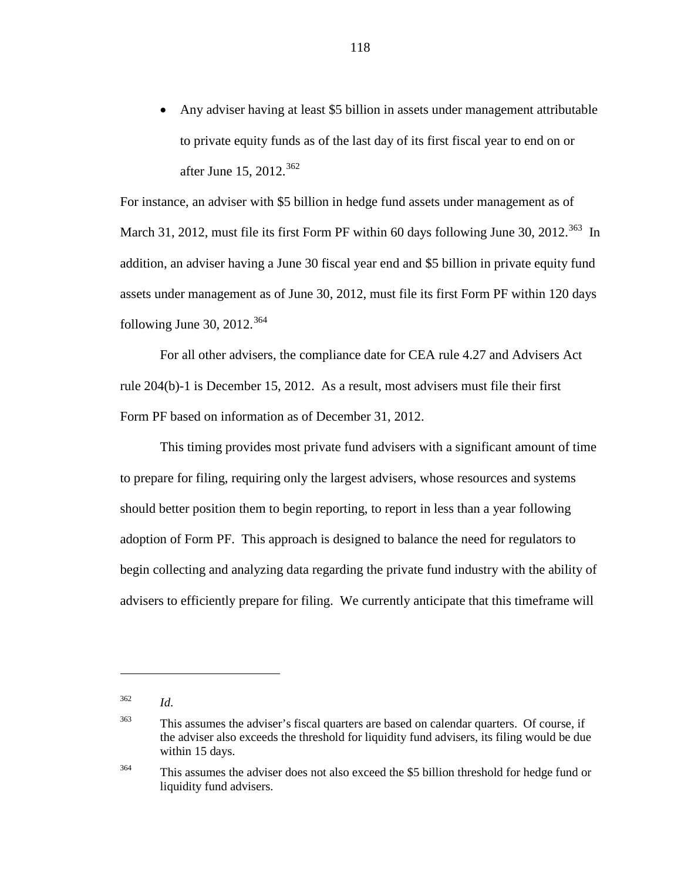- Any adviser having at least \$5 billion in assets under management attributable to private equity funds as of the last day of its first fiscal year to end on or after June 15, 2012.[362]

For instance, an adviser with \$5 billion in hedge fund assets under management as of March 31, 2012, must file its first Form PF within 60 days following June 30, 2012.[363] In addition, an adviser having a June 30 fiscal year end and \$5 billion in private equity fund assets under management as of June 30, 2012, must file its first Form PF within 120 days following June 30, 2012.[364]

For all other advisers, the compliance date for CEA rule 4.27 and Advisers Act rule 204(b)-1 is December 15, 2012. As a result, most advisers must file their first Form PF based on information as of December 31, 2012.

This timing provides most private fund advisers with a significant amount of time to prepare for filing, requiring only the largest advisers, whose resources and systems should better position them to begin reporting, to report in less than a year following adoption of Form PF. This approach is designed to balance the need for regulators to begin collecting and analyzing data regarding the private fund industry with the ability of advisers to efficiently prepare for filing. We currently anticipate that this timeframe will

---

[362] *Id.*

[363] This assumes the adviser's fiscal quarters are based on calendar quarters. Of course, if the adviser also exceeds the threshold for liquidity fund advisers, its filing would be due within 15 days.

[364] This assumes the adviser does not also exceed the \$5 billion threshold for hedge fund or liquidity fund advisers.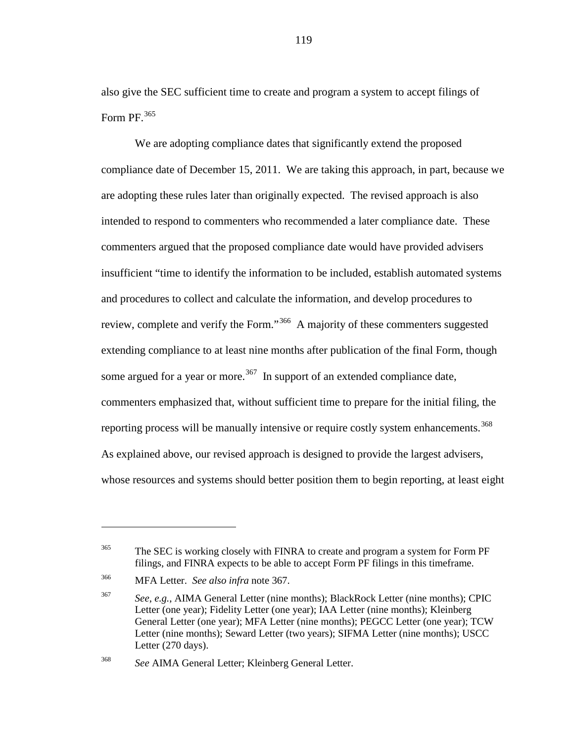also give the SEC sufficient time to create and program a system to accept filings of Form PF.[365]

We are adopting compliance dates that significantly extend the proposed compliance date of December 15, 2011. We are taking this approach, in part, because we are adopting these rules later than originally expected. The revised approach is also intended to respond to commenters who recommended a later compliance date. These commenters argued that the proposed compliance date would have provided advisers insufficient "time to identify the information to be included, establish automated systems and procedures to collect and calculate the information, and develop procedures to review, complete and verify the Form."[366] A majority of these commenters suggested extending compliance to at least nine months after publication of the final Form, though some argued for a year or more.[367] In support of an extended compliance date, commenters emphasized that, without sufficient time to prepare for the initial filing, the reporting process will be manually intensive or require costly system enhancements.[368] As explained above, our revised approach is designed to provide the largest advisers, whose resources and systems should better position them to begin reporting, at least eight

---

[365] The SEC is working closely with FINRA to create and program a system for Form PF filings, and FINRA expects to be able to accept Form PF filings in this timeframe.

[366] MFA Letter. *See also infra* note 367.

[367] *See, e.g.*, AIMA General Letter (nine months); BlackRock Letter (nine months); CPIC Letter (one year); Fidelity Letter (one year); IAA Letter (nine months); Kleinberg General Letter (one year); MFA Letter (nine months); PEGCC Letter (one year); TCW Letter (nine months); Seward Letter (two years); SIFMA Letter (nine months); USCC Letter (270 days).

[368] *See* AIMA General Letter; Kleinberg General Letter.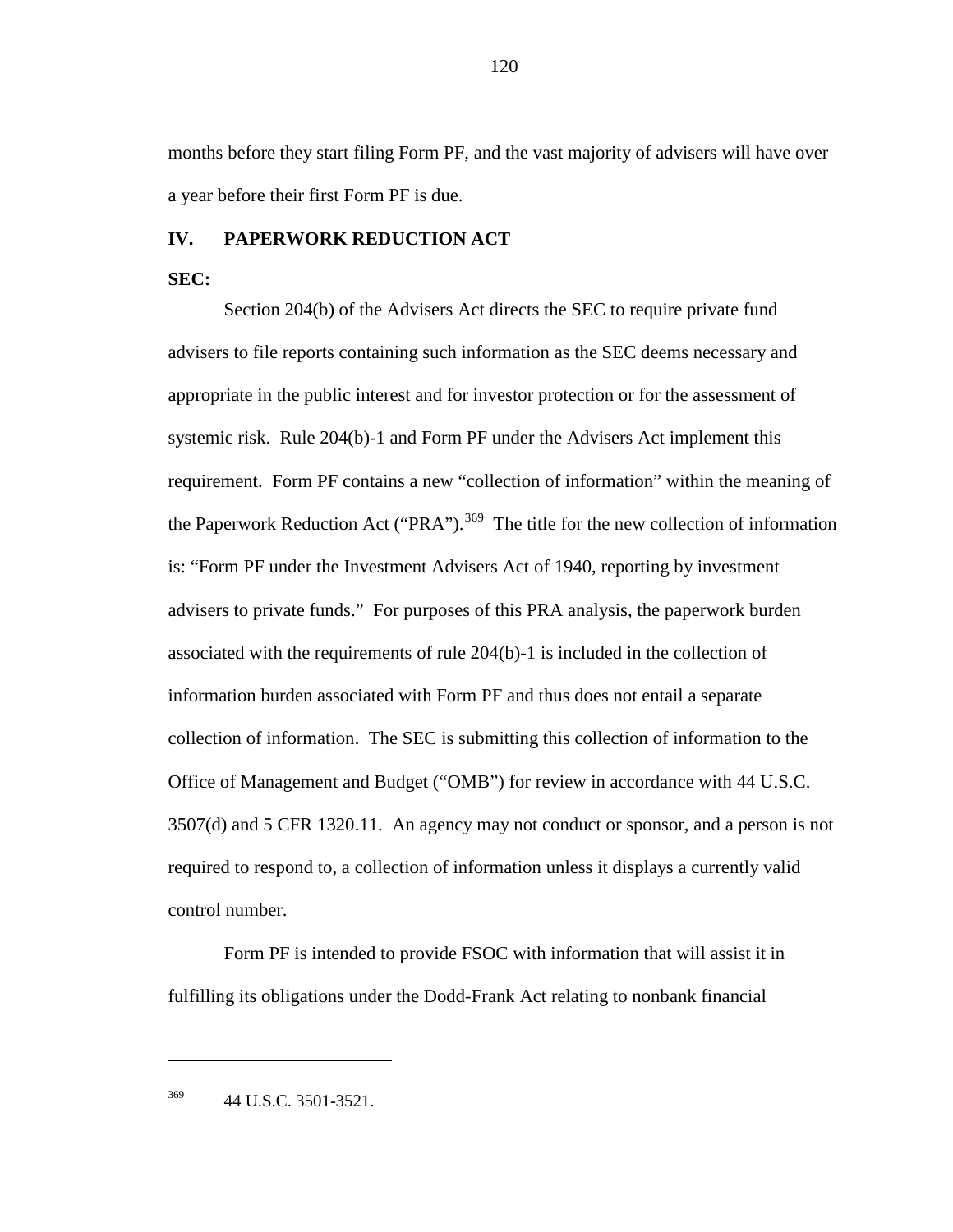months before they start filing Form PF, and the vast majority of advisers will have over a year before their first Form PF is due.

## IV. PAPERWORK REDUCTION ACT

**SEC:**

Section 204(b) of the Advisers Act directs the SEC to require private fund advisers to file reports containing such information as the SEC deems necessary and appropriate in the public interest and for investor protection or for the assessment of systemic risk. Rule 204(b)-1 and Form PF under the Advisers Act implement this requirement. Form PF contains a new "collection of information" within the meaning of the Paperwork Reduction Act ("PRA").[369] The title for the new collection of information is: "Form PF under the Investment Advisers Act of 1940, reporting by investment advisers to private funds." For purposes of this PRA analysis, the paperwork burden associated with the requirements of rule 204(b)-1 is included in the collection of information burden associated with Form PF and thus does not entail a separate collection of information. The SEC is submitting this collection of information to the Office of Management and Budget ("OMB") for review in accordance with 44 U.S.C. 3507(d) and 5 CFR 1320.11. An agency may not conduct or sponsor, and a person is not required to respond to, a collection of information unless it displays a currently valid control number.

Form PF is intended to provide FSOC with information that will assist it in fulfilling its obligations under the Dodd-Frank Act relating to nonbank financial

---

[369] 44 U.S.C. 3501-3521.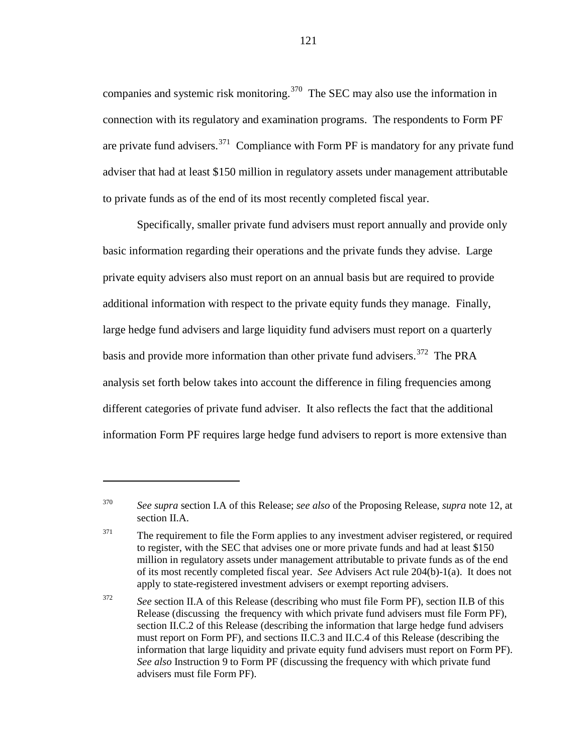companies and systemic risk monitoring.[370] The SEC may also use the information in connection with its regulatory and examination programs. The respondents to Form PF are private fund advisers.[371] Compliance with Form PF is mandatory for any private fund adviser that had at least $150 million in regulatory assets under management attributable to private funds as of the end of its most recently completed fiscal year.

Specifically, smaller private fund advisers must report annually and provide only basic information regarding their operations and the private funds they advise. Large private equity advisers also must report on an annual basis but are required to provide additional information with respect to the private equity funds they manage. Finally, large hedge fund advisers and large liquidity fund advisers must report on a quarterly basis and provide more information than other private fund advisers.[372] The PRA analysis set forth below takes into account the difference in filing frequencies among different categories of private fund adviser. It also reflects the fact that the additional information Form PF requires large hedge fund advisers to report is more extensive than

---

[370] *See supra* section I.A of this Release; *see also* of the Proposing Release, *supra* note 12, at section II.A.

[371] The requirement to file the Form applies to any investment adviser registered, or required to register, with the SEC that advises one or more private funds and had at least $150 million in regulatory assets under management attributable to private funds as of the end of its most recently completed fiscal year. *See* Advisers Act rule 204(b)-1(a). It does not apply to state-registered investment advisers or exempt reporting advisers.

[372] *See* section II.A of this Release (describing who must file Form PF), section II.B of this Release (discussing the frequency with which private fund advisers must file Form PF), section II.C.2 of this Release (describing the information that large hedge fund advisers must report on Form PF), and sections II.C.3 and II.C.4 of this Release (describing the information that large liquidity and private equity fund advisers must report on Form PF). *See also* Instruction 9 to Form PF (discussing the frequency with which private fund advisers must file Form PF).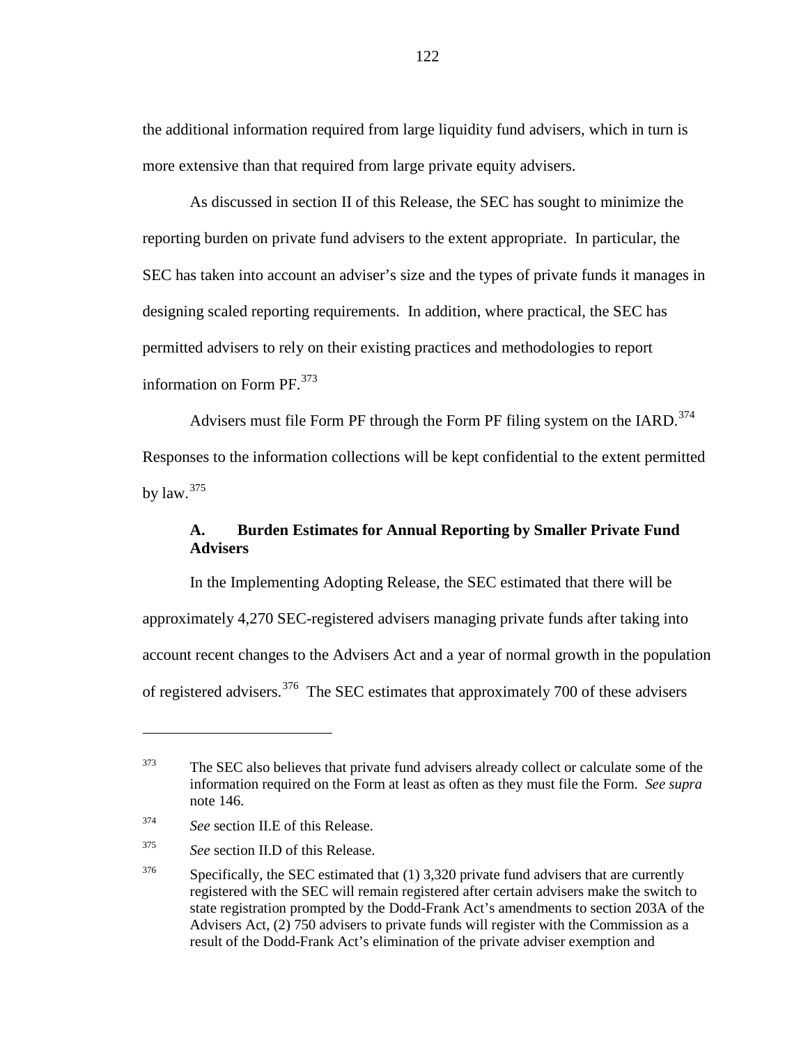the additional information required from large liquidity fund advisers, which in turn is more extensive than that required from large private equity advisers.

As discussed in section II of this Release, the SEC has sought to minimize the reporting burden on private fund advisers to the extent appropriate. In particular, the SEC has taken into account an adviser's size and the types of private funds it manages in designing scaled reporting requirements. In addition, where practical, the SEC has permitted advisers to rely on their existing practices and methodologies to report information on Form PF.[373]

Advisers must file Form PF through the Form PF filing system on the IARD.[374] Responses to the information collections will be kept confidential to the extent permitted by law.[375]

### A. Burden Estimates for Annual Reporting by Smaller Private Fund Advisers

In the Implementing Adopting Release, the SEC estimated that there will be approximately 4,270 SEC-registered advisers managing private funds after taking into account recent changes to the Advisers Act and a year of normal growth in the population of registered advisers.[376] The SEC estimates that approximately 700 of these advisers

---

[373] The SEC also believes that private fund advisers already collect or calculate some of the information required on the Form at least as often as they must file the Form. *See supra* note 146.

[374] *See* section II.E of this Release.

[375] *See* section II.D of this Release.

[376] Specifically, the SEC estimated that (1) 3,320 private fund advisers that are currently registered with the SEC will remain registered after certain advisers make the switch to state registration prompted by the Dodd-Frank Act's amendments to section 203A of the Advisers Act, (2) 750 advisers to private funds will register with the Commission as a result of the Dodd-Frank Act's elimination of the private adviser exemption and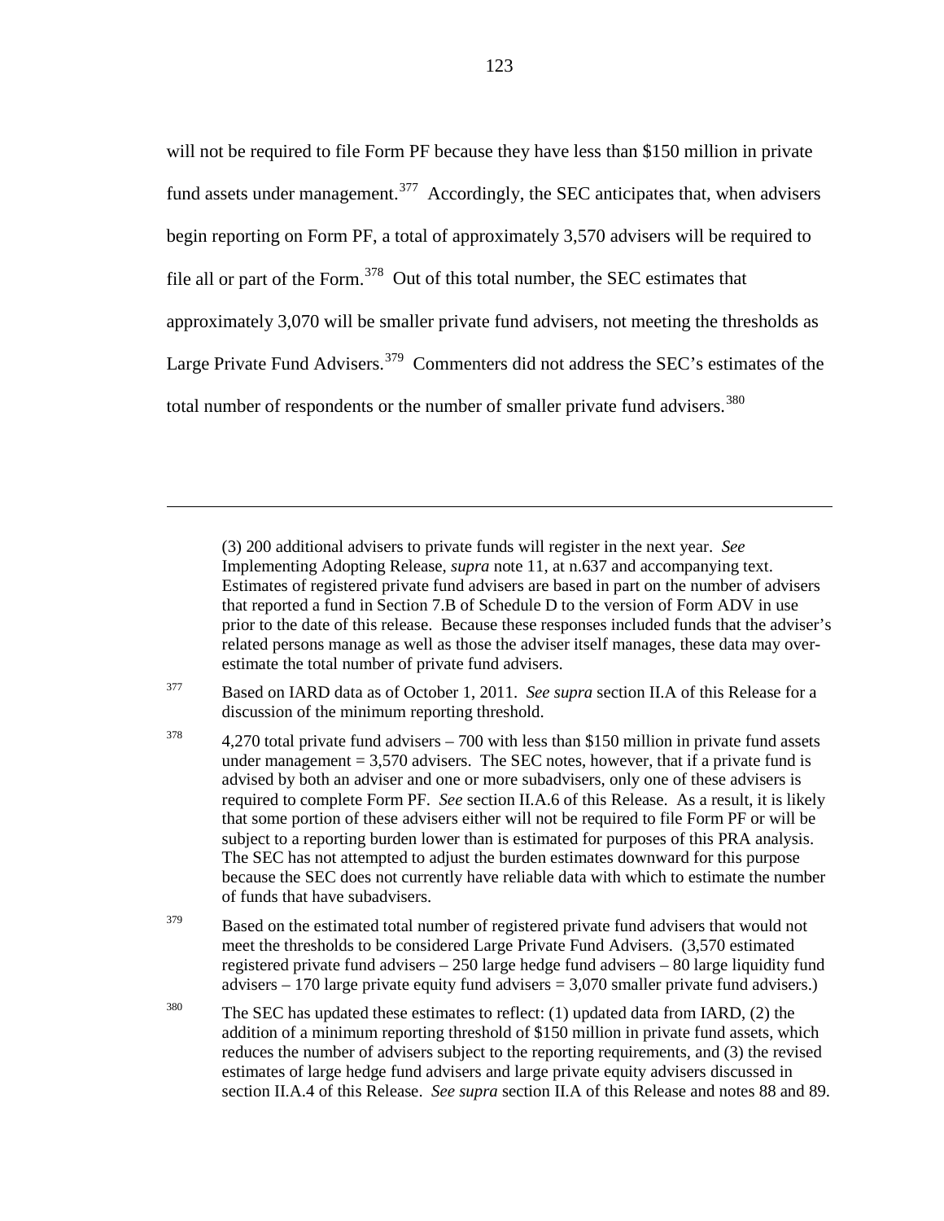will not be required to file Form PF because they have less than $150 million in private fund assets under management.[377] Accordingly, the SEC anticipates that, when advisers begin reporting on Form PF, a total of approximately 3,570 advisers will be required to file all or part of the Form.[378] Out of this total number, the SEC estimates that approximately 3,070 will be smaller private fund advisers, not meeting the thresholds as Large Private Fund Advisers.[379] Commenters did not address the SEC's estimates of the total number of respondents or the number of smaller private fund advisers.[380]

---

(3) 200 additional advisers to private funds will register in the next year. *See* Implementing Adopting Release, *supra* note 11, at n.637 and accompanying text. Estimates of registered private fund advisers are based in part on the number of advisers that reported a fund in Section 7.B of Schedule D to the version of Form ADV in use prior to the date of this release. Because these responses included funds that the adviser's related persons manage as well as those the adviser itself manages, these data may over-estimate the total number of private fund advisers.

[377] Based on IARD data as of October 1, 2011. *See supra* section II.A of this Release for a discussion of the minimum reporting threshold.

[378] 4,270 total private fund advisers – 700 with less than $150 million in private fund assets under management = 3,570 advisers. The SEC notes, however, that if a private fund is advised by both an adviser and one or more subadvisers, only one of these advisers is required to complete Form PF. *See* section II.A.6 of this Release. As a result, it is likely that some portion of these advisers either will not be required to file Form PF or will be subject to a reporting burden lower than is estimated for purposes of this PRA analysis. The SEC has not attempted to adjust the burden estimates downward for this purpose because the SEC does not currently have reliable data with which to estimate the number of funds that have subadvisers.

[379] Based on the estimated total number of registered private fund advisers that would not meet the thresholds to be considered Large Private Fund Advisers. (3,570 estimated registered private fund advisers – 250 large hedge fund advisers – 80 large liquidity fund advisers – 170 large private equity fund advisers = 3,070 smaller private fund advisers.)

[380] The SEC has updated these estimates to reflect: (1) updated data from IARD, (2) the addition of a minimum reporting threshold of $150 million in private fund assets, which reduces the number of advisers subject to the reporting requirements, and (3) the revised estimates of large hedge fund advisers and large private equity advisers discussed in section II.A.4 of this Release. *See supra* section II.A of this Release and notes 88 and 89.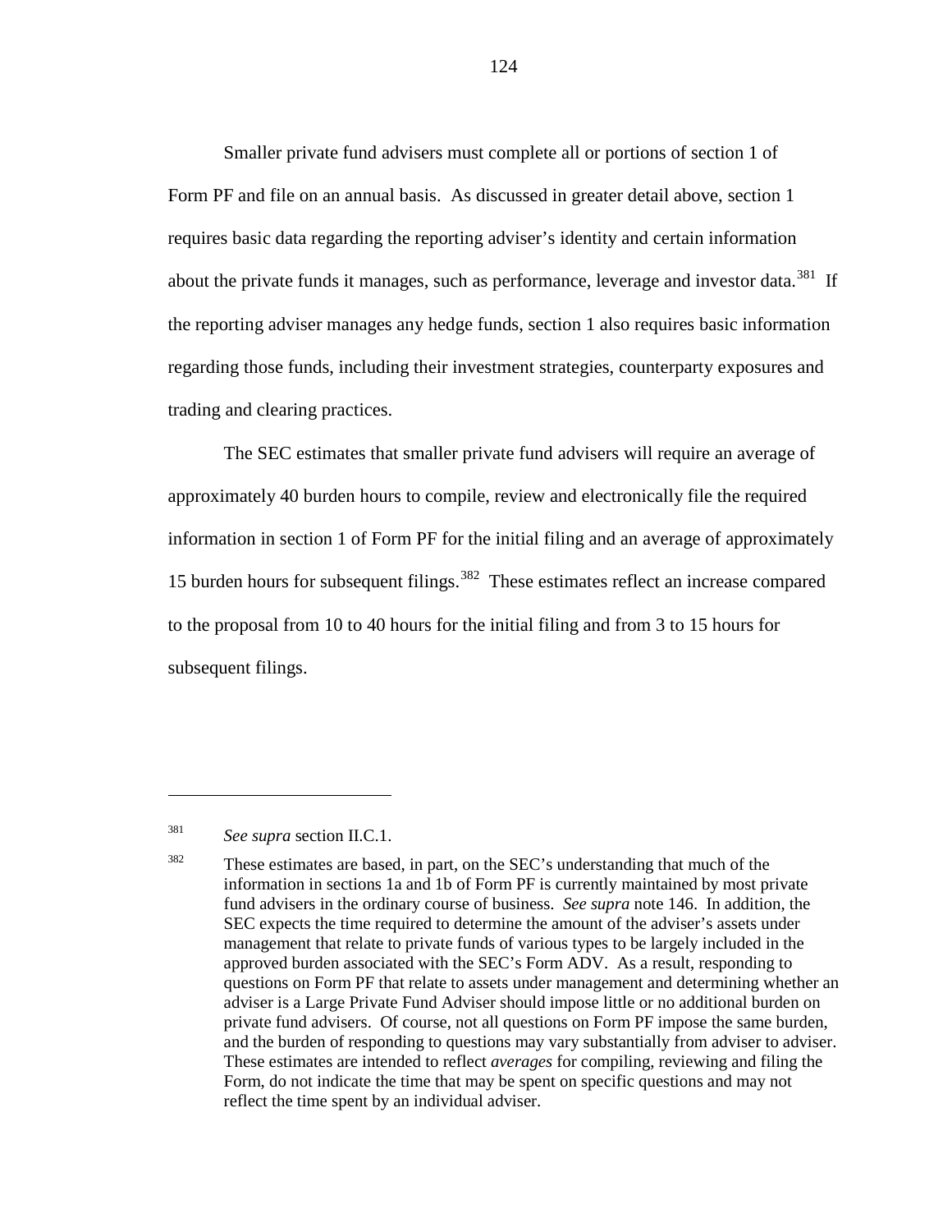Smaller private fund advisers must complete all or portions of section 1 of Form PF and file on an annual basis. As discussed in greater detail above, section 1 requires basic data regarding the reporting adviser's identity and certain information about the private funds it manages, such as performance, leverage and investor data.[381] If the reporting adviser manages any hedge funds, section 1 also requires basic information regarding those funds, including their investment strategies, counterparty exposures and trading and clearing practices.

The SEC estimates that smaller private fund advisers will require an average of approximately 40 burden hours to compile, review and electronically file the required information in section 1 of Form PF for the initial filing and an average of approximately 15 burden hours for subsequent filings.[382] These estimates reflect an increase compared to the proposal from 10 to 40 hours for the initial filing and from 3 to 15 hours for subsequent filings.

---

[381] *See supra* section II.C.1.

[382] These estimates are based, in part, on the SEC's understanding that much of the information in sections 1a and 1b of Form PF is currently maintained by most private fund advisers in the ordinary course of business. *See supra* note 146. In addition, the SEC expects the time required to determine the amount of the adviser's assets under management that relate to private funds of various types to be largely included in the approved burden associated with the SEC's Form ADV. As a result, responding to questions on Form PF that relate to assets under management and determining whether an adviser is a Large Private Fund Adviser should impose little or no additional burden on private fund advisers. Of course, not all questions on Form PF impose the same burden, and the burden of responding to questions may vary substantially from adviser to adviser. These estimates are intended to reflect *averages* for compiling, reviewing and filing the Form, do not indicate the time that may be spent on specific questions and may not reflect the time spent by an individual adviser.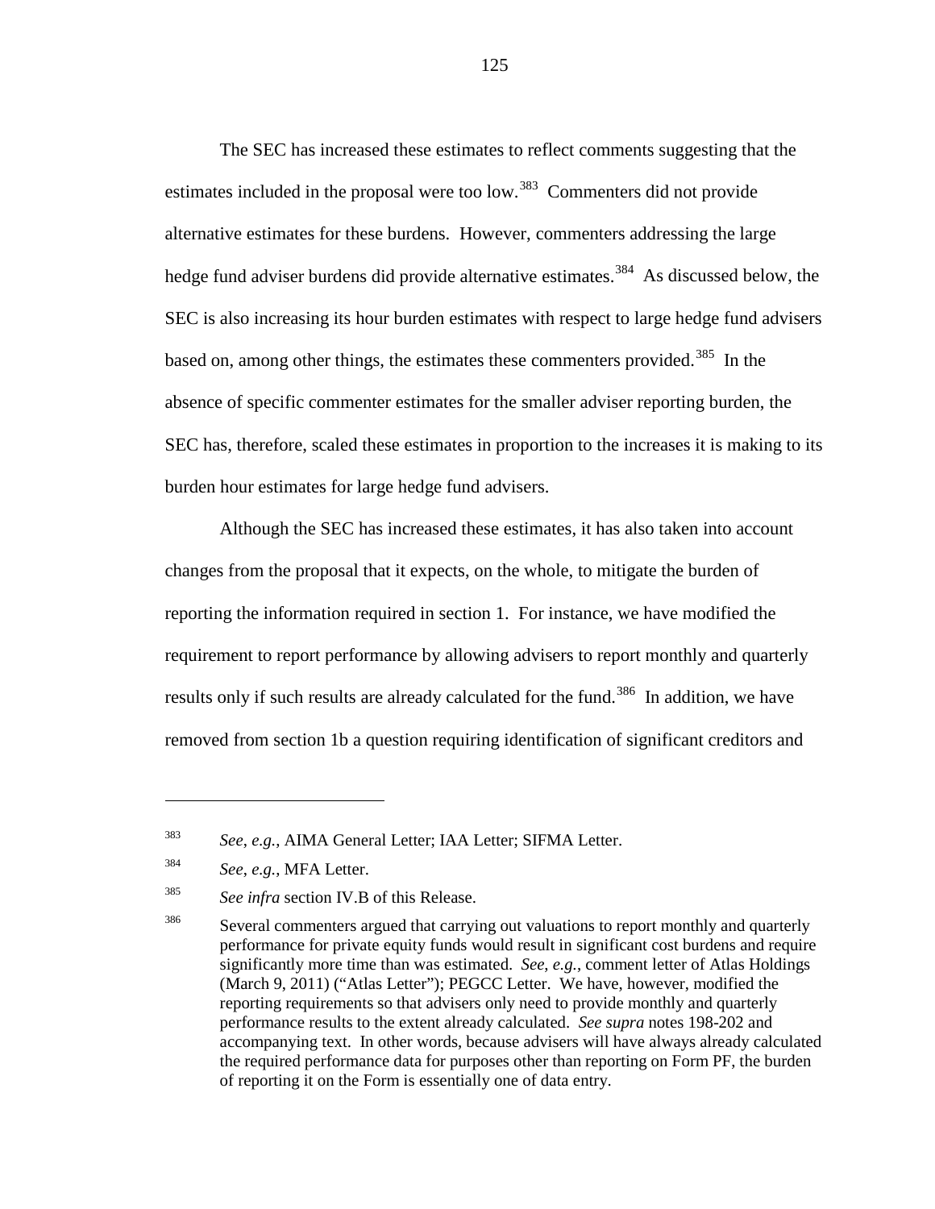The SEC has increased these estimates to reflect comments suggesting that the estimates included in the proposal were too low.[383] Commenters did not provide alternative estimates for these burdens. However, commenters addressing the large hedge fund adviser burdens did provide alternative estimates.[384] As discussed below, the SEC is also increasing its hour burden estimates with respect to large hedge fund advisers based on, among other things, the estimates these commenters provided.[385] In the absence of specific commenter estimates for the smaller adviser reporting burden, the SEC has, therefore, scaled these estimates in proportion to the increases it is making to its burden hour estimates for large hedge fund advisers.

Although the SEC has increased these estimates, it has also taken into account changes from the proposal that it expects, on the whole, to mitigate the burden of reporting the information required in section 1. For instance, we have modified the requirement to report performance by allowing advisers to report monthly and quarterly results only if such results are already calculated for the fund.[386] In addition, we have removed from section 1b a question requiring identification of significant creditors and

---

[383] *See*, *e.g.*, AIMA General Letter; IAA Letter; SIFMA Letter.

[384] *See*, *e.g.*, MFA Letter.

[385] *See infra* section IV.B of this Release.

[386] Several commenters argued that carrying out valuations to report monthly and quarterly performance for private equity funds would result in significant cost burdens and require significantly more time than was estimated. *See, e.g.*, comment letter of Atlas Holdings (March 9, 2011) ("Atlas Letter"); PEGCC Letter. We have, however, modified the reporting requirements so that advisers only need to provide monthly and quarterly performance results to the extent already calculated. *See supra* notes 198-202 and accompanying text. In other words, because advisers will have always already calculated the required performance data for purposes other than reporting on Form PF, the burden of reporting it on the Form is essentially one of data entry.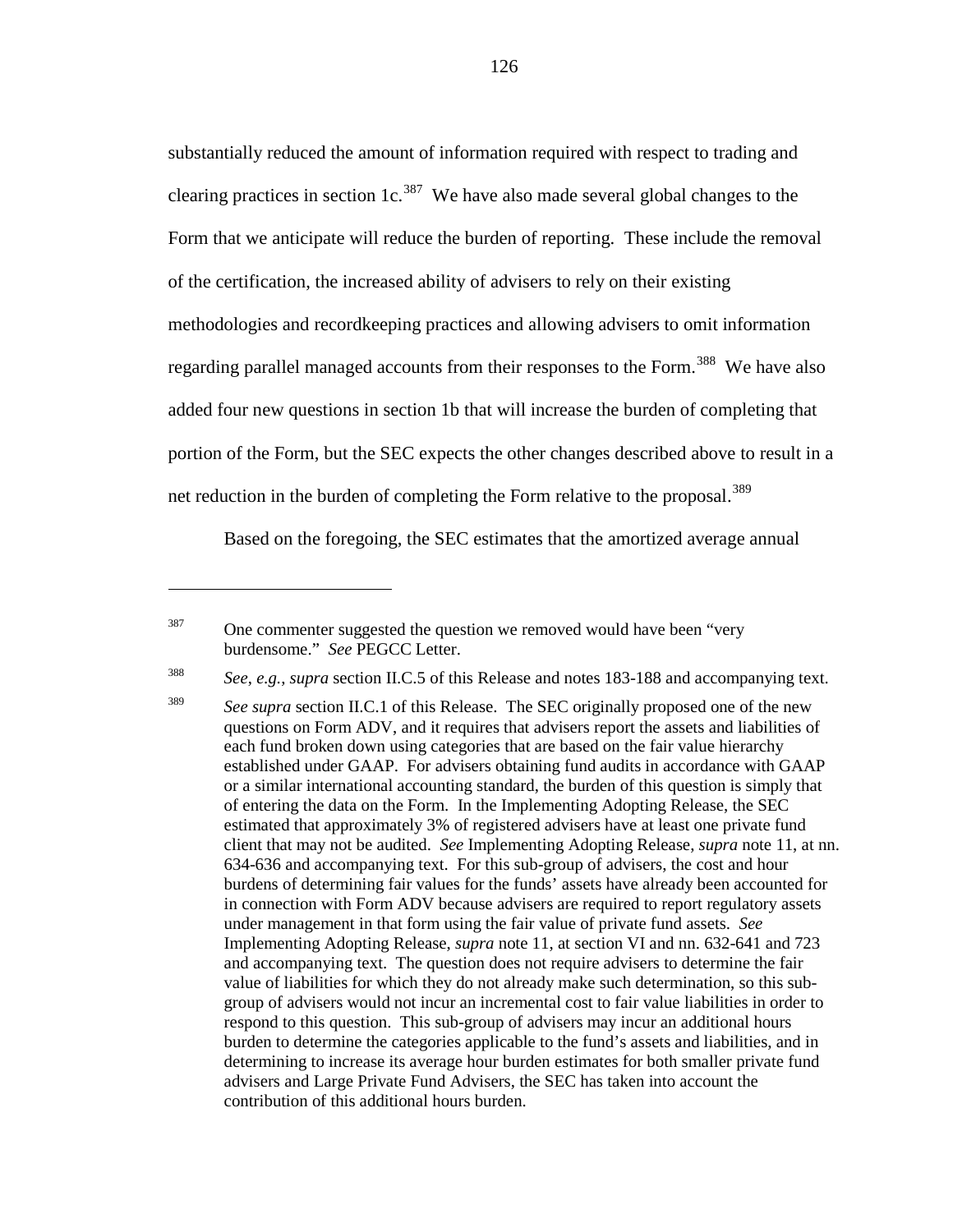substantially reduced the amount of information required with respect to trading and clearing practices in section 1c.[387] We have also made several global changes to the Form that we anticipate will reduce the burden of reporting. These include the removal of the certification, the increased ability of advisers to rely on their existing methodologies and recordkeeping practices and allowing advisers to omit information regarding parallel managed accounts from their responses to the Form.[388] We have also added four new questions in section 1b that will increase the burden of completing that portion of the Form, but the SEC expects the other changes described above to result in a net reduction in the burden of completing the Form relative to the proposal.[389]

Based on the foregoing, the SEC estimates that the amortized average annual

---

[387] One commenter suggested the question we removed would have been "very burdensome." *See* PEGCC Letter.

[388] *See, e.g., supra* section II.C.5 of this Release and notes 183-188 and accompanying text.

[389] *See supra* section II.C.1 of this Release. The SEC originally proposed one of the new questions on Form ADV, and it requires that advisers report the assets and liabilities of each fund broken down using categories that are based on the fair value hierarchy established under GAAP. For advisers obtaining fund audits in accordance with GAAP or a similar international accounting standard, the burden of this question is simply that of entering the data on the Form. In the Implementing Adopting Release, the SEC estimated that approximately 3% of registered advisers have at least one private fund client that may not be audited. *See* Implementing Adopting Release, *supra* note 11, at nn. 634-636 and accompanying text. For this sub-group of advisers, the cost and hour burdens of determining fair values for the funds' assets have already been accounted for in connection with Form ADV because advisers are required to report regulatory assets under management in that form using the fair value of private fund assets. *See* Implementing Adopting Release, *supra* note 11, at section VI and nn. 632-641 and 723 and accompanying text. The question does not require advisers to determine the fair value of liabilities for which they do not already make such determination, so this sub-group of advisers would not incur an incremental cost to fair value liabilities in order to respond to this question. This sub-group of advisers may incur an additional hours burden to determine the categories applicable to the fund's assets and liabilities, and in determining to increase its average hour burden estimates for both smaller private fund advisers and Large Private Fund Advisers, the SEC has taken into account the contribution of this additional hours burden.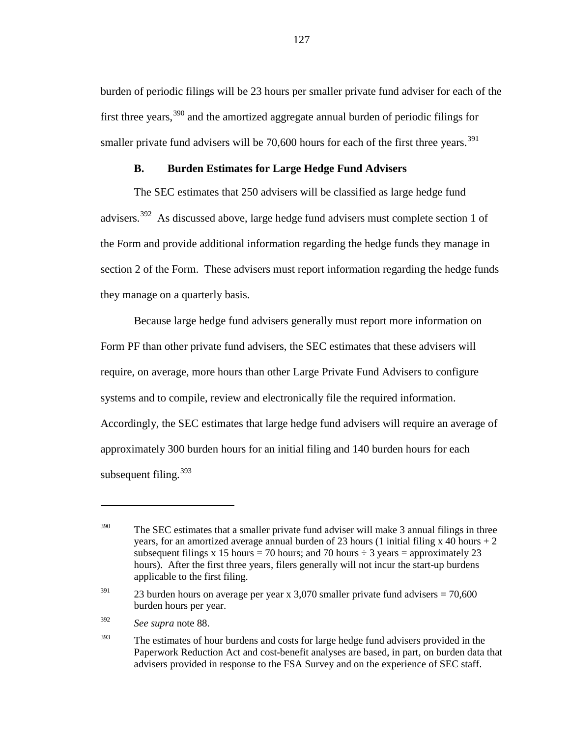burden of periodic filings will be 23 hours per smaller private fund adviser for each of the first three years,[390] and the amortized aggregate annual burden of periodic filings for smaller private fund advisers will be 70,600 hours for each of the first three years.[391]

### B. Burden Estimates for Large Hedge Fund Advisers

The SEC estimates that 250 advisers will be classified as large hedge fund advisers.[392] As discussed above, large hedge fund advisers must complete section 1 of the Form and provide additional information regarding the hedge funds they manage in section 2 of the Form. These advisers must report information regarding the hedge funds they manage on a quarterly basis.

Because large hedge fund advisers generally must report more information on Form PF than other private fund advisers, the SEC estimates that these advisers will require, on average, more hours than other Large Private Fund Advisers to configure systems and to compile, review and electronically file the required information. Accordingly, the SEC estimates that large hedge fund advisers will require an average of approximately 300 burden hours for an initial filing and 140 burden hours for each subsequent filing.[393]

---

[390] The SEC estimates that a smaller private fund adviser will make 3 annual filings in three years, for an amortized average annual burden of 23 hours (1 initial filing x 40 hours + 2 subsequent filings x 15 hours = 70 hours; and 70 hours ÷ 3 years = approximately 23 hours). After the first three years, filers generally will not incur the start-up burdens applicable to the first filing.

[391] 23 burden hours on average per year x 3,070 smaller private fund advisers = 70,600 burden hours per year.

[392] *See supra* note 88.

[393] The estimates of hour burdens and costs for large hedge fund advisers provided in the Paperwork Reduction Act and cost-benefit analyses are based, in part, on burden data that advisers provided in response to the FSA Survey and on the experience of SEC staff.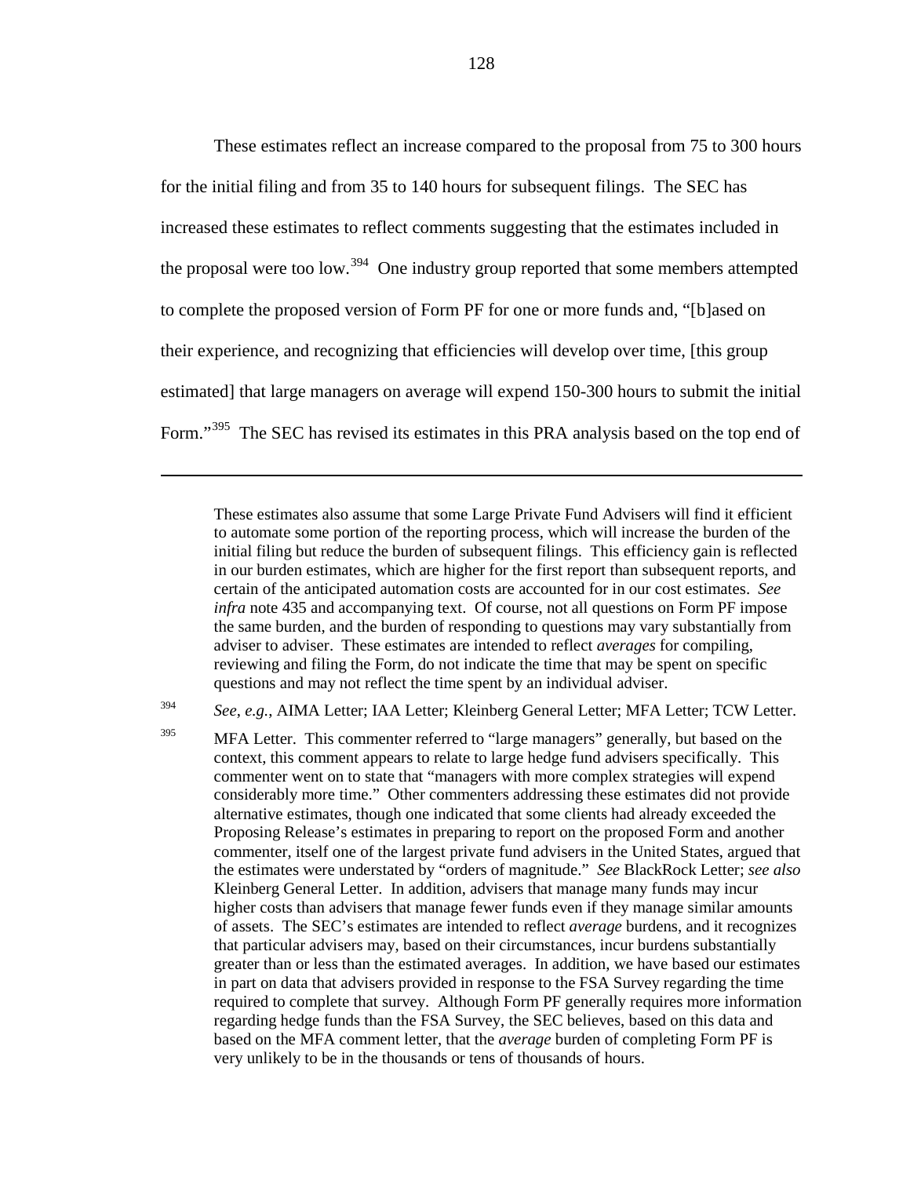These estimates reflect an increase compared to the proposal from 75 to 300 hours for the initial filing and from 35 to 140 hours for subsequent filings. The SEC has increased these estimates to reflect comments suggesting that the estimates included in the proposal were too low.[394] One industry group reported that some members attempted to complete the proposed version of Form PF for one or more funds and, "[b]ased on their experience, and recognizing that efficiencies will develop over time, [this group estimated] that large managers on average will expend 150-300 hours to submit the initial Form."[395] The SEC has revised its estimates in this PRA analysis based on the top end of

---

These estimates also assume that some Large Private Fund Advisers will find it efficient to automate some portion of the reporting process, which will increase the burden of the initial filing but reduce the burden of subsequent filings. This efficiency gain is reflected in our burden estimates, which are higher for the first report than subsequent reports, and certain of the anticipated automation costs are accounted for in our cost estimates. *See infra* note 435 and accompanying text. Of course, not all questions on Form PF impose the same burden, and the burden of responding to questions may vary substantially from adviser to adviser. These estimates are intended to reflect *averages* for compiling, reviewing and filing the Form, do not indicate the time that may be spent on specific questions and may not reflect the time spent by an individual adviser.

[394] *See*, *e.g.*, AIMA Letter; IAA Letter; Kleinberg General Letter; MFA Letter; TCW Letter.

[395] MFA Letter. This commenter referred to "large managers" generally, but based on the context, this comment appears to relate to large hedge fund advisers specifically. This commenter went on to state that "managers with more complex strategies will expend considerably more time." Other commenters addressing these estimates did not provide alternative estimates, though one indicated that some clients had already exceeded the Proposing Release's estimates in preparing to report on the proposed Form and another commenter, itself one of the largest private fund advisers in the United States, argued that the estimates were understated by "orders of magnitude." *See* BlackRock Letter; *see also* Kleinberg General Letter. In addition, advisers that manage many funds may incur higher costs than advisers that manage fewer funds even if they manage similar amounts of assets. The SEC's estimates are intended to reflect *average* burdens, and it recognizes that particular advisers may, based on their circumstances, incur burdens substantially greater than or less than the estimated averages. In addition, we have based our estimates in part on data that advisers provided in response to the FSA Survey regarding the time required to complete that survey. Although Form PF generally requires more information regarding hedge funds than the FSA Survey, the SEC believes, based on this data and based on the MFA comment letter, that the *average* burden of completing Form PF is very unlikely to be in the thousands or tens of thousands of hours.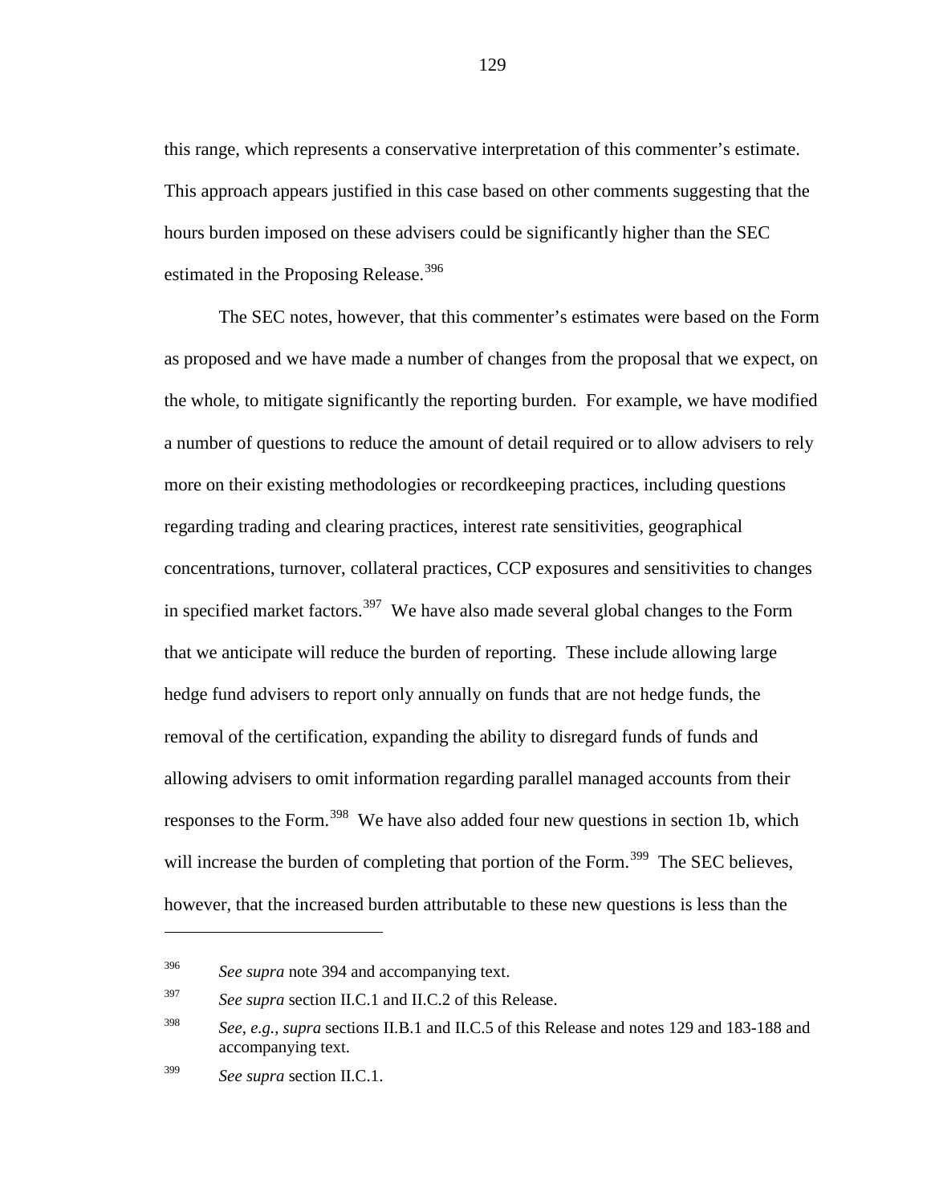this range, which represents a conservative interpretation of this commenter's estimate. This approach appears justified in this case based on other comments suggesting that the hours burden imposed on these advisers could be significantly higher than the SEC estimated in the Proposing Release.[396]

The SEC notes, however, that this commenter's estimates were based on the Form as proposed and we have made a number of changes from the proposal that we expect, on the whole, to mitigate significantly the reporting burden. For example, we have modified a number of questions to reduce the amount of detail required or to allow advisers to rely more on their existing methodologies or recordkeeping practices, including questions regarding trading and clearing practices, interest rate sensitivities, geographical concentrations, turnover, collateral practices, CCP exposures and sensitivities to changes in specified market factors.[397] We have also made several global changes to the Form that we anticipate will reduce the burden of reporting. These include allowing large hedge fund advisers to report only annually on funds that are not hedge funds, the removal of the certification, expanding the ability to disregard funds of funds and allowing advisers to omit information regarding parallel managed accounts from their responses to the Form.[398] We have also added four new questions in section 1b, which will increase the burden of completing that portion of the Form.[399] The SEC believes, however, that the increased burden attributable to these new questions is less than the

---

[396] *See supra* note 394 and accompanying text.

[397] *See supra* section II.C.1 and II.C.2 of this Release.

[398] *See, e.g.*, *supra* sections II.B.1 and II.C.5 of this Release and notes 129 and 183-188 and accompanying text.

[399] *See supra* section II.C.1.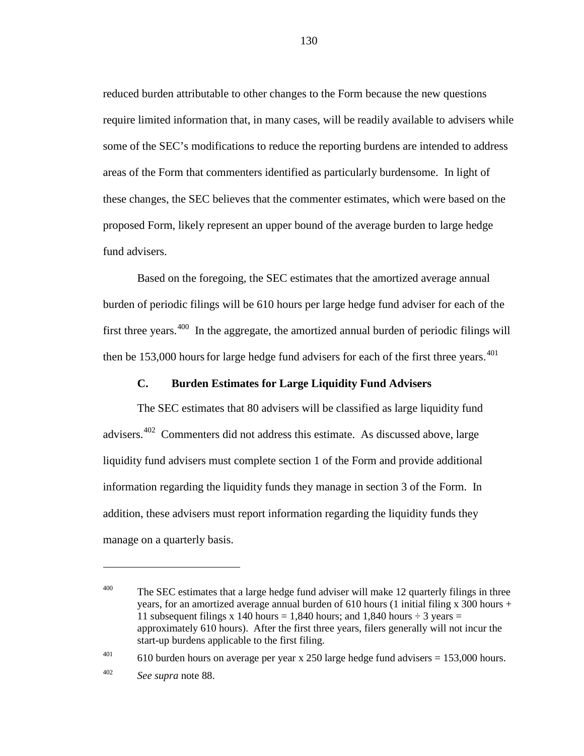reduced burden attributable to other changes to the Form because the new questions require limited information that, in many cases, will be readily available to advisers while some of the SEC's modifications to reduce the reporting burdens are intended to address areas of the Form that commenters identified as particularly burdensome. In light of these changes, the SEC believes that the commenter estimates, which were based on the proposed Form, likely represent an upper bound of the average burden to large hedge fund advisers.

Based on the foregoing, the SEC estimates that the amortized average annual burden of periodic filings will be 610 hours per large hedge fund adviser for each of the first three years.[400] In the aggregate, the amortized annual burden of periodic filings will then be 153,000 hours for large hedge fund advisers for each of the first three years.[401]

### C. Burden Estimates for Large Liquidity Fund Advisers

The SEC estimates that 80 advisers will be classified as large liquidity fund advisers.[402] Commenters did not address this estimate. As discussed above, large liquidity fund advisers must complete section 1 of the Form and provide additional information regarding the liquidity funds they manage in section 3 of the Form. In addition, these advisers must report information regarding the liquidity funds they manage on a quarterly basis.

---

[400] The SEC estimates that a large hedge fund adviser will make 12 quarterly filings in three years, for an amortized average annual burden of 610 hours (1 initial filing x 300 hours + 11 subsequent filings x 140 hours = 1,840 hours; and 1,840 hours ÷ 3 years = approximately 610 hours). After the first three years, filers generally will not incur the start-up burdens applicable to the first filing.

[401] 610 burden hours on average per year x 250 large hedge fund advisers = 153,000 hours.

[402] *See supra* note 88.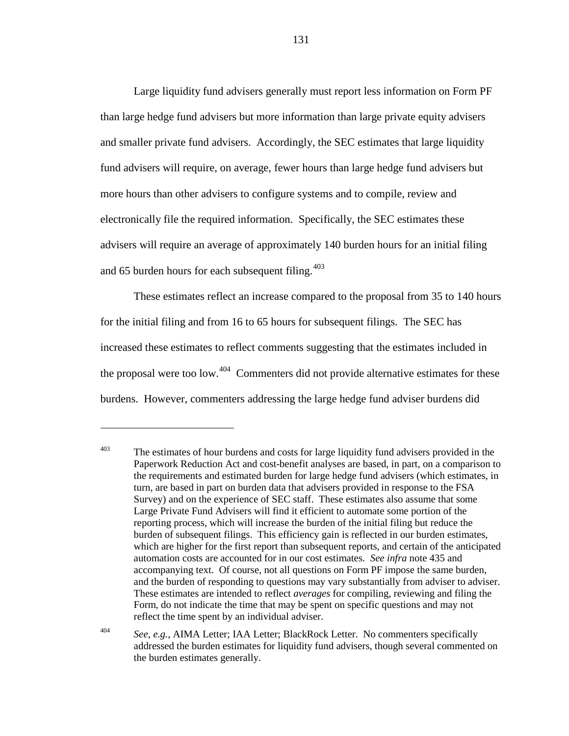Large liquidity fund advisers generally must report less information on Form PF than large hedge fund advisers but more information than large private equity advisers and smaller private fund advisers. Accordingly, the SEC estimates that large liquidity fund advisers will require, on average, fewer hours than large hedge fund advisers but more hours than other advisers to configure systems and to compile, review and electronically file the required information. Specifically, the SEC estimates these advisers will require an average of approximately 140 burden hours for an initial filing and 65 burden hours for each subsequent filing.[403]

These estimates reflect an increase compared to the proposal from 35 to 140 hours for the initial filing and from 16 to 65 hours for subsequent filings. The SEC has increased these estimates to reflect comments suggesting that the estimates included in the proposal were too low.[404] Commenters did not provide alternative estimates for these burdens. However, commenters addressing the large hedge fund adviser burdens did

---

[403] The estimates of hour burdens and costs for large liquidity fund advisers provided in the Paperwork Reduction Act and cost-benefit analyses are based, in part, on a comparison to the requirements and estimated burden for large hedge fund advisers (which estimates, in turn, are based in part on burden data that advisers provided in response to the FSA Survey) and on the experience of SEC staff. These estimates also assume that some Large Private Fund Advisers will find it efficient to automate some portion of the reporting process, which will increase the burden of the initial filing but reduce the burden of subsequent filings. This efficiency gain is reflected in our burden estimates, which are higher for the first report than subsequent reports, and certain of the anticipated automation costs are accounted for in our cost estimates. *See infra* note 435 and accompanying text. Of course, not all questions on Form PF impose the same burden, and the burden of responding to questions may vary substantially from adviser to adviser. These estimates are intended to reflect *averages* for compiling, reviewing and filing the Form, do not indicate the time that may be spent on specific questions and may not reflect the time spent by an individual adviser.

[404] *See, e.g.*, AIMA Letter; IAA Letter; BlackRock Letter. No commenters specifically addressed the burden estimates for liquidity fund advisers, though several commented on the burden estimates generally.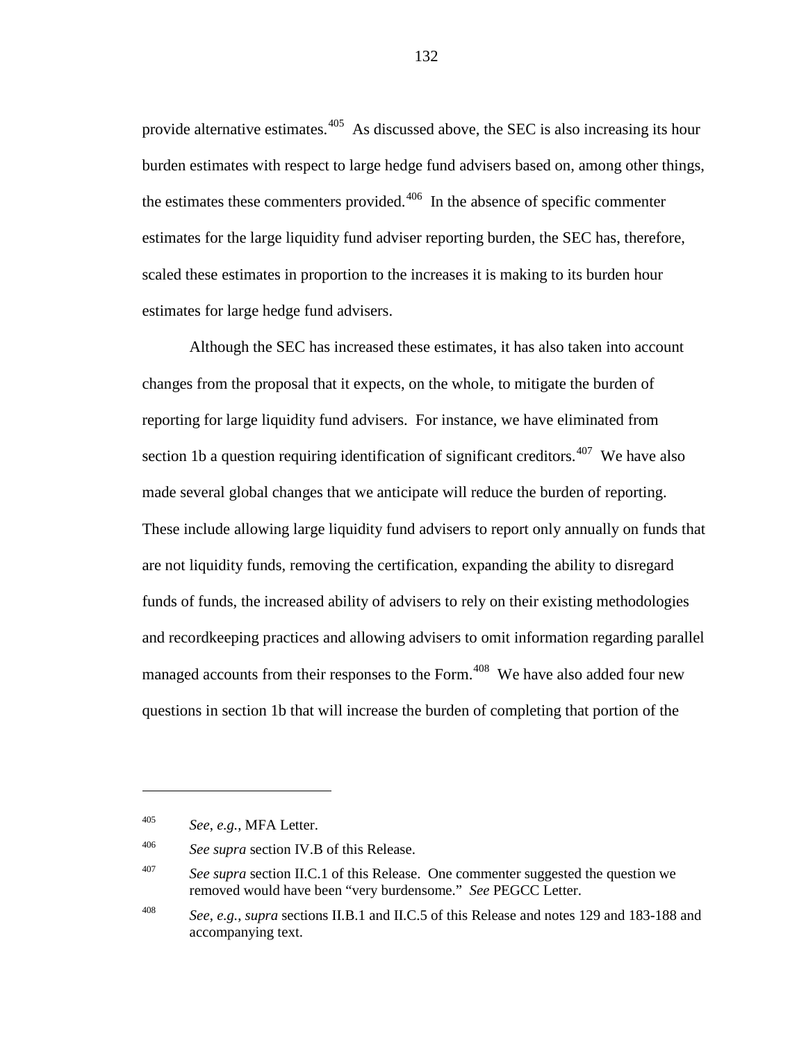provide alternative estimates.[405] As discussed above, the SEC is also increasing its hour burden estimates with respect to large hedge fund advisers based on, among other things, the estimates these commenters provided.[406] In the absence of specific commenter estimates for the large liquidity fund adviser reporting burden, the SEC has, therefore, scaled these estimates in proportion to the increases it is making to its burden hour estimates for large hedge fund advisers.

Although the SEC has increased these estimates, it has also taken into account changes from the proposal that it expects, on the whole, to mitigate the burden of reporting for large liquidity fund advisers. For instance, we have eliminated from section 1b a question requiring identification of significant creditors.[407] We have also made several global changes that we anticipate will reduce the burden of reporting. These include allowing large liquidity fund advisers to report only annually on funds that are not liquidity funds, removing the certification, expanding the ability to disregard funds of funds, the increased ability of advisers to rely on their existing methodologies and recordkeeping practices and allowing advisers to omit information regarding parallel managed accounts from their responses to the Form.[408] We have also added four new questions in section 1b that will increase the burden of completing that portion of the

---

[405] *See*, *e.g.*, MFA Letter.

[406] *See supra* section IV.B of this Release.

[407] *See supra* section II.C.1 of this Release. One commenter suggested the question we removed would have been "very burdensome." *See* PEGCC Letter.

[408] *See*, *e.g.*, *supra* sections II.B.1 and II.C.5 of this Release and notes 129 and 183-188 and accompanying text.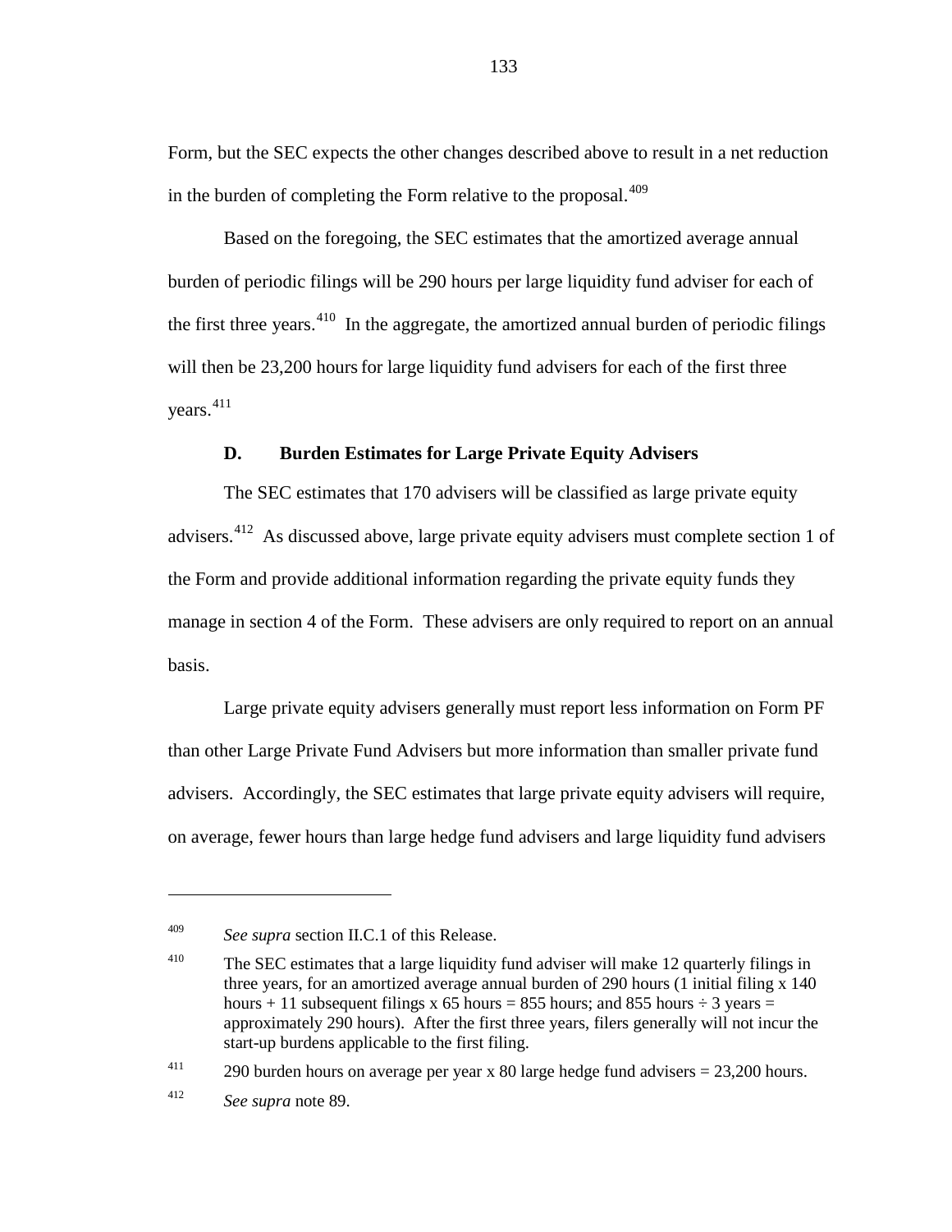Form, but the SEC expects the other changes described above to result in a net reduction in the burden of completing the Form relative to the proposal.[409]

Based on the foregoing, the SEC estimates that the amortized average annual burden of periodic filings will be 290 hours per large liquidity fund adviser for each of the first three years.[410] In the aggregate, the amortized annual burden of periodic filings will then be 23,200 hours for large liquidity fund advisers for each of the first three years.[411]

### D. Burden Estimates for Large Private Equity Advisers

The SEC estimates that 170 advisers will be classified as large private equity advisers.[412] As discussed above, large private equity advisers must complete section 1 of the Form and provide additional information regarding the private equity funds they manage in section 4 of the Form. These advisers are only required to report on an annual basis.

Large private equity advisers generally must report less information on Form PF than other Large Private Fund Advisers but more information than smaller private fund advisers. Accordingly, the SEC estimates that large private equity advisers will require, on average, fewer hours than large hedge fund advisers and large liquidity fund advisers

---

[409] *See supra* section II.C.1 of this Release.

[410] The SEC estimates that a large liquidity fund adviser will make 12 quarterly filings in three years, for an amortized average annual burden of 290 hours (1 initial filing x 140 hours + 11 subsequent filings x 65 hours = 855 hours; and 855 hours ÷ 3 years = approximately 290 hours). After the first three years, filers generally will not incur the start-up burdens applicable to the first filing.

[411] 290 burden hours on average per year x 80 large hedge fund advisers = 23,200 hours.

[412] *See supra* note 89.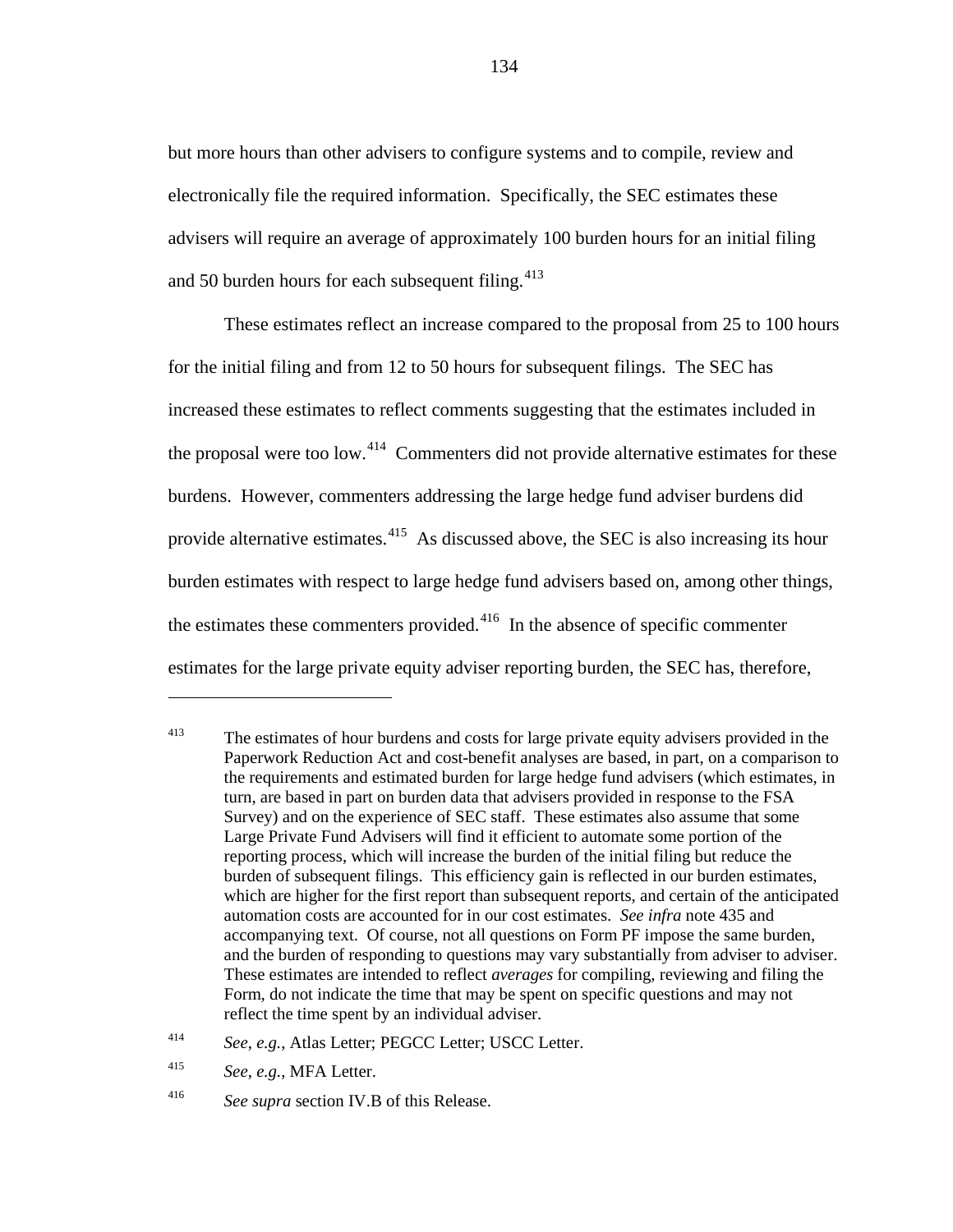but more hours than other advisers to configure systems and to compile, review and electronically file the required information. Specifically, the SEC estimates these advisers will require an average of approximately 100 burden hours for an initial filing and 50 burden hours for each subsequent filing.[413]

These estimates reflect an increase compared to the proposal from 25 to 100 hours for the initial filing and from 12 to 50 hours for subsequent filings. The SEC has increased these estimates to reflect comments suggesting that the estimates included in the proposal were too low.[414] Commenters did not provide alternative estimates for these burdens. However, commenters addressing the large hedge fund adviser burdens did provide alternative estimates.[415] As discussed above, the SEC is also increasing its hour burden estimates with respect to large hedge fund advisers based on, among other things, the estimates these commenters provided.[416] In the absence of specific commenter estimates for the large private equity adviser reporting burden, the SEC has, therefore,

---

[413] The estimates of hour burdens and costs for large private equity advisers provided in the Paperwork Reduction Act and cost-benefit analyses are based, in part, on a comparison to the requirements and estimated burden for large hedge fund advisers (which estimates, in turn, are based in part on burden data that advisers provided in response to the FSA Survey) and on the experience of SEC staff. These estimates also assume that some Large Private Fund Advisers will find it efficient to automate some portion of the reporting process, which will increase the burden of the initial filing but reduce the burden of subsequent filings. This efficiency gain is reflected in our burden estimates, which are higher for the first report than subsequent reports, and certain of the anticipated automation costs are accounted for in our cost estimates. *See infra* note 435 and accompanying text. Of course, not all questions on Form PF impose the same burden, and the burden of responding to questions may vary substantially from adviser to adviser. These estimates are intended to reflect *averages* for compiling, reviewing and filing the Form, do not indicate the time that may be spent on specific questions and may not reflect the time spent by an individual adviser.

[414] *See*, *e.g.*, Atlas Letter; PEGCC Letter; USCC Letter.

[415] *See*, *e.g.*, MFA Letter.

[416] *See supra* section IV.B of this Release.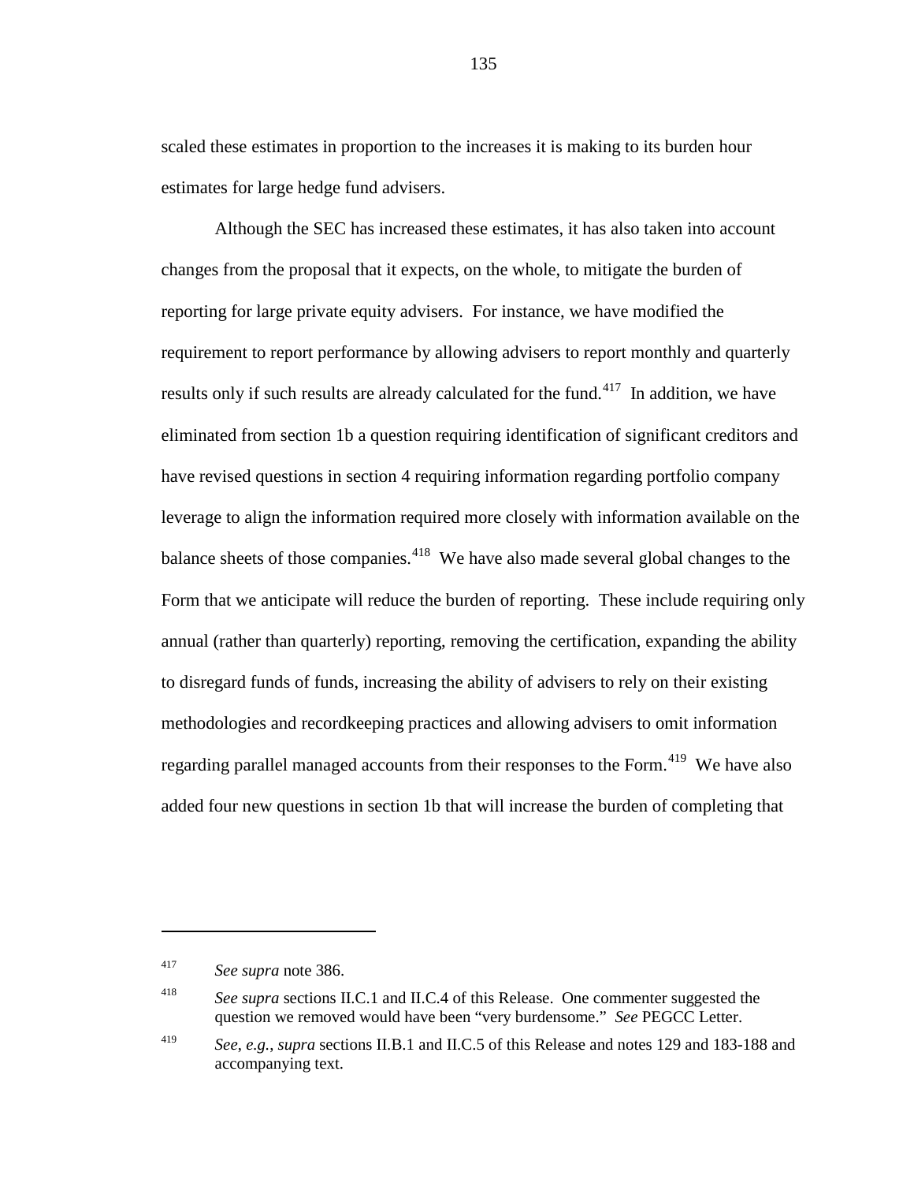scaled these estimates in proportion to the increases it is making to its burden hour estimates for large hedge fund advisers.

Although the SEC has increased these estimates, it has also taken into account changes from the proposal that it expects, on the whole, to mitigate the burden of reporting for large private equity advisers. For instance, we have modified the requirement to report performance by allowing advisers to report monthly and quarterly results only if such results are already calculated for the fund.[417] In addition, we have eliminated from section 1b a question requiring identification of significant creditors and have revised questions in section 4 requiring information regarding portfolio company leverage to align the information required more closely with information available on the balance sheets of those companies.[418] We have also made several global changes to the Form that we anticipate will reduce the burden of reporting. These include requiring only annual (rather than quarterly) reporting, removing the certification, expanding the ability to disregard funds of funds, increasing the ability of advisers to rely on their existing methodologies and recordkeeping practices and allowing advisers to omit information regarding parallel managed accounts from their responses to the Form.[419] We have also added four new questions in section 1b that will increase the burden of completing that

---

[417] *See supra* note 386.

[418] *See supra* sections II.C.1 and II.C.4 of this Release. One commenter suggested the question we removed would have been "very burdensome." *See* PEGCC Letter.

[419] *See*, *e.g.*, *supra* sections II.B.1 and II.C.5 of this Release and notes 129 and 183-188 and accompanying text.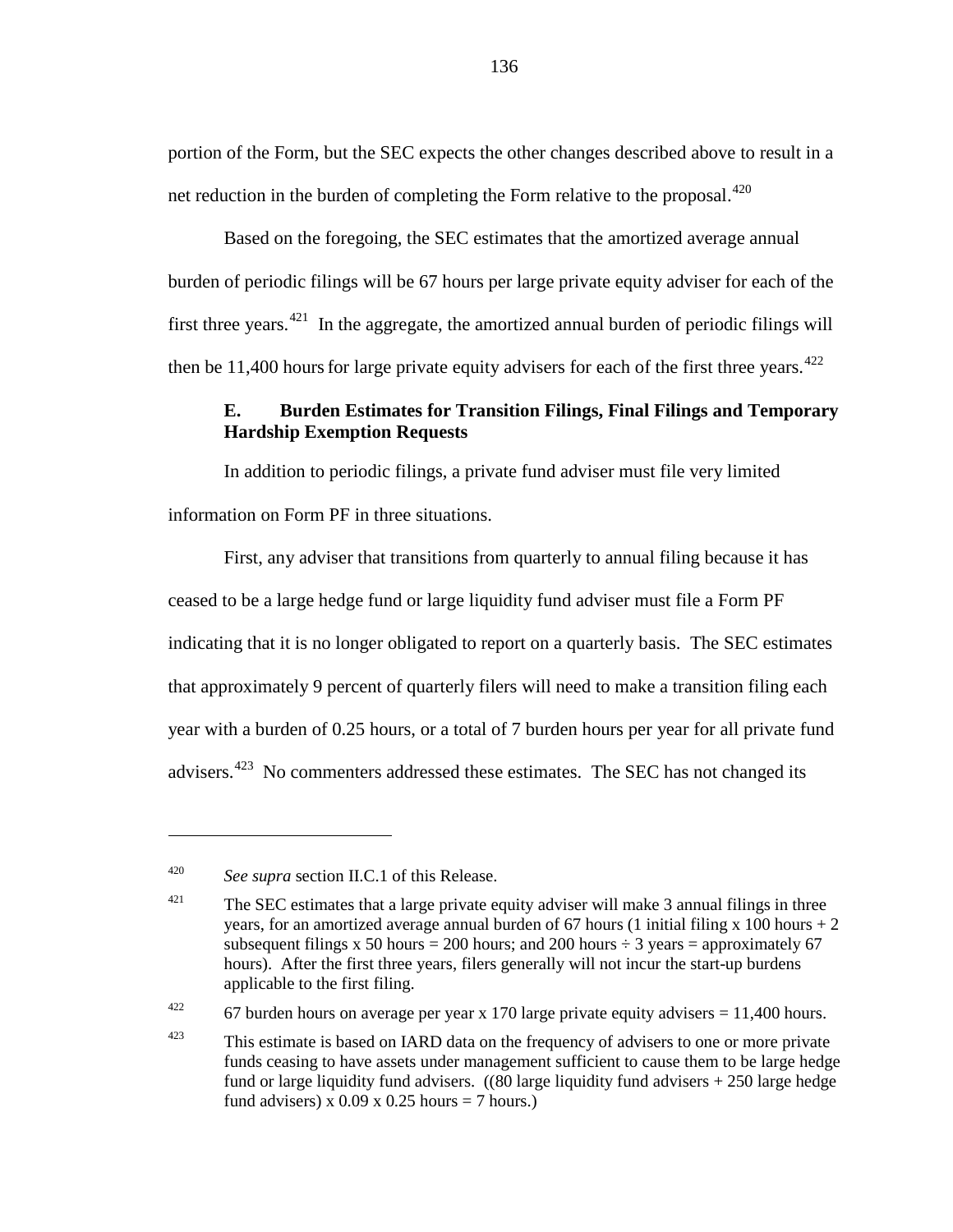portion of the Form, but the SEC expects the other changes described above to result in a net reduction in the burden of completing the Form relative to the proposal.[420]

Based on the foregoing, the SEC estimates that the amortized average annual burden of periodic filings will be 67 hours per large private equity adviser for each of the first three years.[421] In the aggregate, the amortized annual burden of periodic filings will then be 11,400 hours for large private equity advisers for each of the first three years.[422]

### E. Burden Estimates for Transition Filings, Final Filings and Temporary Hardship Exemption Requests

In addition to periodic filings, a private fund adviser must file very limited information on Form PF in three situations.

First, any adviser that transitions from quarterly to annual filing because it has ceased to be a large hedge fund or large liquidity fund adviser must file a Form PF indicating that it is no longer obligated to report on a quarterly basis. The SEC estimates that approximately 9 percent of quarterly filers will need to make a transition filing each year with a burden of 0.25 hours, or a total of 7 burden hours per year for all private fund advisers.[423] No commenters addressed these estimates. The SEC has not changed its

---

[420] *See supra* section II.C.1 of this Release.

[421] The SEC estimates that a large private equity adviser will make 3 annual filings in three years, for an amortized average annual burden of 67 hours (1 initial filing x 100 hours + 2 subsequent filings x 50 hours = 200 hours; and 200 hours ÷ 3 years = approximately 67 hours). After the first three years, filers generally will not incur the start-up burdens applicable to the first filing.

[422] 67 burden hours on average per year x 170 large private equity advisers = 11,400 hours.

[423] This estimate is based on IARD data on the frequency of advisers to one or more private funds ceasing to have assets under management sufficient to cause them to be large hedge fund or large liquidity fund advisers. ((80 large liquidity fund advisers + 250 large hedge fund advisers) x 0.09 x 0.25 hours = 7 hours.)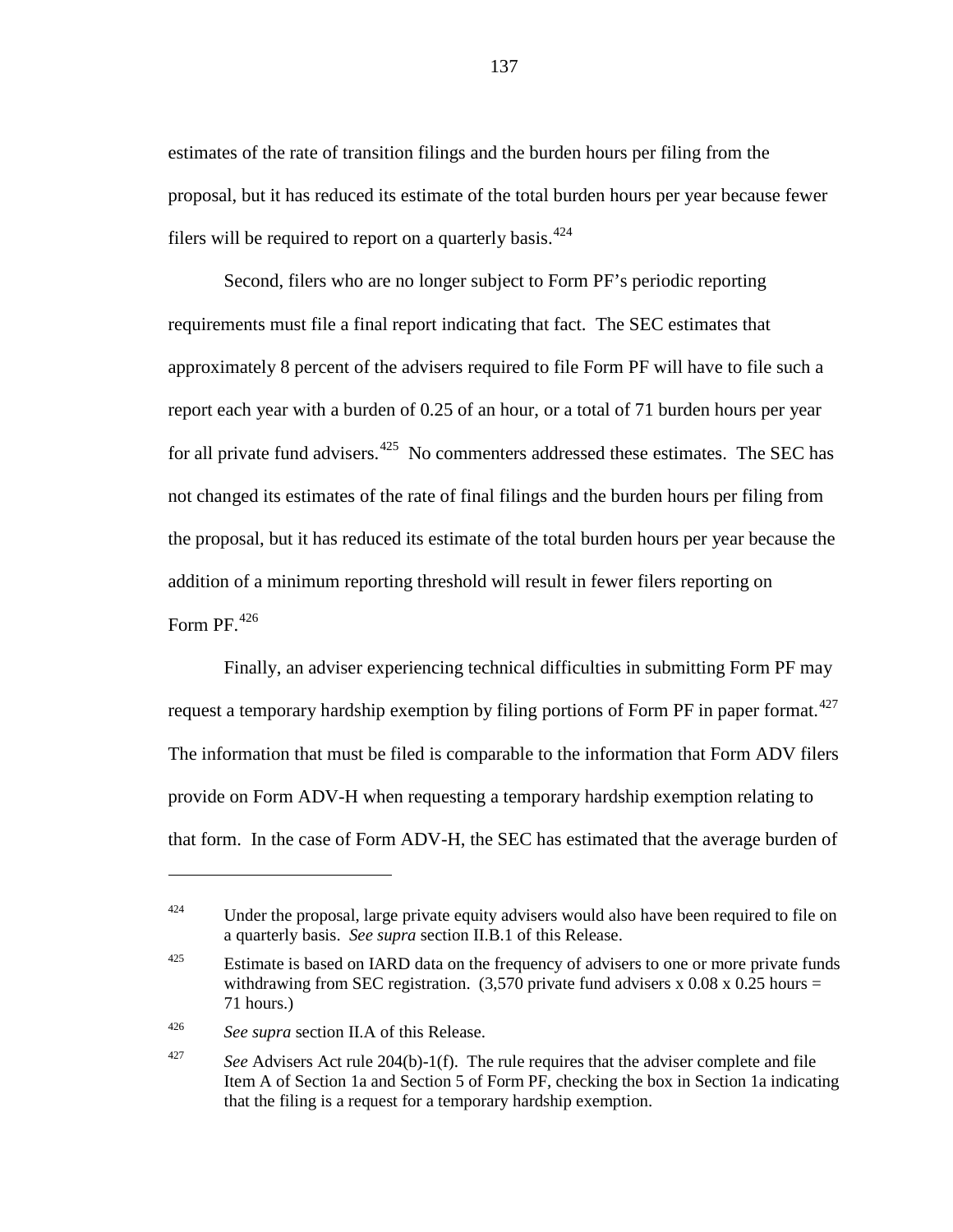estimates of the rate of transition filings and the burden hours per filing from the proposal, but it has reduced its estimate of the total burden hours per year because fewer filers will be required to report on a quarterly basis.[424]

Second, filers who are no longer subject to Form PF's periodic reporting requirements must file a final report indicating that fact. The SEC estimates that approximately 8 percent of the advisers required to file Form PF will have to file such a report each year with a burden of 0.25 of an hour, or a total of 71 burden hours per year for all private fund advisers.[425] No commenters addressed these estimates. The SEC has not changed its estimates of the rate of final filings and the burden hours per filing from the proposal, but it has reduced its estimate of the total burden hours per year because the addition of a minimum reporting threshold will result in fewer filers reporting on Form PF.[426]

Finally, an adviser experiencing technical difficulties in submitting Form PF may request a temporary hardship exemption by filing portions of Form PF in paper format.[427] The information that must be filed is comparable to the information that Form ADV filers provide on Form ADV-H when requesting a temporary hardship exemption relating to that form. In the case of Form ADV-H, the SEC has estimated that the average burden of

---

[424] Under the proposal, large private equity advisers would also have been required to file on a quarterly basis. *See supra* section II.B.1 of this Release.

[425] Estimate is based on IARD data on the frequency of advisers to one or more private funds withdrawing from SEC registration. (3,570 private fund advisers x 0.08 x 0.25 hours = 71 hours.)

[426] *See supra* section II.A of this Release.

[427] *See* Advisers Act rule 204(b)-1(f). The rule requires that the adviser complete and file Item A of Section 1a and Section 5 of Form PF, checking the box in Section 1a indicating that the filing is a request for a temporary hardship exemption.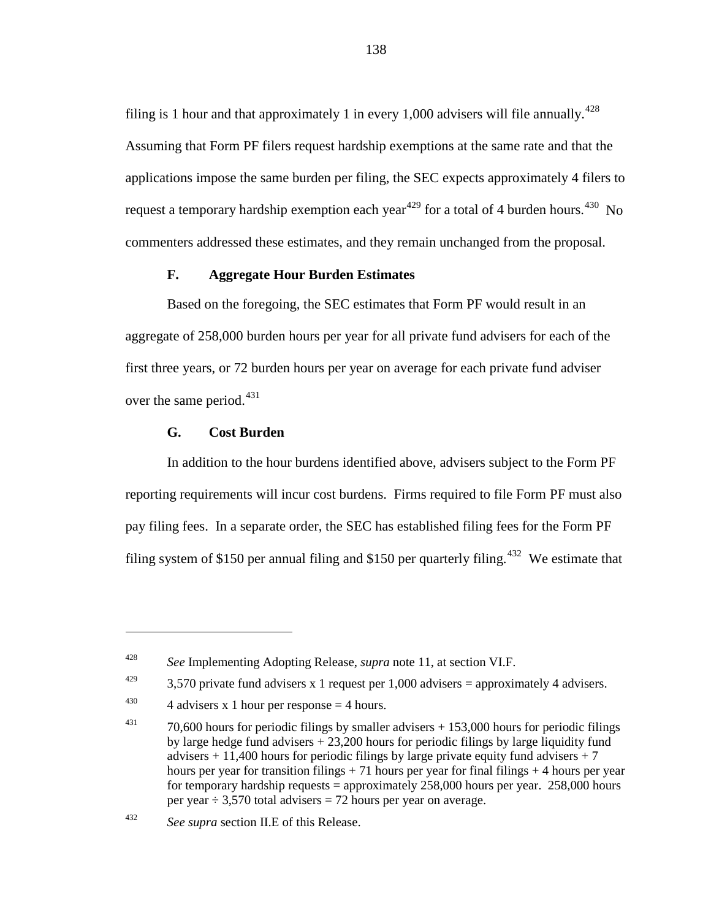filing is 1 hour and that approximately 1 in every 1,000 advisers will file annually.[428] Assuming that Form PF filers request hardship exemptions at the same rate and that the applications impose the same burden per filing, the SEC expects approximately 4 filers to request a temporary hardship exemption each year[429] for a total of 4 burden hours.[430] No commenters addressed these estimates, and they remain unchanged from the proposal.

### F. Aggregate Hour Burden Estimates

Based on the foregoing, the SEC estimates that Form PF would result in an aggregate of 258,000 burden hours per year for all private fund advisers for each of the first three years, or 72 burden hours per year on average for each private fund adviser over the same period.[431]

### G. Cost Burden

In addition to the hour burdens identified above, advisers subject to the Form PF reporting requirements will incur cost burdens. Firms required to file Form PF must also pay filing fees. In a separate order, the SEC has established filing fees for the Form PF filing system of $150 per annual filing and $150 per quarterly filing.[432] We estimate that

---

[428] *See* Implementing Adopting Release, *supra* note 11, at section VI.F.

[429] 3,570 private fund advisers x 1 request per 1,000 advisers = approximately 4 advisers.

[430] 4 advisers x 1 hour per response = 4 hours.

[431] 70,600 hours for periodic filings by smaller advisers + 153,000 hours for periodic filings by large hedge fund advisers + 23,200 hours for periodic filings by large liquidity fund advisers + 11,400 hours for periodic filings by large private equity fund advisers + 7 hours per year for transition filings + 71 hours per year for final filings + 4 hours per year for temporary hardship requests = approximately 258,000 hours per year. 258,000 hours per year ÷ 3,570 total advisers = 72 hours per year on average.

[432] *See supra* section II.E of this Release.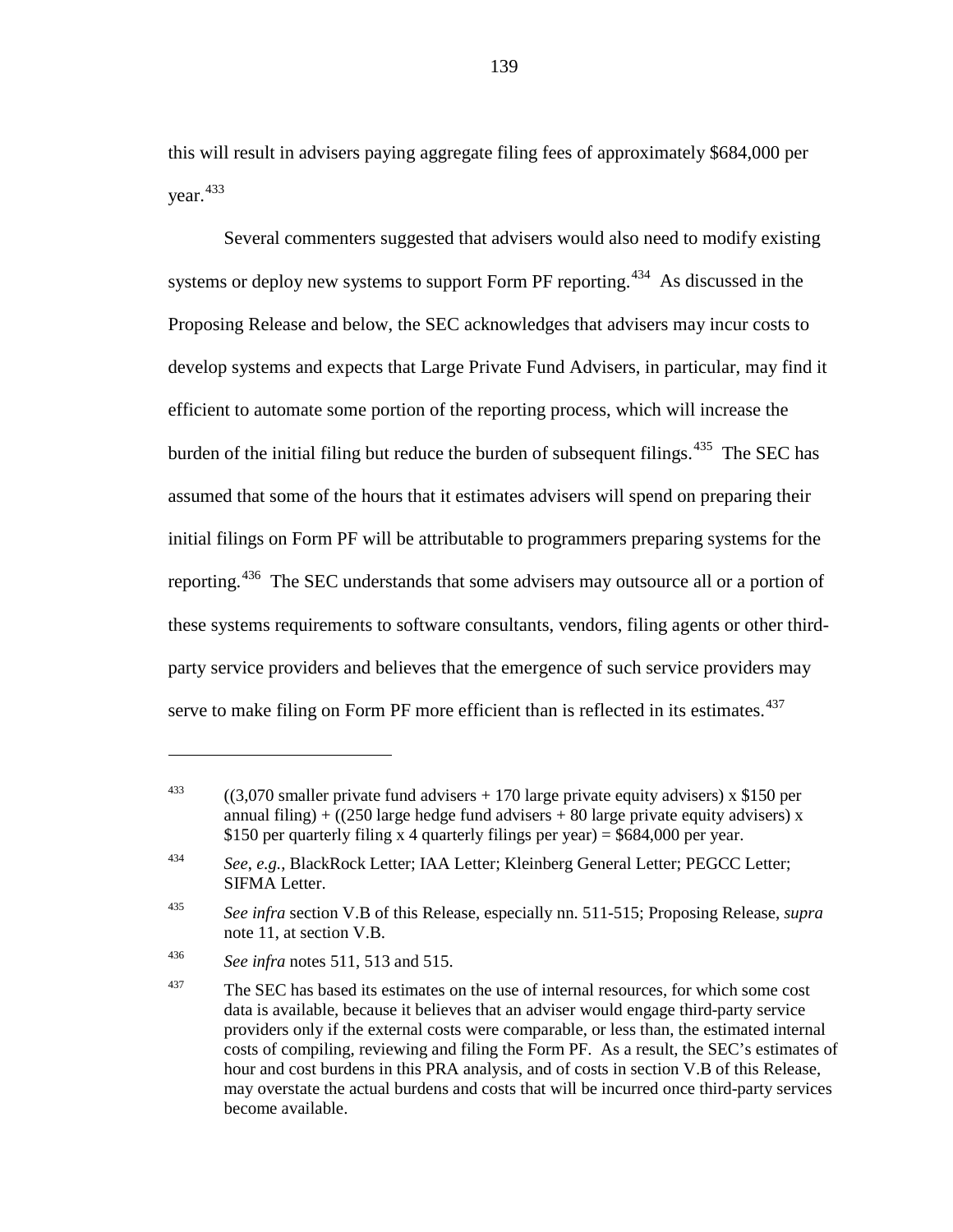this will result in advisers paying aggregate filing fees of approximately $684,000 per year.[433]

Several commenters suggested that advisers would also need to modify existing systems or deploy new systems to support Form PF reporting.[434] As discussed in the Proposing Release and below, the SEC acknowledges that advisers may incur costs to develop systems and expects that Large Private Fund Advisers, in particular, may find it efficient to automate some portion of the reporting process, which will increase the burden of the initial filing but reduce the burden of subsequent filings.[435] The SEC has assumed that some of the hours that it estimates advisers will spend on preparing their initial filings on Form PF will be attributable to programmers preparing systems for the reporting.[436] The SEC understands that some advisers may outsource all or a portion of these systems requirements to software consultants, vendors, filing agents or other third-party service providers and believes that the emergence of such service providers may serve to make filing on Form PF more efficient than is reflected in its estimates.[437]

---

[433] ((3,070 smaller private fund advisers + 170 large private equity advisers) x $150 per annual filing) + ((250 large hedge fund advisers + 80 large private equity advisers) x $150 per quarterly filing x 4 quarterly filings per year) = $684,000 per year.

[434] *See, e.g.*, BlackRock Letter; IAA Letter; Kleinberg General Letter; PEGCC Letter; SIFMA Letter.

[435] *See infra* section V.B of this Release, especially nn. 511-515; Proposing Release, *supra* note 11, at section V.B.

[436] *See infra* notes 511, 513 and 515.

[437] The SEC has based its estimates on the use of internal resources, for which some cost data is available, because it believes that an adviser would engage third-party service providers only if the external costs were comparable, or less than, the estimated internal costs of compiling, reviewing and filing the Form PF. As a result, the SEC's estimates of hour and cost burdens in this PRA analysis, and of costs in section V.B of this Release, may overstate the actual burdens and costs that will be incurred once third-party services become available.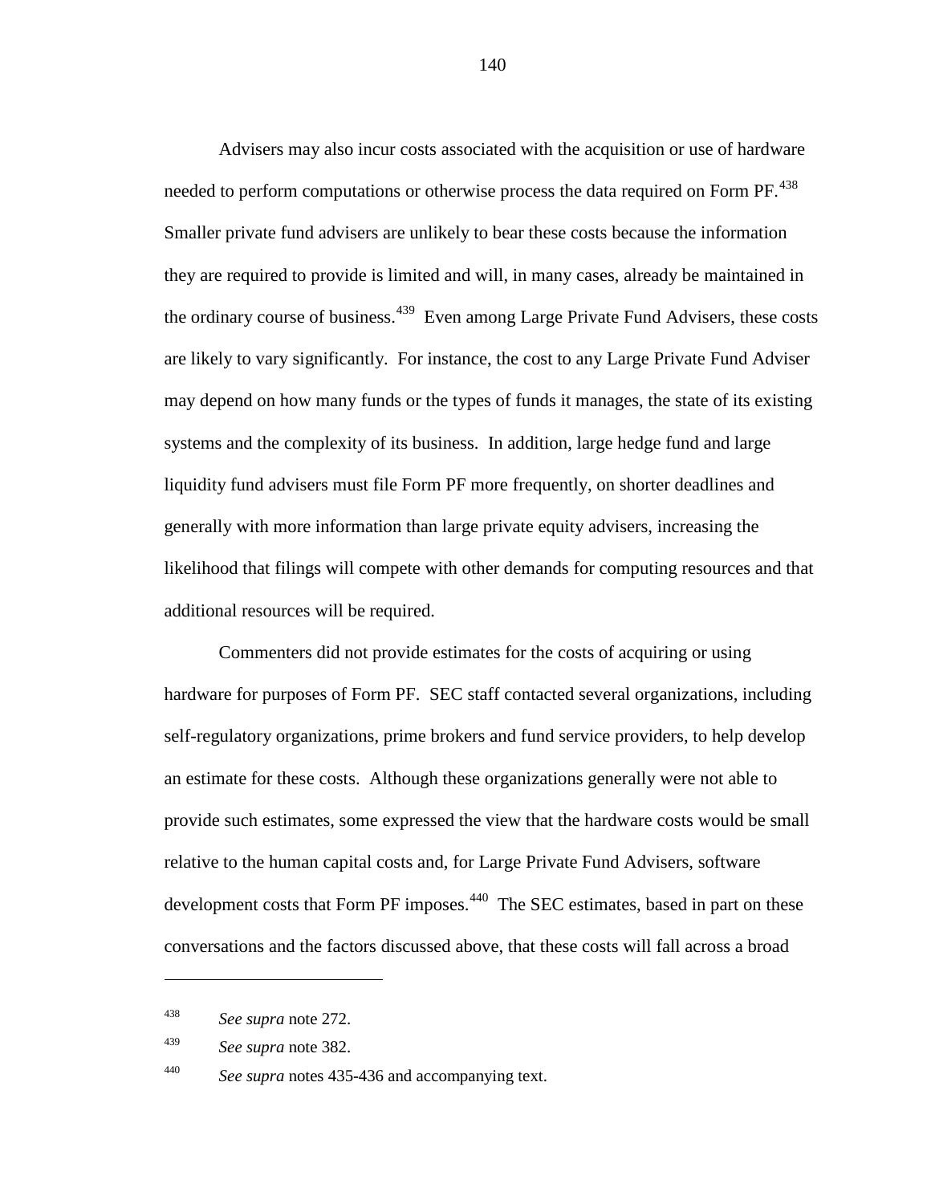Advisers may also incur costs associated with the acquisition or use of hardware needed to perform computations or otherwise process the data required on Form PF.[438] Smaller private fund advisers are unlikely to bear these costs because the information they are required to provide is limited and will, in many cases, already be maintained in the ordinary course of business.[439] Even among Large Private Fund Advisers, these costs are likely to vary significantly. For instance, the cost to any Large Private Fund Adviser may depend on how many funds or the types of funds it manages, the state of its existing systems and the complexity of its business. In addition, large hedge fund and large liquidity fund advisers must file Form PF more frequently, on shorter deadlines and generally with more information than large private equity advisers, increasing the likelihood that filings will compete with other demands for computing resources and that additional resources will be required.

Commenters did not provide estimates for the costs of acquiring or using hardware for purposes of Form PF. SEC staff contacted several organizations, including self-regulatory organizations, prime brokers and fund service providers, to help develop an estimate for these costs. Although these organizations generally were not able to provide such estimates, some expressed the view that the hardware costs would be small relative to the human capital costs and, for Large Private Fund Advisers, software development costs that Form PF imposes.[440] The SEC estimates, based in part on these conversations and the factors discussed above, that these costs will fall across a broad

---

[438] *See supra* note 272.

[439] *See supra* note 382.

[440] *See supra* notes 435-436 and accompanying text.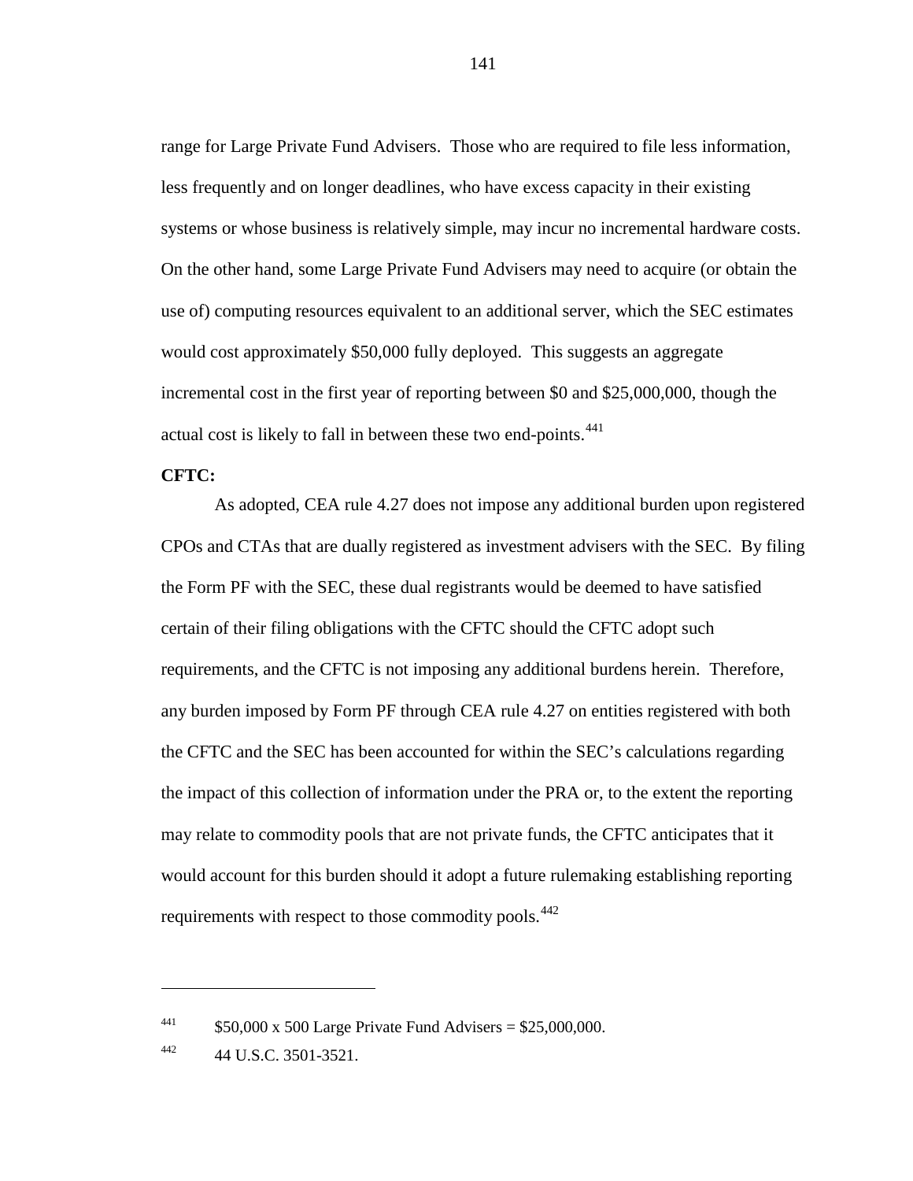range for Large Private Fund Advisers. Those who are required to file less information, less frequently and on longer deadlines, who have excess capacity in their existing systems or whose business is relatively simple, may incur no incremental hardware costs. On the other hand, some Large Private Fund Advisers may need to acquire (or obtain the use of) computing resources equivalent to an additional server, which the SEC estimates would cost approximately $50,000 fully deployed. This suggests an aggregate incremental cost in the first year of reporting between $0 and $25,000,000, though the actual cost is likely to fall in between these two end-points.[441]

**CFTC:**

As adopted, CEA rule 4.27 does not impose any additional burden upon registered CPOs and CTAs that are dually registered as investment advisers with the SEC. By filing the Form PF with the SEC, these dual registrants would be deemed to have satisfied certain of their filing obligations with the CFTC should the CFTC adopt such requirements, and the CFTC is not imposing any additional burdens herein. Therefore, any burden imposed by Form PF through CEA rule 4.27 on entities registered with both the CFTC and the SEC has been accounted for within the SEC's calculations regarding the impact of this collection of information under the PRA or, to the extent the reporting may relate to commodity pools that are not private funds, the CFTC anticipates that it would account for this burden should it adopt a future rulemaking establishing reporting requirements with respect to those commodity pools.[442]

---

[441] $50,000 x 500 Large Private Fund Advisers = $25,000,000.

[442] 44 U.S.C. 3501-3521.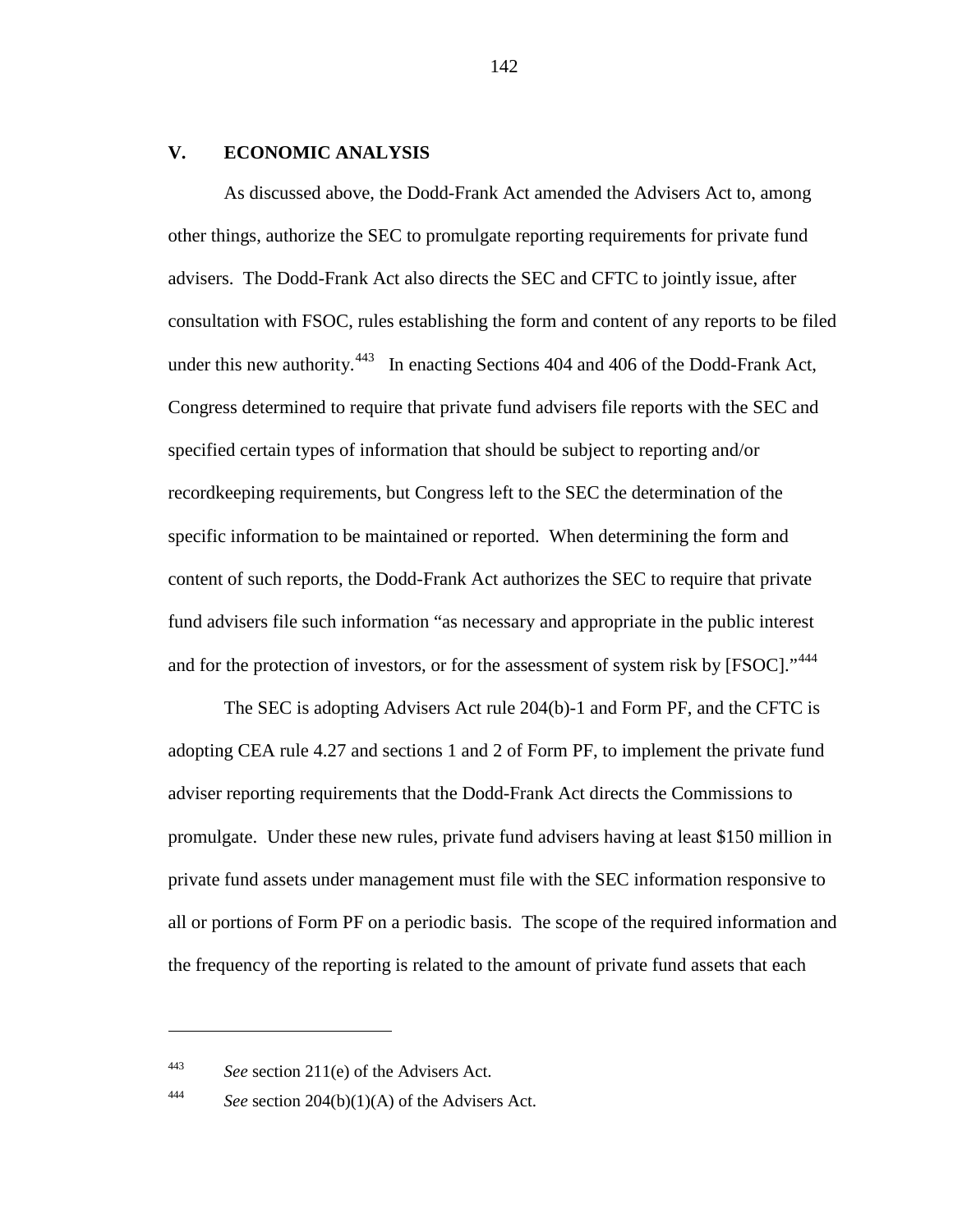## V. ECONOMIC ANALYSIS

As discussed above, the Dodd-Frank Act amended the Advisers Act to, among other things, authorize the SEC to promulgate reporting requirements for private fund advisers. The Dodd-Frank Act also directs the SEC and CFTC to jointly issue, after consultation with FSOC, rules establishing the form and content of any reports to be filed under this new authority.[443] In enacting Sections 404 and 406 of the Dodd-Frank Act, Congress determined to require that private fund advisers file reports with the SEC and specified certain types of information that should be subject to reporting and/or recordkeeping requirements, but Congress left to the SEC the determination of the specific information to be maintained or reported. When determining the form and content of such reports, the Dodd-Frank Act authorizes the SEC to require that private fund advisers file such information "as necessary and appropriate in the public interest and for the protection of investors, or for the assessment of system risk by [FSOC]."[444]

The SEC is adopting Advisers Act rule 204(b)-1 and Form PF, and the CFTC is adopting CEA rule 4.27 and sections 1 and 2 of Form PF, to implement the private fund adviser reporting requirements that the Dodd-Frank Act directs the Commissions to promulgate. Under these new rules, private fund advisers having at least $150 million in private fund assets under management must file with the SEC information responsive to all or portions of Form PF on a periodic basis. The scope of the required information and the frequency of the reporting is related to the amount of private fund assets that each

---

[443] *See* section 211(e) of the Advisers Act.

[444] *See* section 204(b)(1)(A) of the Advisers Act.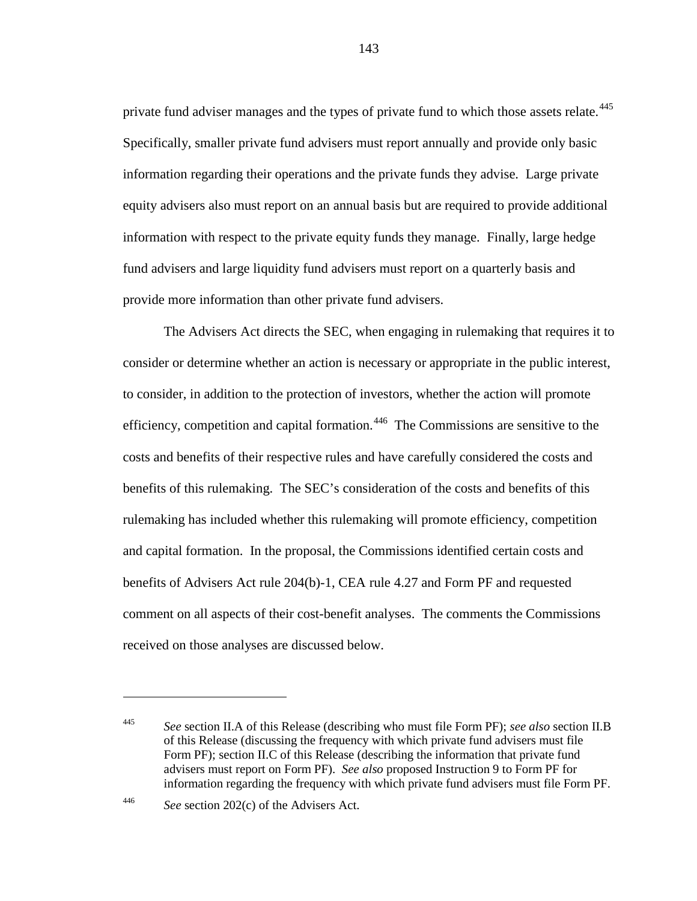private fund adviser manages and the types of private fund to which those assets relate.[445] Specifically, smaller private fund advisers must report annually and provide only basic information regarding their operations and the private funds they advise. Large private equity advisers also must report on an annual basis but are required to provide additional information with respect to the private equity funds they manage. Finally, large hedge fund advisers and large liquidity fund advisers must report on a quarterly basis and provide more information than other private fund advisers.

The Advisers Act directs the SEC, when engaging in rulemaking that requires it to consider or determine whether an action is necessary or appropriate in the public interest, to consider, in addition to the protection of investors, whether the action will promote efficiency, competition and capital formation.[446] The Commissions are sensitive to the costs and benefits of their respective rules and have carefully considered the costs and benefits of this rulemaking. The SEC's consideration of the costs and benefits of this rulemaking has included whether this rulemaking will promote efficiency, competition and capital formation. In the proposal, the Commissions identified certain costs and benefits of Advisers Act rule 204(b)-1, CEA rule 4.27 and Form PF and requested comment on all aspects of their cost-benefit analyses. The comments the Commissions received on those analyses are discussed below.

---

[445] *See* section II.A of this Release (describing who must file Form PF); *see also* section II.B of this Release (discussing the frequency with which private fund advisers must file Form PF); section II.C of this Release (describing the information that private fund advisers must report on Form PF). *See also* proposed Instruction 9 to Form PF for information regarding the frequency with which private fund advisers must file Form PF.

[446] *See* section 202(c) of the Advisers Act.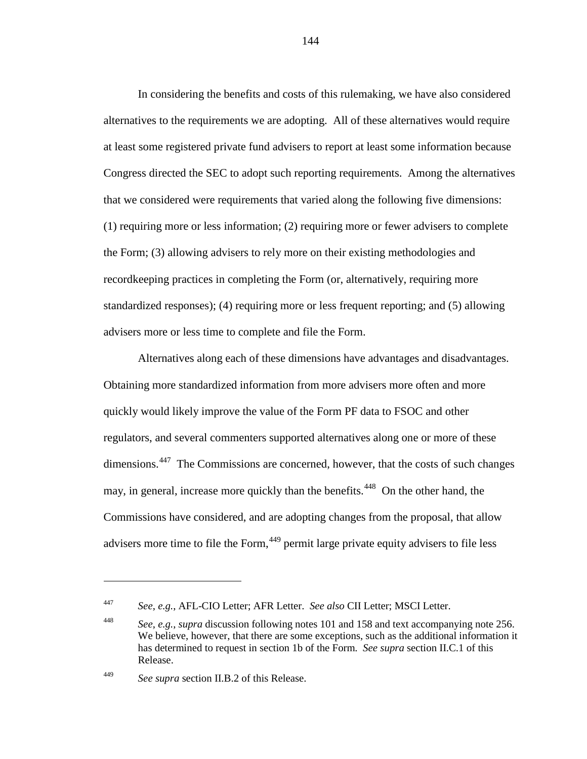In considering the benefits and costs of this rulemaking, we have also considered alternatives to the requirements we are adopting. All of these alternatives would require at least some registered private fund advisers to report at least some information because Congress directed the SEC to adopt such reporting requirements. Among the alternatives that we considered were requirements that varied along the following five dimensions: (1) requiring more or less information; (2) requiring more or fewer advisers to complete the Form; (3) allowing advisers to rely more on their existing methodologies and recordkeeping practices in completing the Form (or, alternatively, requiring more standardized responses); (4) requiring more or less frequent reporting; and (5) allowing advisers more or less time to complete and file the Form.

Alternatives along each of these dimensions have advantages and disadvantages. Obtaining more standardized information from more advisers more often and more quickly would likely improve the value of the Form PF data to FSOC and other regulators, and several commenters supported alternatives along one or more of these dimensions.[447] The Commissions are concerned, however, that the costs of such changes may, in general, increase more quickly than the benefits.[448] On the other hand, the Commissions have considered, and are adopting changes from the proposal, that allow advisers more time to file the Form,[449] permit large private equity advisers to file less

---

[447] *See, e.g.,* AFL-CIO Letter; AFR Letter. *See also* CII Letter; MSCI Letter.

[448] *See, e.g., supra* discussion following notes 101 and 158 and text accompanying note 256. We believe, however, that there are some exceptions, such as the additional information it has determined to request in section 1b of the Form. *See supra* section II.C.1 of this Release.

[449] *See supra* section II.B.2 of this Release.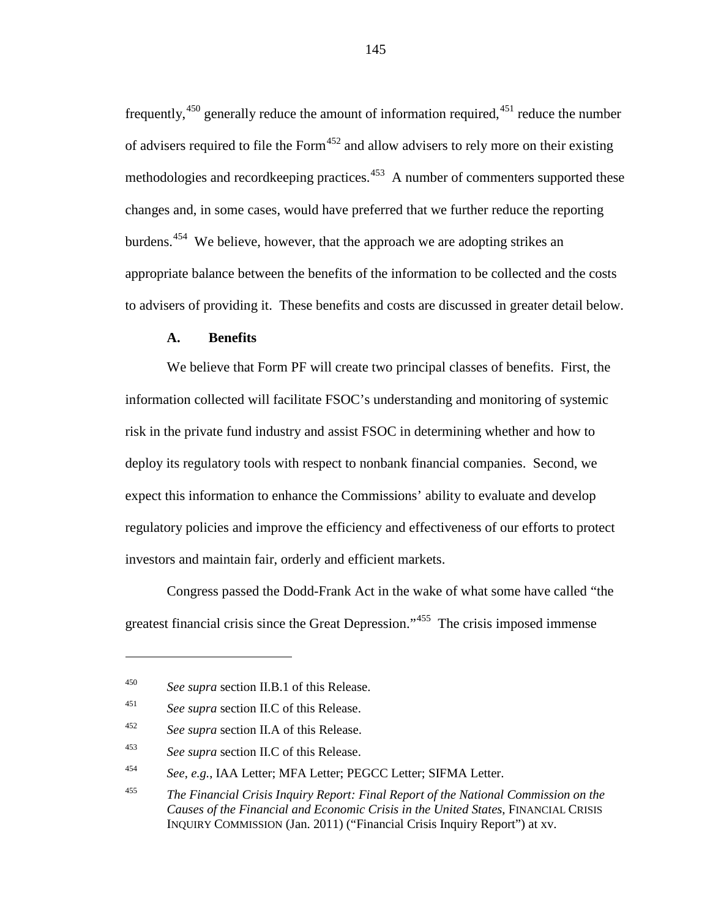frequently,[450] generally reduce the amount of information required,[451] reduce the number of advisers required to file the Form[452] and allow advisers to rely more on their existing methodologies and recordkeeping practices.[453] A number of commenters supported these changes and, in some cases, would have preferred that we further reduce the reporting burdens.[454] We believe, however, that the approach we are adopting strikes an appropriate balance between the benefits of the information to be collected and the costs to advisers of providing it. These benefits and costs are discussed in greater detail below.

### A. Benefits

We believe that Form PF will create two principal classes of benefits. First, the information collected will facilitate FSOC's understanding and monitoring of systemic risk in the private fund industry and assist FSOC in determining whether and how to deploy its regulatory tools with respect to nonbank financial companies. Second, we expect this information to enhance the Commissions' ability to evaluate and develop regulatory policies and improve the efficiency and effectiveness of our efforts to protect investors and maintain fair, orderly and efficient markets.

Congress passed the Dodd-Frank Act in the wake of what some have called "the greatest financial crisis since the Great Depression."[455] The crisis imposed immense

---

[450] *See supra* section II.B.1 of this Release.

[451] *See supra* section II.C of this Release.

[452] *See supra* section II.A of this Release.

[453] *See supra* section II.C of this Release.

[454] *See, e.g.*, IAA Letter; MFA Letter; PEGCC Letter; SIFMA Letter.

[455] *The Financial Crisis Inquiry Report: Final Report of the National Commission on the Causes of the Financial and Economic Crisis in the United States*, FINANCIAL CRISIS INQUIRY COMMISSION (Jan. 2011) ("Financial Crisis Inquiry Report") at xv.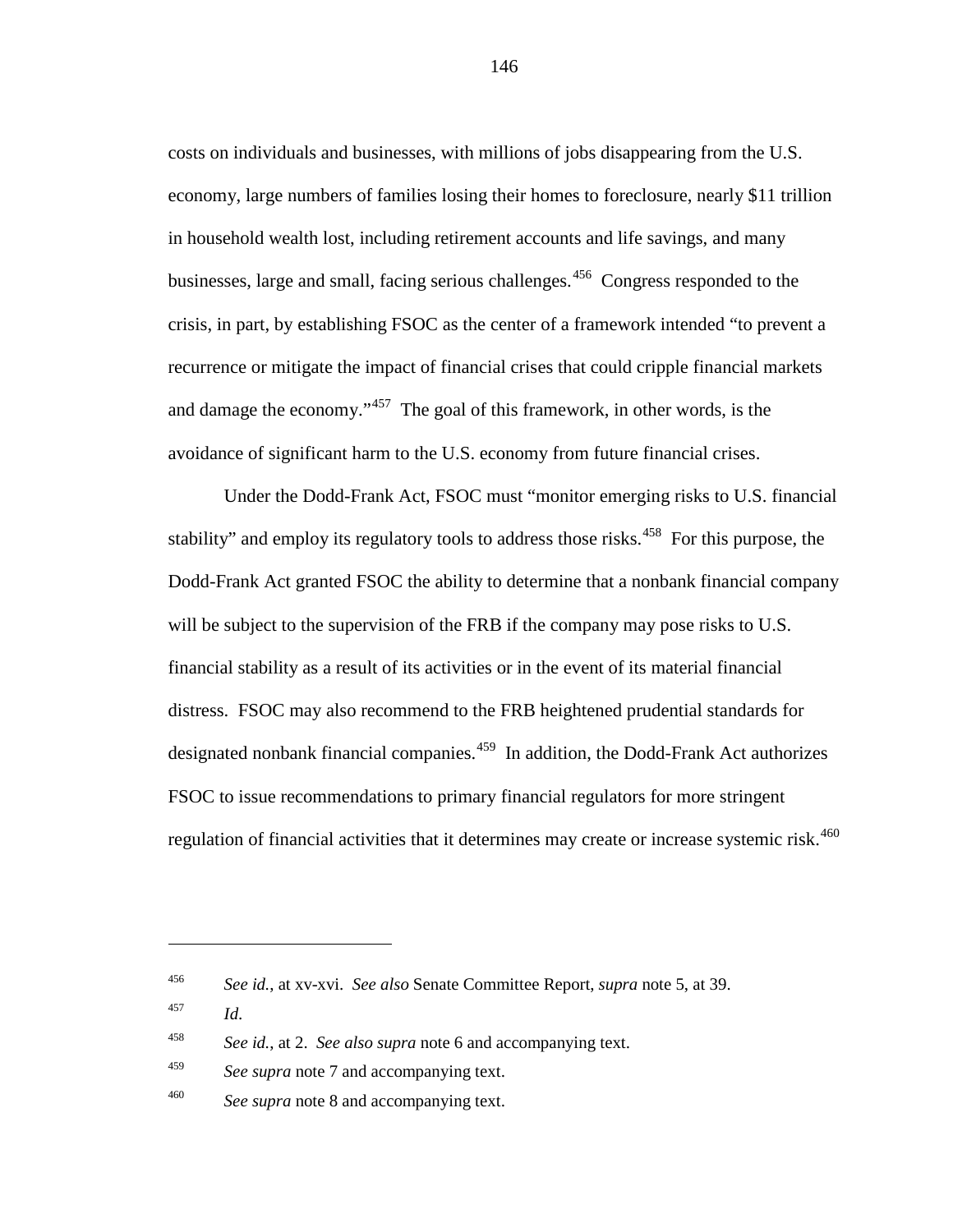costs on individuals and businesses, with millions of jobs disappearing from the U.S. economy, large numbers of families losing their homes to foreclosure, nearly $11 trillion in household wealth lost, including retirement accounts and life savings, and many businesses, large and small, facing serious challenges.[456] Congress responded to the crisis, in part, by establishing FSOC as the center of a framework intended "to prevent a recurrence or mitigate the impact of financial crises that could cripple financial markets and damage the economy."[457] The goal of this framework, in other words, is the avoidance of significant harm to the U.S. economy from future financial crises.

Under the Dodd-Frank Act, FSOC must "monitor emerging risks to U.S. financial stability" and employ its regulatory tools to address those risks.[458] For this purpose, the Dodd-Frank Act granted FSOC the ability to determine that a nonbank financial company will be subject to the supervision of the FRB if the company may pose risks to U.S. financial stability as a result of its activities or in the event of its material financial distress. FSOC may also recommend to the FRB heightened prudential standards for designated nonbank financial companies.[459] In addition, the Dodd-Frank Act authorizes FSOC to issue recommendations to primary financial regulators for more stringent regulation of financial activities that it determines may create or increase systemic risk.[460]

---

[456] *See id.*, at xv-xvi. *See also* Senate Committee Report, *supra* note 5, at 39.

[457] *Id.*

[458] *See id.*, at 2. *See also supra* note 6 and accompanying text.

[459] *See supra* note 7 and accompanying text.

[460] *See supra* note 8 and accompanying text.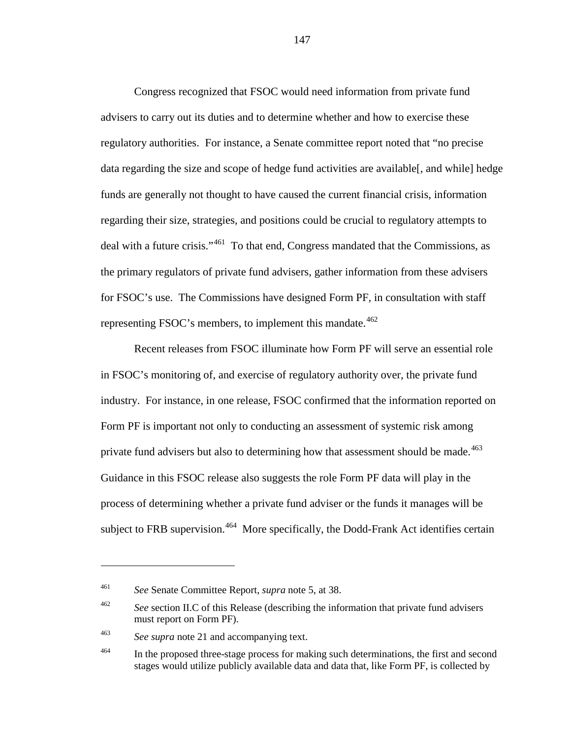Congress recognized that FSOC would need information from private fund advisers to carry out its duties and to determine whether and how to exercise these regulatory authorities. For instance, a Senate committee report noted that "no precise data regarding the size and scope of hedge fund activities are available[, and while] hedge funds are generally not thought to have caused the current financial crisis, information regarding their size, strategies, and positions could be crucial to regulatory attempts to deal with a future crisis."[461] To that end, Congress mandated that the Commissions, as the primary regulators of private fund advisers, gather information from these advisers for FSOC's use. The Commissions have designed Form PF, in consultation with staff representing FSOC's members, to implement this mandate.[462]

Recent releases from FSOC illuminate how Form PF will serve an essential role in FSOC's monitoring of, and exercise of regulatory authority over, the private fund industry. For instance, in one release, FSOC confirmed that the information reported on Form PF is important not only to conducting an assessment of systemic risk among private fund advisers but also to determining how that assessment should be made.[463] Guidance in this FSOC release also suggests the role Form PF data will play in the process of determining whether a private fund adviser or the funds it manages will be subject to FRB supervision.[464] More specifically, the Dodd-Frank Act identifies certain

---

[461] *See* Senate Committee Report, *supra* note 5, at 38.

[462] *See* section II.C of this Release (describing the information that private fund advisers must report on Form PF).

[463] *See supra* note 21 and accompanying text.

[464] In the proposed three-stage process for making such determinations, the first and second stages would utilize publicly available data and data that, like Form PF, is collected by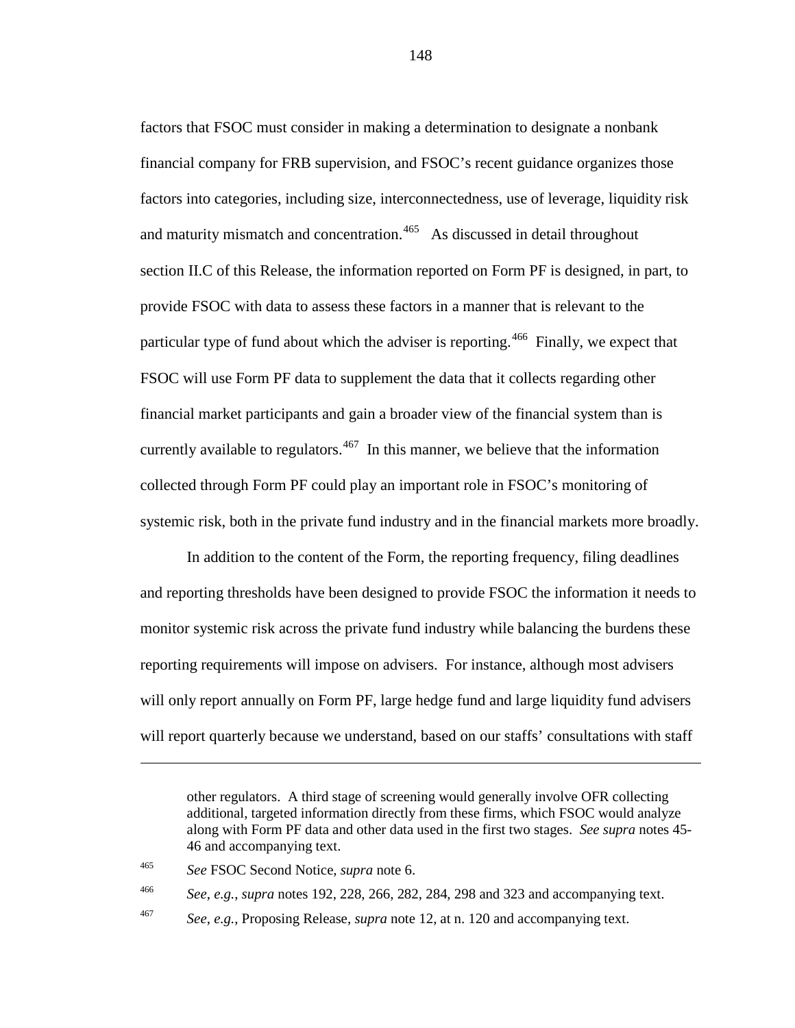factors that FSOC must consider in making a determination to designate a nonbank financial company for FRB supervision, and FSOC's recent guidance organizes those factors into categories, including size, interconnectedness, use of leverage, liquidity risk and maturity mismatch and concentration.[465] As discussed in detail throughout section II.C of this Release, the information reported on Form PF is designed, in part, to provide FSOC with data to assess these factors in a manner that is relevant to the particular type of fund about which the adviser is reporting.[466] Finally, we expect that FSOC will use Form PF data to supplement the data that it collects regarding other financial market participants and gain a broader view of the financial system than is currently available to regulators.[467] In this manner, we believe that the information collected through Form PF could play an important role in FSOC's monitoring of systemic risk, both in the private fund industry and in the financial markets more broadly.

In addition to the content of the Form, the reporting frequency, filing deadlines and reporting thresholds have been designed to provide FSOC the information it needs to monitor systemic risk across the private fund industry while balancing the burdens these reporting requirements will impose on advisers. For instance, although most advisers will only report annually on Form PF, large hedge fund and large liquidity fund advisers will report quarterly because we understand, based on our staffs' consultations with staff

---

other regulators. A third stage of screening would generally involve OFR collecting additional, targeted information directly from these firms, which FSOC would analyze along with Form PF data and other data used in the first two stages. *See supra* notes 45-46 and accompanying text.

[465] *See* FSOC Second Notice, *supra* note 6.

[466] *See*, *e.g.*, *supra* notes 192, 228, 266, 282, 284, 298 and 323 and accompanying text.

[467] *See*, *e.g.*, Proposing Release, *supra* note 12, at n. 120 and accompanying text.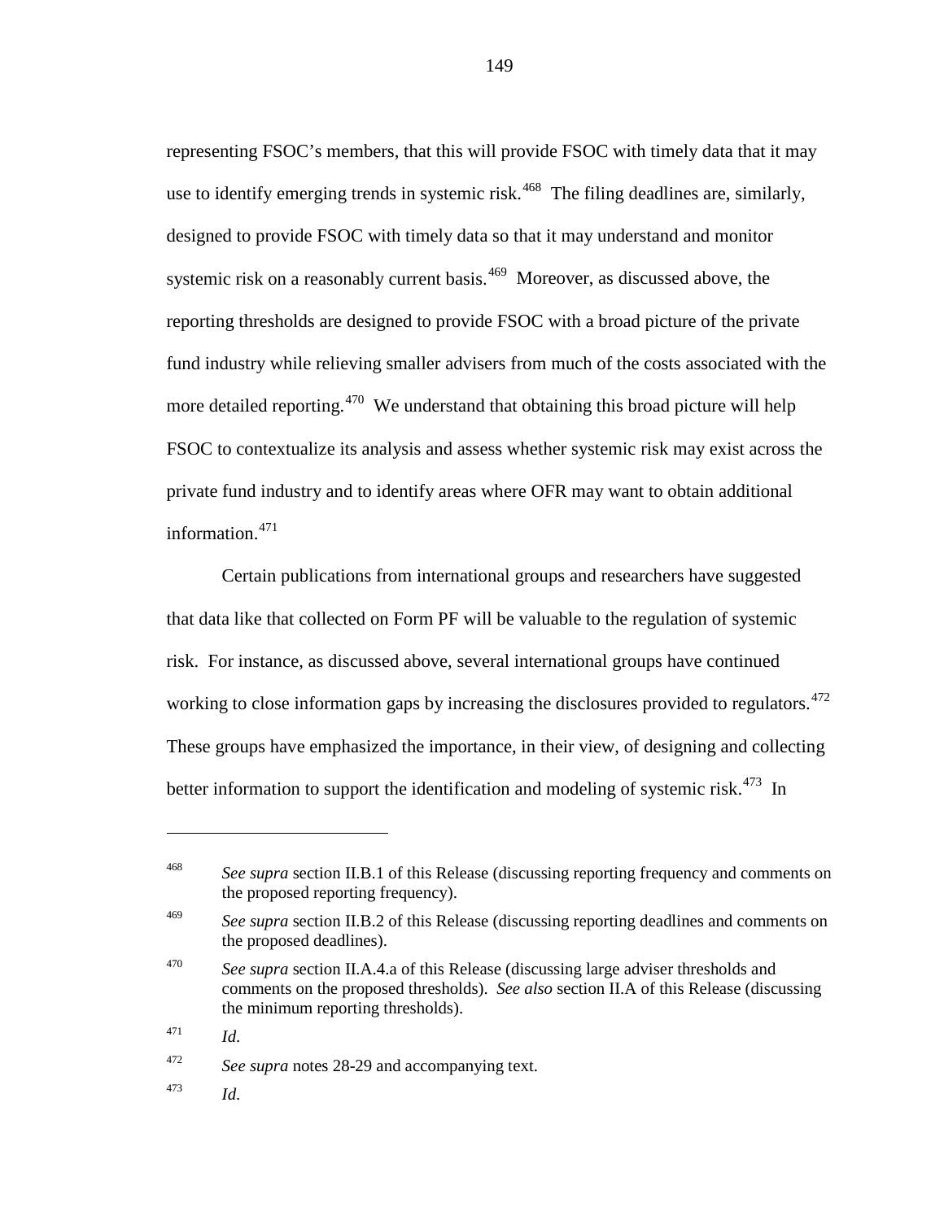representing FSOC's members, that this will provide FSOC with timely data that it may use to identify emerging trends in systemic risk.[468] The filing deadlines are, similarly, designed to provide FSOC with timely data so that it may understand and monitor systemic risk on a reasonably current basis.[469] Moreover, as discussed above, the reporting thresholds are designed to provide FSOC with a broad picture of the private fund industry while relieving smaller advisers from much of the costs associated with the more detailed reporting.[470] We understand that obtaining this broad picture will help FSOC to contextualize its analysis and assess whether systemic risk may exist across the private fund industry and to identify areas where OFR may want to obtain additional information.[471]

Certain publications from international groups and researchers have suggested that data like that collected on Form PF will be valuable to the regulation of systemic risk. For instance, as discussed above, several international groups have continued working to close information gaps by increasing the disclosures provided to regulators.[472] These groups have emphasized the importance, in their view, of designing and collecting better information to support the identification and modeling of systemic risk.[473] In

---

[468] *See supra* section II.B.1 of this Release (discussing reporting frequency and comments on the proposed reporting frequency).

[469] *See supra* section II.B.2 of this Release (discussing reporting deadlines and comments on the proposed deadlines).

[470] *See supra* section II.A.4.a of this Release (discussing large adviser thresholds and comments on the proposed thresholds). *See also* section II.A of this Release (discussing the minimum reporting thresholds).

[471] *Id.*

[472] *See supra* notes 28-29 and accompanying text.

[473] *Id.*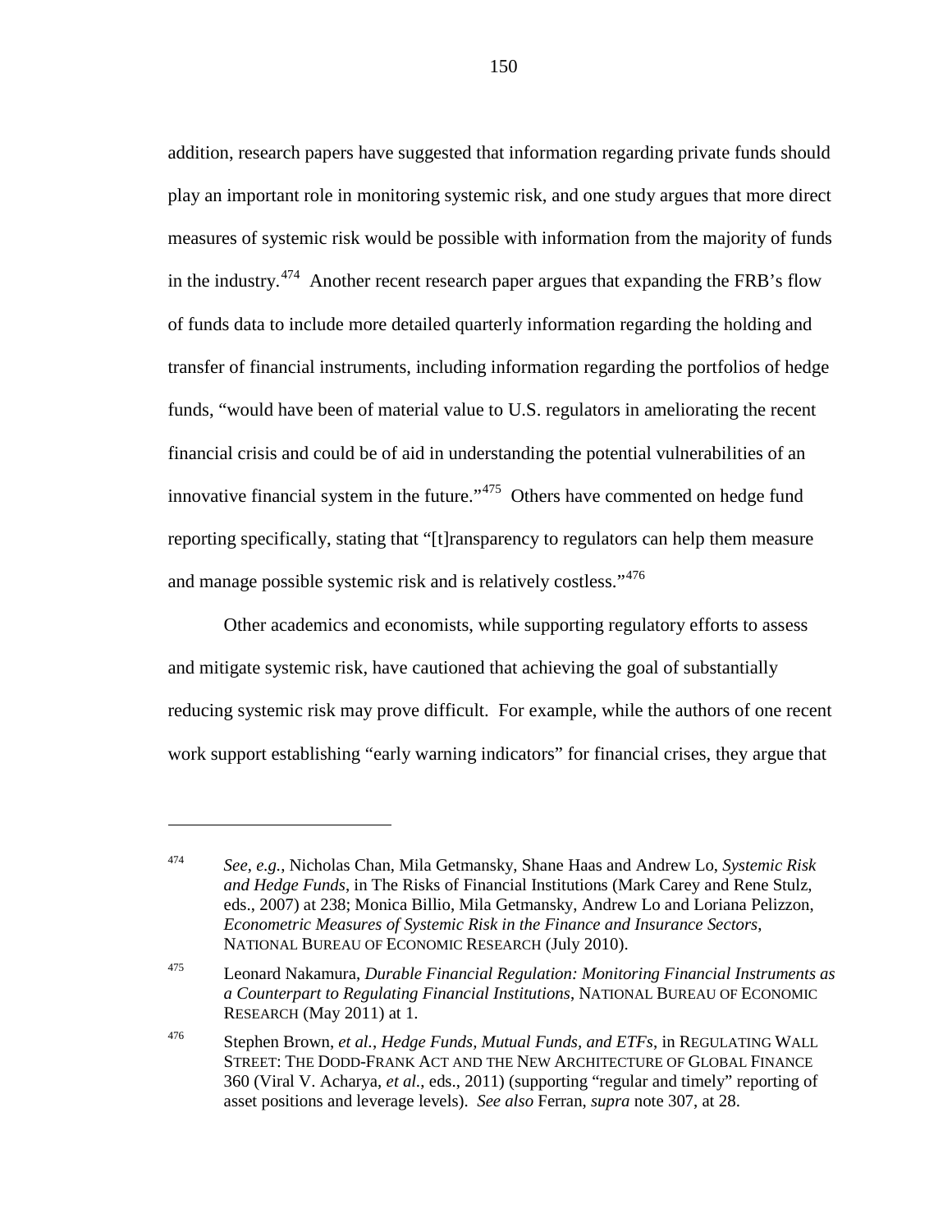addition, research papers have suggested that information regarding private funds should play an important role in monitoring systemic risk, and one study argues that more direct measures of systemic risk would be possible with information from the majority of funds in the industry.[474] Another recent research paper argues that expanding the FRB's flow of funds data to include more detailed quarterly information regarding the holding and transfer of financial instruments, including information regarding the portfolios of hedge funds, "would have been of material value to U.S. regulators in ameliorating the recent financial crisis and could be of aid in understanding the potential vulnerabilities of an innovative financial system in the future."[475] Others have commented on hedge fund reporting specifically, stating that "[t]ransparency to regulators can help them measure and manage possible systemic risk and is relatively costless."[476]

Other academics and economists, while supporting regulatory efforts to assess and mitigate systemic risk, have cautioned that achieving the goal of substantially reducing systemic risk may prove difficult. For example, while the authors of one recent work support establishing "early warning indicators" for financial crises, they argue that

---

[474] *See*, *e.g.*, Nicholas Chan, Mila Getmansky, Shane Haas and Andrew Lo, *Systemic Risk and Hedge Funds*, in The Risks of Financial Institutions (Mark Carey and Rene Stulz, eds., 2007) at 238; Monica Billio, Mila Getmansky, Andrew Lo and Loriana Pelizzon, *Econometric Measures of Systemic Risk in the Finance and Insurance Sectors*, NATIONAL BUREAU OF ECONOMIC RESEARCH (July 2010).

[475] Leonard Nakamura, *Durable Financial Regulation: Monitoring Financial Instruments as a Counterpart to Regulating Financial Institutions*, NATIONAL BUREAU OF ECONOMIC RESEARCH (May 2011) at 1.

[476] Stephen Brown, *et al.*, *Hedge Funds, Mutual Funds, and ETFs*, in REGULATING WALL STREET: THE DODD-FRANK ACT AND THE NEW ARCHITECTURE OF GLOBAL FINANCE 360 (Viral V. Acharya, *et al.*, eds., 2011) (supporting "regular and timely" reporting of asset positions and leverage levels). *See also* Ferran, *supra* note 307, at 28.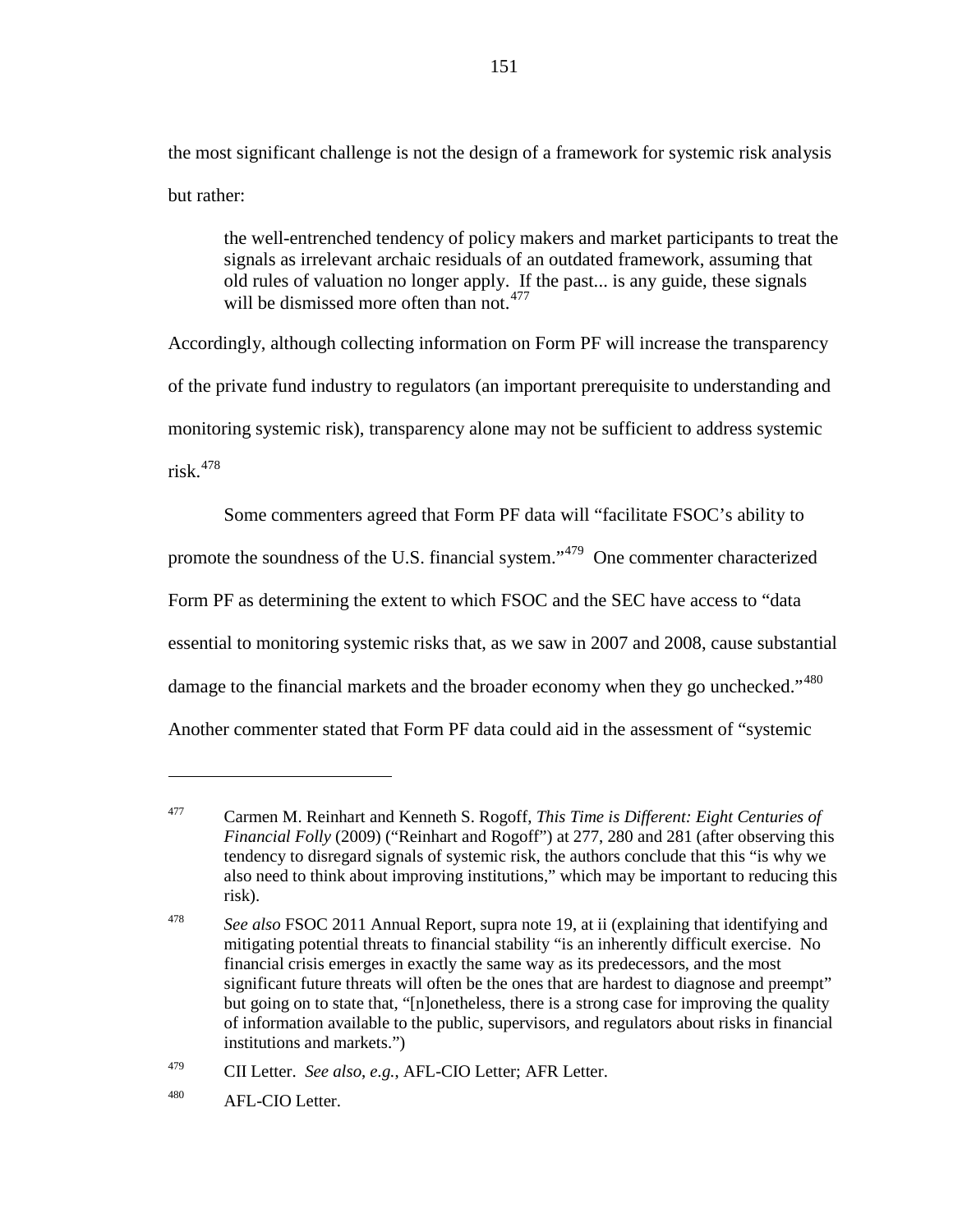the most significant challenge is not the design of a framework for systemic risk analysis but rather:

> the well-entrenched tendency of policy makers and market participants to treat the signals as irrelevant archaic residuals of an outdated framework, assuming that old rules of valuation no longer apply. If the past... is any guide, these signals will be dismissed more often than not.[477]

Accordingly, although collecting information on Form PF will increase the transparency of the private fund industry to regulators (an important prerequisite to understanding and monitoring systemic risk), transparency alone may not be sufficient to address systemic risk.[478]

Some commenters agreed that Form PF data will "facilitate FSOC's ability to promote the soundness of the U.S. financial system."[479] One commenter characterized Form PF as determining the extent to which FSOC and the SEC have access to "data essential to monitoring systemic risks that, as we saw in 2007 and 2008, cause substantial damage to the financial markets and the broader economy when they go unchecked."[480] Another commenter stated that Form PF data could aid in the assessment of "systemic

---

[477] Carmen M. Reinhart and Kenneth S. Rogoff, *This Time is Different: Eight Centuries of Financial Folly* (2009) ("Reinhart and Rogoff") at 277, 280 and 281 (after observing this tendency to disregard signals of systemic risk, the authors conclude that this "is why we also need to think about improving institutions," which may be important to reducing this risk).

[478] *See also* FSOC 2011 Annual Report, supra note 19, at ii (explaining that identifying and mitigating potential threats to financial stability "is an inherently difficult exercise. No financial crisis emerges in exactly the same way as its predecessors, and the most significant future threats will often be the ones that are hardest to diagnose and preempt" but going on to state that, "[n]onetheless, there is a strong case for improving the quality of information available to the public, supervisors, and regulators about risks in financial institutions and markets.")

[479] CII Letter. *See also*, *e.g.*, AFL-CIO Letter; AFR Letter.

[480] AFL-CIO Letter.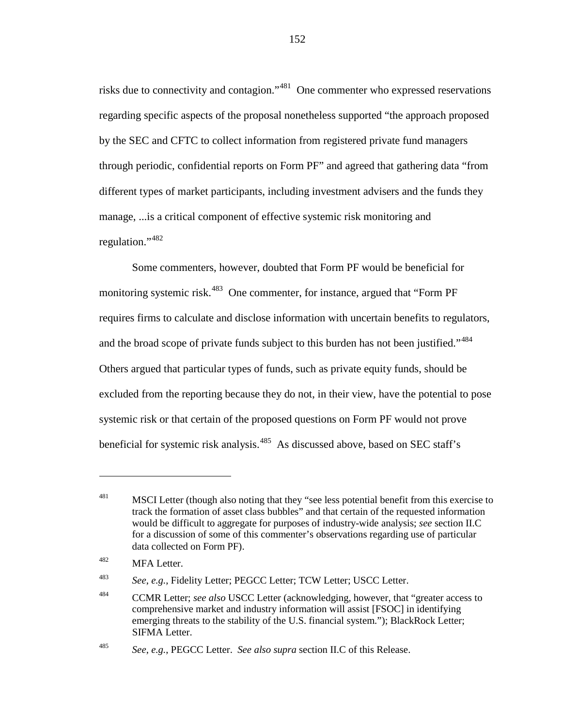risks due to connectivity and contagion."[481] One commenter who expressed reservations regarding specific aspects of the proposal nonetheless supported "the approach proposed by the SEC and CFTC to collect information from registered private fund managers through periodic, confidential reports on Form PF" and agreed that gathering data "from different types of market participants, including investment advisers and the funds they manage, ...is a critical component of effective systemic risk monitoring and regulation."[482]

Some commenters, however, doubted that Form PF would be beneficial for monitoring systemic risk.[483] One commenter, for instance, argued that "Form PF requires firms to calculate and disclose information with uncertain benefits to regulators, and the broad scope of private funds subject to this burden has not been justified."[484] Others argued that particular types of funds, such as private equity funds, should be excluded from the reporting because they do not, in their view, have the potential to pose systemic risk or that certain of the proposed questions on Form PF would not prove beneficial for systemic risk analysis.[485] As discussed above, based on SEC staff's

---

[481] MSCI Letter (though also noting that they "see less potential benefit from this exercise to track the formation of asset class bubbles" and that certain of the requested information would be difficult to aggregate for purposes of industry-wide analysis; *see* section II.C for a discussion of some of this commenter's observations regarding use of particular data collected on Form PF).

[482] MFA Letter.

[483] *See*, *e.g.*, Fidelity Letter; PEGCC Letter; TCW Letter; USCC Letter.

[484] CCMR Letter; *see also* USCC Letter (acknowledging, however, that "greater access to comprehensive market and industry information will assist [FSOC] in identifying emerging threats to the stability of the U.S. financial system."); BlackRock Letter; SIFMA Letter.

[485] *See*, *e.g.*, PEGCC Letter. *See also supra* section II.C of this Release.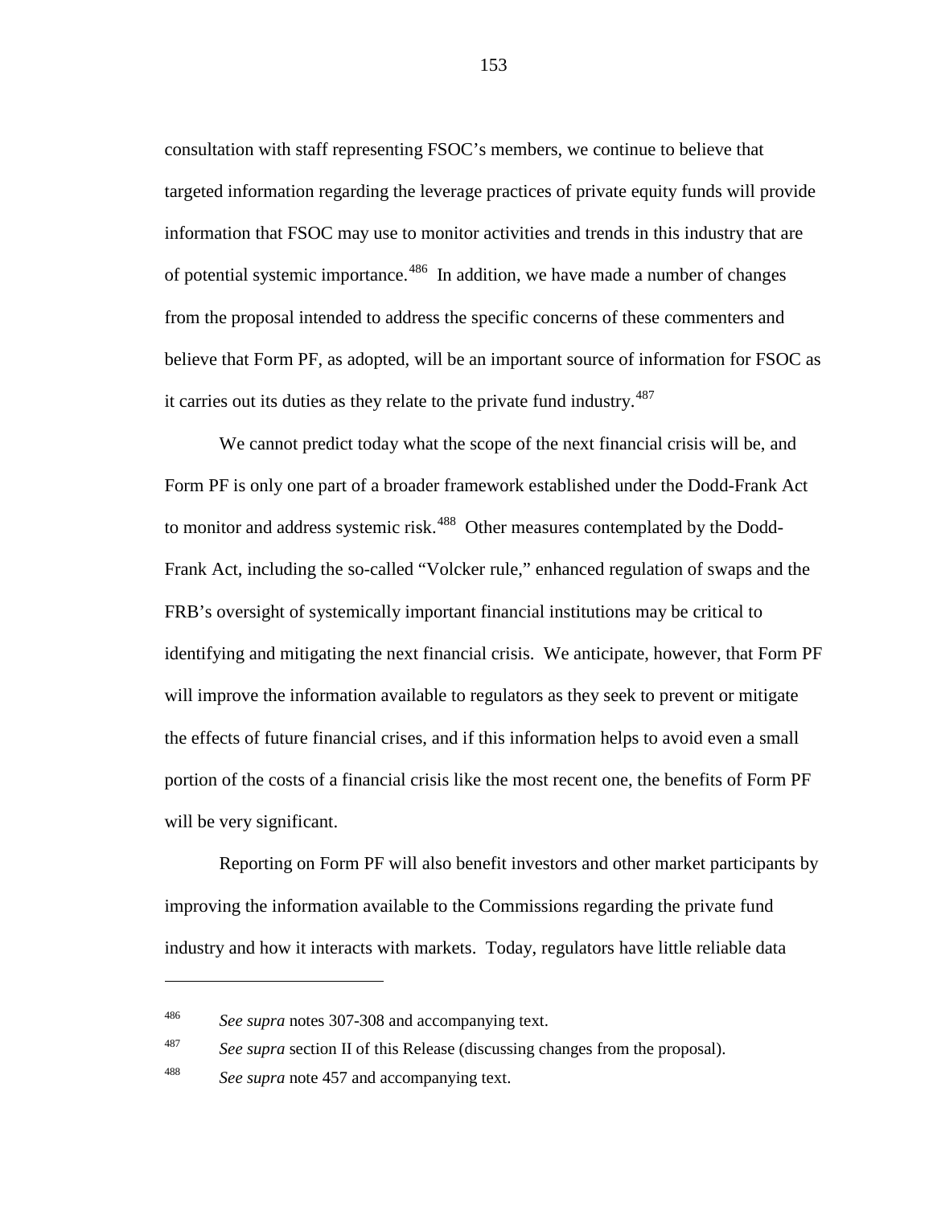consultation with staff representing FSOC's members, we continue to believe that targeted information regarding the leverage practices of private equity funds will provide information that FSOC may use to monitor activities and trends in this industry that are of potential systemic importance.[486] In addition, we have made a number of changes from the proposal intended to address the specific concerns of these commenters and believe that Form PF, as adopted, will be an important source of information for FSOC as it carries out its duties as they relate to the private fund industry.[487]

We cannot predict today what the scope of the next financial crisis will be, and Form PF is only one part of a broader framework established under the Dodd-Frank Act to monitor and address systemic risk.[488] Other measures contemplated by the Dodd-Frank Act, including the so-called "Volcker rule," enhanced regulation of swaps and the FRB's oversight of systemically important financial institutions may be critical to identifying and mitigating the next financial crisis. We anticipate, however, that Form PF will improve the information available to regulators as they seek to prevent or mitigate the effects of future financial crises, and if this information helps to avoid even a small portion of the costs of a financial crisis like the most recent one, the benefits of Form PF will be very significant.

Reporting on Form PF will also benefit investors and other market participants by improving the information available to the Commissions regarding the private fund industry and how it interacts with markets. Today, regulators have little reliable data

---

[486] *See supra* notes 307-308 and accompanying text.

[487] *See supra* section II of this Release (discussing changes from the proposal).

[488] *See supra* note 457 and accompanying text.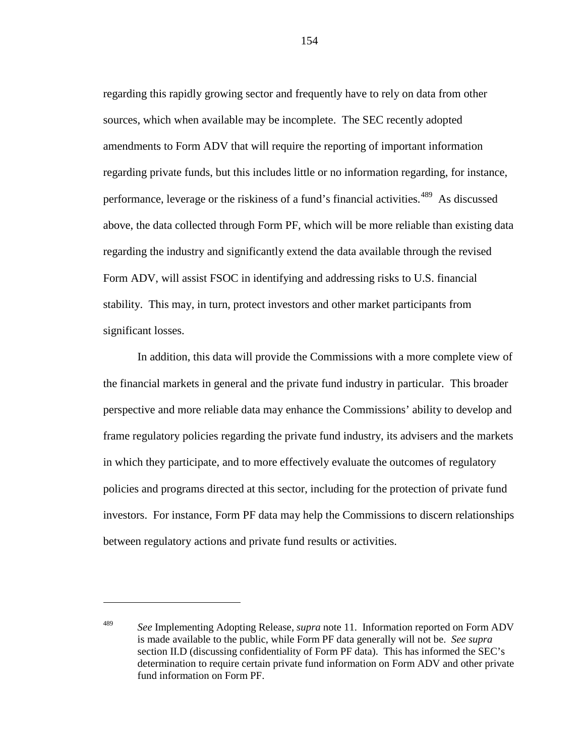regarding this rapidly growing sector and frequently have to rely on data from other sources, which when available may be incomplete. The SEC recently adopted amendments to Form ADV that will require the reporting of important information regarding private funds, but this includes little or no information regarding, for instance, performance, leverage or the riskiness of a fund's financial activities.[489] As discussed above, the data collected through Form PF, which will be more reliable than existing data regarding the industry and significantly extend the data available through the revised Form ADV, will assist FSOC in identifying and addressing risks to U.S. financial stability. This may, in turn, protect investors and other market participants from significant losses.

In addition, this data will provide the Commissions with a more complete view of the financial markets in general and the private fund industry in particular. This broader perspective and more reliable data may enhance the Commissions' ability to develop and frame regulatory policies regarding the private fund industry, its advisers and the markets in which they participate, and to more effectively evaluate the outcomes of regulatory policies and programs directed at this sector, including for the protection of private fund investors. For instance, Form PF data may help the Commissions to discern relationships between regulatory actions and private fund results or activities.

---

[489] *See* Implementing Adopting Release, *supra* note 11. Information reported on Form ADV is made available to the public, while Form PF data generally will not be. *See supra* section II.D (discussing confidentiality of Form PF data). This has informed the SEC's determination to require certain private fund information on Form ADV and other private fund information on Form PF.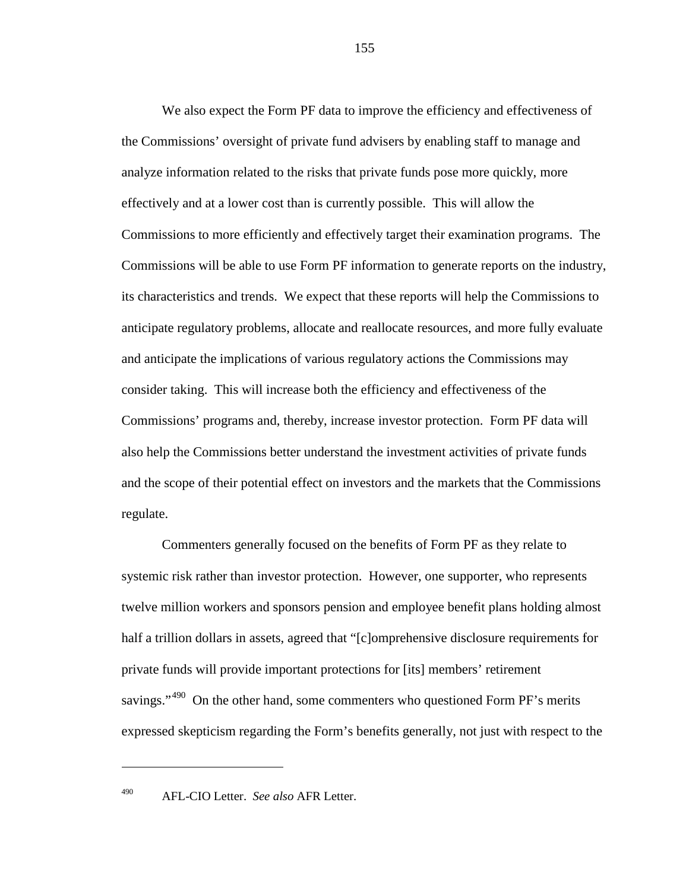We also expect the Form PF data to improve the efficiency and effectiveness of the Commissions' oversight of private fund advisers by enabling staff to manage and analyze information related to the risks that private funds pose more quickly, more effectively and at a lower cost than is currently possible. This will allow the Commissions to more efficiently and effectively target their examination programs. The Commissions will be able to use Form PF information to generate reports on the industry, its characteristics and trends. We expect that these reports will help the Commissions to anticipate regulatory problems, allocate and reallocate resources, and more fully evaluate and anticipate the implications of various regulatory actions the Commissions may consider taking. This will increase both the efficiency and effectiveness of the Commissions' programs and, thereby, increase investor protection. Form PF data will also help the Commissions better understand the investment activities of private funds and the scope of their potential effect on investors and the markets that the Commissions regulate.

Commenters generally focused on the benefits of Form PF as they relate to systemic risk rather than investor protection. However, one supporter, who represents twelve million workers and sponsors pension and employee benefit plans holding almost half a trillion dollars in assets, agreed that "[c]omprehensive disclosure requirements for private funds will provide important protections for [its] members' retirement savings."[490] On the other hand, some commenters who questioned Form PF's merits expressed skepticism regarding the Form's benefits generally, not just with respect to the

---

[490] AFL-CIO Letter. *See also* AFR Letter.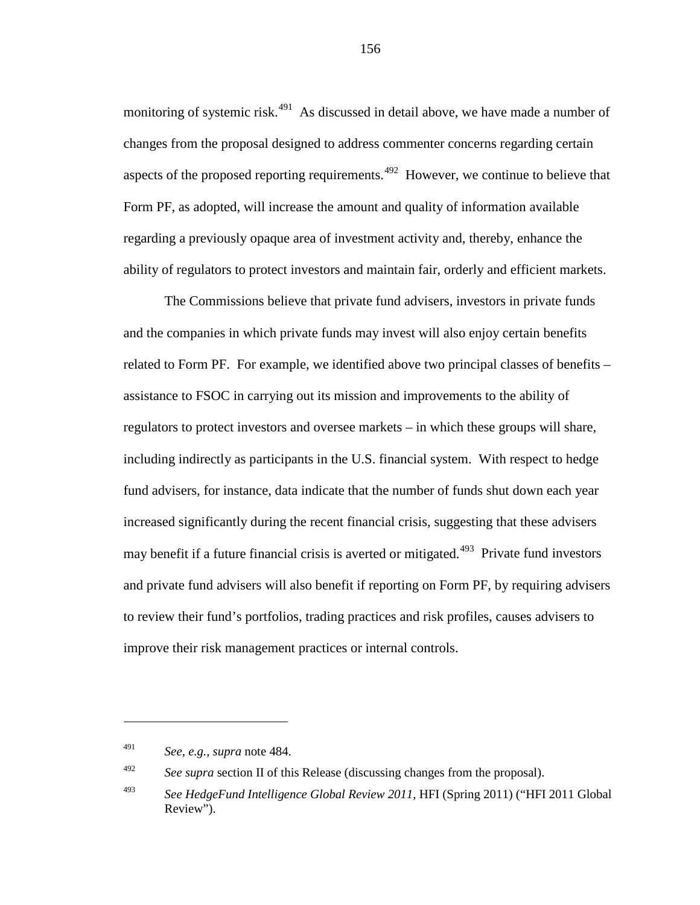monitoring of systemic risk.[491] As discussed in detail above, we have made a number of changes from the proposal designed to address commenter concerns regarding certain aspects of the proposed reporting requirements.[492] However, we continue to believe that Form PF, as adopted, will increase the amount and quality of information available regarding a previously opaque area of investment activity and, thereby, enhance the ability of regulators to protect investors and maintain fair, orderly and efficient markets.

The Commissions believe that private fund advisers, investors in private funds and the companies in which private funds may invest will also enjoy certain benefits related to Form PF. For example, we identified above two principal classes of benefits – assistance to FSOC in carrying out its mission and improvements to the ability of regulators to protect investors and oversee markets – in which these groups will share, including indirectly as participants in the U.S. financial system. With respect to hedge fund advisers, for instance, data indicate that the number of funds shut down each year increased significantly during the recent financial crisis, suggesting that these advisers may benefit if a future financial crisis is averted or mitigated.[493] Private fund investors and private fund advisers will also benefit if reporting on Form PF, by requiring advisers to review their fund's portfolios, trading practices and risk profiles, causes advisers to improve their risk management practices or internal controls.

---

[491] *See*, *e.g.*, *supra* note 484.

[492] *See supra* section II of this Release (discussing changes from the proposal).

[493] *See HedgeFund Intelligence Global Review 2011*, HFI (Spring 2011) ("HFI 2011 Global Review").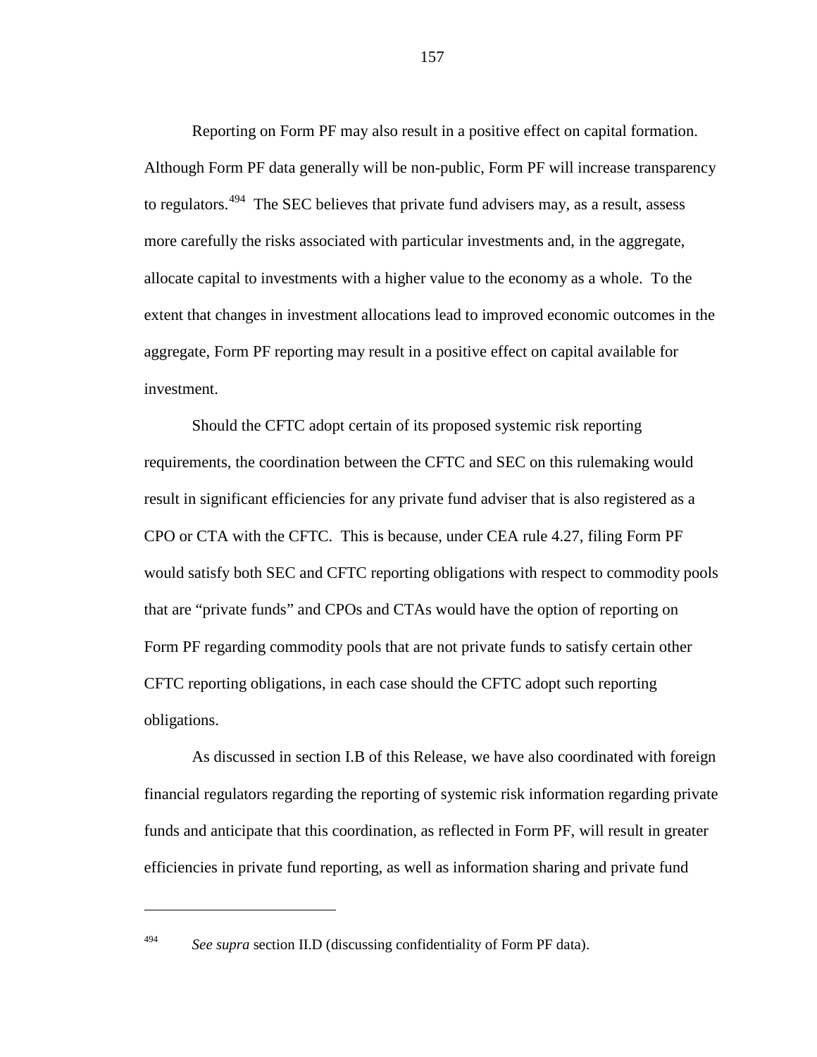Reporting on Form PF may also result in a positive effect on capital formation. Although Form PF data generally will be non-public, Form PF will increase transparency to regulators.[494] The SEC believes that private fund advisers may, as a result, assess more carefully the risks associated with particular investments and, in the aggregate, allocate capital to investments with a higher value to the economy as a whole. To the extent that changes in investment allocations lead to improved economic outcomes in the aggregate, Form PF reporting may result in a positive effect on capital available for investment.

Should the CFTC adopt certain of its proposed systemic risk reporting requirements, the coordination between the CFTC and SEC on this rulemaking would result in significant efficiencies for any private fund adviser that is also registered as a CPO or CTA with the CFTC. This is because, under CEA rule 4.27, filing Form PF would satisfy both SEC and CFTC reporting obligations with respect to commodity pools that are "private funds" and CPOs and CTAs would have the option of reporting on Form PF regarding commodity pools that are not private funds to satisfy certain other CFTC reporting obligations, in each case should the CFTC adopt such reporting obligations.

As discussed in section I.B of this Release, we have also coordinated with foreign financial regulators regarding the reporting of systemic risk information regarding private funds and anticipate that this coordination, as reflected in Form PF, will result in greater efficiencies in private fund reporting, as well as information sharing and private fund

---

[494] *See supra* section II.D (discussing confidentiality of Form PF data).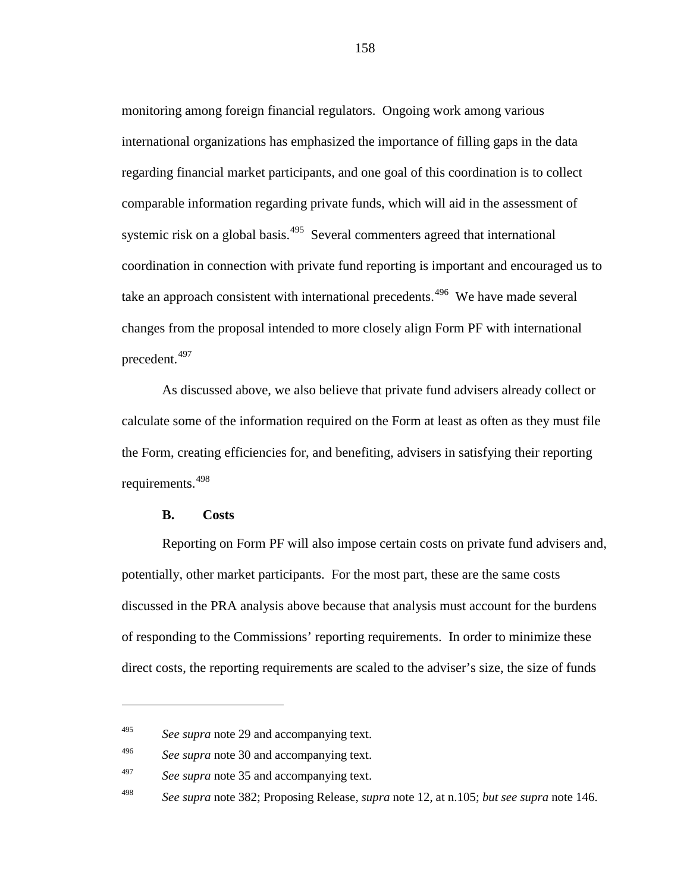monitoring among foreign financial regulators. Ongoing work among various international organizations has emphasized the importance of filling gaps in the data regarding financial market participants, and one goal of this coordination is to collect comparable information regarding private funds, which will aid in the assessment of systemic risk on a global basis.[495] Several commenters agreed that international coordination in connection with private fund reporting is important and encouraged us to take an approach consistent with international precedents.[496] We have made several changes from the proposal intended to more closely align Form PF with international precedent.[497]

As discussed above, we also believe that private fund advisers already collect or calculate some of the information required on the Form at least as often as they must file the Form, creating efficiencies for, and benefiting, advisers in satisfying their reporting requirements.[498]

### B. Costs

Reporting on Form PF will also impose certain costs on private fund advisers and, potentially, other market participants. For the most part, these are the same costs discussed in the PRA analysis above because that analysis must account for the burdens of responding to the Commissions' reporting requirements. In order to minimize these direct costs, the reporting requirements are scaled to the adviser's size, the size of funds

---

[495] *See supra* note 29 and accompanying text.

[496] *See supra* note 30 and accompanying text.

[497] *See supra* note 35 and accompanying text.

[498] *See supra* note 382; Proposing Release, *supra* note 12, at n.105; *but see supra* note 146.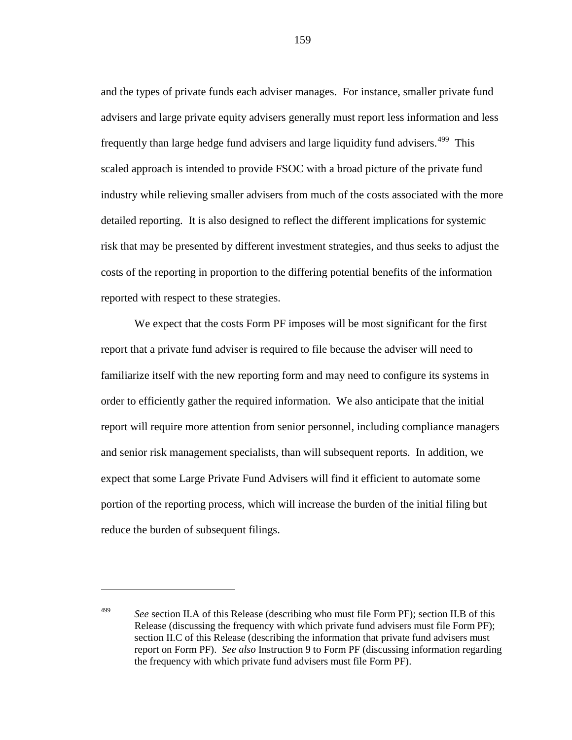and the types of private funds each adviser manages. For instance, smaller private fund advisers and large private equity advisers generally must report less information and less frequently than large hedge fund advisers and large liquidity fund advisers.[499] This scaled approach is intended to provide FSOC with a broad picture of the private fund industry while relieving smaller advisers from much of the costs associated with the more detailed reporting. It is also designed to reflect the different implications for systemic risk that may be presented by different investment strategies, and thus seeks to adjust the costs of the reporting in proportion to the differing potential benefits of the information reported with respect to these strategies.

We expect that the costs Form PF imposes will be most significant for the first report that a private fund adviser is required to file because the adviser will need to familiarize itself with the new reporting form and may need to configure its systems in order to efficiently gather the required information. We also anticipate that the initial report will require more attention from senior personnel, including compliance managers and senior risk management specialists, than will subsequent reports. In addition, we expect that some Large Private Fund Advisers will find it efficient to automate some portion of the reporting process, which will increase the burden of the initial filing but reduce the burden of subsequent filings.

---

[499] *See* section II.A of this Release (describing who must file Form PF); section II.B of this Release (discussing the frequency with which private fund advisers must file Form PF); section II.C of this Release (describing the information that private fund advisers must report on Form PF). *See also* Instruction 9 to Form PF (discussing information regarding the frequency with which private fund advisers must file Form PF).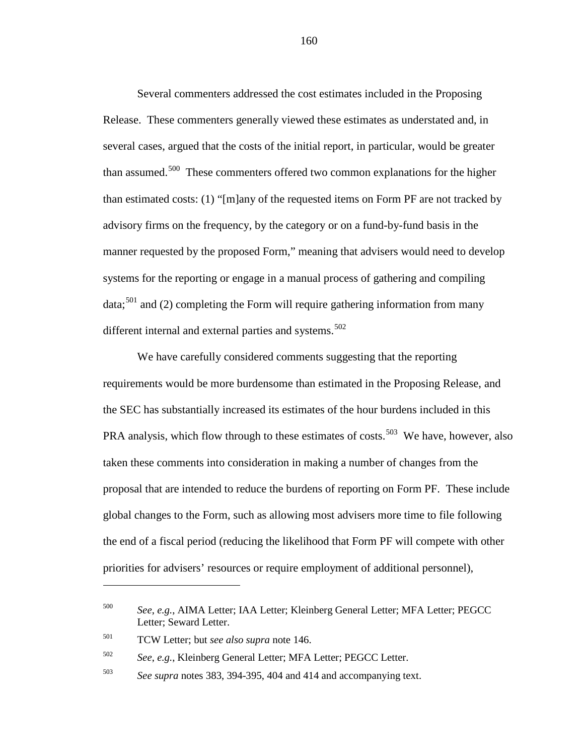Several commenters addressed the cost estimates included in the Proposing Release. These commenters generally viewed these estimates as understated and, in several cases, argued that the costs of the initial report, in particular, would be greater than assumed.[500] These commenters offered two common explanations for the higher than estimated costs: (1) "[m]any of the requested items on Form PF are not tracked by advisory firms on the frequency, by the category or on a fund-by-fund basis in the manner requested by the proposed Form," meaning that advisers would need to develop systems for the reporting or engage in a manual process of gathering and compiling data;[501] and (2) completing the Form will require gathering information from many different internal and external parties and systems.[502]

We have carefully considered comments suggesting that the reporting requirements would be more burdensome than estimated in the Proposing Release, and the SEC has substantially increased its estimates of the hour burdens included in this PRA analysis, which flow through to these estimates of costs.[503] We have, however, also taken these comments into consideration in making a number of changes from the proposal that are intended to reduce the burdens of reporting on Form PF. These include global changes to the Form, such as allowing most advisers more time to file following the end of a fiscal period (reducing the likelihood that Form PF will compete with other priorities for advisers' resources or require employment of additional personnel),

---

[500] *See, e.g.*, AIMA Letter; IAA Letter; Kleinberg General Letter; MFA Letter; PEGCC Letter; Seward Letter.

[501] TCW Letter; but *see also supra* note 146.

[502] *See, e.g.*, Kleinberg General Letter; MFA Letter; PEGCC Letter.

[503] *See supra* notes 383, 394-395, 404 and 414 and accompanying text.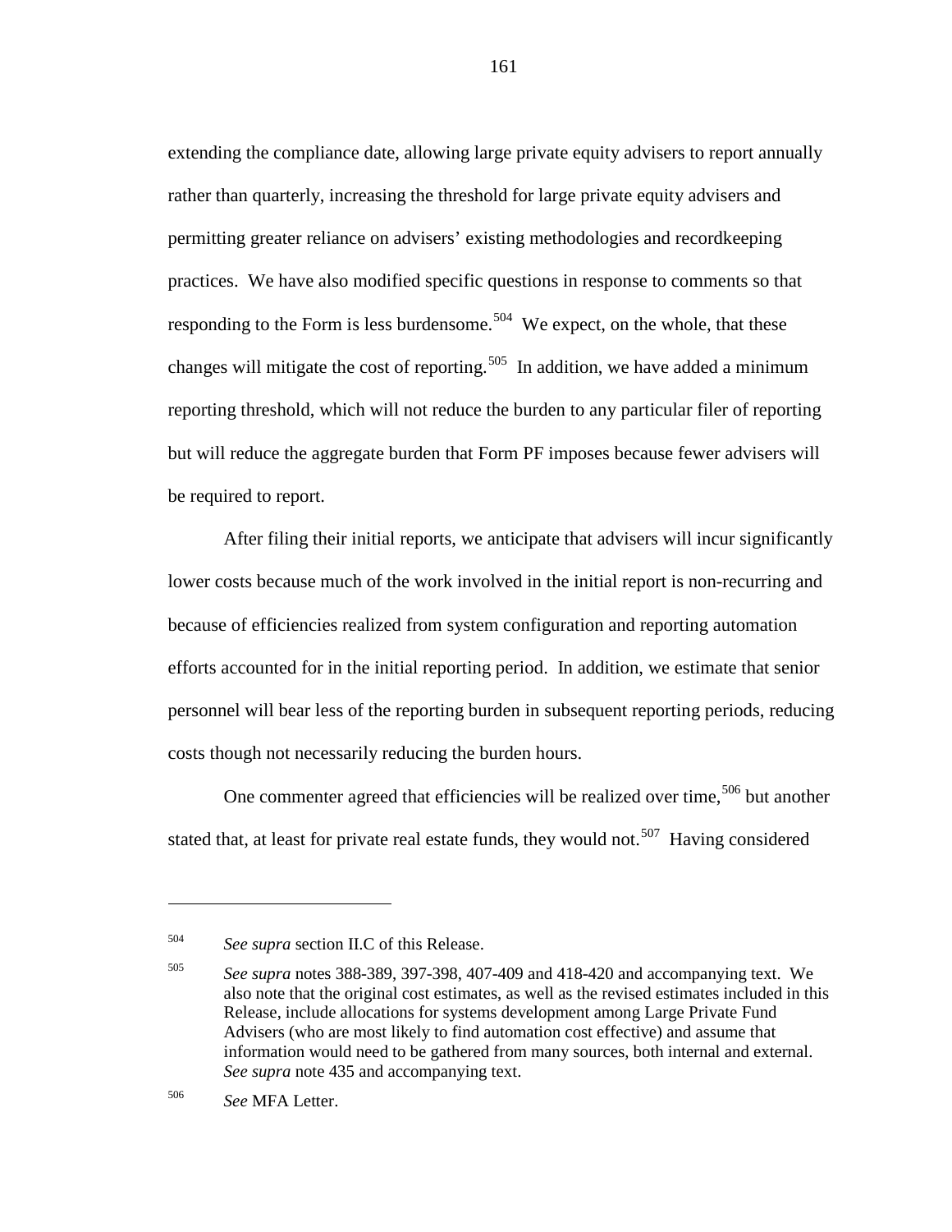extending the compliance date, allowing large private equity advisers to report annually rather than quarterly, increasing the threshold for large private equity advisers and permitting greater reliance on advisers' existing methodologies and recordkeeping practices. We have also modified specific questions in response to comments so that responding to the Form is less burdensome.[504] We expect, on the whole, that these changes will mitigate the cost of reporting.[505] In addition, we have added a minimum reporting threshold, which will not reduce the burden to any particular filer of reporting but will reduce the aggregate burden that Form PF imposes because fewer advisers will be required to report.

After filing their initial reports, we anticipate that advisers will incur significantly lower costs because much of the work involved in the initial report is non-recurring and because of efficiencies realized from system configuration and reporting automation efforts accounted for in the initial reporting period. In addition, we estimate that senior personnel will bear less of the reporting burden in subsequent reporting periods, reducing costs though not necessarily reducing the burden hours.

One commenter agreed that efficiencies will be realized over time,[506] but another stated that, at least for private real estate funds, they would not.[507] Having considered

---

[504] *See supra* section II.C of this Release.

[505] *See supra* notes 388-389, 397-398, 407-409 and 418-420 and accompanying text. We also note that the original cost estimates, as well as the revised estimates included in this Release, include allocations for systems development among Large Private Fund Advisers (who are most likely to find automation cost effective) and assume that information would need to be gathered from many sources, both internal and external. *See supra* note 435 and accompanying text.

[506] *See* MFA Letter.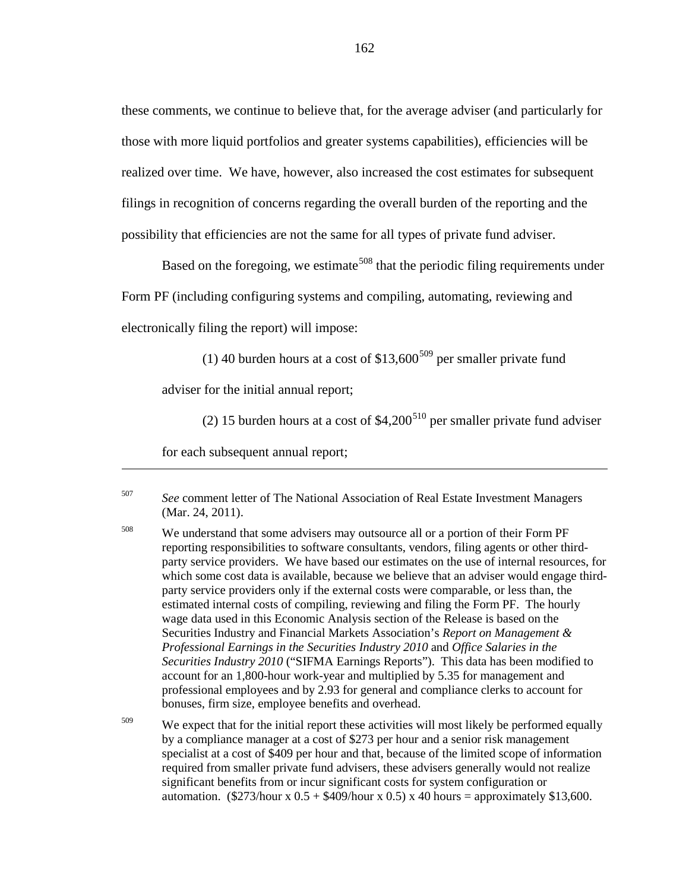these comments, we continue to believe that, for the average adviser (and particularly for those with more liquid portfolios and greater systems capabilities), efficiencies will be realized over time. We have, however, also increased the cost estimates for subsequent filings in recognition of concerns regarding the overall burden of the reporting and the possibility that efficiencies are not the same for all types of private fund adviser.

Based on the foregoing, we estimate[508] that the periodic filing requirements under Form PF (including configuring systems and compiling, automating, reviewing and electronically filing the report) will impose:

> (1) 40 burden hours at a cost of $13,600[509] per smaller private fund adviser for the initial annual report;
>
> (2) 15 burden hours at a cost of $4,200[510] per smaller private fund adviser for each subsequent annual report;

---

[507] *See* comment letter of The National Association of Real Estate Investment Managers (Mar. 24, 2011).

[508] We understand that some advisers may outsource all or a portion of their Form PF reporting responsibilities to software consultants, vendors, filing agents or other third-party service providers. We have based our estimates on the use of internal resources, for which some cost data is available, because we believe that an adviser would engage third-party service providers only if the external costs were comparable, or less than, the estimated internal costs of compiling, reviewing and filing the Form PF. The hourly wage data used in this Economic Analysis section of the Release is based on the Securities Industry and Financial Markets Association's *Report on Management & Professional Earnings in the Securities Industry 2010* and *Office Salaries in the Securities Industry 2010* ("SIFMA Earnings Reports"). This data has been modified to account for an 1,800-hour work-year and multiplied by 5.35 for management and professional employees and by 2.93 for general and compliance clerks to account for bonuses, firm size, employee benefits and overhead.

[509] We expect that for the initial report these activities will most likely be performed equally by a compliance manager at a cost of $273 per hour and a senior risk management specialist at a cost of $409 per hour and that, because of the limited scope of information required from smaller private fund advisers, these advisers generally would not realize significant benefits from or incur significant costs for system configuration or automation. ($273/hour x 0.5 + $409/hour x 0.5) x 40 hours = approximately $13,600.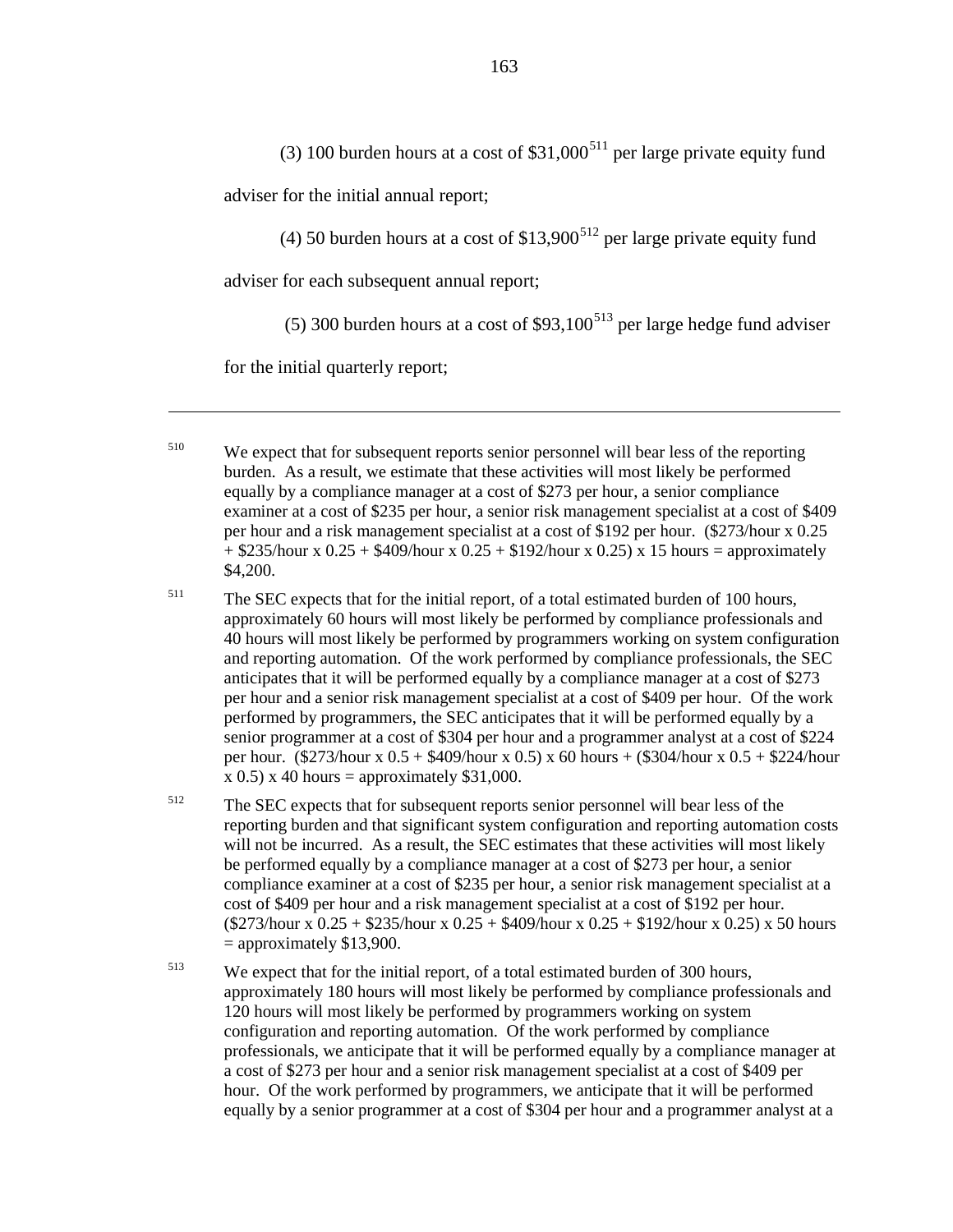(3) 100 burden hours at a cost of \$31,000[511] per large private equity fund adviser for the initial annual report;

(4) 50 burden hours at a cost of \$13,900[512] per large private equity fund adviser for each subsequent annual report;

(5) 300 burden hours at a cost of \$93,100[513] per large hedge fund adviser for the initial quarterly report;

---

[510] We expect that for subsequent reports senior personnel will bear less of the reporting burden. As a result, we estimate that these activities will most likely be performed equally by a compliance manager at a cost of \$273 per hour, a senior compliance examiner at a cost of \$235 per hour, a senior risk management specialist at a cost of \$409 per hour and a risk management specialist at a cost of \$192 per hour. (\$273/hour x 0.25 + \$235/hour x 0.25 + \$409/hour x 0.25 + \$192/hour x 0.25) x 15 hours = approximately \$4,200.

[511] The SEC expects that for the initial report, of a total estimated burden of 100 hours, approximately 60 hours will most likely be performed by compliance professionals and 40 hours will most likely be performed by programmers working on system configuration and reporting automation. Of the work performed by compliance professionals, the SEC anticipates that it will be performed equally by a compliance manager at a cost of \$273 per hour and a senior risk management specialist at a cost of \$409 per hour. Of the work performed by programmers, the SEC anticipates that it will be performed equally by a senior programmer at a cost of \$304 per hour and a programmer analyst at a cost of \$224 per hour. (\$273/hour x 0.5 + \$409/hour x 0.5) x 60 hours + (\$304/hour x 0.5 + \$224/hour x 0.5) x 40 hours = approximately \$31,000.

[512] The SEC expects that for subsequent reports senior personnel will bear less of the reporting burden and that significant system configuration and reporting automation costs will not be incurred. As a result, the SEC estimates that these activities will most likely be performed equally by a compliance manager at a cost of \$273 per hour, a senior compliance examiner at a cost of \$235 per hour, a senior risk management specialist at a cost of \$409 per hour and a risk management specialist at a cost of \$192 per hour. (\$273/hour x 0.25 + \$235/hour x 0.25 + \$409/hour x 0.25 + \$192/hour x 0.25) x 50 hours = approximately \$13,900.

[513] We expect that for the initial report, of a total estimated burden of 300 hours, approximately 180 hours will most likely be performed by compliance professionals and 120 hours will most likely be performed by programmers working on system configuration and reporting automation. Of the work performed by compliance professionals, we anticipate that it will be performed equally by a compliance manager at a cost of \$273 per hour and a senior risk management specialist at a cost of \$409 per hour. Of the work performed by programmers, we anticipate that it will be performed equally by a senior programmer at a cost of \$304 per hour and a programmer analyst at a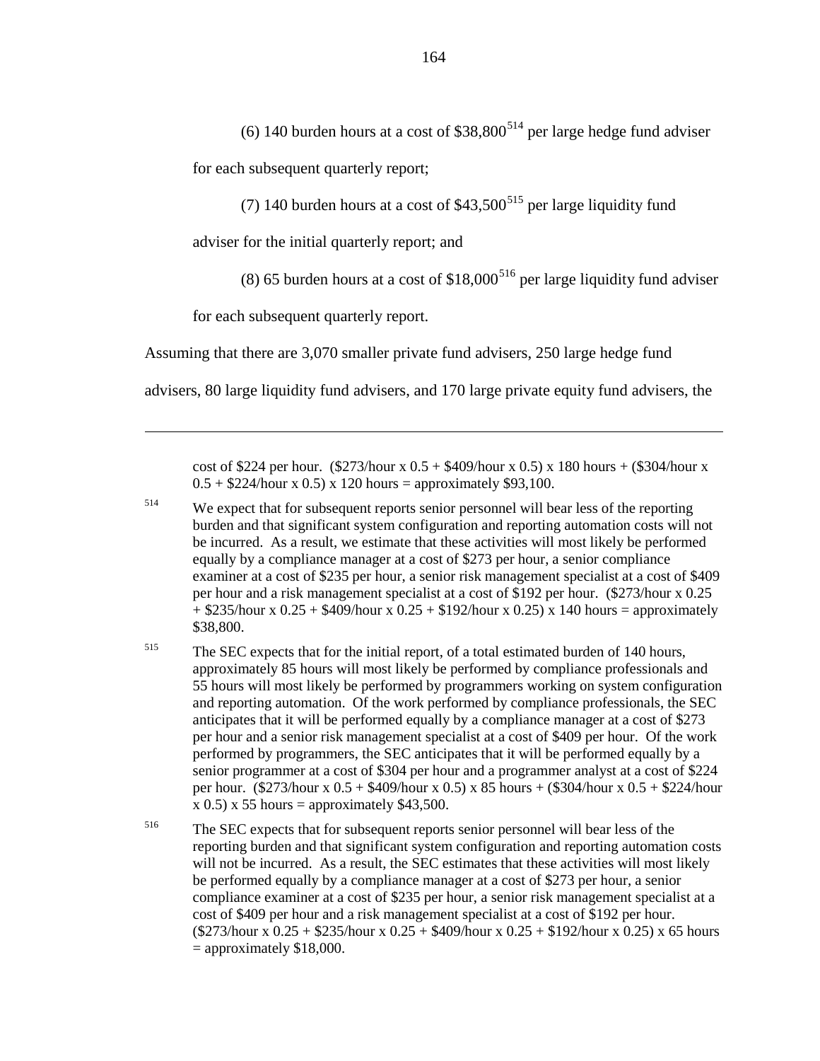(6) 140 burden hours at a cost of \$38,800[514] per large hedge fund adviser for each subsequent quarterly report;

(7) 140 burden hours at a cost of \$43,500[515] per large liquidity fund adviser for the initial quarterly report; and

(8) 65 burden hours at a cost of \$18,000[516] per large liquidity fund adviser for each subsequent quarterly report.

Assuming that there are 3,070 smaller private fund advisers, 250 large hedge fund advisers, 80 large liquidity fund advisers, and 170 large private equity fund advisers, the

---

cost of \$224 per hour. (\$273/hour x 0.5 + \$409/hour x 0.5) x 180 hours + (\$304/hour x 0.5 + \$224/hour x 0.5) x 120 hours = approximately \$93,100.

[514] We expect that for subsequent reports senior personnel will bear less of the reporting burden and that significant system configuration and reporting automation costs will not be incurred. As a result, we estimate that these activities will most likely be performed equally by a compliance manager at a cost of \$273 per hour, a senior compliance examiner at a cost of \$235 per hour, a senior risk management specialist at a cost of \$409 per hour and a risk management specialist at a cost of \$192 per hour. (\$273/hour x 0.25 + \$235/hour x 0.25 + \$409/hour x 0.25 + \$192/hour x 0.25) x 140 hours = approximately \$38,800.

[515] The SEC expects that for the initial report, of a total estimated burden of 140 hours, approximately 85 hours will most likely be performed by compliance professionals and 55 hours will most likely be performed by programmers working on system configuration and reporting automation. Of the work performed by compliance professionals, the SEC anticipates that it will be performed equally by a compliance manager at a cost of \$273 per hour and a senior risk management specialist at a cost of \$409 per hour. Of the work performed by programmers, the SEC anticipates that it will be performed equally by a senior programmer at a cost of \$304 per hour and a programmer analyst at a cost of \$224 per hour. (\$273/hour x 0.5 + \$409/hour x 0.5) x 85 hours + (\$304/hour x 0.5 + \$224/hour x 0.5) x 55 hours = approximately \$43,500.

[516] The SEC expects that for subsequent reports senior personnel will bear less of the reporting burden and that significant system configuration and reporting automation costs will not be incurred. As a result, the SEC estimates that these activities will most likely be performed equally by a compliance manager at a cost of \$273 per hour, a senior compliance examiner at a cost of \$235 per hour, a senior risk management specialist at a cost of \$409 per hour and a risk management specialist at a cost of \$192 per hour. (\$273/hour x 0.25 + \$235/hour x 0.25 + \$409/hour x 0.25 + \$192/hour x 0.25) x 65 hours = approximately \$18,000.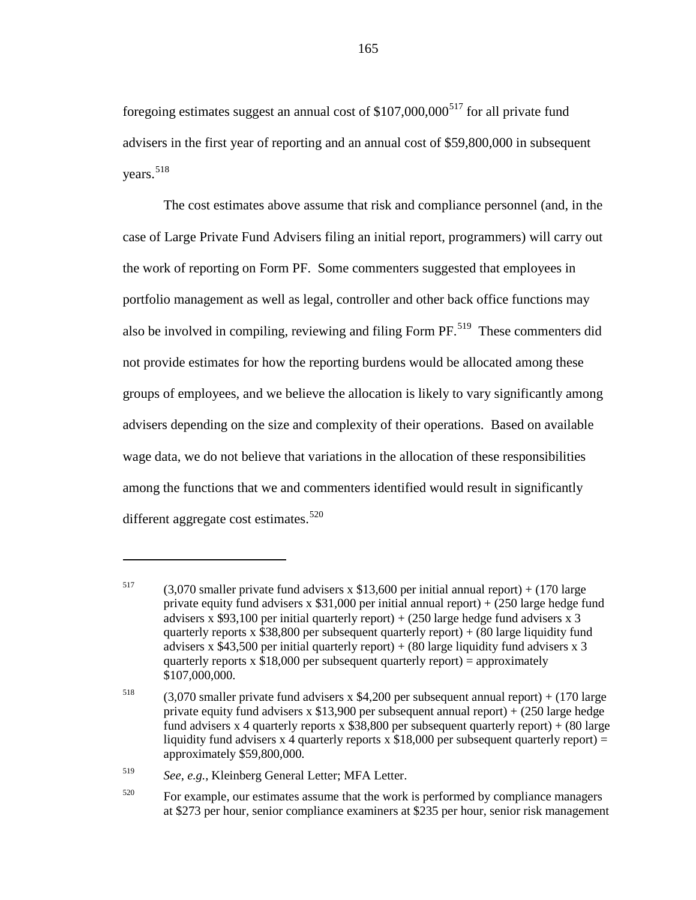foregoing estimates suggest an annual cost of $107,000,000[517] for all private fund advisers in the first year of reporting and an annual cost of $59,800,000 in subsequent years.[518]

The cost estimates above assume that risk and compliance personnel (and, in the case of Large Private Fund Advisers filing an initial report, programmers) will carry out the work of reporting on Form PF. Some commenters suggested that employees in portfolio management as well as legal, controller and other back office functions may also be involved in compiling, reviewing and filing Form PF.[519] These commenters did not provide estimates for how the reporting burdens would be allocated among these groups of employees, and we believe the allocation is likely to vary significantly among advisers depending on the size and complexity of their operations. Based on available wage data, we do not believe that variations in the allocation of these responsibilities among the functions that we and commenters identified would result in significantly different aggregate cost estimates.[520]

---

[517] (3,070 smaller private fund advisers x $13,600 per initial annual report) + (170 large private equity fund advisers x $31,000 per initial annual report) + (250 large hedge fund advisers x $93,100 per initial quarterly report) + (250 large hedge fund advisers x 3 quarterly reports x $38,800 per subsequent quarterly report) + (80 large liquidity fund advisers x $43,500 per initial quarterly report) + (80 large liquidity fund advisers x 3 quarterly reports x $18,000 per subsequent quarterly report) = approximately $107,000,000.

[518] (3,070 smaller private fund advisers x $4,200 per subsequent annual report) + (170 large private equity fund advisers x $13,900 per subsequent annual report) + (250 large hedge fund advisers x 4 quarterly reports x $38,800 per subsequent quarterly report) + (80 large liquidity fund advisers x 4 quarterly reports x $18,000 per subsequent quarterly report) = approximately $59,800,000.

[519] *See, e.g.*, Kleinberg General Letter; MFA Letter.

[520] For example, our estimates assume that the work is performed by compliance managers at $273 per hour, senior compliance examiners at $235 per hour, senior risk management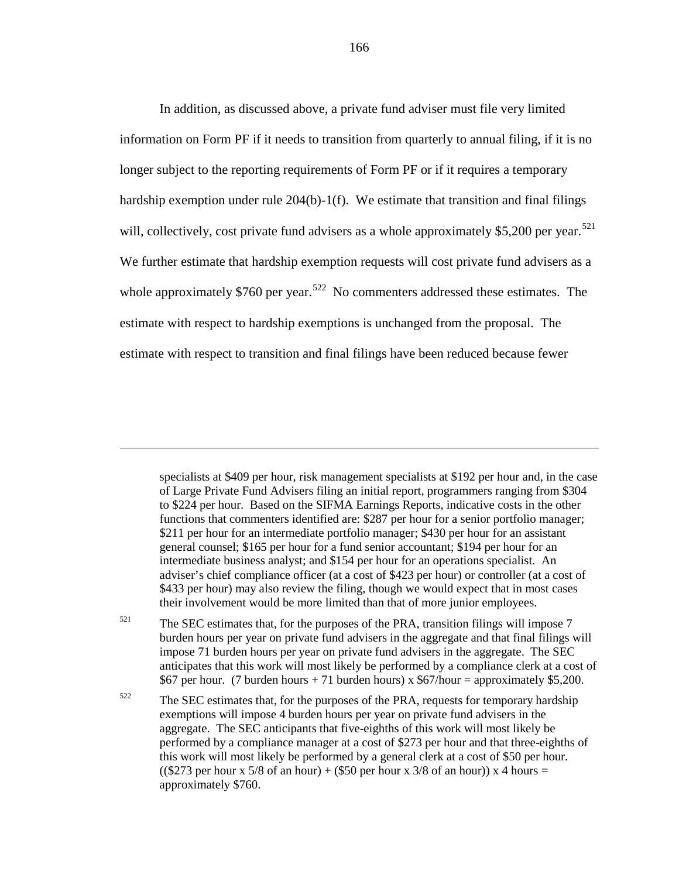In addition, as discussed above, a private fund adviser must file very limited information on Form PF if it needs to transition from quarterly to annual filing, if it is no longer subject to the reporting requirements of Form PF or if it requires a temporary hardship exemption under rule 204(b)-1(f). We estimate that transition and final filings will, collectively, cost private fund advisers as a whole approximately $5,200 per year.[521] We further estimate that hardship exemption requests will cost private fund advisers as a whole approximately $760 per year.[522] No commenters addressed these estimates. The estimate with respect to hardship exemptions is unchanged from the proposal. The estimate with respect to transition and final filings have been reduced because fewer

---

specialists at $409 per hour, risk management specialists at $192 per hour and, in the case of Large Private Fund Advisers filing an initial report, programmers ranging from $304 to $224 per hour. Based on the SIFMA Earnings Reports, indicative costs in the other functions that commenters identified are: $287 per hour for a senior portfolio manager; $211 per hour for an intermediate portfolio manager; $430 per hour for an assistant general counsel; $165 per hour for a fund senior accountant; $194 per hour for an intermediate business analyst; and $154 per hour for an operations specialist. An adviser's chief compliance officer (at a cost of $423 per hour) or controller (at a cost of $433 per hour) may also review the filing, though we would expect that in most cases their involvement would be more limited than that of more junior employees.

[521] The SEC estimates that, for the purposes of the PRA, transition filings will impose 7 burden hours per year on private fund advisers in the aggregate and that final filings will impose 71 burden hours per year on private fund advisers in the aggregate. The SEC anticipates that this work will most likely be performed by a compliance clerk at a cost of $67 per hour. (7 burden hours + 71 burden hours) x $67/hour = approximately $5,200.

[522] The SEC estimates that, for the purposes of the PRA, requests for temporary hardship exemptions will impose 4 burden hours per year on private fund advisers in the aggregate. The SEC anticipants that five-eighths of this work will most likely be performed by a compliance manager at a cost of $273 per hour and that three-eighths of this work will most likely be performed by a general clerk at a cost of $50 per hour. (($273 per hour x 5/8 of an hour) + ($50 per hour x 3/8 of an hour)) x 4 hours = approximately $760.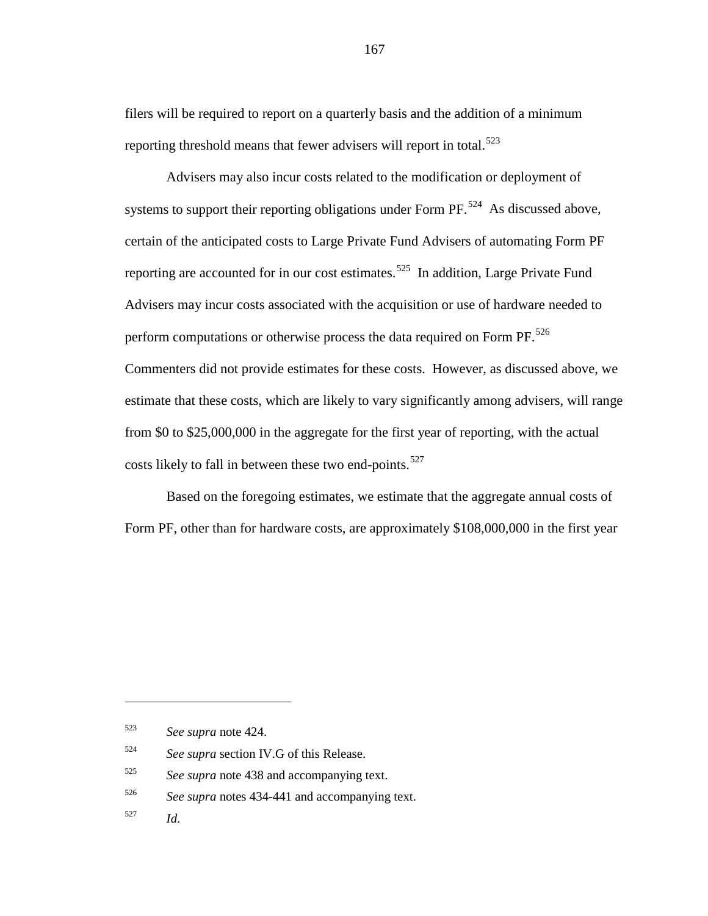filers will be required to report on a quarterly basis and the addition of a minimum reporting threshold means that fewer advisers will report in total.[523]

Advisers may also incur costs related to the modification or deployment of systems to support their reporting obligations under Form PF.[524] As discussed above, certain of the anticipated costs to Large Private Fund Advisers of automating Form PF reporting are accounted for in our cost estimates.[525] In addition, Large Private Fund Advisers may incur costs associated with the acquisition or use of hardware needed to perform computations or otherwise process the data required on Form PF.[526] Commenters did not provide estimates for these costs. However, as discussed above, we estimate that these costs, which are likely to vary significantly among advisers, will range from $0 to $25,000,000 in the aggregate for the first year of reporting, with the actual costs likely to fall in between these two end-points.[527]

Based on the foregoing estimates, we estimate that the aggregate annual costs of Form PF, other than for hardware costs, are approximately $108,000,000 in the first year

---

[523] *See supra* note 424.

[524] *See supra* section IV.G of this Release.

[525] *See supra* note 438 and accompanying text.

[526] *See supra* notes 434-441 and accompanying text.

[527] *Id.*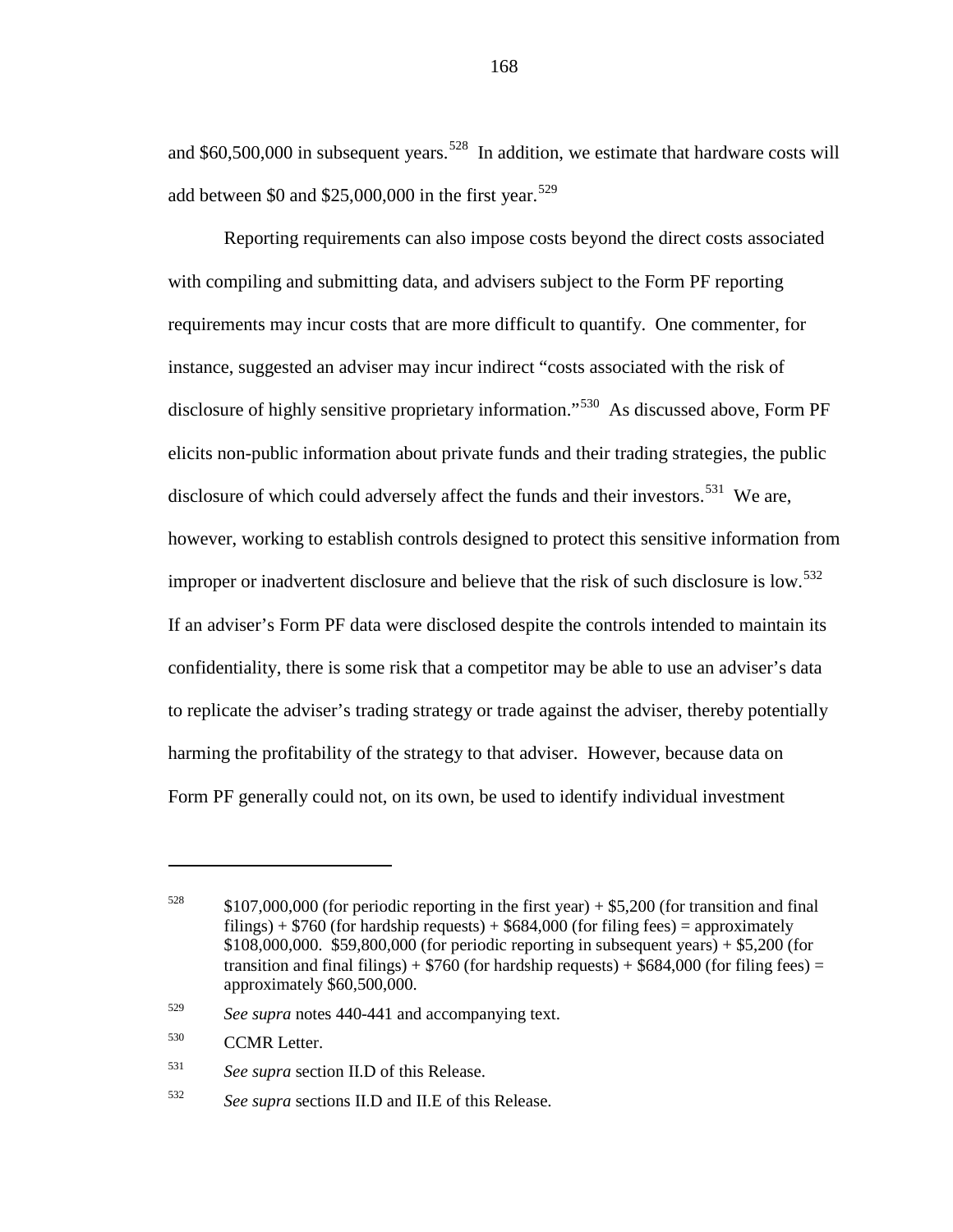and $60,500,000 in subsequent years.[528] In addition, we estimate that hardware costs will add between $0 and $25,000,000 in the first year.[529]

Reporting requirements can also impose costs beyond the direct costs associated with compiling and submitting data, and advisers subject to the Form PF reporting requirements may incur costs that are more difficult to quantify. One commenter, for instance, suggested an adviser may incur indirect "costs associated with the risk of disclosure of highly sensitive proprietary information."[530] As discussed above, Form PF elicits non-public information about private funds and their trading strategies, the public disclosure of which could adversely affect the funds and their investors.[531] We are, however, working to establish controls designed to protect this sensitive information from improper or inadvertent disclosure and believe that the risk of such disclosure is low.[532] If an adviser's Form PF data were disclosed despite the controls intended to maintain its confidentiality, there is some risk that a competitor may be able to use an adviser's data to replicate the adviser's trading strategy or trade against the adviser, thereby potentially harming the profitability of the strategy to that adviser. However, because data on Form PF generally could not, on its own, be used to identify individual investment

---

[528] $107,000,000 (for periodic reporting in the first year) + $5,200 (for transition and final filings) + $760 (for hardship requests) + $684,000 (for filing fees) = approximately $108,000,000. $59,800,000 (for periodic reporting in subsequent years) + $5,200 (for transition and final filings) + $760 (for hardship requests) + $684,000 (for filing fees) = approximately $60,500,000.

[529] *See supra* notes 440-441 and accompanying text.

[530] CCMR Letter.

[531] *See supra* section II.D of this Release.

[532] *See supra* sections II.D and II.E of this Release.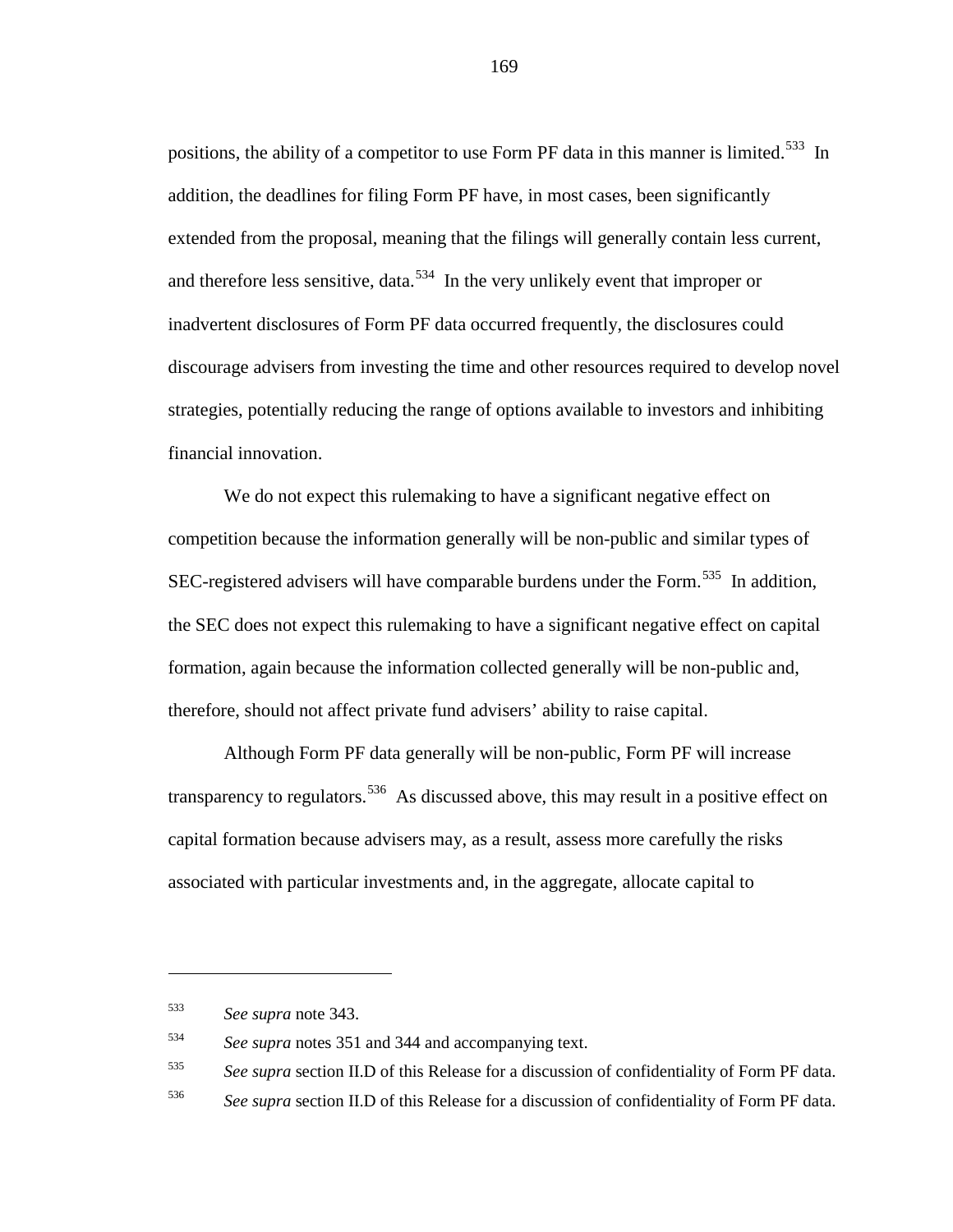positions, the ability of a competitor to use Form PF data in this manner is limited.[533] In addition, the deadlines for filing Form PF have, in most cases, been significantly extended from the proposal, meaning that the filings will generally contain less current, and therefore less sensitive, data.[534] In the very unlikely event that improper or inadvertent disclosures of Form PF data occurred frequently, the disclosures could discourage advisers from investing the time and other resources required to develop novel strategies, potentially reducing the range of options available to investors and inhibiting financial innovation.

We do not expect this rulemaking to have a significant negative effect on competition because the information generally will be non-public and similar types of SEC-registered advisers will have comparable burdens under the Form.[535] In addition, the SEC does not expect this rulemaking to have a significant negative effect on capital formation, again because the information collected generally will be non-public and, therefore, should not affect private fund advisers' ability to raise capital.

Although Form PF data generally will be non-public, Form PF will increase transparency to regulators.[536] As discussed above, this may result in a positive effect on capital formation because advisers may, as a result, assess more carefully the risks associated with particular investments and, in the aggregate, allocate capital to

---

[533] *See supra* note 343.

[534] *See supra* notes 351 and 344 and accompanying text.

[535] *See supra* section II.D of this Release for a discussion of confidentiality of Form PF data.

[536] *See supra* section II.D of this Release for a discussion of confidentiality of Form PF data.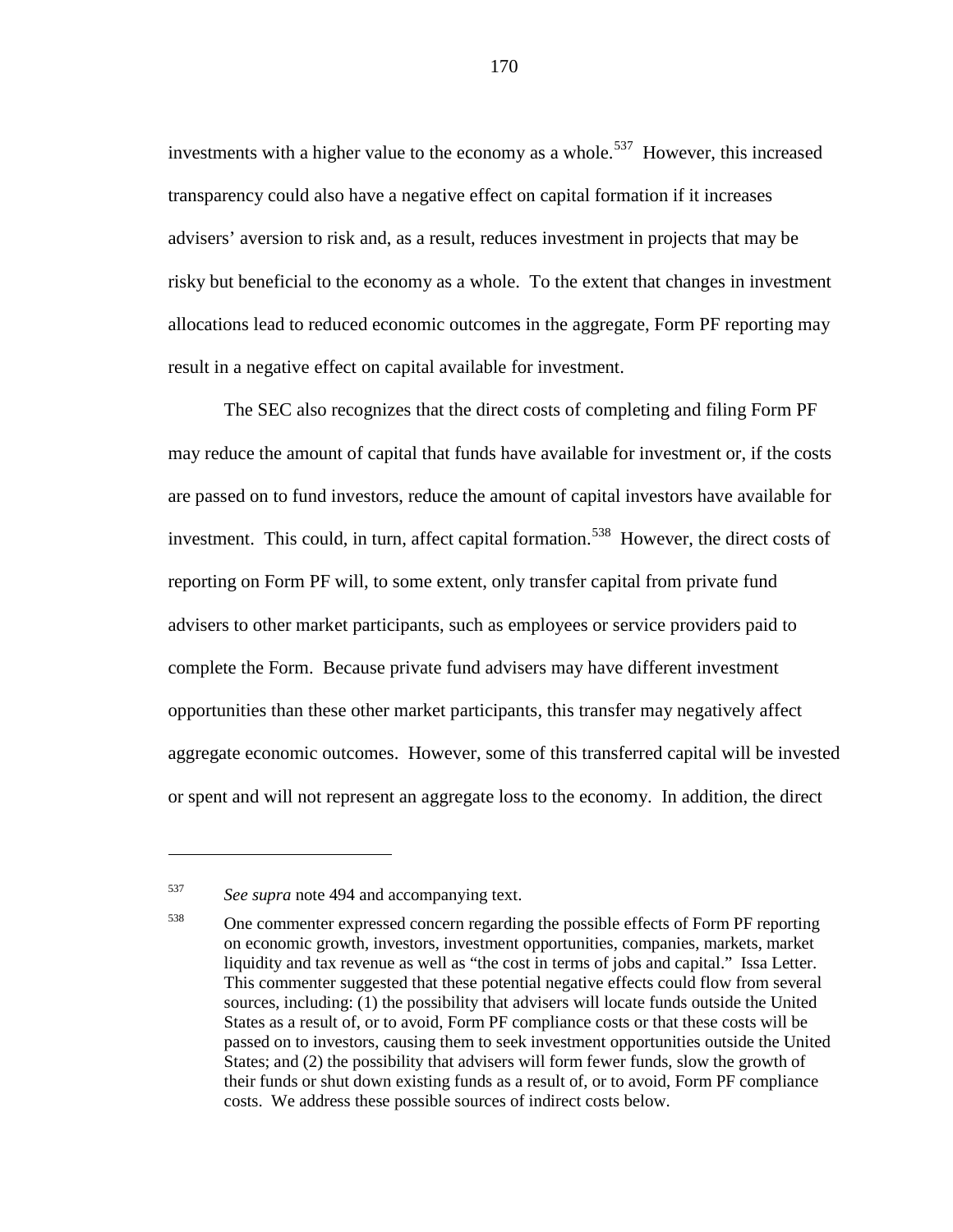investments with a higher value to the economy as a whole.[537] However, this increased transparency could also have a negative effect on capital formation if it increases advisers' aversion to risk and, as a result, reduces investment in projects that may be risky but beneficial to the economy as a whole. To the extent that changes in investment allocations lead to reduced economic outcomes in the aggregate, Form PF reporting may result in a negative effect on capital available for investment.

The SEC also recognizes that the direct costs of completing and filing Form PF may reduce the amount of capital that funds have available for investment or, if the costs are passed on to fund investors, reduce the amount of capital investors have available for investment. This could, in turn, affect capital formation.[538] However, the direct costs of reporting on Form PF will, to some extent, only transfer capital from private fund advisers to other market participants, such as employees or service providers paid to complete the Form. Because private fund advisers may have different investment opportunities than these other market participants, this transfer may negatively affect aggregate economic outcomes. However, some of this transferred capital will be invested or spent and will not represent an aggregate loss to the economy. In addition, the direct

---

[537] *See supra* note 494 and accompanying text.

[538] One commenter expressed concern regarding the possible effects of Form PF reporting on economic growth, investors, investment opportunities, companies, markets, market liquidity and tax revenue as well as "the cost in terms of jobs and capital." Issa Letter. This commenter suggested that these potential negative effects could flow from several sources, including: (1) the possibility that advisers will locate funds outside the United States as a result of, or to avoid, Form PF compliance costs or that these costs will be passed on to investors, causing them to seek investment opportunities outside the United States; and (2) the possibility that advisers will form fewer funds, slow the growth of their funds or shut down existing funds as a result of, or to avoid, Form PF compliance costs. We address these possible sources of indirect costs below.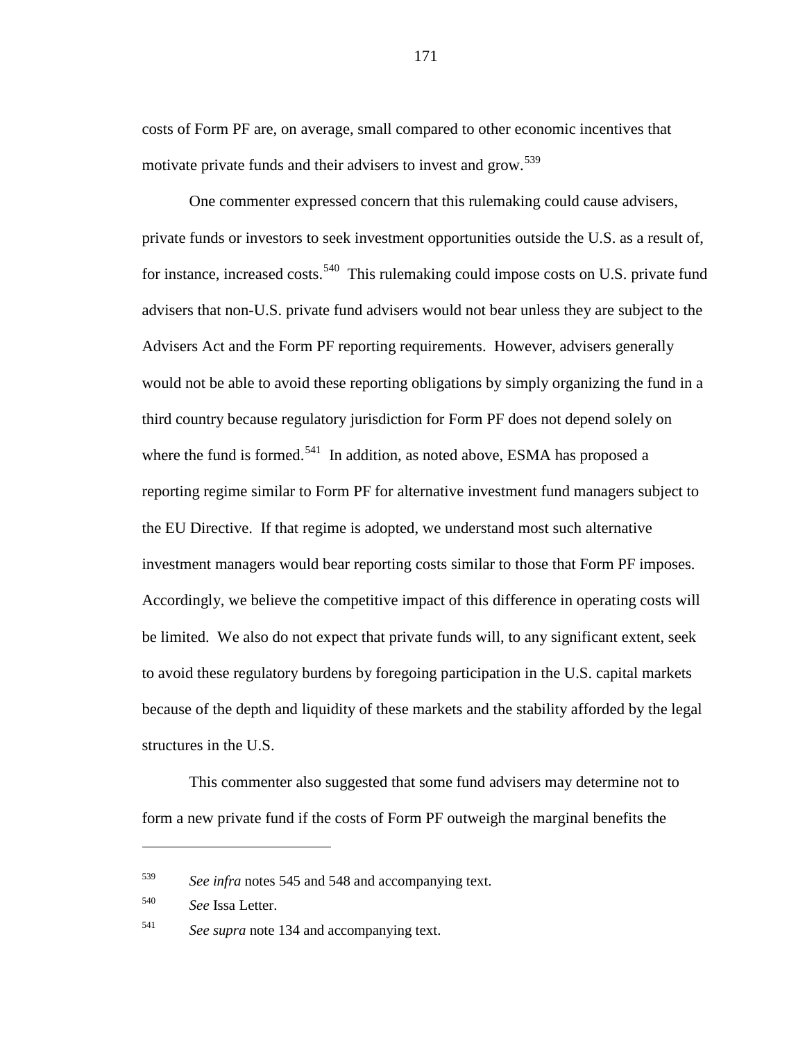costs of Form PF are, on average, small compared to other economic incentives that motivate private funds and their advisers to invest and grow.[539]

One commenter expressed concern that this rulemaking could cause advisers, private funds or investors to seek investment opportunities outside the U.S. as a result of, for instance, increased costs.[540] This rulemaking could impose costs on U.S. private fund advisers that non-U.S. private fund advisers would not bear unless they are subject to the Advisers Act and the Form PF reporting requirements. However, advisers generally would not be able to avoid these reporting obligations by simply organizing the fund in a third country because regulatory jurisdiction for Form PF does not depend solely on where the fund is formed.[541] In addition, as noted above, ESMA has proposed a reporting regime similar to Form PF for alternative investment fund managers subject to the EU Directive. If that regime is adopted, we understand most such alternative investment managers would bear reporting costs similar to those that Form PF imposes. Accordingly, we believe the competitive impact of this difference in operating costs will be limited. We also do not expect that private funds will, to any significant extent, seek to avoid these regulatory burdens by foregoing participation in the U.S. capital markets because of the depth and liquidity of these markets and the stability afforded by the legal structures in the U.S.

This commenter also suggested that some fund advisers may determine not to form a new private fund if the costs of Form PF outweigh the marginal benefits the

---

[539] *See infra* notes 545 and 548 and accompanying text.

[540] *See* Issa Letter.

[541] *See supra* note 134 and accompanying text.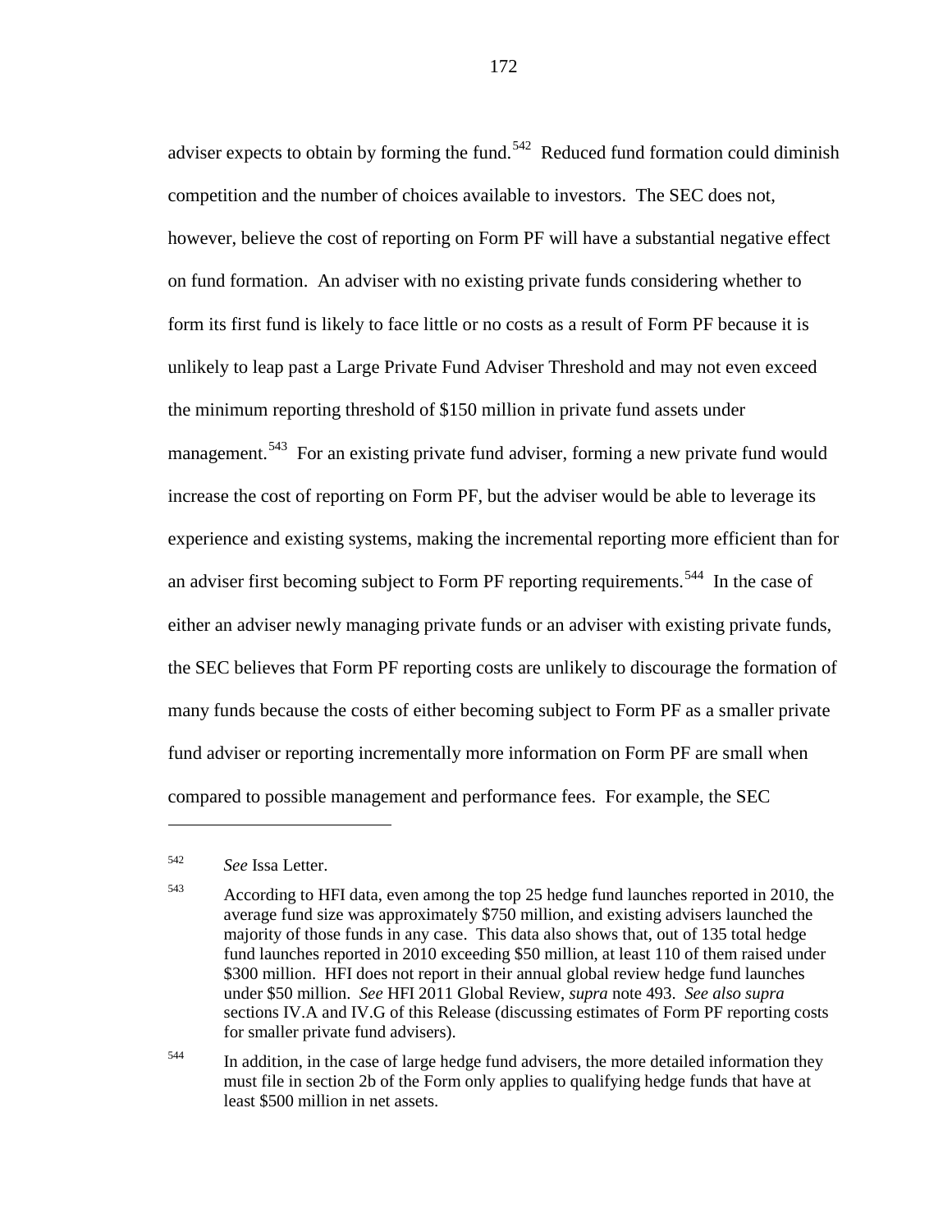adviser expects to obtain by forming the fund.[542] Reduced fund formation could diminish competition and the number of choices available to investors. The SEC does not, however, believe the cost of reporting on Form PF will have a substantial negative effect on fund formation. An adviser with no existing private funds considering whether to form its first fund is likely to face little or no costs as a result of Form PF because it is unlikely to leap past a Large Private Fund Adviser Threshold and may not even exceed the minimum reporting threshold of $150 million in private fund assets under management.[543] For an existing private fund adviser, forming a new private fund would increase the cost of reporting on Form PF, but the adviser would be able to leverage its experience and existing systems, making the incremental reporting more efficient than for an adviser first becoming subject to Form PF reporting requirements.[544] In the case of either an adviser newly managing private funds or an adviser with existing private funds, the SEC believes that Form PF reporting costs are unlikely to discourage the formation of many funds because the costs of either becoming subject to Form PF as a smaller private fund adviser or reporting incrementally more information on Form PF are small when compared to possible management and performance fees. For example, the SEC

---

[542] *See* Issa Letter.

[543] According to HFI data, even among the top 25 hedge fund launches reported in 2010, the average fund size was approximately $750 million, and existing advisers launched the majority of those funds in any case. This data also shows that, out of 135 total hedge fund launches reported in 2010 exceeding $50 million, at least 110 of them raised under $300 million. HFI does not report in their annual global review hedge fund launches under $50 million. *See* HFI 2011 Global Review, *supra* note 493. *See also supra* sections IV.A and IV.G of this Release (discussing estimates of Form PF reporting costs for smaller private fund advisers).

[544] In addition, in the case of large hedge fund advisers, the more detailed information they must file in section 2b of the Form only applies to qualifying hedge funds that have at least $500 million in net assets.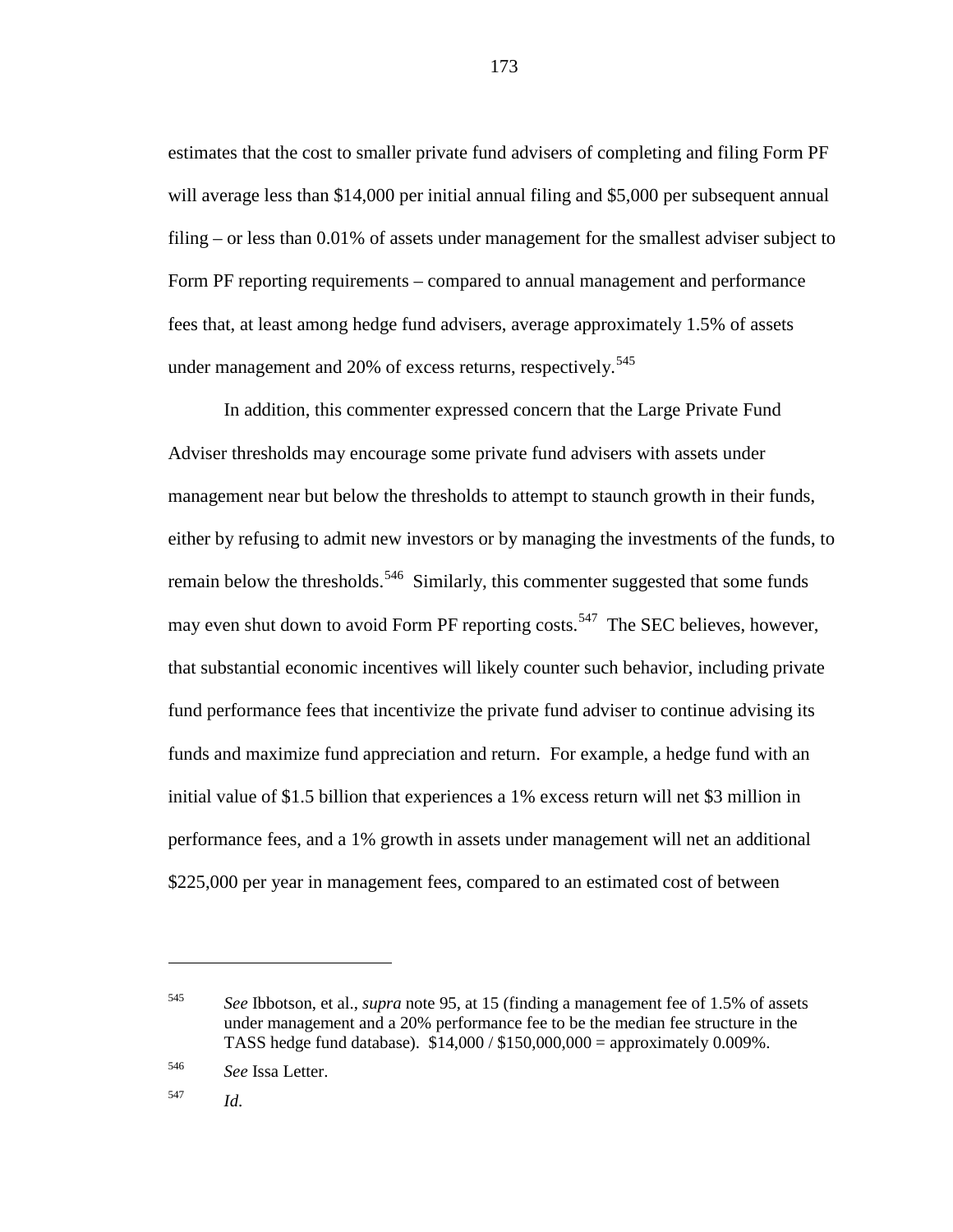estimates that the cost to smaller private fund advisers of completing and filing Form PF will average less than \$14,000 per initial annual filing and \$5,000 per subsequent annual filing – or less than 0.01% of assets under management for the smallest adviser subject to Form PF reporting requirements – compared to annual management and performance fees that, at least among hedge fund advisers, average approximately 1.5% of assets under management and 20% of excess returns, respectively.[545]

In addition, this commenter expressed concern that the Large Private Fund Adviser thresholds may encourage some private fund advisers with assets under management near but below the thresholds to attempt to staunch growth in their funds, either by refusing to admit new investors or by managing the investments of the funds, to remain below the thresholds.[546] Similarly, this commenter suggested that some funds may even shut down to avoid Form PF reporting costs.[547] The SEC believes, however, that substantial economic incentives will likely counter such behavior, including private fund performance fees that incentivize the private fund adviser to continue advising its funds and maximize fund appreciation and return. For example, a hedge fund with an initial value of \$1.5 billion that experiences a 1% excess return will net \$3 million in performance fees, and a 1% growth in assets under management will net an additional \$225,000 per year in management fees, compared to an estimated cost of between

---

545 *See* Ibbotson, et al., *supra* note 95, at 15 (finding a management fee of 1.5% of assets under management and a 20% performance fee to be the median fee structure in the TASS hedge fund database). \$14,000 / \$150,000,000 = approximately 0.009%.

546 *See* Issa Letter.

547 *Id.*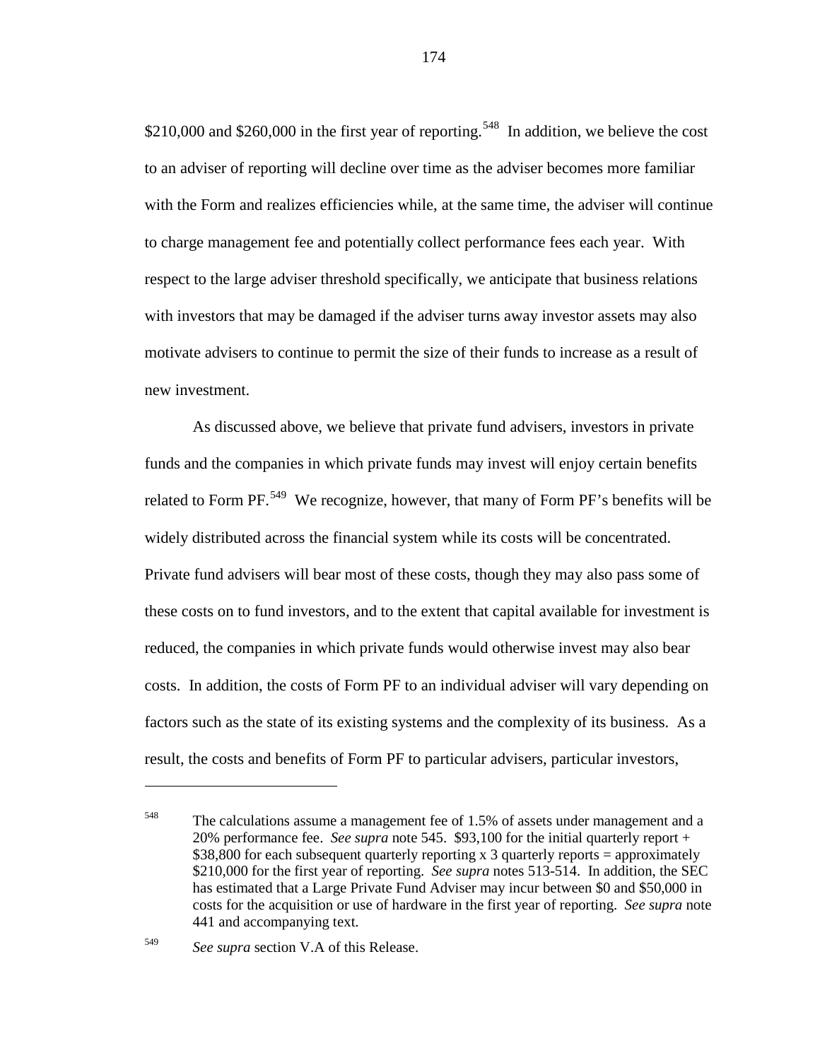$210,000 and $260,000 in the first year of reporting.[548] In addition, we believe the cost to an adviser of reporting will decline over time as the adviser becomes more familiar with the Form and realizes efficiencies while, at the same time, the adviser will continue to charge management fee and potentially collect performance fees each year. With respect to the large adviser threshold specifically, we anticipate that business relations with investors that may be damaged if the adviser turns away investor assets may also motivate advisers to continue to permit the size of their funds to increase as a result of new investment.

As discussed above, we believe that private fund advisers, investors in private funds and the companies in which private funds may invest will enjoy certain benefits related to Form PF.[549] We recognize, however, that many of Form PF's benefits will be widely distributed across the financial system while its costs will be concentrated. Private fund advisers will bear most of these costs, though they may also pass some of these costs on to fund investors, and to the extent that capital available for investment is reduced, the companies in which private funds would otherwise invest may also bear costs. In addition, the costs of Form PF to an individual adviser will vary depending on factors such as the state of its existing systems and the complexity of its business. As a result, the costs and benefits of Form PF to particular advisers, particular investors,

---

[548] The calculations assume a management fee of 1.5% of assets under management and a 20% performance fee. *See supra* note 545. $93,100 for the initial quarterly report + $38,800 for each subsequent quarterly reporting x 3 quarterly reports = approximately $210,000 for the first year of reporting. *See supra* notes 513-514. In addition, the SEC has estimated that a Large Private Fund Adviser may incur between $0 and $50,000 in costs for the acquisition or use of hardware in the first year of reporting. *See supra* note 441 and accompanying text.

[549] *See supra* section V.A of this Release.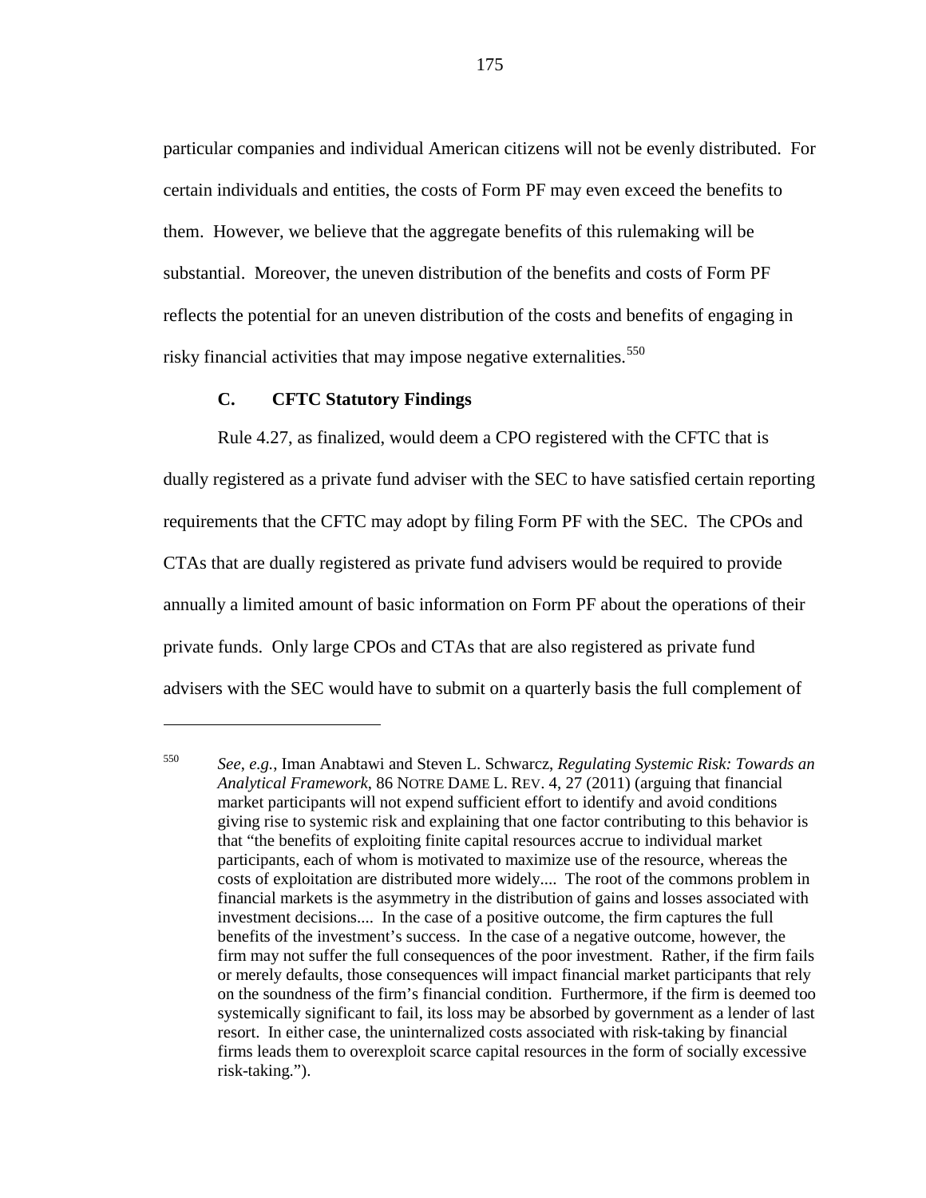particular companies and individual American citizens will not be evenly distributed. For certain individuals and entities, the costs of Form PF may even exceed the benefits to them. However, we believe that the aggregate benefits of this rulemaking will be substantial. Moreover, the uneven distribution of the benefits and costs of Form PF reflects the potential for an uneven distribution of the costs and benefits of engaging in risky financial activities that may impose negative externalities.[550]

### C. CFTC Statutory Findings

Rule 4.27, as finalized, would deem a CPO registered with the CFTC that is dually registered as a private fund adviser with the SEC to have satisfied certain reporting requirements that the CFTC may adopt by filing Form PF with the SEC. The CPOs and CTAs that are dually registered as private fund advisers would be required to provide annually a limited amount of basic information on Form PF about the operations of their private funds. Only large CPOs and CTAs that are also registered as private fund advisers with the SEC would have to submit on a quarterly basis the full complement of

---

[550] *See, e.g.*, Iman Anabtawi and Steven L. Schwarcz, *Regulating Systemic Risk: Towards an Analytical Framework*, 86 NOTRE DAME L. REV. 4, 27 (2011) (arguing that financial market participants will not expend sufficient effort to identify and avoid conditions giving rise to systemic risk and explaining that one factor contributing to this behavior is that "the benefits of exploiting finite capital resources accrue to individual market participants, each of whom is motivated to maximize use of the resource, whereas the costs of exploitation are distributed more widely.... The root of the commons problem in financial markets is the asymmetry in the distribution of gains and losses associated with investment decisions.... In the case of a positive outcome, the firm captures the full benefits of the investment's success. In the case of a negative outcome, however, the firm may not suffer the full consequences of the poor investment. Rather, if the firm fails or merely defaults, those consequences will impact financial market participants that rely on the soundness of the firm's financial condition. Furthermore, if the firm is deemed too systemically significant to fail, its loss may be absorbed by government as a lender of last resort. In either case, the uninternalized costs associated with risk-taking by financial firms leads them to overexploit scarce capital resources in the form of socially excessive risk-taking.").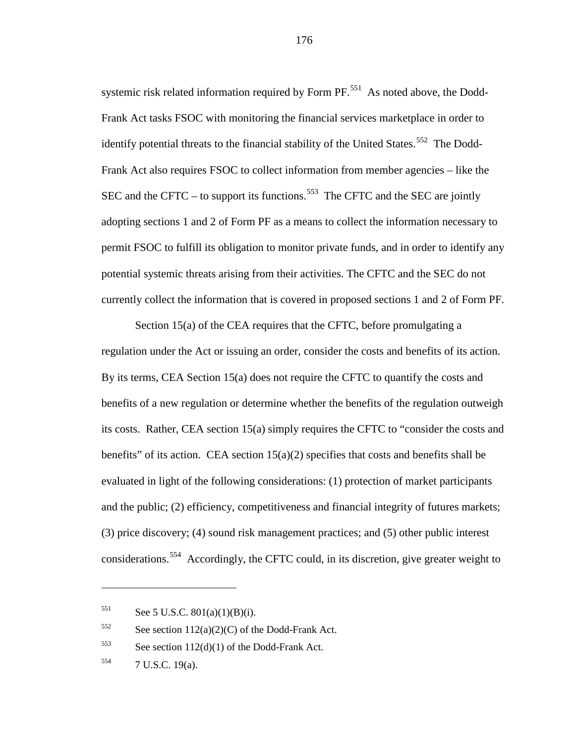systemic risk related information required by Form PF.[551] As noted above, the Dodd-Frank Act tasks FSOC with monitoring the financial services marketplace in order to identify potential threats to the financial stability of the United States.[552] The Dodd-Frank Act also requires FSOC to collect information from member agencies – like the SEC and the CFTC – to support its functions.[553] The CFTC and the SEC are jointly adopting sections 1 and 2 of Form PF as a means to collect the information necessary to permit FSOC to fulfill its obligation to monitor private funds, and in order to identify any potential systemic threats arising from their activities. The CFTC and the SEC do not currently collect the information that is covered in proposed sections 1 and 2 of Form PF.

Section 15(a) of the CEA requires that the CFTC, before promulgating a regulation under the Act or issuing an order, consider the costs and benefits of its action. By its terms, CEA Section 15(a) does not require the CFTC to quantify the costs and benefits of a new regulation or determine whether the benefits of the regulation outweigh its costs. Rather, CEA section 15(a) simply requires the CFTC to "consider the costs and benefits" of its action. CEA section 15(a)(2) specifies that costs and benefits shall be evaluated in light of the following considerations: (1) protection of market participants and the public; (2) efficiency, competitiveness and financial integrity of futures markets; (3) price discovery; (4) sound risk management practices; and (5) other public interest considerations.[554] Accordingly, the CFTC could, in its discretion, give greater weight to

---

[551] See 5 U.S.C. 801(a)(1)(B)(i).

[552] See section 112(a)(2)(C) of the Dodd-Frank Act.

[553] See section 112(d)(1) of the Dodd-Frank Act.

[554] 7 U.S.C. 19(a).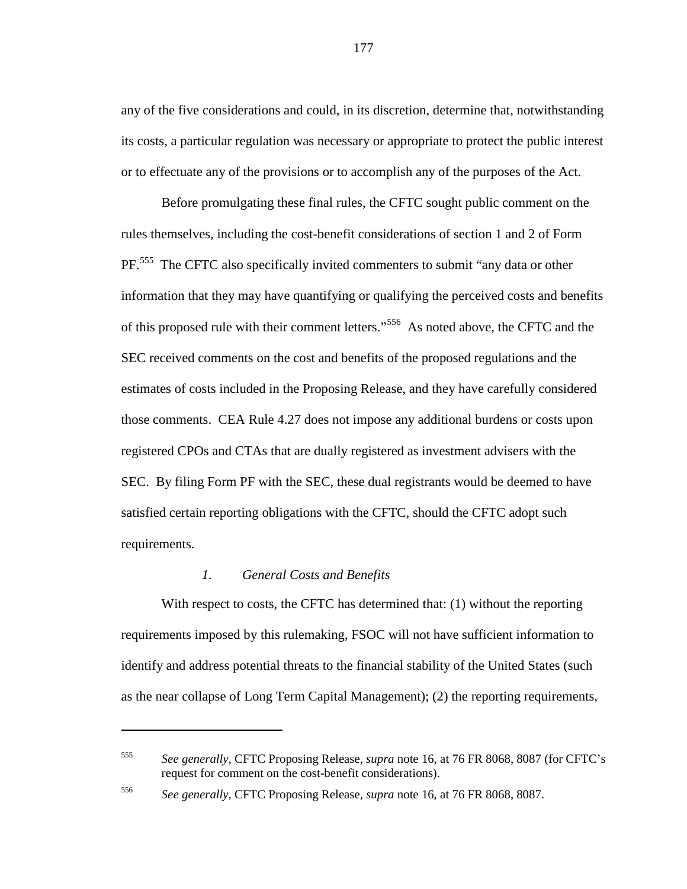any of the five considerations and could, in its discretion, determine that, notwithstanding its costs, a particular regulation was necessary or appropriate to protect the public interest or to effectuate any of the provisions or to accomplish any of the purposes of the Act.

Before promulgating these final rules, the CFTC sought public comment on the rules themselves, including the cost-benefit considerations of section 1 and 2 of Form PF.[555] The CFTC also specifically invited commenters to submit "any data or other information that they may have quantifying or qualifying the perceived costs and benefits of this proposed rule with their comment letters."[556] As noted above, the CFTC and the SEC received comments on the cost and benefits of the proposed regulations and the estimates of costs included in the Proposing Release, and they have carefully considered those comments. CEA Rule 4.27 does not impose any additional burdens or costs upon registered CPOs and CTAs that are dually registered as investment advisers with the SEC. By filing Form PF with the SEC, these dual registrants would be deemed to have satisfied certain reporting obligations with the CFTC, should the CFTC adopt such requirements.

### *1. General Costs and Benefits*

With respect to costs, the CFTC has determined that: (1) without the reporting requirements imposed by this rulemaking, FSOC will not have sufficient information to identify and address potential threats to the financial stability of the United States (such as the near collapse of Long Term Capital Management); (2) the reporting requirements,

---

[555] *See generally*, CFTC Proposing Release, *supra* note 16, at 76 FR 8068, 8087 (for CFTC's request for comment on the cost-benefit considerations).

[556] *See generally*, CFTC Proposing Release, *supra* note 16, at 76 FR 8068, 8087.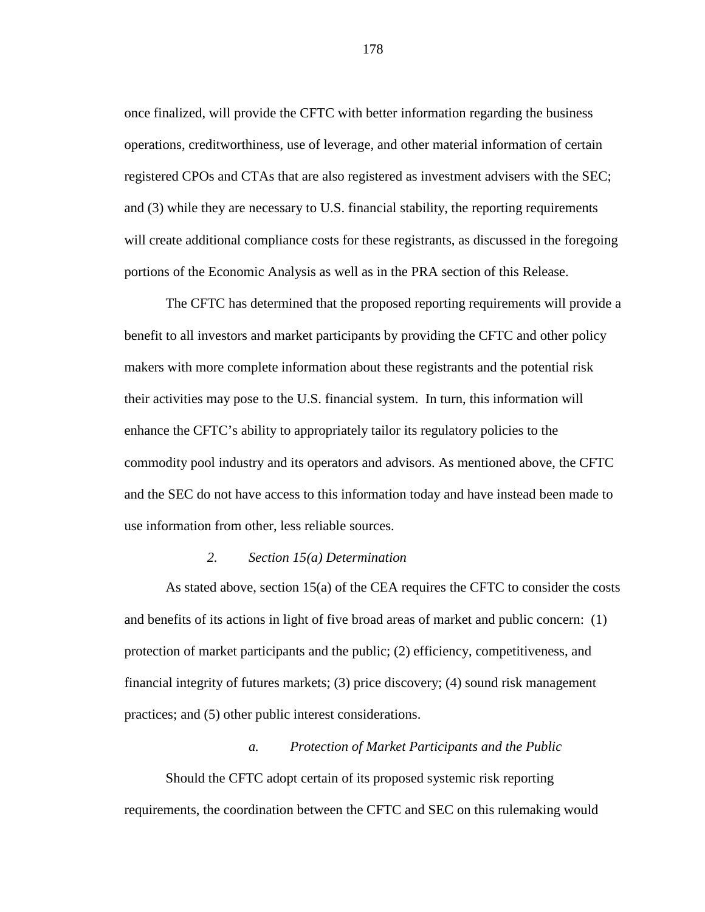once finalized, will provide the CFTC with better information regarding the business operations, creditworthiness, use of leverage, and other material information of certain registered CPOs and CTAs that are also registered as investment advisers with the SEC; and (3) while they are necessary to U.S. financial stability, the reporting requirements will create additional compliance costs for these registrants, as discussed in the foregoing portions of the Economic Analysis as well as in the PRA section of this Release.

The CFTC has determined that the proposed reporting requirements will provide a benefit to all investors and market participants by providing the CFTC and other policy makers with more complete information about these registrants and the potential risk their activities may pose to the U.S. financial system. In turn, this information will enhance the CFTC's ability to appropriately tailor its regulatory policies to the commodity pool industry and its operators and advisors. As mentioned above, the CFTC and the SEC do not have access to this information today and have instead been made to use information from other, less reliable sources.

### *2. Section 15(a) Determination*

As stated above, section 15(a) of the CEA requires the CFTC to consider the costs and benefits of its actions in light of five broad areas of market and public concern: (1) protection of market participants and the public; (2) efficiency, competitiveness, and financial integrity of futures markets; (3) price discovery; (4) sound risk management practices; and (5) other public interest considerations.

#### *a. Protection of Market Participants and the Public*

Should the CFTC adopt certain of its proposed systemic risk reporting requirements, the coordination between the CFTC and SEC on this rulemaking would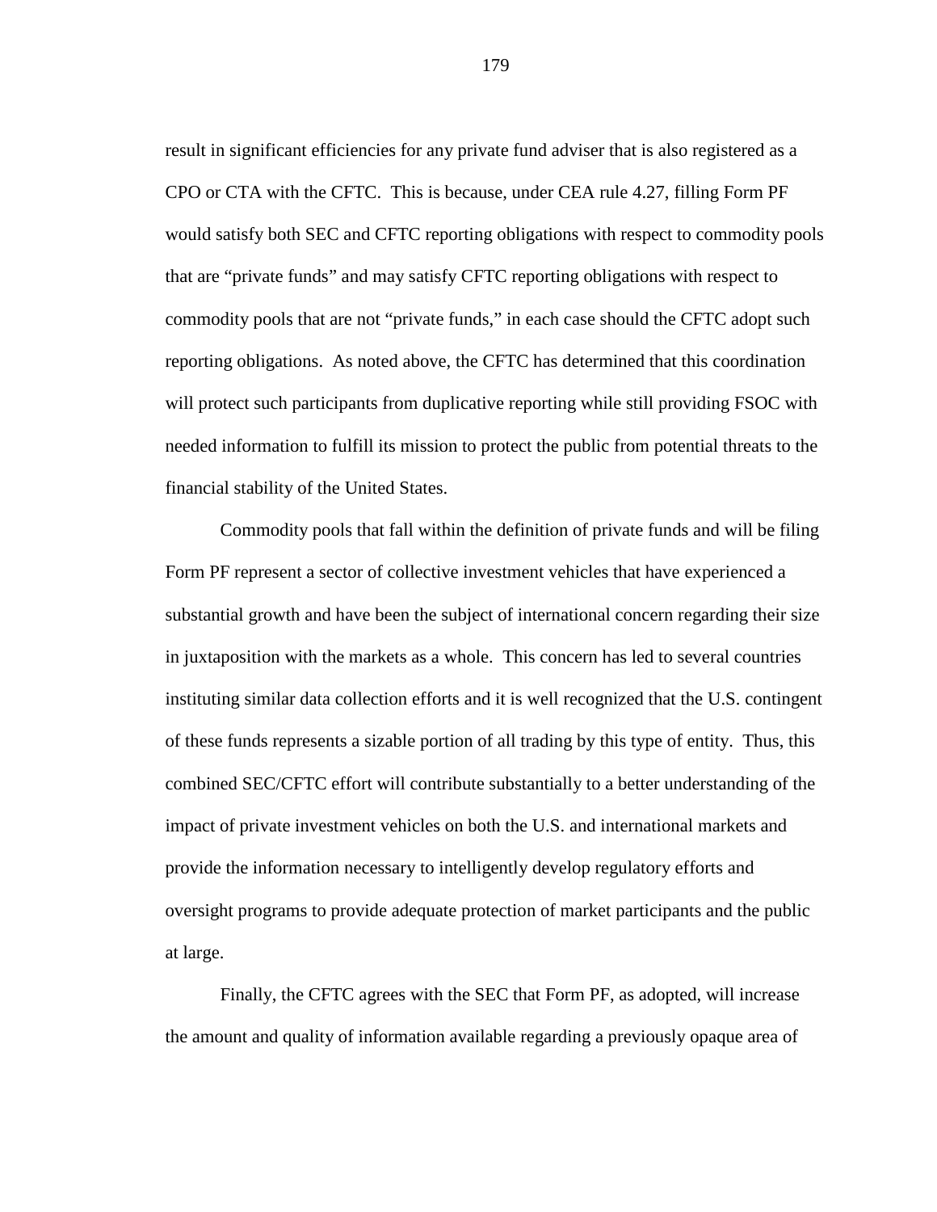result in significant efficiencies for any private fund adviser that is also registered as a CPO or CTA with the CFTC. This is because, under CEA rule 4.27, filling Form PF would satisfy both SEC and CFTC reporting obligations with respect to commodity pools that are "private funds" and may satisfy CFTC reporting obligations with respect to commodity pools that are not "private funds," in each case should the CFTC adopt such reporting obligations. As noted above, the CFTC has determined that this coordination will protect such participants from duplicative reporting while still providing FSOC with needed information to fulfill its mission to protect the public from potential threats to the financial stability of the United States.

Commodity pools that fall within the definition of private funds and will be filing Form PF represent a sector of collective investment vehicles that have experienced a substantial growth and have been the subject of international concern regarding their size in juxtaposition with the markets as a whole. This concern has led to several countries instituting similar data collection efforts and it is well recognized that the U.S. contingent of these funds represents a sizable portion of all trading by this type of entity. Thus, this combined SEC/CFTC effort will contribute substantially to a better understanding of the impact of private investment vehicles on both the U.S. and international markets and provide the information necessary to intelligently develop regulatory efforts and oversight programs to provide adequate protection of market participants and the public at large.

Finally, the CFTC agrees with the SEC that Form PF, as adopted, will increase the amount and quality of information available regarding a previously opaque area of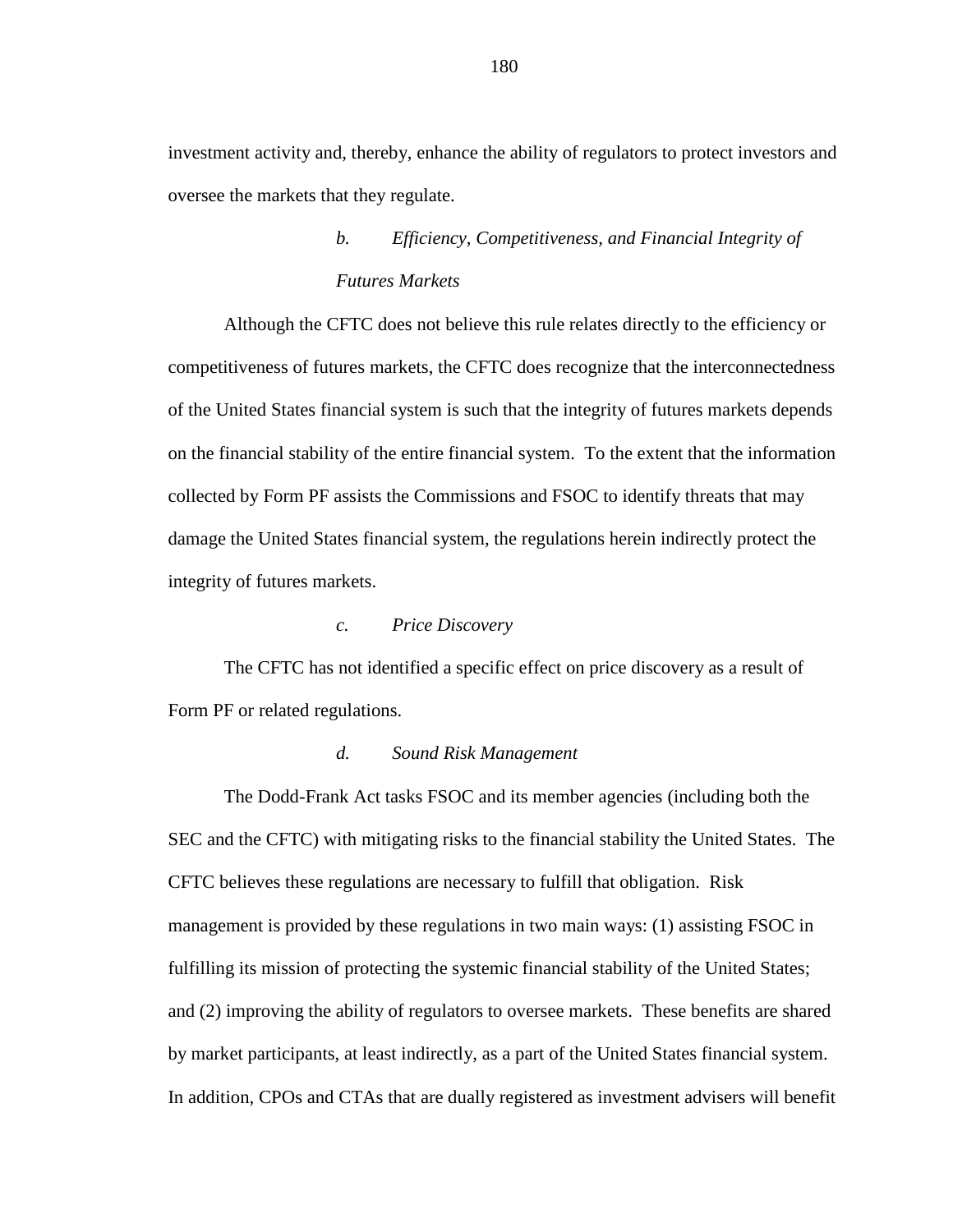investment activity and, thereby, enhance the ability of regulators to protect investors and oversee the markets that they regulate.

*b. Efficiency, Competitiveness, and Financial Integrity of Futures Markets*

Although the CFTC does not believe this rule relates directly to the efficiency or competitiveness of futures markets, the CFTC does recognize that the interconnectedness of the United States financial system is such that the integrity of futures markets depends on the financial stability of the entire financial system. To the extent that the information collected by Form PF assists the Commissions and FSOC to identify threats that may damage the United States financial system, the regulations herein indirectly protect the integrity of futures markets.

*c. Price Discovery*

The CFTC has not identified a specific effect on price discovery as a result of Form PF or related regulations.

*d. Sound Risk Management*

The Dodd-Frank Act tasks FSOC and its member agencies (including both the SEC and the CFTC) with mitigating risks to the financial stability the United States. The CFTC believes these regulations are necessary to fulfill that obligation. Risk management is provided by these regulations in two main ways: (1) assisting FSOC in fulfilling its mission of protecting the systemic financial stability of the United States; and (2) improving the ability of regulators to oversee markets. These benefits are shared by market participants, at least indirectly, as a part of the United States financial system. In addition, CPOs and CTAs that are dually registered as investment advisers will benefit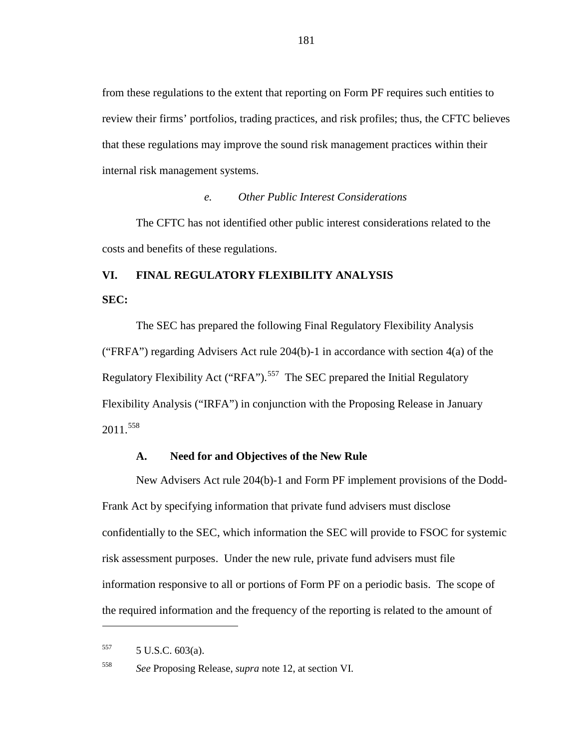from these regulations to the extent that reporting on Form PF requires such entities to review their firms' portfolios, trading practices, and risk profiles; thus, the CFTC believes that these regulations may improve the sound risk management practices within their internal risk management systems.

#### *e. Other Public Interest Considerations*

The CFTC has not identified other public interest considerations related to the costs and benefits of these regulations.

## VI. FINAL REGULATORY FLEXIBILITY ANALYSIS

**SEC:**

The SEC has prepared the following Final Regulatory Flexibility Analysis ("FRFA") regarding Advisers Act rule 204(b)-1 in accordance with section 4(a) of the Regulatory Flexibility Act ("RFA").[557] The SEC prepared the Initial Regulatory Flexibility Analysis ("IRFA") in conjunction with the Proposing Release in January 2011.[558]

### A. Need for and Objectives of the New Rule

New Advisers Act rule 204(b)-1 and Form PF implement provisions of the Dodd-Frank Act by specifying information that private fund advisers must disclose confidentially to the SEC, which information the SEC will provide to FSOC for systemic risk assessment purposes. Under the new rule, private fund advisers must file information responsive to all or portions of Form PF on a periodic basis. The scope of the required information and the frequency of the reporting is related to the amount of

---

[557] 5 U.S.C. 603(a).

[558] *See* Proposing Release, *supra* note 12, at section VI.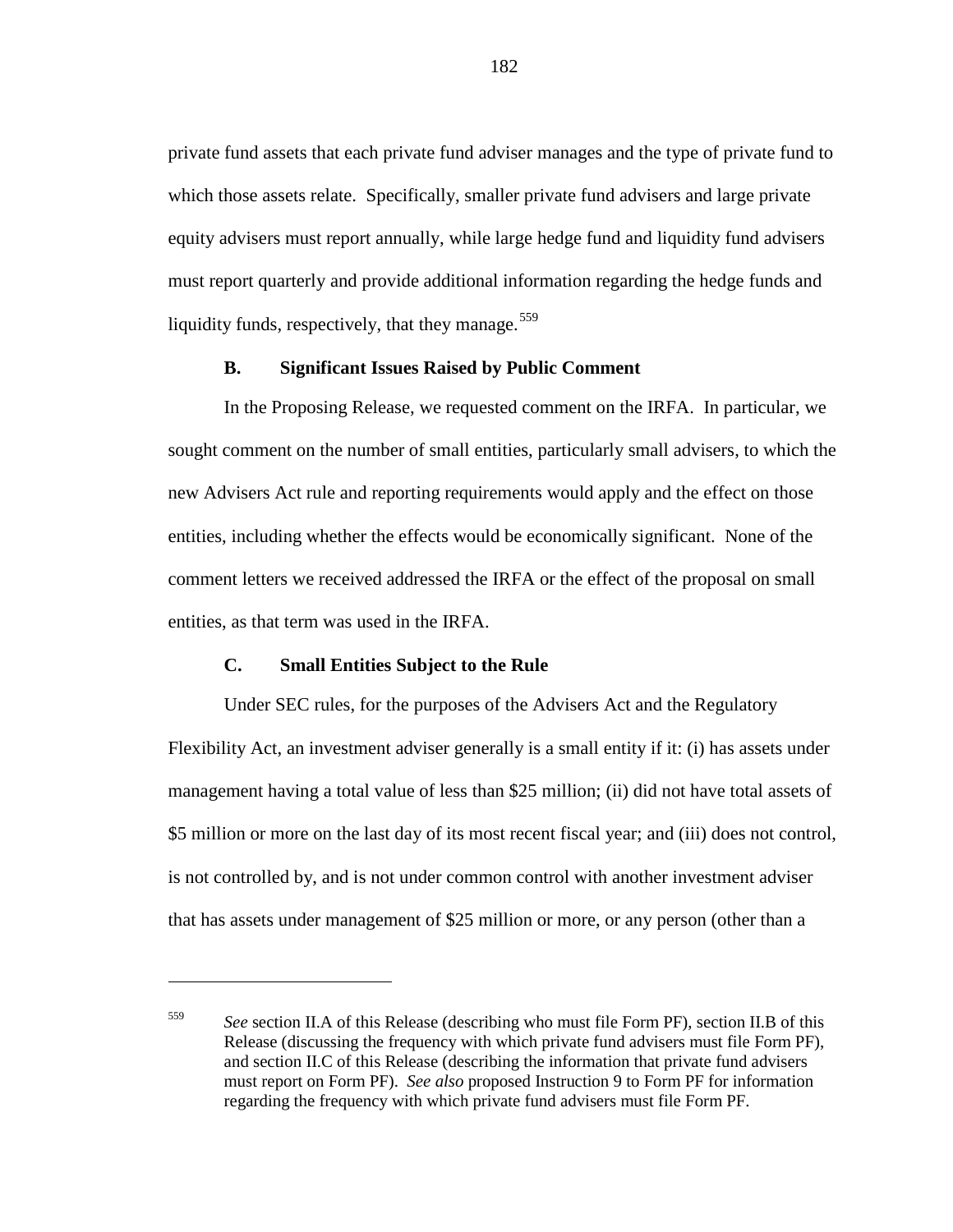private fund assets that each private fund adviser manages and the type of private fund to which those assets relate. Specifically, smaller private fund advisers and large private equity advisers must report annually, while large hedge fund and liquidity fund advisers must report quarterly and provide additional information regarding the hedge funds and liquidity funds, respectively, that they manage.[559]

### B. Significant Issues Raised by Public Comment

In the Proposing Release, we requested comment on the IRFA. In particular, we sought comment on the number of small entities, particularly small advisers, to which the new Advisers Act rule and reporting requirements would apply and the effect on those entities, including whether the effects would be economically significant. None of the comment letters we received addressed the IRFA or the effect of the proposal on small entities, as that term was used in the IRFA.

### C. Small Entities Subject to the Rule

Under SEC rules, for the purposes of the Advisers Act and the Regulatory Flexibility Act, an investment adviser generally is a small entity if it: (i) has assets under management having a total value of less than \$25 million; (ii) did not have total assets of \$5 million or more on the last day of its most recent fiscal year; and (iii) does not control, is not controlled by, and is not under common control with another investment adviser that has assets under management of \$25 million or more, or any person (other than a

---

[559] *See* section II.A of this Release (describing who must file Form PF), section II.B of this Release (discussing the frequency with which private fund advisers must file Form PF), and section II.C of this Release (describing the information that private fund advisers must report on Form PF). *See also* proposed Instruction 9 to Form PF for information regarding the frequency with which private fund advisers must file Form PF.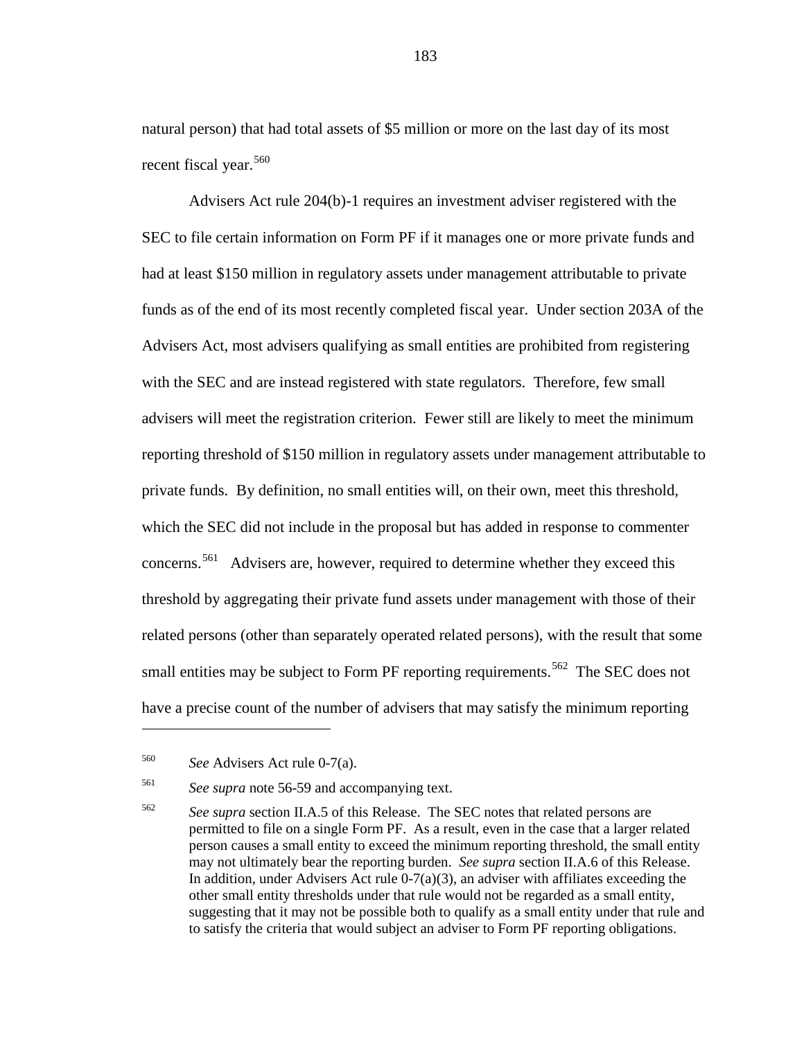natural person) that had total assets of $5 million or more on the last day of its most recent fiscal year.[560]

Advisers Act rule 204(b)-1 requires an investment adviser registered with the SEC to file certain information on Form PF if it manages one or more private funds and had at least $150 million in regulatory assets under management attributable to private funds as of the end of its most recently completed fiscal year. Under section 203A of the Advisers Act, most advisers qualifying as small entities are prohibited from registering with the SEC and are instead registered with state regulators. Therefore, few small advisers will meet the registration criterion. Fewer still are likely to meet the minimum reporting threshold of $150 million in regulatory assets under management attributable to private funds. By definition, no small entities will, on their own, meet this threshold, which the SEC did not include in the proposal but has added in response to commenter concerns.[561] Advisers are, however, required to determine whether they exceed this threshold by aggregating their private fund assets under management with those of their related persons (other than separately operated related persons), with the result that some small entities may be subject to Form PF reporting requirements.[562] The SEC does not have a precise count of the number of advisers that may satisfy the minimum reporting

---

[560] *See* Advisers Act rule 0-7(a).

[561] *See supra* note 56-59 and accompanying text.

[562] *See supra* section II.A.5 of this Release. The SEC notes that related persons are permitted to file on a single Form PF. As a result, even in the case that a larger related person causes a small entity to exceed the minimum reporting threshold, the small entity may not ultimately bear the reporting burden. *See supra* section II.A.6 of this Release. In addition, under Advisers Act rule 0-7(a)(3), an adviser with affiliates exceeding the other small entity thresholds under that rule would not be regarded as a small entity, suggesting that it may not be possible both to qualify as a small entity under that rule and to satisfy the criteria that would subject an adviser to Form PF reporting obligations.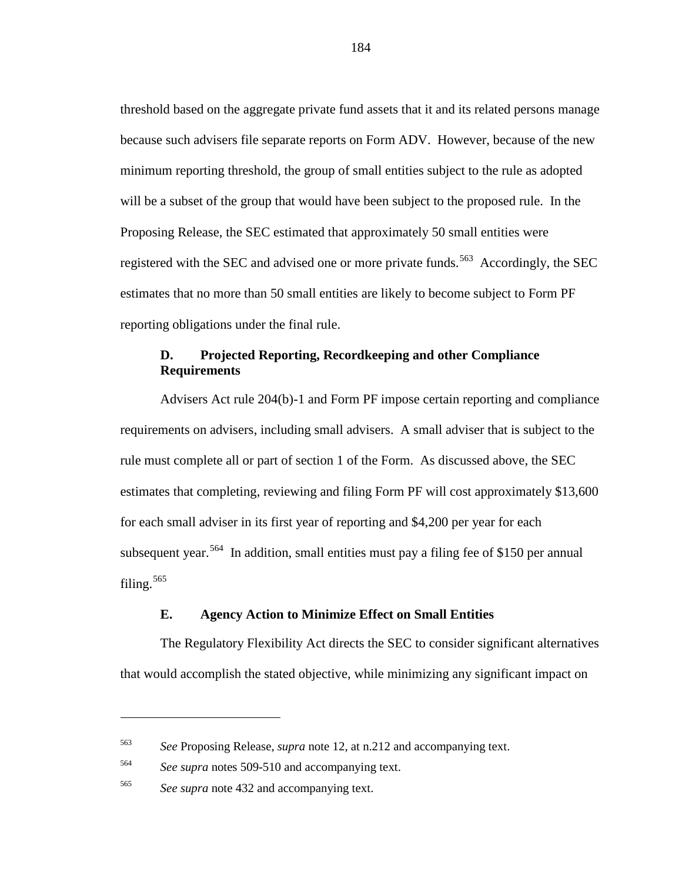threshold based on the aggregate private fund assets that it and its related persons manage because such advisers file separate reports on Form ADV. However, because of the new minimum reporting threshold, the group of small entities subject to the rule as adopted will be a subset of the group that would have been subject to the proposed rule. In the Proposing Release, the SEC estimated that approximately 50 small entities were registered with the SEC and advised one or more private funds.[563] Accordingly, the SEC estimates that no more than 50 small entities are likely to become subject to Form PF reporting obligations under the final rule.

### D. Projected Reporting, Recordkeeping and other Compliance Requirements

Advisers Act rule 204(b)-1 and Form PF impose certain reporting and compliance requirements on advisers, including small advisers. A small adviser that is subject to the rule must complete all or part of section 1 of the Form. As discussed above, the SEC estimates that completing, reviewing and filing Form PF will cost approximately $13,600 for each small adviser in its first year of reporting and $4,200 per year for each subsequent year.[564] In addition, small entities must pay a filing fee of $150 per annual filing.[565]

### E. Agency Action to Minimize Effect on Small Entities

The Regulatory Flexibility Act directs the SEC to consider significant alternatives that would accomplish the stated objective, while minimizing any significant impact on

---

563 *See* Proposing Release, *supra* note 12, at n.212 and accompanying text.

564 *See supra* notes 509-510 and accompanying text.

565 *See supra* note 432 and accompanying text.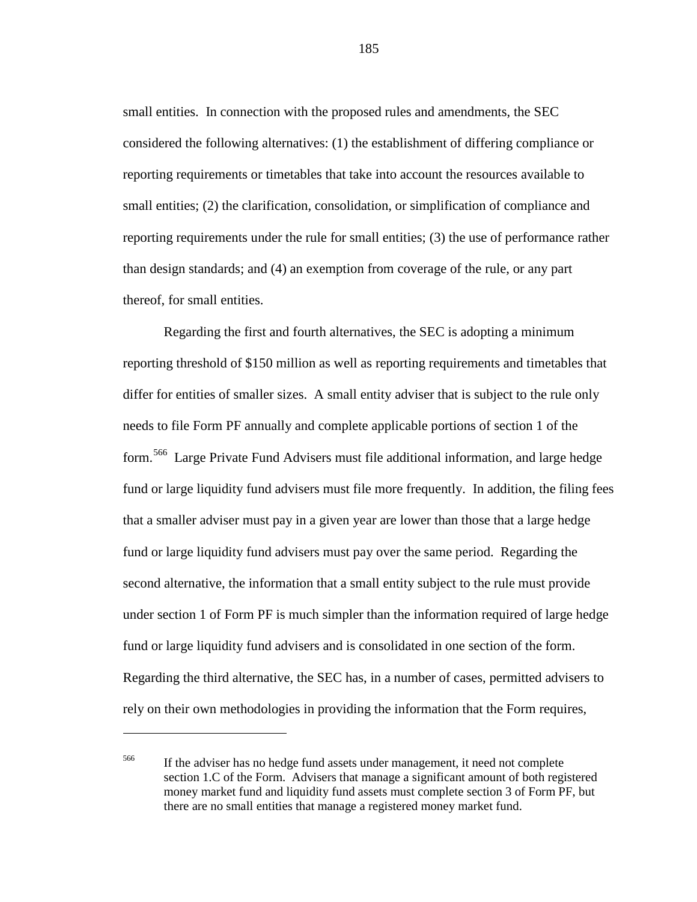small entities. In connection with the proposed rules and amendments, the SEC considered the following alternatives: (1) the establishment of differing compliance or reporting requirements or timetables that take into account the resources available to small entities; (2) the clarification, consolidation, or simplification of compliance and reporting requirements under the rule for small entities; (3) the use of performance rather than design standards; and (4) an exemption from coverage of the rule, or any part thereof, for small entities.

Regarding the first and fourth alternatives, the SEC is adopting a minimum reporting threshold of $150 million as well as reporting requirements and timetables that differ for entities of smaller sizes. A small entity adviser that is subject to the rule only needs to file Form PF annually and complete applicable portions of section 1 of the form.[566] Large Private Fund Advisers must file additional information, and large hedge fund or large liquidity fund advisers must file more frequently. In addition, the filing fees that a smaller adviser must pay in a given year are lower than those that a large hedge fund or large liquidity fund advisers must pay over the same period. Regarding the second alternative, the information that a small entity subject to the rule must provide under section 1 of Form PF is much simpler than the information required of large hedge fund or large liquidity fund advisers and is consolidated in one section of the form. Regarding the third alternative, the SEC has, in a number of cases, permitted advisers to rely on their own methodologies in providing the information that the Form requires,

---

[566] If the adviser has no hedge fund assets under management, it need not complete section 1.C of the Form. Advisers that manage a significant amount of both registered money market fund and liquidity fund assets must complete section 3 of Form PF, but there are no small entities that manage a registered money market fund.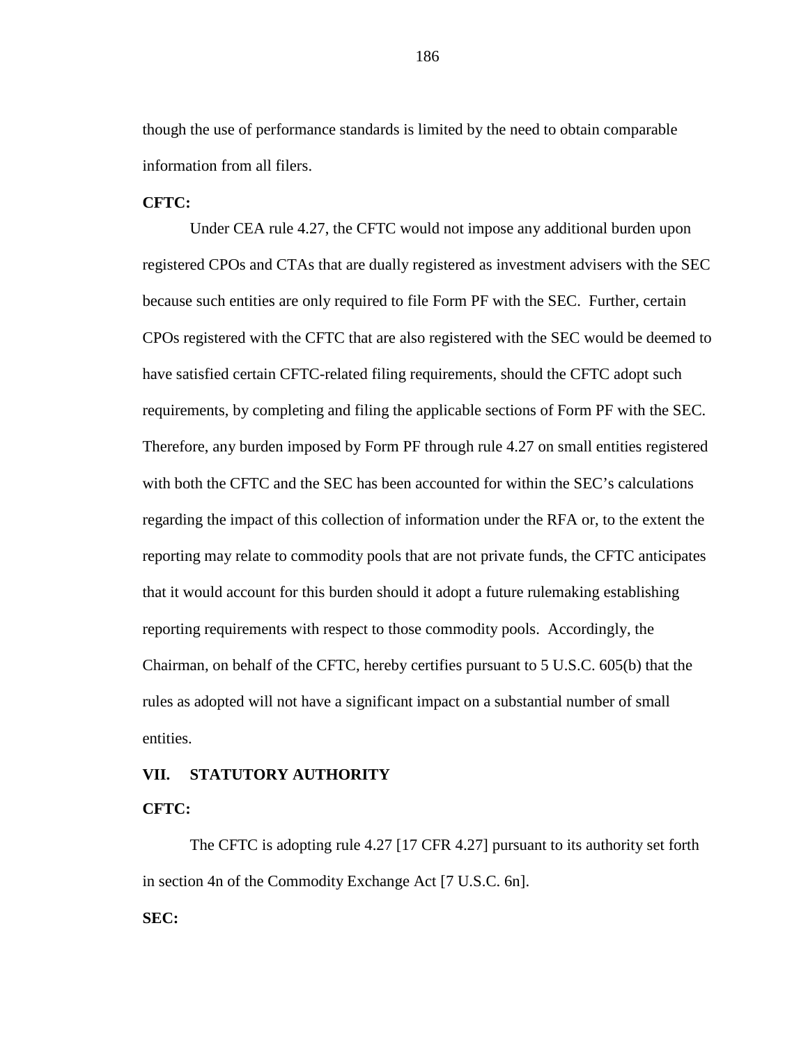though the use of performance standards is limited by the need to obtain comparable information from all filers.

**CFTC:**

Under CEA rule 4.27, the CFTC would not impose any additional burden upon registered CPOs and CTAs that are dually registered as investment advisers with the SEC because such entities are only required to file Form PF with the SEC. Further, certain CPOs registered with the CFTC that are also registered with the SEC would be deemed to have satisfied certain CFTC-related filing requirements, should the CFTC adopt such requirements, by completing and filing the applicable sections of Form PF with the SEC. Therefore, any burden imposed by Form PF through rule 4.27 on small entities registered with both the CFTC and the SEC has been accounted for within the SEC's calculations regarding the impact of this collection of information under the RFA or, to the extent the reporting may relate to commodity pools that are not private funds, the CFTC anticipates that it would account for this burden should it adopt a future rulemaking establishing reporting requirements with respect to those commodity pools. Accordingly, the Chairman, on behalf of the CFTC, hereby certifies pursuant to 5 U.S.C. 605(b) that the rules as adopted will not have a significant impact on a substantial number of small entities.

## VII. STATUTORY AUTHORITY

**CFTC:**

The CFTC is adopting rule 4.27 [17 CFR 4.27] pursuant to its authority set forth in section 4n of the Commodity Exchange Act [7 U.S.C. 6n].

**SEC:**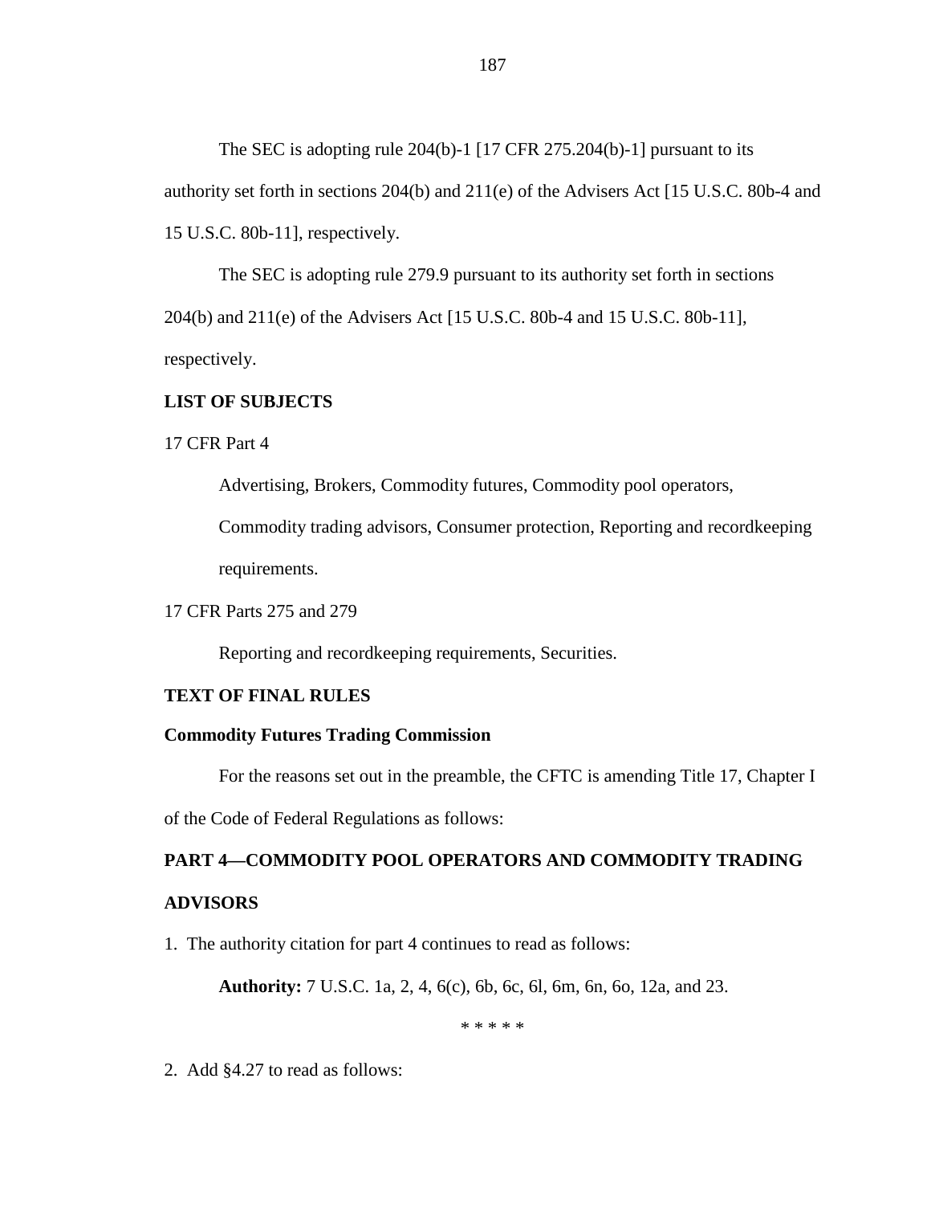The SEC is adopting rule 204(b)-1 [17 CFR 275.204(b)-1] pursuant to its authority set forth in sections 204(b) and 211(e) of the Advisers Act [15 U.S.C. 80b-4 and 15 U.S.C. 80b-11], respectively.

The SEC is adopting rule 279.9 pursuant to its authority set forth in sections 204(b) and 211(e) of the Advisers Act [15 U.S.C. 80b-4 and 15 U.S.C. 80b-11], respectively.

## LIST OF SUBJECTS

17 CFR Part 4

Advertising, Brokers, Commodity futures, Commodity pool operators, Commodity trading advisors, Consumer protection, Reporting and recordkeeping requirements.

17 CFR Parts 275 and 279

Reporting and recordkeeping requirements, Securities.

## TEXT OF FINAL RULES

### Commodity Futures Trading Commission

For the reasons set out in the preamble, the CFTC is amending Title 17, Chapter I of the Code of Federal Regulations as follows:

## PART 4—COMMODITY POOL OPERATORS AND COMMODITY TRADING ADVISORS

1. The authority citation for part 4 continues to read as follows:

**Authority:** 7 U.S.C. 1a, 2, 4, 6(c), 6b, 6c, 6l, 6m, 6n, 6o, 12a, and 23.

\* \* \* \* \*

2. Add §4.27 to read as follows: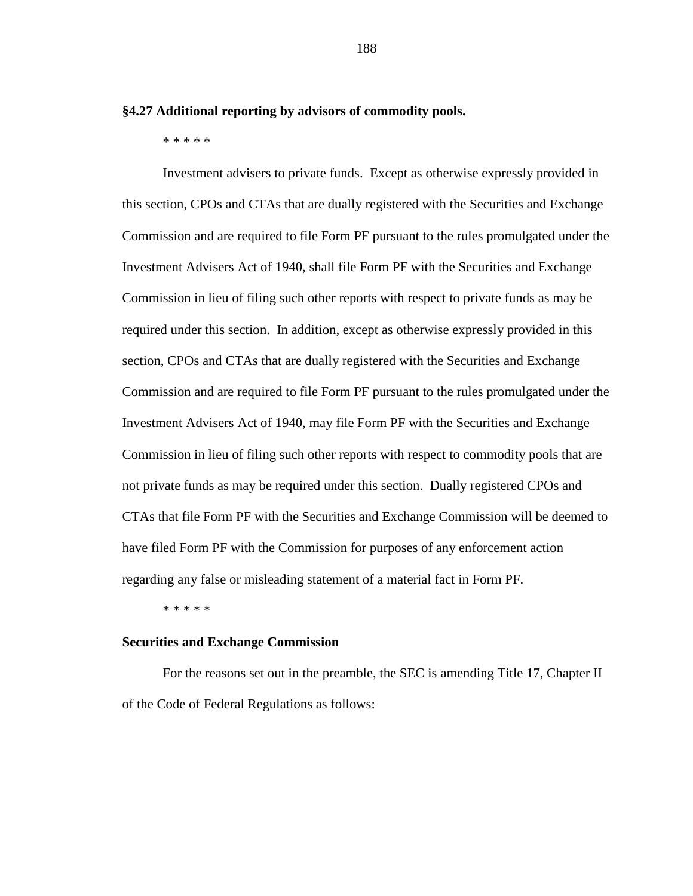**§4.27 Additional reporting by advisors of commodity pools.**

* * * * *

Investment advisers to private funds. Except as otherwise expressly provided in this section, CPOs and CTAs that are dually registered with the Securities and Exchange Commission and are required to file Form PF pursuant to the rules promulgated under the Investment Advisers Act of 1940, shall file Form PF with the Securities and Exchange Commission in lieu of filing such other reports with respect to private funds as may be required under this section. In addition, except as otherwise expressly provided in this section, CPOs and CTAs that are dually registered with the Securities and Exchange Commission and are required to file Form PF pursuant to the rules promulgated under the Investment Advisers Act of 1940, may file Form PF with the Securities and Exchange Commission in lieu of filing such other reports with respect to commodity pools that are not private funds as may be required under this section. Dually registered CPOs and CTAs that file Form PF with the Securities and Exchange Commission will be deemed to have filed Form PF with the Commission for purposes of any enforcement action regarding any false or misleading statement of a material fact in Form PF.

* * * * *

**Securities and Exchange Commission**

For the reasons set out in the preamble, the SEC is amending Title 17, Chapter II of the Code of Federal Regulations as follows: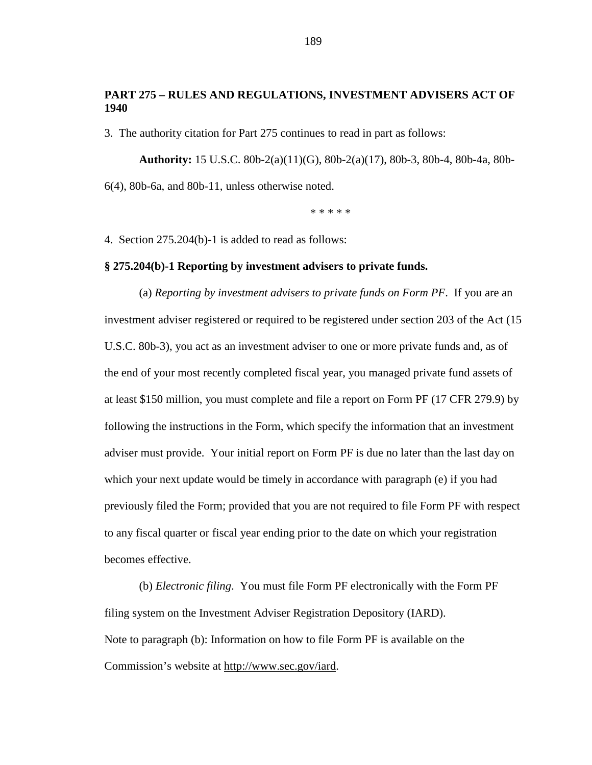**PART 275 – RULES AND REGULATIONS, INVESTMENT ADVISERS ACT OF 1940**

3. The authority citation for Part 275 continues to read in part as follows:

**Authority:** 15 U.S.C. 80b-2(a)(11)(G), 80b-2(a)(17), 80b-3, 80b-4, 80b-4a, 80b-6(4), 80b-6a, and 80b-11, unless otherwise noted.

\* \* \* \* \*

4. Section 275.204(b)-1 is added to read as follows:

**§ 275.204(b)-1 Reporting by investment advisers to private funds.**

(a) *Reporting by investment advisers to private funds on Form PF*. If you are an investment adviser registered or required to be registered under section 203 of the Act (15 U.S.C. 80b-3), you act as an investment adviser to one or more private funds and, as of the end of your most recently completed fiscal year, you managed private fund assets of at least $150 million, you must complete and file a report on Form PF (17 CFR 279.9) by following the instructions in the Form, which specify the information that an investment adviser must provide. Your initial report on Form PF is due no later than the last day on which your next update would be timely in accordance with paragraph (e) if you had previously filed the Form; provided that you are not required to file Form PF with respect to any fiscal quarter or fiscal year ending prior to the date on which your registration becomes effective.

(b) *Electronic filing*. You must file Form PF electronically with the Form PF filing system on the Investment Adviser Registration Depository (IARD).

Note to paragraph (b): Information on how to file Form PF is available on the Commission's website at http://www.sec.gov/iard.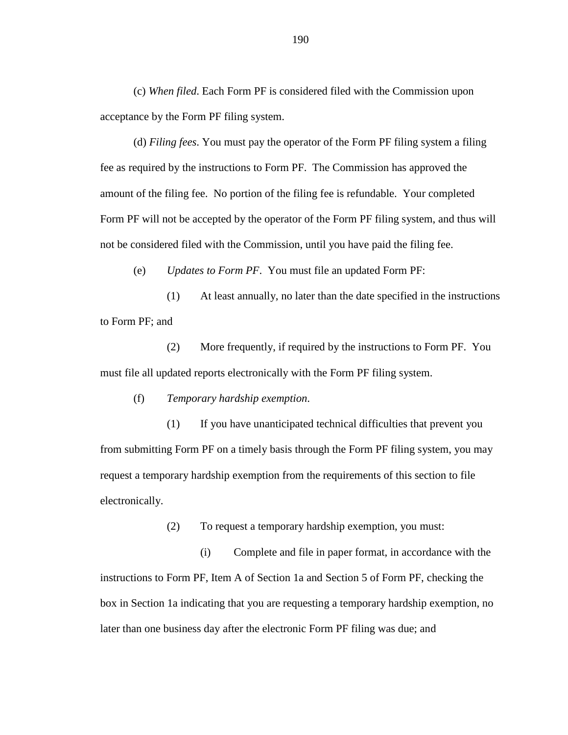(c) *When filed*. Each Form PF is considered filed with the Commission upon acceptance by the Form PF filing system.

(d) *Filing fees*. You must pay the operator of the Form PF filing system a filing fee as required by the instructions to Form PF. The Commission has approved the amount of the filing fee. No portion of the filing fee is refundable. Your completed Form PF will not be accepted by the operator of the Form PF filing system, and thus will not be considered filed with the Commission, until you have paid the filing fee.

(e) *Updates to Form PF*. You must file an updated Form PF:

(1) At least annually, no later than the date specified in the instructions to Form PF; and

(2) More frequently, if required by the instructions to Form PF. You must file all updated reports electronically with the Form PF filing system.

(f) *Temporary hardship exemption*.

(1) If you have unanticipated technical difficulties that prevent you from submitting Form PF on a timely basis through the Form PF filing system, you may request a temporary hardship exemption from the requirements of this section to file electronically.

(2) To request a temporary hardship exemption, you must:

(i) Complete and file in paper format, in accordance with the instructions to Form PF, Item A of Section 1a and Section 5 of Form PF, checking the box in Section 1a indicating that you are requesting a temporary hardship exemption, no later than one business day after the electronic Form PF filing was due; and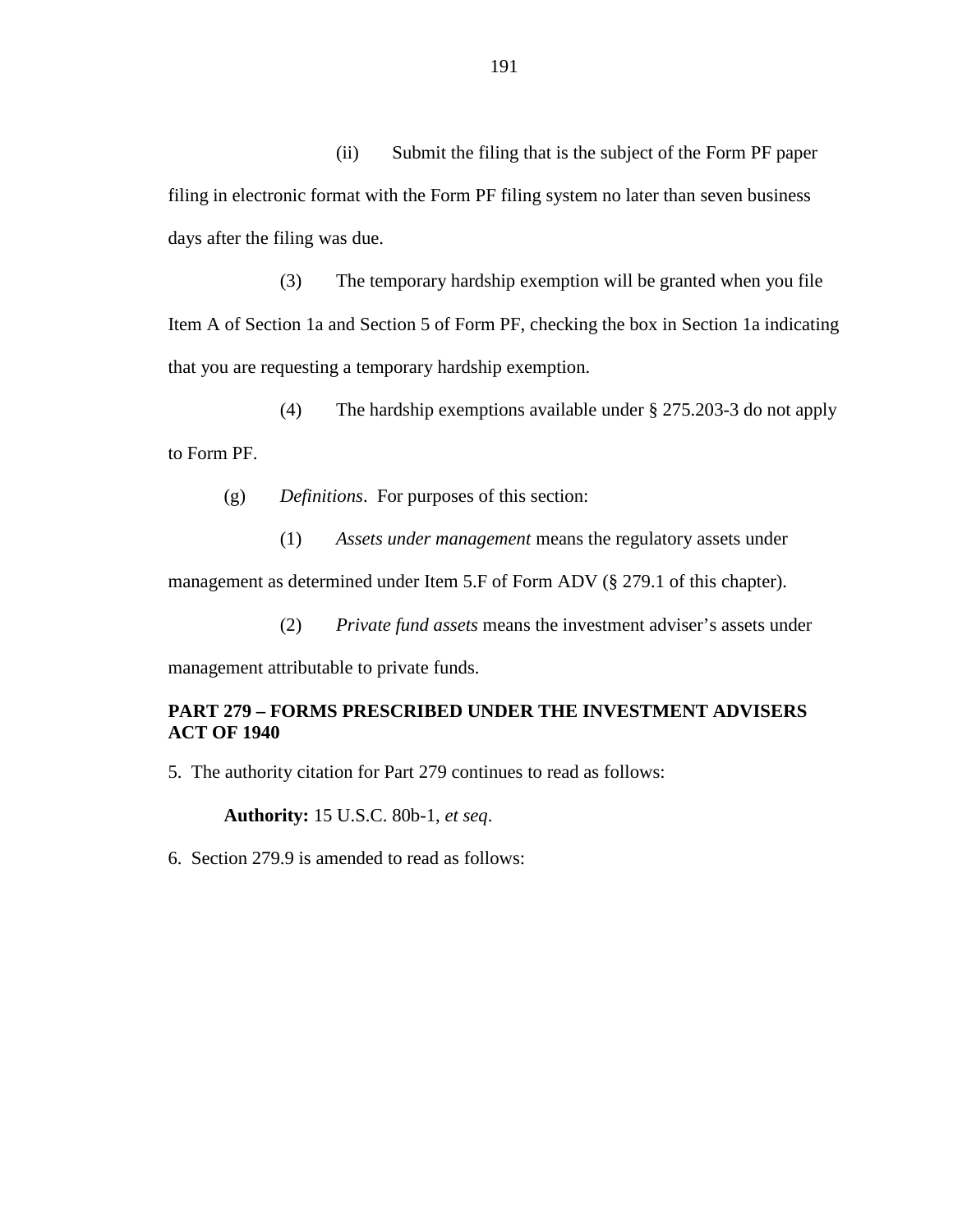(ii) Submit the filing that is the subject of the Form PF paper filing in electronic format with the Form PF filing system no later than seven business days after the filing was due.

(3) The temporary hardship exemption will be granted when you file Item A of Section 1a and Section 5 of Form PF, checking the box in Section 1a indicating that you are requesting a temporary hardship exemption.

(4) The hardship exemptions available under § 275.203-3 do not apply to Form PF.

(g) *Definitions*. For purposes of this section:

(1) *Assets under management* means the regulatory assets under management as determined under Item 5.F of Form ADV (§ 279.1 of this chapter).

(2) *Private fund assets* means the investment adviser's assets under management attributable to private funds.

**PART 279 – FORMS PRESCRIBED UNDER THE INVESTMENT ADVISERS ACT OF 1940**

5. The authority citation for Part 279 continues to read as follows:

**Authority:** 15 U.S.C. 80b-1, *et seq*.

6. Section 279.9 is amended to read as follows: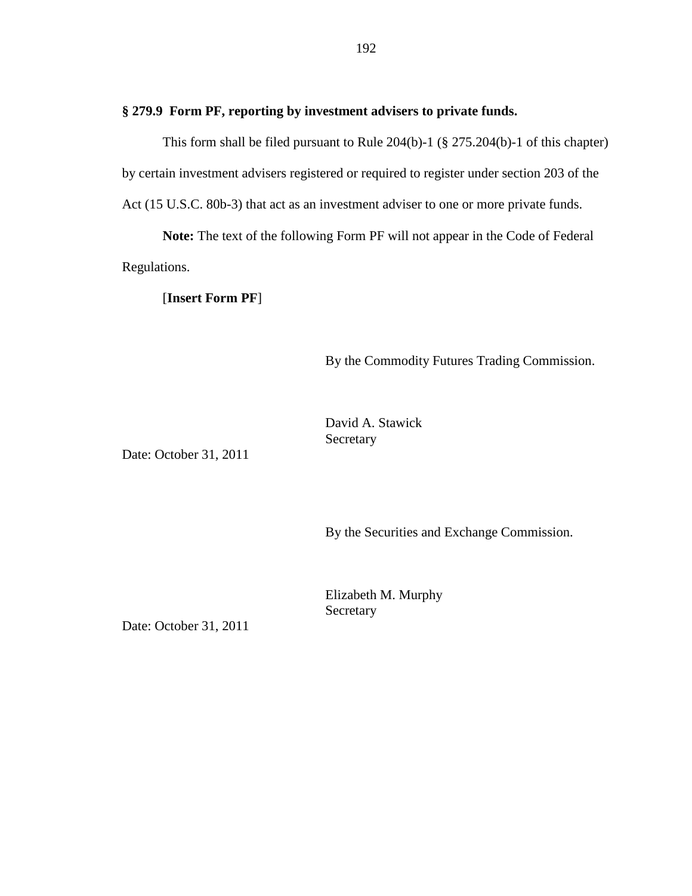**§ 279.9 Form PF, reporting by investment advisers to private funds.**

This form shall be filed pursuant to Rule 204(b)-1 (§ 275.204(b)-1 of this chapter) by certain investment advisers registered or required to register under section 203 of the Act (15 U.S.C. 80b-3) that act as an investment adviser to one or more private funds.

**Note:** The text of the following Form PF will not appear in the Code of Federal Regulations.

[**Insert Form PF**]

By the Commodity Futures Trading Commission.

David A. Stawick
Secretary

Date: October 31, 2011

By the Securities and Exchange Commission.

Elizabeth M. Murphy
Secretary

Date: October 31, 2011